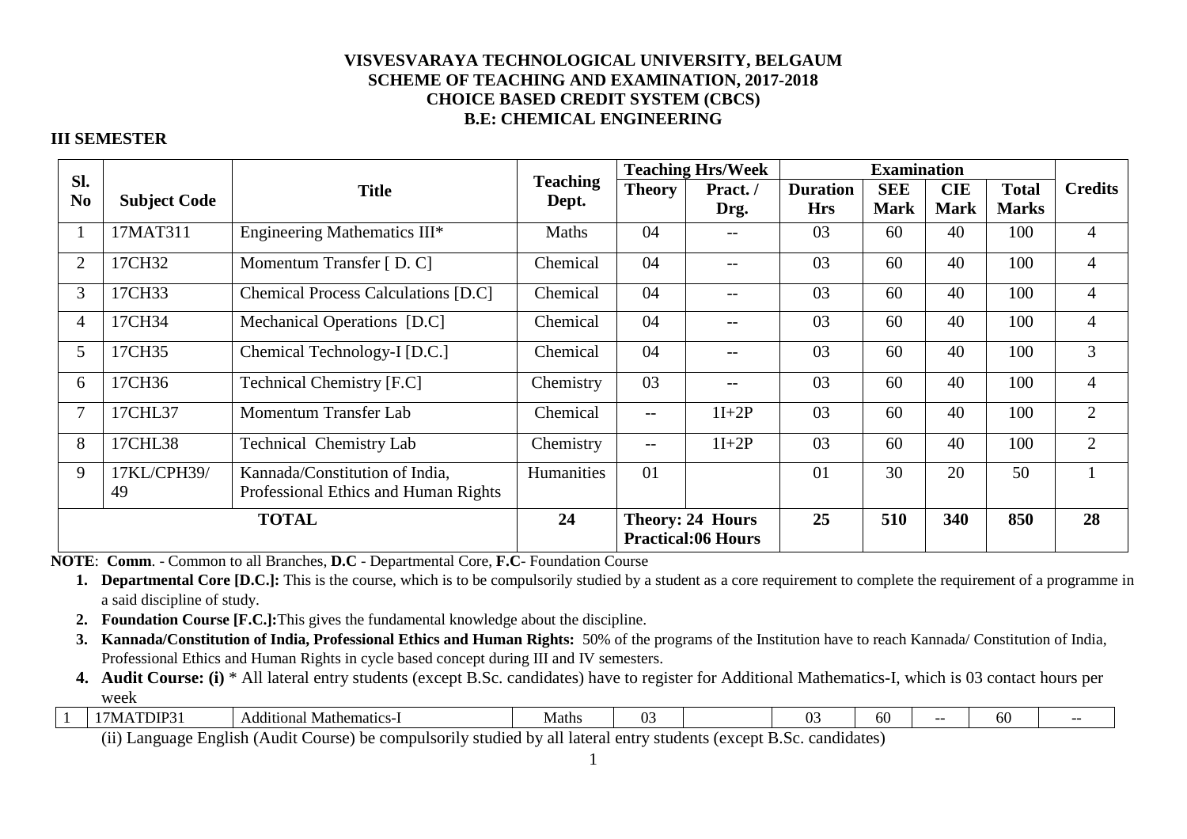# VISVESVARAYA TECHNOLOGICAL UNIVERSITY, BELGAUM
## SCHEME OF TEACHING AND EXAMINATION, 2017-2018
## CHOICE BASED CREDIT SYSTEM (CBCS)
## B.E: CHEMICAL ENGINEERING

### III SEMESTER

| Sl. No | Subject Code | Title | Teaching Dept. | Teaching Hrs/Week | | Examination | | | | Credits |
|---|---|---|---|---|---|---|---|---|---|---|
| | | | | Theory | Pract. / Drg. | Duration Hrs | SEE Mark | CIE Mark | Total Marks | |
| 1 | 17MAT311 | Engineering Mathematics III* | Maths | 04 | -- | 03 | 60 | 40 | 100 | 4 |
| 2 | 17CH32 | Momentum Transfer [ D. C] | Chemical | 04 | -- | 03 | 60 | 40 | 100 | 4 |
| 3 | 17CH33 | Chemical Process Calculations [D.C] | Chemical | 04 | -- | 03 | 60 | 40 | 100 | 4 |
| 4 | 17CH34 | Mechanical Operations [D.C] | Chemical | 04 | -- | 03 | 60 | 40 | 100 | 4 |
| 5 | 17CH35 | Chemical Technology-I [D.C.] | Chemical | 04 | -- | 03 | 60 | 40 | 100 | 3 |
| 6 | 17CH36 | Technical Chemistry [F.C] | Chemistry | 03 | -- | 03 | 60 | 40 | 100 | 4 |
| 7 | 17CHL37 | Momentum Transfer Lab | Chemical | -- | 1I+2P | 03 | 60 | 40 | 100 | 2 |
| 8 | 17CHL38 | Technical Chemistry Lab | Chemistry | -- | 1I+2P | 03 | 60 | 40 | 100 | 2 |
| 9 | 17KL/CPH39/ 49 | Kannada/Constitution of India, Professional Ethics and Human Rights | Humanities | 01 | | 01 | 30 | 20 | 50 | 1 |
| **TOTAL** | | | **24** | **Theory: 24 Hours Practical:06 Hours** | | **25** | **510** | **340** | **850** | **28** |

**NOTE**: **Comm**. - Common to all Branches, **D.C** - Departmental Core, **F.C**- Foundation Course

1. **Departmental Core [D.C.]:** This is the course, which is to be compulsorily studied by a student as a core requirement to complete the requirement of a programme in a said discipline of study.
2. **Foundation Course [F.C.]:**This gives the fundamental knowledge about the discipline.
3. **Kannada/Constitution of India, Professional Ethics and Human Rights:** 50% of the programs of the Institution have to reach Kannada/ Constitution of India, Professional Ethics and Human Rights in cycle based concept during III and IV semesters.
4. **Audit Course: (i)** * All lateral entry students (except B.Sc. candidates) have to register for Additional Mathematics-I, which is 03 contact hours per week

| 1 | 17MATDIP31 | Additional Mathematics-I | Maths | 03 | | 03 | 60 | -- | 60 | -- |
|---|---|---|---|---|---|---|---|---|---|---|

(ii) Language English (Audit Course) be compulsorily studied by all lateral entry students (except B.Sc. candidates)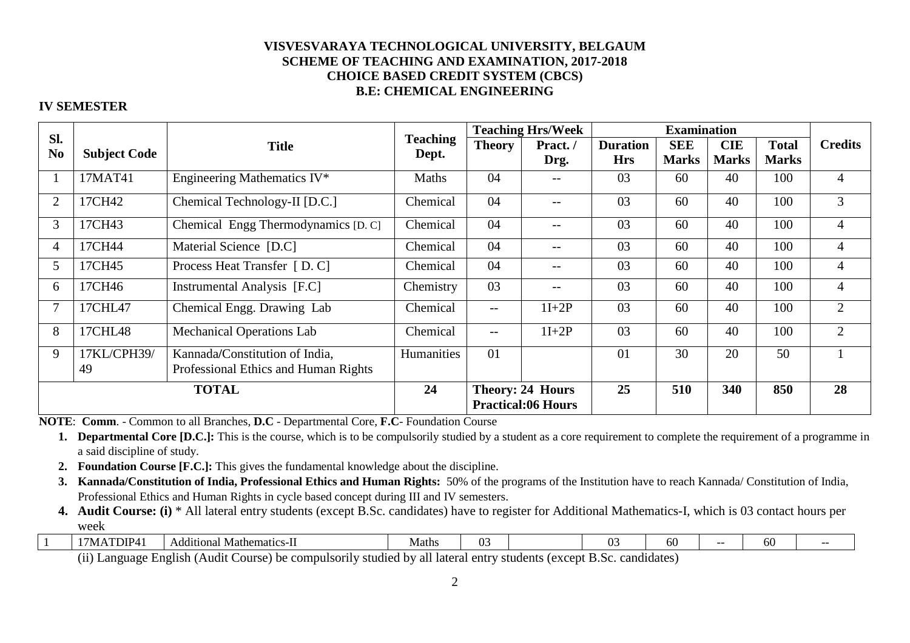**VISVESVARAYA TECHNOLOGICAL UNIVERSITY, BELGAUM**
**SCHEME OF TEACHING AND EXAMINATION, 2017-2018**
**CHOICE BASED CREDIT SYSTEM (CBCS)**
**B.E: CHEMICAL ENGINEERING**

**IV SEMESTER**

| Sl. No | Subject Code | Title | Teaching Dept. | Teaching Hrs/Week | | Examination | | | | Credits |
|---|---|---|---|---|---|---|---|---|---|---|
| | | | | Theory | Pract. / Drg. | Duration Hrs | SEE Marks | CIE Marks | Total Marks | |
| 1 | 17MAT41 | Engineering Mathematics IV* | Maths | 04 | -- | 03 | 60 | 40 | 100 | 4 |
| 2 | 17CH42 | Chemical Technology-II [D.C.] | Chemical | 04 | -- | 03 | 60 | 40 | 100 | 3 |
| 3 | 17CH43 | Chemical Engg Thermodynamics [D. C] | Chemical | 04 | -- | 03 | 60 | 40 | 100 | 4 |
| 4 | 17CH44 | Material Science [D.C] | Chemical | 04 | -- | 03 | 60 | 40 | 100 | 4 |
| 5 | 17CH45 | Process Heat Transfer [ D. C] | Chemical | 04 | -- | 03 | 60 | 40 | 100 | 4 |
| 6 | 17CH46 | Instrumental Analysis [F.C] | Chemistry | 03 | -- | 03 | 60 | 40 | 100 | 4 |
| 7 | 17CHL47 | Chemical Engg. Drawing Lab | Chemical | -- | 1I+2P | 03 | 60 | 40 | 100 | 2 |
| 8 | 17CHL48 | Mechanical Operations Lab | Chemical | -- | 1I+2P | 03 | 60 | 40 | 100 | 2 |
| 9 | 17KL/CPH39/49 | Kannada/Constitution of India, Professional Ethics and Human Rights | Humanities | 01 | | 01 | 30 | 20 | 50 | 1 |
| **TOTAL** | | | **24** | **Theory: 24 Hours Practical:06 Hours** | | **25** | **510** | **340** | **850** | **28** |

**NOTE**: **Comm**. - Common to all Branches, **D.C** - Departmental Core, **F.C**- Foundation Course

1. **Departmental Core [D.C.]:** This is the course, which is to be compulsorily studied by a student as a core requirement to complete the requirement of a programme in a said discipline of study.
2. **Foundation Course [F.C.]:** This gives the fundamental knowledge about the discipline.
3. **Kannada/Constitution of India, Professional Ethics and Human Rights:** 50% of the programs of the Institution have to reach Kannada/ Constitution of India, Professional Ethics and Human Rights in cycle based concept during III and IV semesters.
4. **Audit Course: (i)** * All lateral entry students (except B.Sc. candidates) have to register for Additional Mathematics-I, which is 03 contact hours per week

| | | | | | | | | | | |
|---|---|---|---|---|---|---|---|---|---|---|
| 1 | 17MATDIP41 | Additional Mathematics-II | Maths | 03 | | 03 | 60 | -- | 60 | -- |

(ii) Language English (Audit Course) be compulsorily studied by all lateral entry students (except B.Sc. candidates)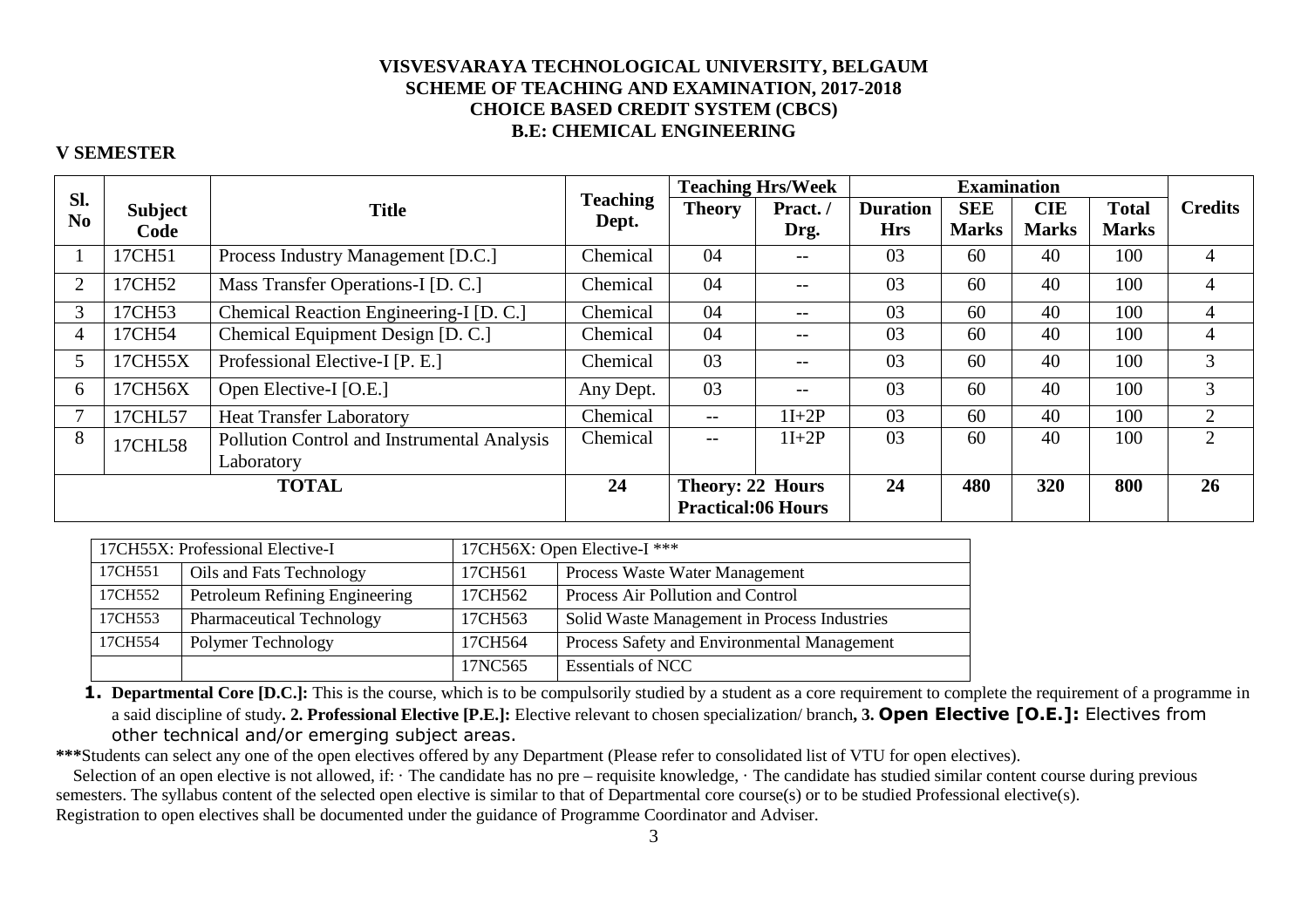**VISVESVARAYA TECHNOLOGICAL UNIVERSITY, BELGAUM**
**SCHEME OF TEACHING AND EXAMINATION, 2017-2018**
**CHOICE BASED CREDIT SYSTEM (CBCS)**
**B.E: CHEMICAL ENGINEERING**

## V SEMESTER

| Sl. No | Subject Code | Title | Teaching Dept. | Teaching Hrs/Week | | Examination | | | | Credits |
|---|---|---|---|---|---|---|---|---|---|---|
| | | | | Theory | Pract. / Drg. | Duration Hrs | SEE Marks | CIE Marks | Total Marks | |
| 1 | 17CH51 | Process Industry Management [D.C.] | Chemical | 04 | -- | 03 | 60 | 40 | 100 | 4 |
| 2 | 17CH52 | Mass Transfer Operations-I [D. C.] | Chemical | 04 | -- | 03 | 60 | 40 | 100 | 4 |
| 3 | 17CH53 | Chemical Reaction Engineering-I [D. C.] | Chemical | 04 | -- | 03 | 60 | 40 | 100 | 4 |
| 4 | 17CH54 | Chemical Equipment Design [D. C.] | Chemical | 04 | -- | 03 | 60 | 40 | 100 | 4 |
| 5 | 17CH55X | Professional Elective-I [P. E.] | Chemical | 03 | -- | 03 | 60 | 40 | 100 | 3 |
| 6 | 17CH56X | Open Elective-I [O.E.] | Any Dept. | 03 | -- | 03 | 60 | 40 | 100 | 3 |
| 7 | 17CHL57 | Heat Transfer Laboratory | Chemical | -- | 1I+2P | 03 | 60 | 40 | 100 | 2 |
| 8 | 17CHL58 | Pollution Control and Instrumental Analysis Laboratory | Chemical | -- | 1I+2P | 03 | 60 | 40 | 100 | 2 |
| **TOTAL** | | | **24** | **Theory: 22 Hours Practical:06 Hours** | | **24** | **480** | **320** | **800** | **26** |

| 17CH55X: Professional Elective-I | | 17CH56X: Open Elective-I *** | |
|---|---|---|---|
| 17CH551 | Oils and Fats Technology | 17CH561 | Process Waste Water Management |
| 17CH552 | Petroleum Refining Engineering | 17CH562 | Process Air Pollution and Control |
| 17CH553 | Pharmaceutical Technology | 17CH563 | Solid Waste Management in Process Industries |
| 17CH554 | Polymer Technology | 17CH564 | Process Safety and Environmental Management |
| | | 17NC565 | Essentials of NCC |

**1. Departmental Core [D.C.]:** This is the course, which is to be compulsorily studied by a student as a core requirement to complete the requirement of a programme in a said discipline of study**. 2. Professional Elective [P.E.]:** Elective relevant to chosen specialization/ branch**, 3. Open Elective [O.E.]:** Electives from other technical and/or emerging subject areas.

*****Students can select any one of the open electives offered by any Department (Please refer to consolidated list of VTU for open electives).

Selection of an open elective is not allowed, if: · The candidate has no pre – requisite knowledge, · The candidate has studied similar content course during previous semesters. The syllabus content of the selected open elective is similar to that of Departmental core course(s) or to be studied Professional elective(s).
Registration to open electives shall be documented under the guidance of Programme Coordinator and Adviser.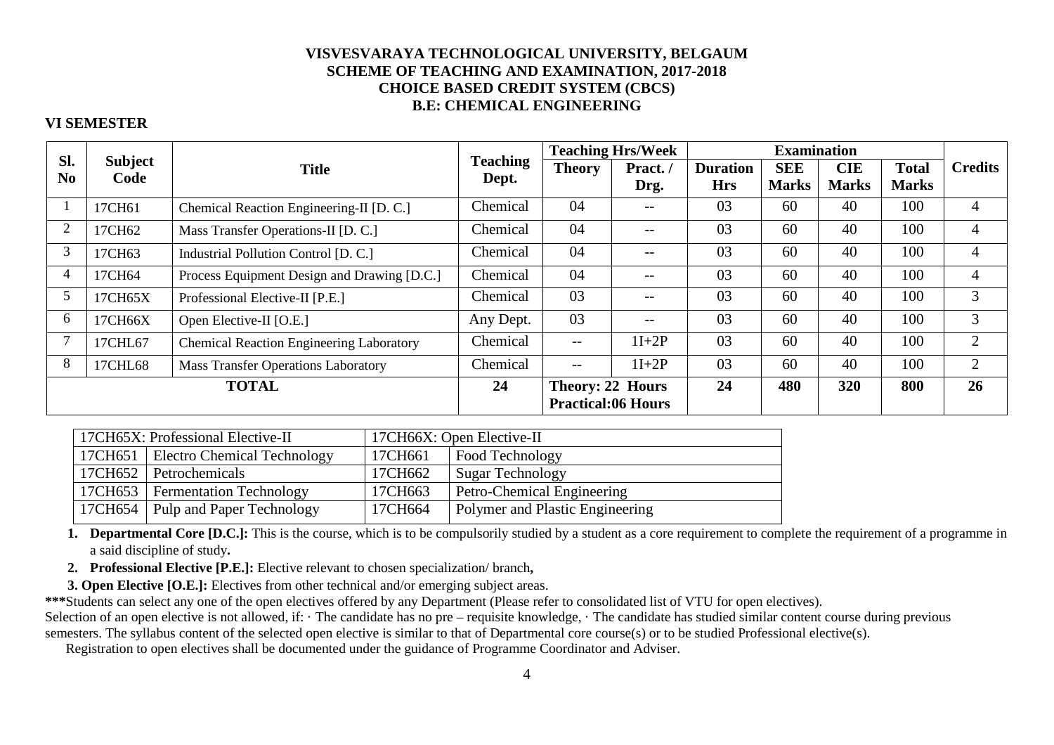# VISVESVARAYA TECHNOLOGICAL UNIVERSITY, BELGAUM
## SCHEME OF TEACHING AND EXAMINATION, 2017-2018
## CHOICE BASED CREDIT SYSTEM (CBCS)
## B.E: CHEMICAL ENGINEERING

### VI SEMESTER

| Sl. No | Subject Code | Title | Teaching Dept. | Teaching Hrs/Week | | Examination | | | | Credits |
|---|---|---|---|---|---|---|---|---|---|---|
| | | | | Theory | Pract. / Drg. | Duration Hrs | SEE Marks | CIE Marks | Total Marks | |
| 1 | 17CH61 | Chemical Reaction Engineering-II [D. C.] | Chemical | 04 | -- | 03 | 60 | 40 | 100 | 4 |
| 2 | 17CH62 | Mass Transfer Operations-II [D. C.] | Chemical | 04 | -- | 03 | 60 | 40 | 100 | 4 |
| 3 | 17CH63 | Industrial Pollution Control [D. C.] | Chemical | 04 | -- | 03 | 60 | 40 | 100 | 4 |
| 4 | 17CH64 | Process Equipment Design and Drawing [D.C.] | Chemical | 04 | -- | 03 | 60 | 40 | 100 | 4 |
| 5 | 17CH65X | Professional Elective-II [P.E.] | Chemical | 03 | -- | 03 | 60 | 40 | 100 | 3 |
| 6 | 17CH66X | Open Elective-II [O.E.] | Any Dept. | 03 | -- | 03 | 60 | 40 | 100 | 3 |
| 7 | 17CHL67 | Chemical Reaction Engineering Laboratory | Chemical | -- | 1I+2P | 03 | 60 | 40 | 100 | 2 |
| 8 | 17CHL68 | Mass Transfer Operations Laboratory | Chemical | -- | 1I+2P | 03 | 60 | 40 | 100 | 2 |
| **TOTAL** | | | **24** | **Theory: 22 Hours Practical:06 Hours** | | **24** | **480** | **320** | **800** | **26** |

| 17CH65X: Professional Elective-II | | 17CH66X: Open Elective-II | |
|---|---|---|---|
| 17CH651 | Electro Chemical Technology | 17CH661 | Food Technology |
| 17CH652 | Petrochemicals | 17CH662 | Sugar Technology |
| 17CH653 | Fermentation Technology | 17CH663 | Petro-Chemical Engineering |
| 17CH654 | Pulp and Paper Technology | 17CH664 | Polymer and Plastic Engineering |

1. **Departmental Core [D.C.]:** This is the course, which is to be compulsorily studied by a student as a core requirement to complete the requirement of a programme in a said discipline of study**.**
2. **Professional Elective [P.E.]:** Elective relevant to chosen specialization/ branch**,**
3. **Open Elective [O.E.]:** Electives from other technical and/or emerging subject areas.

**\*\*\***Students can select any one of the open electives offered by any Department (Please refer to consolidated list of VTU for open electives).

Selection of an open elective is not allowed, if: · The candidate has no pre – requisite knowledge, · The candidate has studied similar content course during previous semesters. The syllabus content of the selected open elective is similar to that of Departmental core course(s) or to be studied Professional elective(s).

Registration to open electives shall be documented under the guidance of Programme Coordinator and Adviser.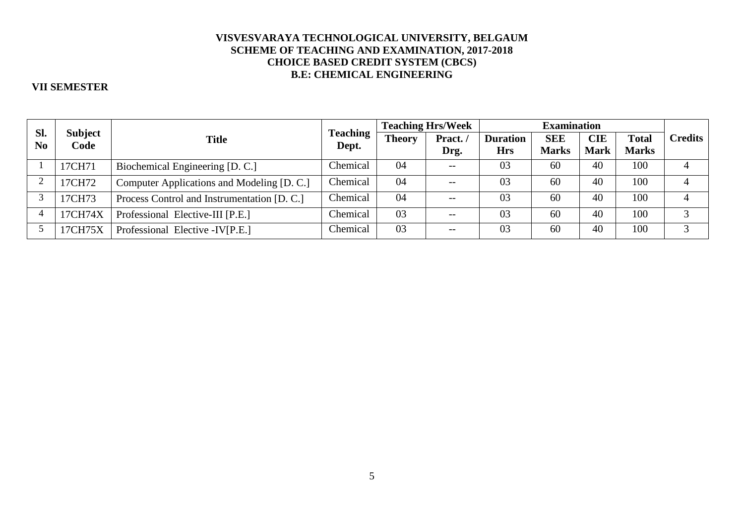**VISVESVARAYA TECHNOLOGICAL UNIVERSITY, BELGAUM**
**SCHEME OF TEACHING AND EXAMINATION, 2017-2018**
**CHOICE BASED CREDIT SYSTEM (CBCS)**
**B.E: CHEMICAL ENGINEERING**

**VII SEMESTER**

| Sl. No | Subject Code | Title | Teaching Dept. | Teaching Hrs/Week | | Examination | | | | Credits |
|---|---|---|---|---|---|---|---|---|---|---|
| | | | | Theory | Pract. / Drg. | Duration Hrs | SEE Marks | CIE Mark | Total Marks | |
| 1 | 17CH71 | Biochemical Engineering [D. C.] | Chemical | 04 | -- | 03 | 60 | 40 | 100 | 4 |
| 2 | 17CH72 | Computer Applications and Modeling [D. C.] | Chemical | 04 | -- | 03 | 60 | 40 | 100 | 4 |
| 3 | 17CH73 | Process Control and Instrumentation [D. C.] | Chemical | 04 | -- | 03 | 60 | 40 | 100 | 4 |
| 4 | 17CH74X | Professional Elective-III [P.E.] | Chemical | 03 | -- | 03 | 60 | 40 | 100 | 3 |
| 5 | 17CH75X | Professional Elective -IV[P.E.] | Chemical | 03 | -- | 03 | 60 | 40 | 100 | 3 |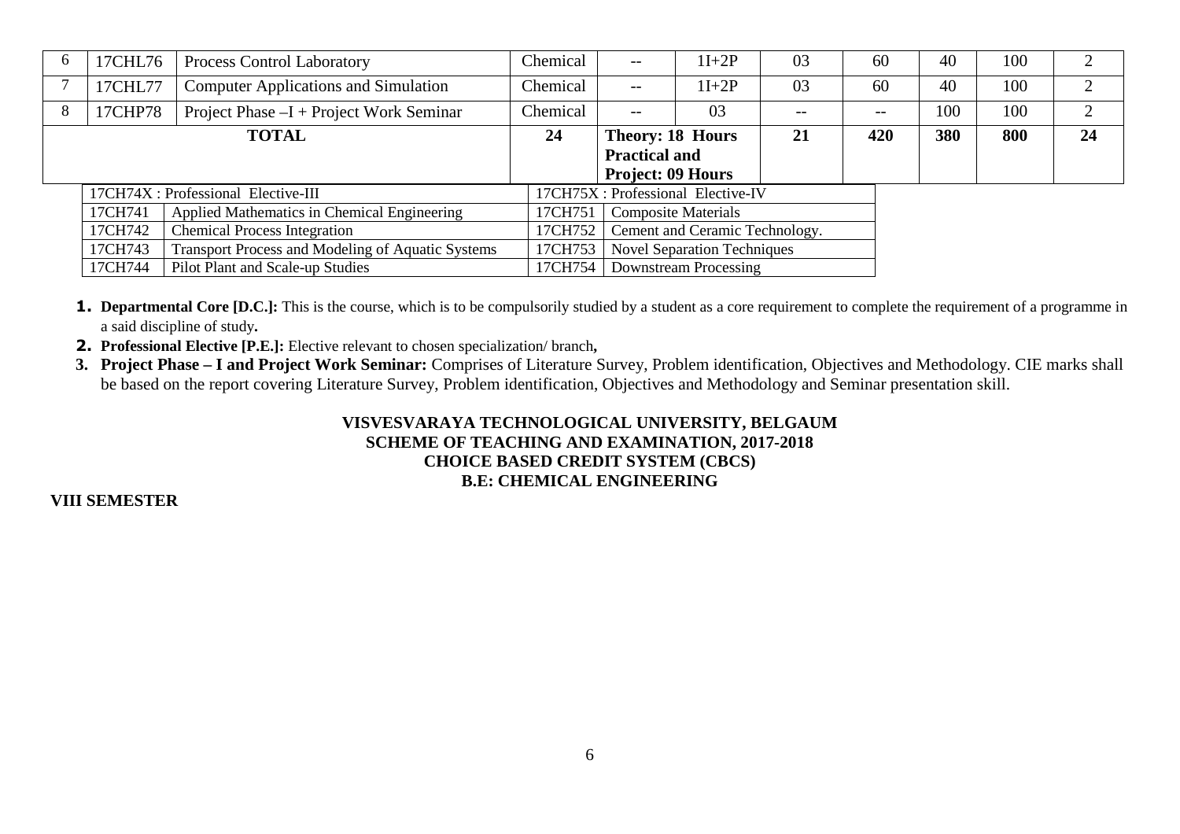| 6 | 17CHL76 | Process Control Laboratory | Chemical | -- | 1I+2P | 03 | 60 | 40 | 100 | 2 |
|---|---|---|---|---|---|---|---|---|---|---|
| 7 | 17CHL77 | Computer Applications and Simulation | Chemical | -- | 1I+2P | 03 | 60 | 40 | 100 | 2 |
| 8 | 17CHP78 | Project Phase –I + Project Work Seminar | Chemical | -- | 03 | -- | -- | 100 | 100 | 2 |
| **TOTAL** | | | **24** | **Theory: 18 Hours Practical and Project: 09 Hours** | | **21** | **420** | **380** | **800** | **24** |

| 17CH74X : Professional Elective-III | | 17CH75X : Professional Elective-IV | |
|---|---|---|---|
| 17CH741 | Applied Mathematics in Chemical Engineering | 17CH751 | Composite Materials |
| 17CH742 | Chemical Process Integration | 17CH752 | Cement and Ceramic Technology. |
| 17CH743 | Transport Process and Modeling of Aquatic Systems | 17CH753 | Novel Separation Techniques |
| 17CH744 | Pilot Plant and Scale-up Studies | 17CH754 | Downstream Processing |

1. **Departmental Core [D.C.]:** This is the course, which is to be compulsorily studied by a student as a core requirement to complete the requirement of a programme in a said discipline of study**.**
2. **Professional Elective [P.E.]:** Elective relevant to chosen specialization/ branch**,**
3. **Project Phase – I and Project Work Seminar:** Comprises of Literature Survey, Problem identification, Objectives and Methodology. CIE marks shall be based on the report covering Literature Survey, Problem identification, Objectives and Methodology and Seminar presentation skill.

**VISVESVARAYA TECHNOLOGICAL UNIVERSITY, BELGAUM**
**SCHEME OF TEACHING AND EXAMINATION, 2017-2018**
**CHOICE BASED CREDIT SYSTEM (CBCS)**
**B.E: CHEMICAL ENGINEERING**

**VIII SEMESTER**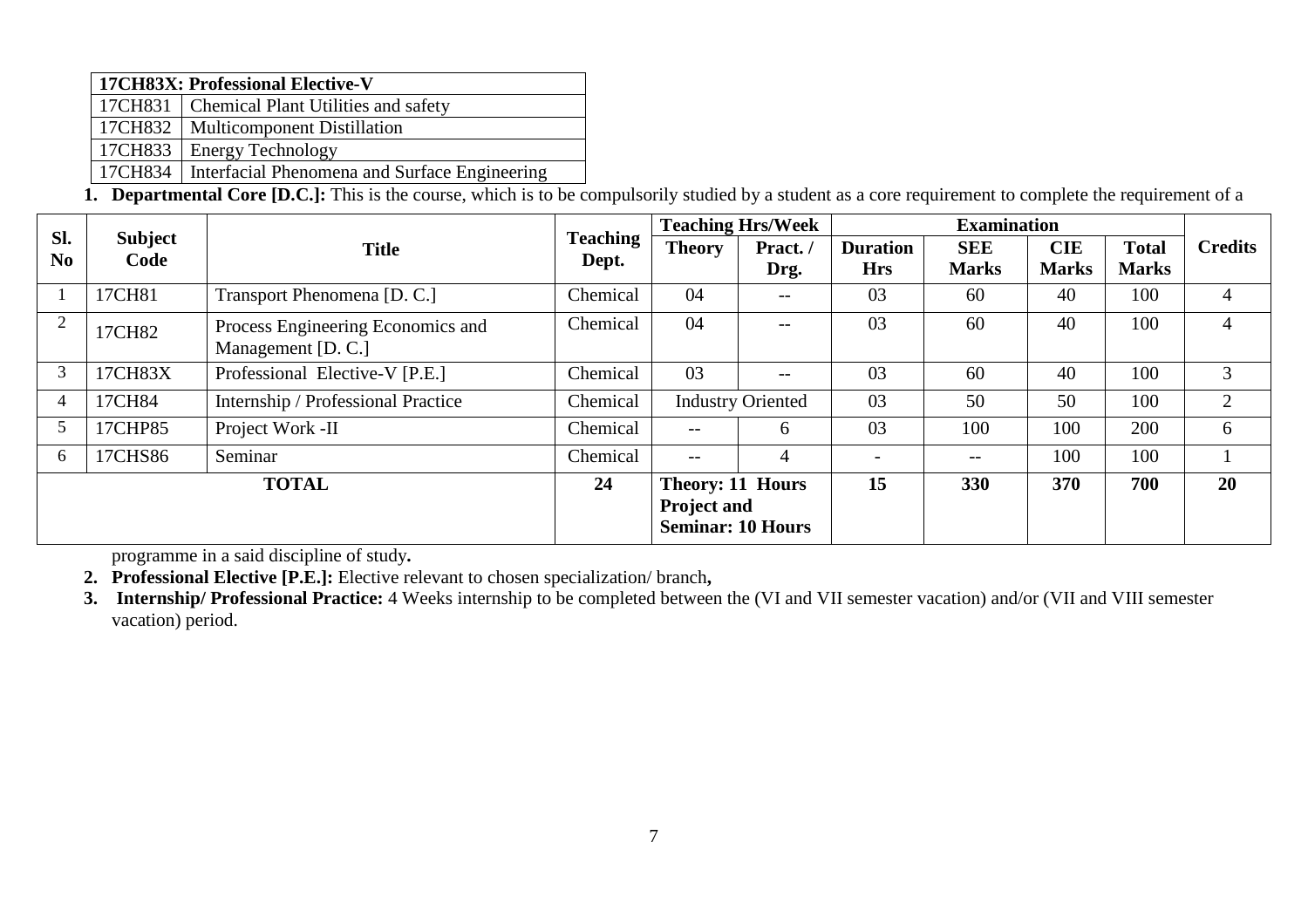| 17CH83X: Professional Elective-V | |
|---|---|
| 17CH831 | Chemical Plant Utilities and safety |
| 17CH832 | Multicomponent Distillation |
| 17CH833 | Energy Technology |
| 17CH834 | Interfacial Phenomena and Surface Engineering |

| Sl. No | Subject Code | Title | Teaching Dept. | Teaching Hrs/Week | | Examination | | | | Credits |
|---|---|---|---|---|---|---|---|---|---|---|
| | | | | Theory | Pract. / Drg. | Duration Hrs | SEE Marks | CIE Marks | Total Marks | |
| 1 | 17CH81 | Transport Phenomena [D. C.] | Chemical | 04 | -- | 03 | 60 | 40 | 100 | 4 |
| 2 | 17CH82 | Process Engineering Economics and Management [D. C.] | Chemical | 04 | -- | 03 | 60 | 40 | 100 | 4 |
| 3 | 17CH83X | Professional Elective-V [P.E.] | Chemical | 03 | -- | 03 | 60 | 40 | 100 | 3 |
| 4 | 17CH84 | Internship / Professional Practice | Chemical | Industry Oriented | | 03 | 50 | 50 | 100 | 2 |
| 5 | 17CHP85 | Project Work -II | Chemical | -- | 6 | 03 | 100 | 100 | 200 | 6 |
| 6 | 17CHS86 | Seminar | Chemical | -- | 4 | - | -- | 100 | 100 | 1 |
| **TOTAL** | | | **24** | **Theory: 11 Hours Project and Seminar: 10 Hours** | | **15** | **330** | **370** | **700** | **20** |

1. **Departmental Core [D.C.]:** This is the course, which is to be compulsorily studied by a student as a core requirement to complete the requirement of a programme in a said discipline of study**.**
2. **Professional Elective [P.E.]:** Elective relevant to chosen specialization/ branch**,**
3. **Internship/ Professional Practice:** 4 Weeks internship to be completed between the (VI and VII semester vacation) and/or (VII and VIII semester vacation) period.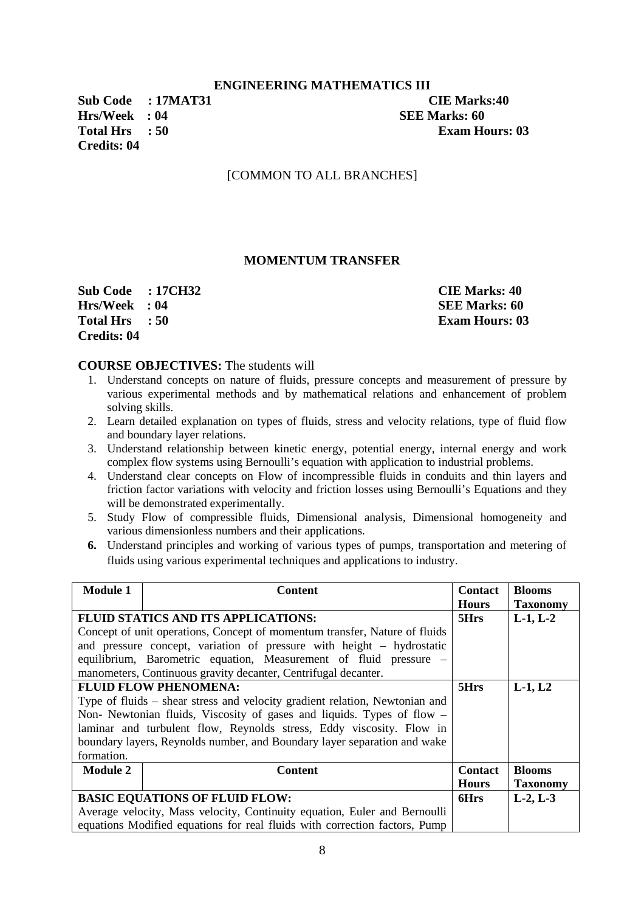## ENGINEERING MATHEMATICS III

**Sub Code : 17MAT31** **CIE Marks:40**
**Hrs/Week : 04** **SEE Marks: 60**
**Total Hrs : 50** **Exam Hours: 03**
**Credits: 04**

[COMMON TO ALL BRANCHES]

## MOMENTUM TRANSFER

**Sub Code : 17CH32** **CIE Marks: 40**
**Hrs/Week : 04** **SEE Marks: 60**
**Total Hrs : 50** **Exam Hours: 03**
**Credits: 04**

**COURSE OBJECTIVES:** The students will

1. Understand concepts on nature of fluids, pressure concepts and measurement of pressure by various experimental methods and by mathematical relations and enhancement of problem solving skills.
2. Learn detailed explanation on types of fluids, stress and velocity relations, type of fluid flow and boundary layer relations.
3. Understand relationship between kinetic energy, potential energy, internal energy and work complex flow systems using Bernoulli's equation with application to industrial problems.
4. Understand clear concepts on Flow of incompressible fluids in conduits and thin layers and friction factor variations with velocity and friction losses using Bernoulli's Equations and they will be demonstrated experimentally.
5. Study Flow of compressible fluids, Dimensional analysis, Dimensional homogeneity and various dimensionless numbers and their applications.
6. Understand principles and working of various types of pumps, transportation and metering of fluids using various experimental techniques and applications to industry.

| **Module 1** | **Content** | **Contact Hours** | **Blooms Taxonomy** |
|---|---|---|---|
| **FLUID STATICS AND ITS APPLICATIONS:** Concept of unit operations, Concept of momentum transfer, Nature of fluids and pressure concept, variation of pressure with height – hydrostatic equilibrium, Barometric equation, Measurement of fluid pressure – manometers, Continuous gravity decanter, Centrifugal decanter. | | **5Hrs** | **L-1, L-2** |
| **FLUID FLOW PHENOMENA:** Type of fluids – shear stress and velocity gradient relation, Newtonian and Non- Newtonian fluids, Viscosity of gases and liquids. Types of flow – laminar and turbulent flow, Reynolds stress, Eddy viscosity. Flow in boundary layers, Reynolds number, and Boundary layer separation and wake formation. | | **5Hrs** | **L-1, L2** |
| **Module 2** | **Content** | **Contact Hours** | **Blooms Taxonomy** |
| **BASIC EQUATIONS OF FLUID FLOW:** Average velocity, Mass velocity, Continuity equation, Euler and Bernoulli equations Modified equations for real fluids with correction factors, Pump | | **6Hrs** | **L-2, L-3** |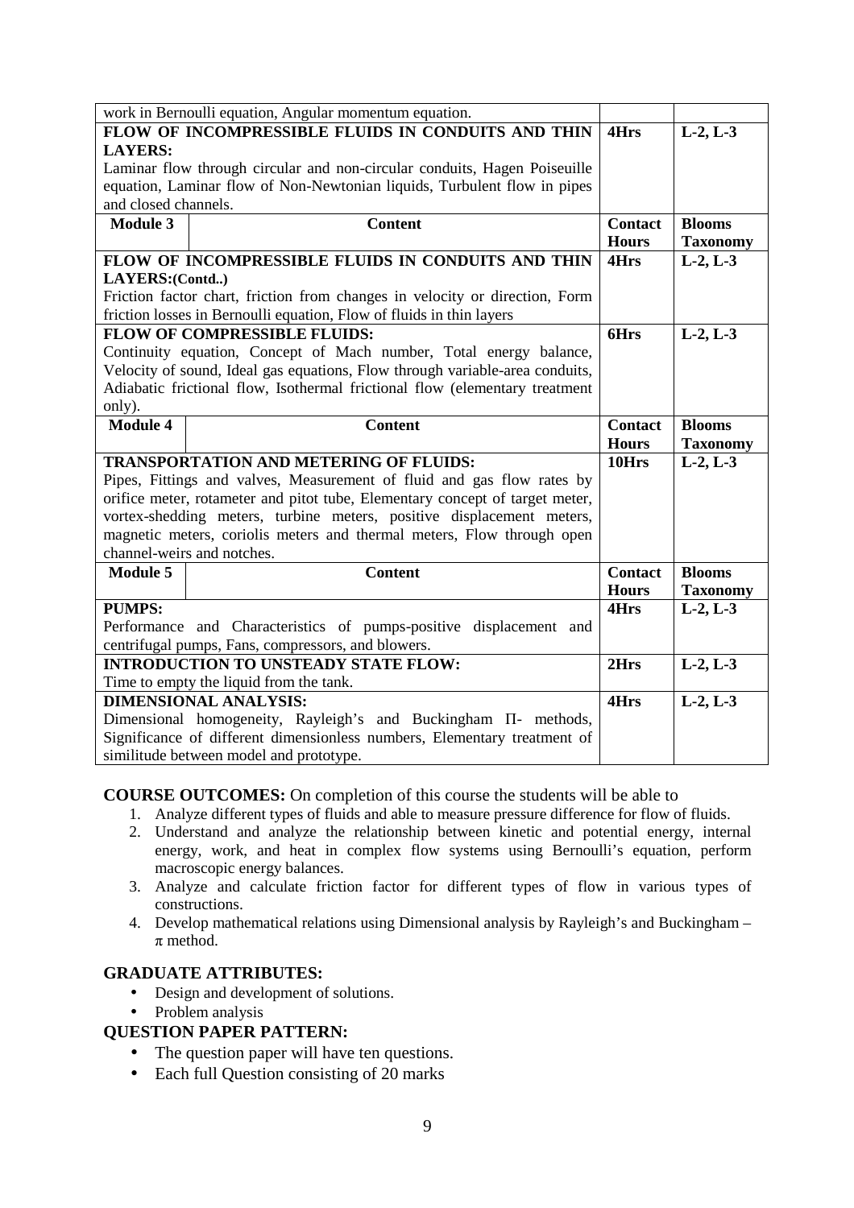| | | | |
|---|---|---|---|
| work in Bernoulli equation, Angular momentum equation. | | | |
| **FLOW OF INCOMPRESSIBLE FLUIDS IN CONDUITS AND THIN LAYERS:** Laminar flow through circular and non-circular conduits, Hagen Poiseuille equation, Laminar flow of Non-Newtonian liquids, Turbulent flow in pipes and closed channels. | | **4Hrs** | **L-2, L-3** |
| **Module 3** | **Content** | **Contact Hours** | **Blooms Taxonomy** |
| **FLOW OF INCOMPRESSIBLE FLUIDS IN CONDUITS AND THIN LAYERS:(Contd..)** Friction factor chart, friction from changes in velocity or direction, Form friction losses in Bernoulli equation, Flow of fluids in thin layers | | **4Hrs** | **L-2, L-3** |
| **FLOW OF COMPRESSIBLE FLUIDS:** Continuity equation, Concept of Mach number, Total energy balance, Velocity of sound, Ideal gas equations, Flow through variable-area conduits, Adiabatic frictional flow, Isothermal frictional flow (elementary treatment only). | | **6Hrs** | **L-2, L-3** |
| **Module 4** | **Content** | **Contact Hours** | **Blooms Taxonomy** |
| **TRANSPORTATION AND METERING OF FLUIDS:** Pipes, Fittings and valves, Measurement of fluid and gas flow rates by orifice meter, rotameter and pitot tube, Elementary concept of target meter, vortex-shedding meters, turbine meters, positive displacement meters, magnetic meters, coriolis meters and thermal meters, Flow through open channel-weirs and notches. | | **10Hrs** | **L-2, L-3** |
| **Module 5** | **Content** | **Contact Hours** | **Blooms Taxonomy** |
| **PUMPS:** Performance and Characteristics of pumps-positive displacement and centrifugal pumps, Fans, compressors, and blowers. | | **4Hrs** | **L-2, L-3** |
| **INTRODUCTION TO UNSTEADY STATE FLOW:** Time to empty the liquid from the tank. | | **2Hrs** | **L-2, L-3** |
| **DIMENSIONAL ANALYSIS:** Dimensional homogeneity, Rayleigh's and Buckingham Π- methods, Significance of different dimensionless numbers, Elementary treatment of similitude between model and prototype. | | **4Hrs** | **L-2, L-3** |

**COURSE OUTCOMES:** On completion of this course the students will be able to

1. Analyze different types of fluids and able to measure pressure difference for flow of fluids.
2. Understand and analyze the relationship between kinetic and potential energy, internal energy, work, and heat in complex flow systems using Bernoulli's equation, perform macroscopic energy balances.
3. Analyze and calculate friction factor for different types of flow in various types of constructions.
4. Develop mathematical relations using Dimensional analysis by Rayleigh's and Buckingham –π method.

**GRADUATE ATTRIBUTES:**

- Design and development of solutions.
- Problem analysis

**QUESTION PAPER PATTERN:**

- The question paper will have ten questions.
- Each full Question consisting of 20 marks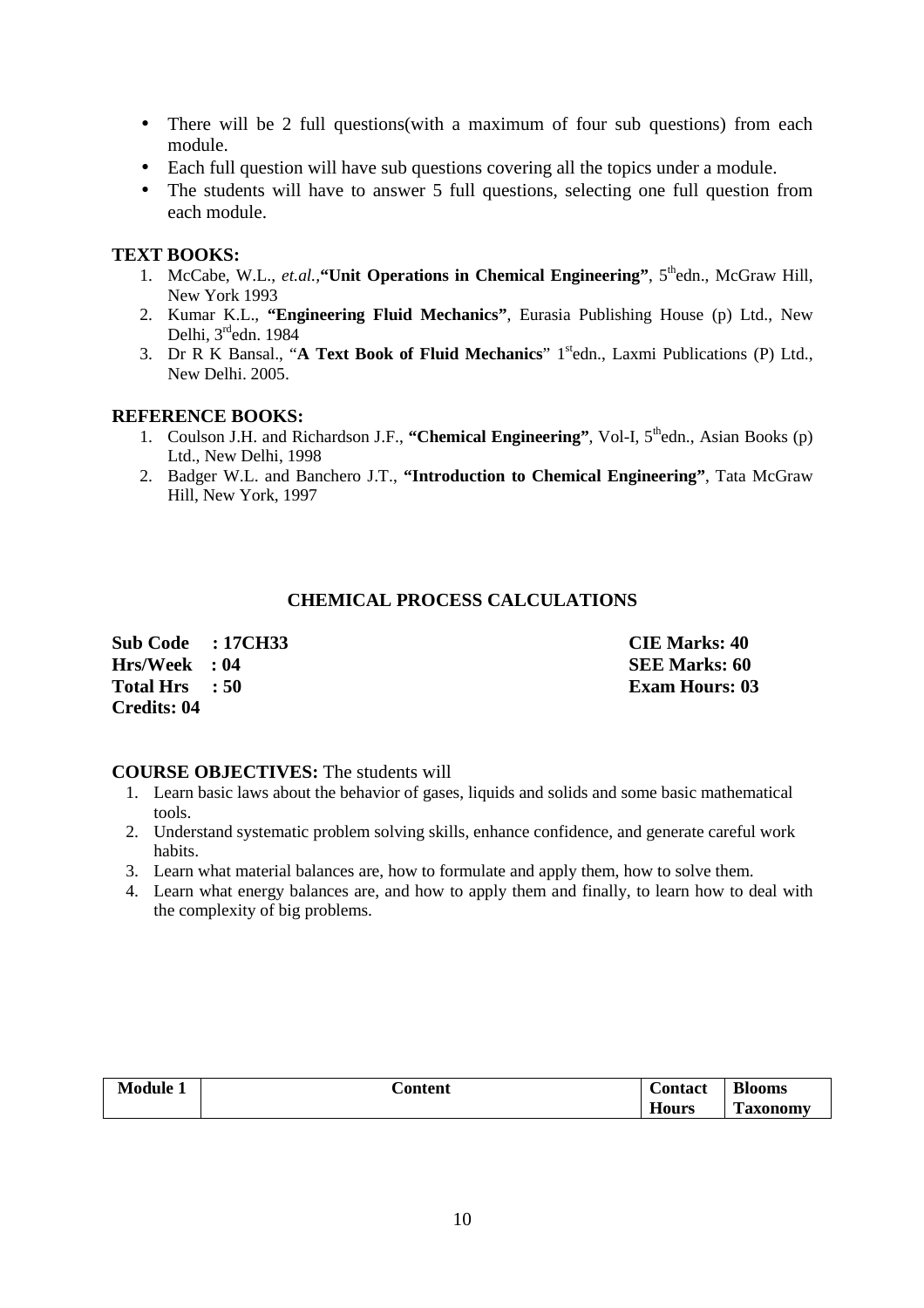- There will be 2 full questions(with a maximum of four sub questions) from each module.
- Each full question will have sub questions covering all the topics under a module.
- The students will have to answer 5 full questions, selecting one full question from each module.

**TEXT BOOKS:**

1. McCabe, W.L., *et.al.*,**"Unit Operations in Chemical Engineering"**, 5[th]edn., McGraw Hill, New York 1993
2. Kumar K.L., **"Engineering Fluid Mechanics"**, Eurasia Publishing House (p) Ltd., New Delhi, 3[rd]edn. 1984
3. Dr R K Bansal., "**A Text Book of Fluid Mechanics**" 1[st]edn., Laxmi Publications (P) Ltd., New Delhi. 2005.

**REFERENCE BOOKS:**

1. Coulson J.H. and Richardson J.F., **"Chemical Engineering"**, Vol-I, 5[th]edn., Asian Books (p) Ltd., New Delhi, 1998
2. Badger W.L. and Banchero J.T., **"Introduction to Chemical Engineering"**, Tata McGraw Hill, New York, 1997

## CHEMICAL PROCESS CALCULATIONS

**Sub Code : 17CH33** | **CIE Marks: 40**
**Hrs/Week : 04** | **SEE Marks: 60**
**Total Hrs : 50** | **Exam Hours: 03**
**Credits: 04**

**COURSE OBJECTIVES:** The students will

1. Learn basic laws about the behavior of gases, liquids and solids and some basic mathematical tools.
2. Understand systematic problem solving skills, enhance confidence, and generate careful work habits.
3. Learn what material balances are, how to formulate and apply them, how to solve them.
4. Learn what energy balances are, and how to apply them and finally, to learn how to deal with the complexity of big problems.

| Module 1 | Content | Contact Hours | Blooms Taxonomy |
|---|---|---|---|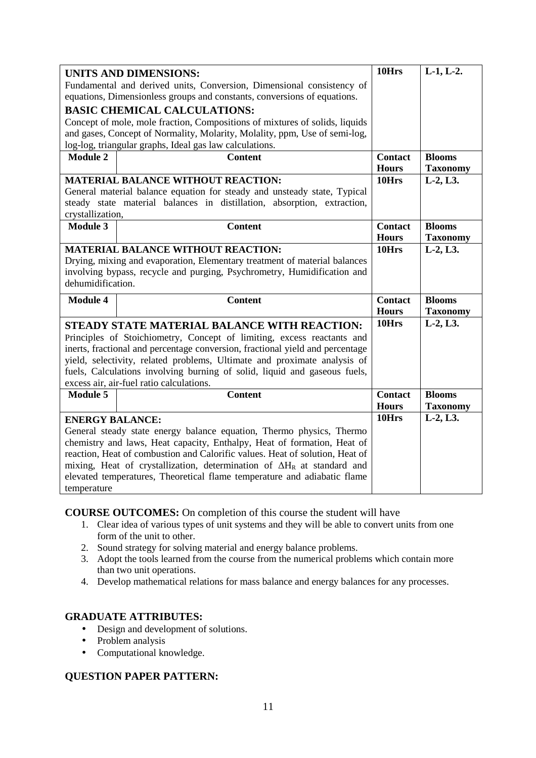| | | | |
|---|---|---|---|
| **UNITS AND DIMENSIONS:** Fundamental and derived units, Conversion, Dimensional consistency of equations, Dimensionless groups and constants, conversions of equations. **BASIC CHEMICAL CALCULATIONS:** Concept of mole, mole fraction, Compositions of mixtures of solids, liquids and gases, Concept of Normality, Molarity, Molality, ppm, Use of semi-log, log-log, triangular graphs, Ideal gas law calculations. | | **10Hrs** | **L-1, L-2.** |
| **Module 2** | **Content** | **Contact Hours** | **Blooms Taxonomy** |
| **MATERIAL BALANCE WITHOUT REACTION:** General material balance equation for steady and unsteady state, Typical steady state material balances in distillation, absorption, extraction, crystallization, | | **10Hrs** | **L-2, L3.** |
| **Module 3** | **Content** | **Contact Hours** | **Blooms Taxonomy** |
| **MATERIAL BALANCE WITHOUT REACTION:** Drying, mixing and evaporation, Elementary treatment of material balances involving bypass, recycle and purging, Psychrometry, Humidification and dehumidification. | | **10Hrs** | **L-2, L3.** |
| **Module 4** | **Content** | **Contact Hours** | **Blooms Taxonomy** |
| **STEADY STATE MATERIAL BALANCE WITH REACTION:** Principles of Stoichiometry, Concept of limiting, excess reactants and inerts, fractional and percentage conversion, fractional yield and percentage yield, selectivity, related problems, Ultimate and proximate analysis of fuels, Calculations involving burning of solid, liquid and gaseous fuels, excess air, air-fuel ratio calculations. | | **10Hrs** | **L-2, L3.** |
| **Module 5** | **Content** | **Contact Hours** | **Blooms Taxonomy** |
| **ENERGY BALANCE:** General steady state energy balance equation, Thermo physics, Thermo chemistry and laws, Heat capacity, Enthalpy, Heat of formation, Heat of reaction, Heat of combustion and Calorific values. Heat of solution, Heat of mixing, Heat of crystallization, determination of $\Delta H_R$ at standard and elevated temperatures, Theoretical flame temperature and adiabatic flame temperature | | **10Hrs** | **L-2, L3.** |

**COURSE OUTCOMES:** On completion of this course the student will have

1. Clear idea of various types of unit systems and they will be able to convert units from one form of the unit to other.
2. Sound strategy for solving material and energy balance problems.
3. Adopt the tools learned from the course from the numerical problems which contain more than two unit operations.
4. Develop mathematical relations for mass balance and energy balances for any processes.

**GRADUATE ATTRIBUTES:**

- Design and development of solutions.
- Problem analysis
- Computational knowledge.

**QUESTION PAPER PATTERN:**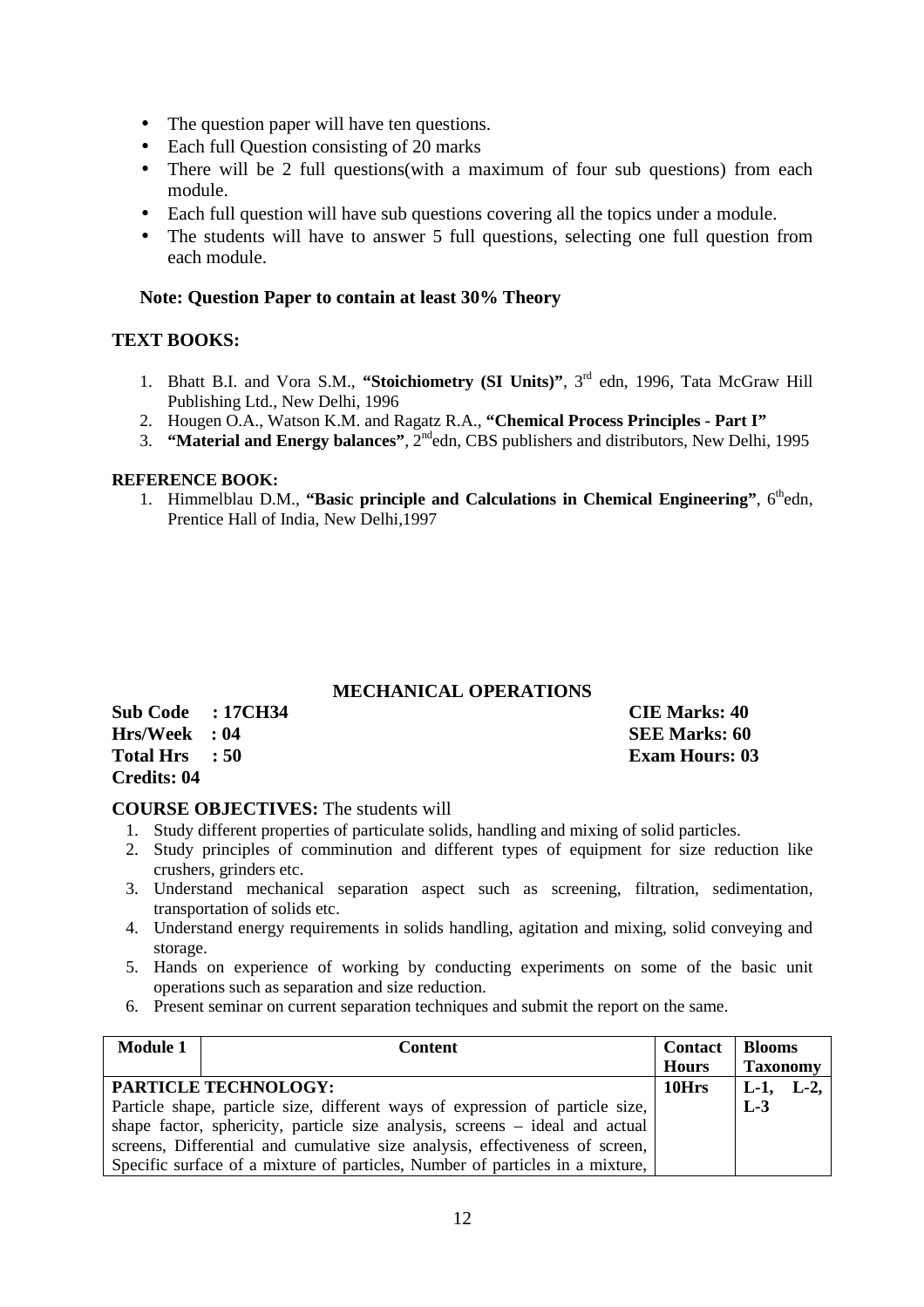- The question paper will have ten questions.
- Each full Question consisting of 20 marks
- There will be 2 full questions(with a maximum of four sub questions) from each module.
- Each full question will have sub questions covering all the topics under a module.
- The students will have to answer 5 full questions, selecting one full question from each module.

**Note: Question Paper to contain at least 30% Theory**

## TEXT BOOKS:

1. Bhatt B.I. and Vora S.M., **"Stoichiometry (SI Units)"**, 3rd edn, 1996, Tata McGraw Hill Publishing Ltd., New Delhi, 1996
2. Hougen O.A., Watson K.M. and Ragatz R.A., **"Chemical Process Principles - Part I"**
3. **"Material and Energy balances"**, 2nd edn, CBS publishers and distributors, New Delhi, 1995

**REFERENCE BOOK:**

1. Himmelblau D.M., **"Basic principle and Calculations in Chemical Engineering"**, 6th edn, Prentice Hall of India, New Delhi,1997

## MECHANICAL OPERATIONS

**Sub Code : 17CH34** | **CIE Marks: 40**
**Hrs/Week : 04** | **SEE Marks: 60**
**Total Hrs : 50** | **Exam Hours: 03**
**Credits: 04**

**COURSE OBJECTIVES:** The students will

1. Study different properties of particulate solids, handling and mixing of solid particles.
2. Study principles of comminution and different types of equipment for size reduction like crushers, grinders etc.
3. Understand mechanical separation aspect such as screening, filtration, sedimentation, transportation of solids etc.
4. Understand energy requirements in solids handling, agitation and mixing, solid conveying and storage.
5. Hands on experience of working by conducting experiments on some of the basic unit operations such as separation and size reduction.
6. Present seminar on current separation techniques and submit the report on the same.

| Module 1 | Content | Contact Hours | Blooms Taxonomy |
|---|---|---|---|
| **PARTICLE TECHNOLOGY:** Particle shape, particle size, different ways of expression of particle size, shape factor, sphericity, particle size analysis, screens – ideal and actual screens, Differential and cumulative size analysis, effectiveness of screen, Specific surface of a mixture of particles, Number of particles in a mixture, | | 10Hrs | L-1, L-2, L-3 |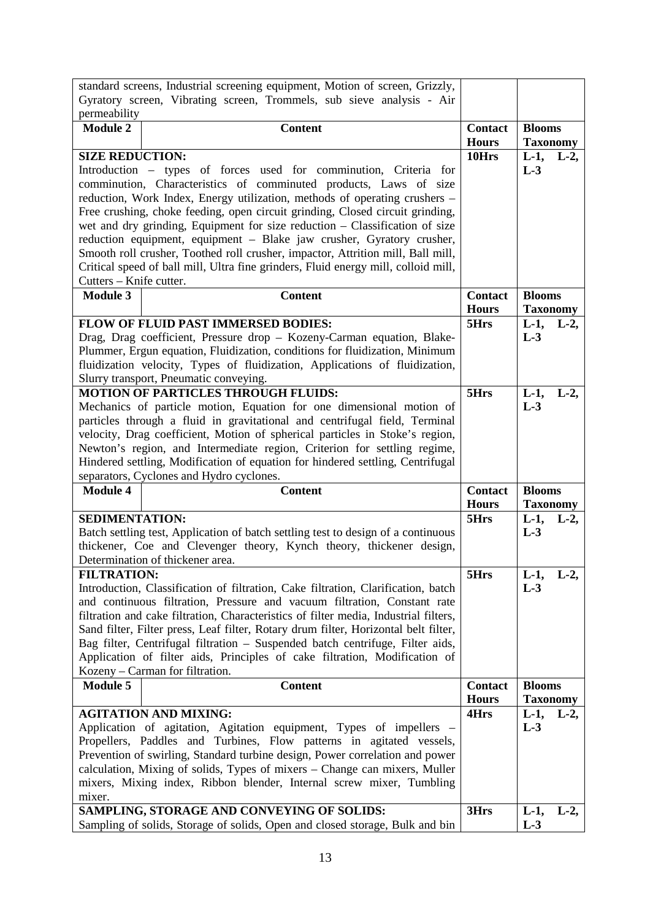| | | | |
|---|---|---|---|
| standard screens, Industrial screening equipment, Motion of screen, Grizzly, Gyratory screen, Vibrating screen, Trommels, sub sieve analysis - Air permeability | | | |
| **Module 2** | **Content** | **Contact Hours** | **Blooms Taxonomy** |
| **SIZE REDUCTION:** Introduction – types of forces used for comminution, Criteria for comminution, Characteristics of comminuted products, Laws of size reduction, Work Index, Energy utilization, methods of operating crushers – Free crushing, choke feeding, open circuit grinding, Closed circuit grinding, wet and dry grinding, Equipment for size reduction – Classification of size reduction equipment, equipment – Blake jaw crusher, Gyratory crusher, Smooth roll crusher, Toothed roll crusher, impactor, Attrition mill, Ball mill, Critical speed of ball mill, Ultra fine grinders, Fluid energy mill, colloid mill, Cutters – Knife cutter. | | **10Hrs** | **L-1, L-2, L-3** |
| **Module 3** | **Content** | **Contact Hours** | **Blooms Taxonomy** |
| **FLOW OF FLUID PAST IMMERSED BODIES:** Drag, Drag coefficient, Pressure drop – Kozeny-Carman equation, Blake-Plummer, Ergun equation, Fluidization, conditions for fluidization, Minimum fluidization velocity, Types of fluidization, Applications of fluidization, Slurry transport, Pneumatic conveying. | | **5Hrs** | **L-1, L-2, L-3** |
| **MOTION OF PARTICLES THROUGH FLUIDS:** Mechanics of particle motion, Equation for one dimensional motion of particles through a fluid in gravitational and centrifugal field, Terminal velocity, Drag coefficient, Motion of spherical particles in Stoke's region, Newton's region, and Intermediate region, Criterion for settling regime, Hindered settling, Modification of equation for hindered settling, Centrifugal separators, Cyclones and Hydro cyclones. | | **5Hrs** | **L-1, L-2, L-3** |
| **Module 4** | **Content** | **Contact Hours** | **Blooms Taxonomy** |
| **SEDIMENTATION:** Batch settling test, Application of batch settling test to design of a continuous thickener, Coe and Clevenger theory, Kynch theory, thickener design, Determination of thickener area. | | **5Hrs** | **L-1, L-2, L-3** |
| **FILTRATION:** Introduction, Classification of filtration, Cake filtration, Clarification, batch and continuous filtration, Pressure and vacuum filtration, Constant rate filtration and cake filtration, Characteristics of filter media, Industrial filters, Sand filter, Filter press, Leaf filter, Rotary drum filter, Horizontal belt filter, Bag filter, Centrifugal filtration – Suspended batch centrifuge, Filter aids, Application of filter aids, Principles of cake filtration, Modification of Kozeny – Carman for filtration. | | **5Hrs** | **L-1, L-2, L-3** |
| **Module 5** | **Content** | **Contact Hours** | **Blooms Taxonomy** |
| **AGITATION AND MIXING:** Application of agitation, Agitation equipment, Types of impellers – Propellers, Paddles and Turbines, Flow patterns in agitated vessels, Prevention of swirling, Standard turbine design, Power correlation and power calculation, Mixing of solids, Types of mixers – Change can mixers, Muller mixers, Mixing index, Ribbon blender, Internal screw mixer, Tumbling mixer. | | **4Hrs** | **L-1, L-2, L-3** |
| **SAMPLING, STORAGE AND CONVEYING OF SOLIDS:** Sampling of solids, Storage of solids, Open and closed storage, Bulk and bin | | **3Hrs** | **L-1, L-2, L-3** |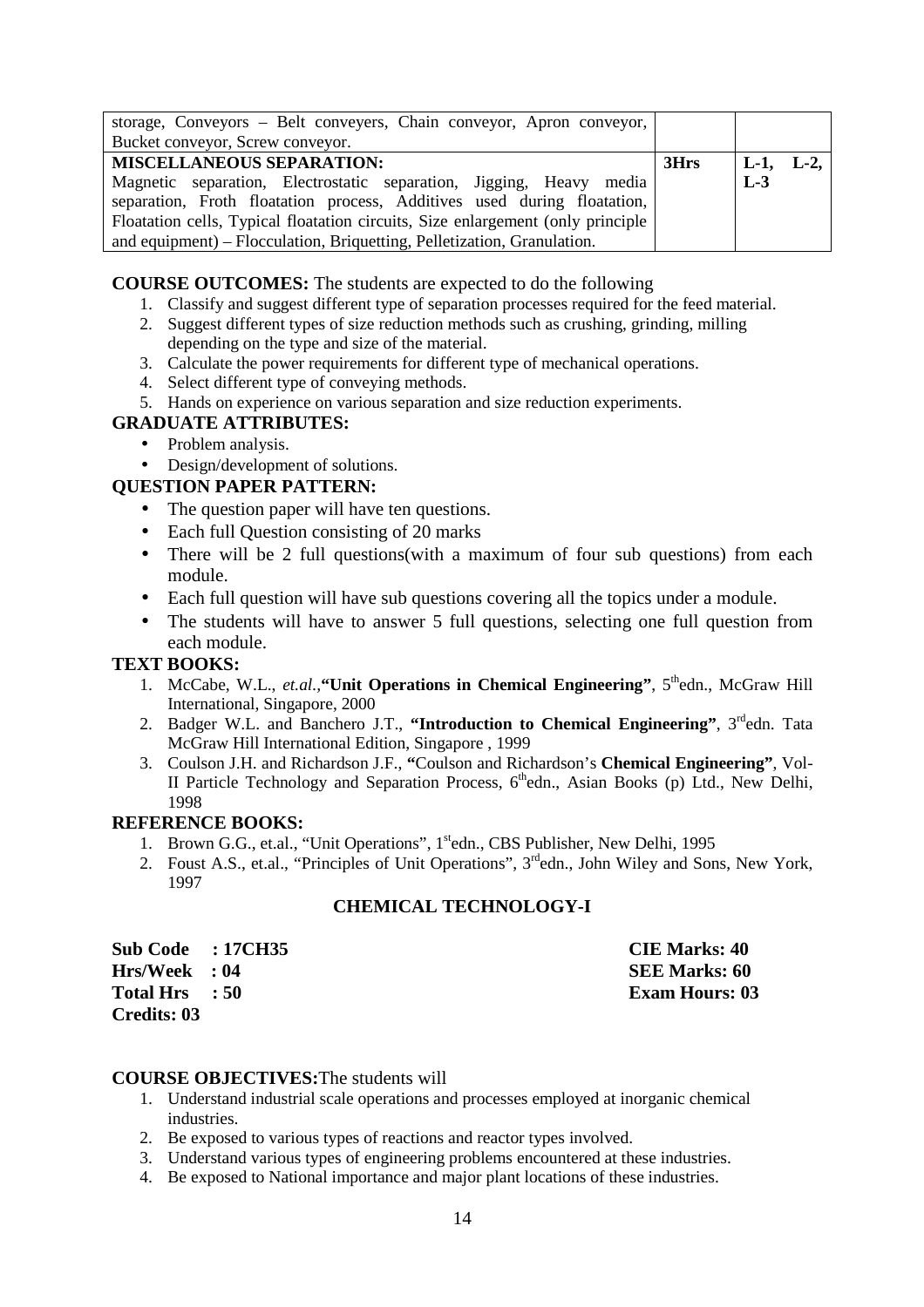| storage, Conveyors – Belt conveyers, Chain conveyor, Apron conveyor, Bucket conveyor, Screw conveyor. | | |
|---|---|---|
| **MISCELLANEOUS SEPARATION:** Magnetic separation, Electrostatic separation, Jigging, Heavy media separation, Froth floatation process, Additives used during floatation, Floatation cells, Typical floatation circuits, Size enlargement (only principle and equipment) – Flocculation, Briquetting, Pelletization, Granulation. | **3Hrs** | **L-1, L-2, L-3** |

**COURSE OUTCOMES:** The students are expected to do the following

1. Classify and suggest different type of separation processes required for the feed material.
2. Suggest different types of size reduction methods such as crushing, grinding, milling depending on the type and size of the material.
3. Calculate the power requirements for different type of mechanical operations.
4. Select different type of conveying methods.
5. Hands on experience on various separation and size reduction experiments.

**GRADUATE ATTRIBUTES:**

- Problem analysis.
- Design/development of solutions.

**QUESTION PAPER PATTERN:**

- The question paper will have ten questions.
- Each full Question consisting of 20 marks
- There will be 2 full questions(with a maximum of four sub questions) from each module.
- Each full question will have sub questions covering all the topics under a module.
- The students will have to answer 5 full questions, selecting one full question from each module.

**TEXT BOOKS:**

1. McCabe, W.L., *et.al.*,**"Unit Operations in Chemical Engineering"**, 5th edn., McGraw Hill International, Singapore, 2000
2. Badger W.L. and Banchero J.T., **"Introduction to Chemical Engineering"**, 3rd edn. Tata McGraw Hill International Edition, Singapore , 1999
3. Coulson J.H. and Richardson J.F., **"**Coulson and Richardson's **Chemical Engineering"**, Vol-II Particle Technology and Separation Process, 6th edn., Asian Books (p) Ltd., New Delhi, 1998

**REFERENCE BOOKS:**

1. Brown G.G., et.al., "Unit Operations", 1st edn., CBS Publisher, New Delhi, 1995
2. Foust A.S., et.al., "Principles of Unit Operations", 3rd edn., John Wiley and Sons, New York, 1997

## CHEMICAL TECHNOLOGY-I

| | |
|---|---|
| **Sub Code : 17CH35** | **CIE Marks: 40** |
| **Hrs/Week : 04** | **SEE Marks: 60** |
| **Total Hrs : 50** | **Exam Hours: 03** |
| **Credits: 03** | |

**COURSE OBJECTIVES:**The students will

1. Understand industrial scale operations and processes employed at inorganic chemical industries.
2. Be exposed to various types of reactions and reactor types involved.
3. Understand various types of engineering problems encountered at these industries.
4. Be exposed to National importance and major plant locations of these industries.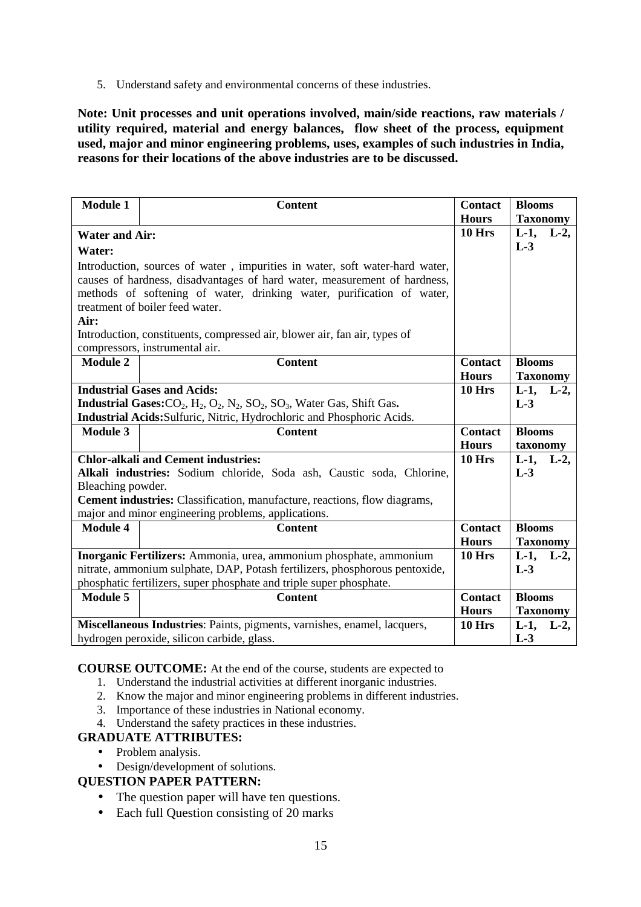5. Understand safety and environmental concerns of these industries.

**Note: Unit processes and unit operations involved, main/side reactions, raw materials / utility required, material and energy balances, flow sheet of the process, equipment used, major and minor engineering problems, uses, examples of such industries in India, reasons for their locations of the above industries are to be discussed.**

| **Module 1** | **Content** | **Contact Hours** | **Blooms Taxonomy** |
|---|---|---|---|
| **Water and Air:**<br>**Water:**<br>Introduction, sources of water , impurities in water, soft water-hard water, causes of hardness, disadvantages of hard water, measurement of hardness, methods of softening of water, drinking water, purification of water, treatment of boiler feed water.<br>**Air:**<br>Introduction, constituents, compressed air, blower air, fan air, types of compressors, instrumental air. | | **10 Hrs** | **L-1, L-2, L-3** |
| **Module 2** | **Content** | **Contact Hours** | **Blooms Taxonomy** |
| **Industrial Gases and Acids:**<br>**Industrial Gases:**$CO_2$, $H_2$, $O_2$, $N_2$, $SO_2$, $SO_3$, Water Gas, Shift Gas**.**<br>**Industrial Acids:**Sulfuric, Nitric, Hydrochloric and Phosphoric Acids. | | **10 Hrs** | **L-1, L-2, L-3** |
| **Module 3** | **Content** | **Contact Hours** | **Blooms taxonomy** |
| **Chlor-alkali and Cement industries:**<br>**Alkali industries:** Sodium chloride, Soda ash, Caustic soda, Chlorine, Bleaching powder.<br>**Cement industries:** Classification, manufacture, reactions, flow diagrams, major and minor engineering problems, applications. | | **10 Hrs** | **L-1, L-2, L-3** |
| **Module 4** | **Content** | **Contact Hours** | **Blooms Taxonomy** |
| **Inorganic Fertilizers:** Ammonia, urea, ammonium phosphate, ammonium nitrate, ammonium sulphate, DAP, Potash fertilizers, phosphorous pentoxide, phosphatic fertilizers, super phosphate and triple super phosphate. | | **10 Hrs** | **L-1, L-2, L-3** |
| **Module 5** | **Content** | **Contact Hours** | **Blooms Taxonomy** |
| **Miscellaneous Industries**: Paints, pigments, varnishes, enamel, lacquers, hydrogen peroxide, silicon carbide, glass. | | **10 Hrs** | **L-1, L-2, L-3** |

**COURSE OUTCOME:** At the end of the course, students are expected to

1. Understand the industrial activities at different inorganic industries.
2. Know the major and minor engineering problems in different industries.
3. Importance of these industries in National economy.
4. Understand the safety practices in these industries.

**GRADUATE ATTRIBUTES:**

- Problem analysis.
- Design/development of solutions.

**QUESTION PAPER PATTERN:**

- The question paper will have ten questions.
- Each full Question consisting of 20 marks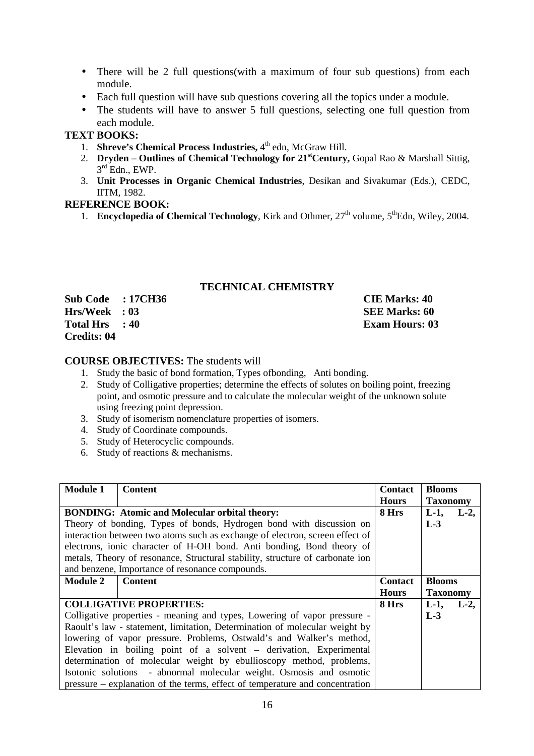- There will be 2 full questions(with a maximum of four sub questions) from each module.
- Each full question will have sub questions covering all the topics under a module.
- The students will have to answer 5 full questions, selecting one full question from each module.

**TEXT BOOKS:**

1. **Shreve's Chemical Process Industries,** 4th edn, McGraw Hill.
2. **Dryden – Outlines of Chemical Technology for 21st Century,** Gopal Rao & Marshall Sittig, 3rd Edn., EWP.
3. **Unit Processes in Organic Chemical Industries**, Desikan and Sivakumar (Eds.), CEDC, IITM, 1982.

**REFERENCE BOOK:**

1. **Encyclopedia of Chemical Technology**, Kirk and Othmer, 27th volume, 5th Edn, Wiley, 2004.

## TECHNICAL CHEMISTRY

**Sub Code : 17CH36** | **CIE Marks: 40**
**Hrs/Week : 03** | **SEE Marks: 60**
**Total Hrs : 40** | **Exam Hours: 03**
**Credits: 04**

**COURSE OBJECTIVES:** The students will

1. Study the basic of bond formation, Types ofbonding, Anti bonding.
2. Study of Colligative properties; determine the effects of solutes on boiling point, freezing point, and osmotic pressure and to calculate the molecular weight of the unknown solute using freezing point depression.
3. Study of isomerism nomenclature properties of isomers.
4. Study of Coordinate compounds.
5. Study of Heterocyclic compounds.
6. Study of reactions & mechanisms.

| **Module 1** | **Content** | **Contact Hours** | **Blooms Taxonomy** |
|---|---|---|---|
| **BONDING: Atomic and Molecular orbital theory:** Theory of bonding, Types of bonds, Hydrogen bond with discussion on interaction between two atoms such as exchange of electron, screen effect of electrons, ionic character of H-OH bond. Anti bonding, Bond theory of metals, Theory of resonance, Structural stability, structure of carbonate ion and benzene, Importance of resonance compounds. | | **8 Hrs** | **L-1, L-2, L-3** |
| **Module 2** | **Content** | **Contact Hours** | **Blooms Taxonomy** |
| **COLLIGATIVE PROPERTIES:** Colligative properties - meaning and types, Lowering of vapor pressure - Raoult's law - statement, limitation, Determination of molecular weight by lowering of vapor pressure. Problems, Ostwald's and Walker's method, Elevation in boiling point of a solvent – derivation, Experimental determination of molecular weight by ebullioscopy method, problems, Isotonic solutions - abnormal molecular weight. Osmosis and osmotic pressure – explanation of the terms, effect of temperature and concentration | | **8 Hrs** | **L-1, L-2, L-3** |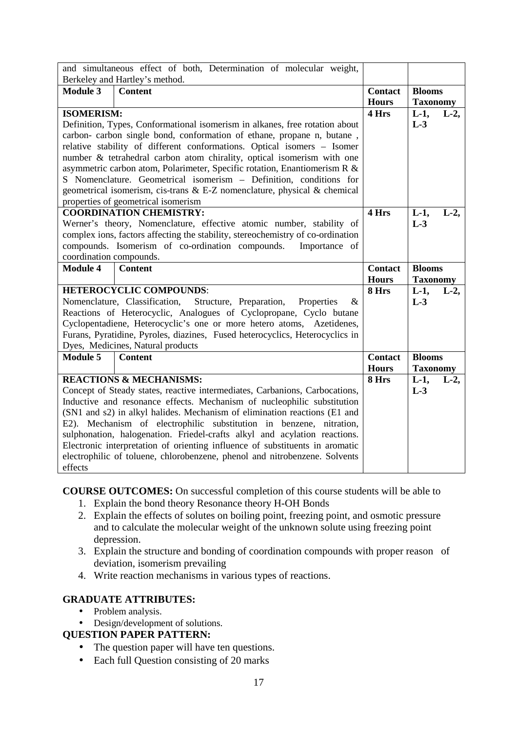| | | | |
|---|---|---|---|
| and simultaneous effect of both, Determination of molecular weight, Berkeley and Hartley's method. | | | |
| **Module 3** | **Content** | **Contact Hours** | **Blooms Taxonomy** |
| **ISOMERISM:** Definition, Types, Conformational isomerism in alkanes, free rotation about carbon- carbon single bond, conformation of ethane, propane n, butane , relative stability of different conformations. Optical isomers – Isomer number & tetrahedral carbon atom chirality, optical isomerism with one asymmetric carbon atom, Polarimeter, Specific rotation, Enantiomerism R & S Nomenclature. Geometrical isomerism – Definition, conditions for geometrical isomerism, cis-trans & E-Z nomenclature, physical & chemical properties of geometrical isomerism | | **4 Hrs** | **L-1, L-2, L-3** |
| **COORDINATION CHEMISTRY:** Werner's theory, Nomenclature, effective atomic number, stability of complex ions, factors affecting the stability, stereochemistry of co-ordination compounds. Isomerism of co-ordination compounds. Importance of coordination compounds. | | **4 Hrs** | **L-1, L-2, L-3** |
| **Module 4** | **Content** | **Contact Hours** | **Blooms Taxonomy** |
| **HETEROCYCLIC COMPOUNDS**: Nomenclature, Classification, Structure, Preparation, Properties & Reactions of Heterocyclic, Analogues of Cyclopropane, Cyclo butane Cyclopentadiene, Heterocyclic's one or more hetero atoms, Azetidenes, Furans, Pyratidine, Pyroles, diazines, Fused heterocyclics, Heterocyclics in Dyes, Medicines, Natural products | | **8 Hrs** | **L-1, L-2, L-3** |
| **Module 5** | **Content** | **Contact Hours** | **Blooms Taxonomy** |
| **REACTIONS & MECHANISMS:** Concept of Steady states, reactive intermediates, Carbanions, Carbocations, Inductive and resonance effects. Mechanism of nucleophilic substitution (SN1 and s2) in alkyl halides. Mechanism of elimination reactions (E1 and E2). Mechanism of electrophilic substitution in benzene, nitration, sulphonation, halogenation. Friedel-crafts alkyl and acylation reactions. Electronic interpretation of orienting influence of substituents in aromatic electrophilic of toluene, chlorobenzene, phenol and nitrobenzene. Solvents effects | | **8 Hrs** | **L-1, L-2, L-3** |

**COURSE OUTCOMES:** On successful completion of this course students will be able to

1. Explain the bond theory Resonance theory H-OH Bonds
2. Explain the effects of solutes on boiling point, freezing point, and osmotic pressure and to calculate the molecular weight of the unknown solute using freezing point depression.
3. Explain the structure and bonding of coordination compounds with proper reason of deviation, isomerism prevailing
4. Write reaction mechanisms in various types of reactions.

**GRADUATE ATTRIBUTES:**

- Problem analysis.
- Design/development of solutions.

**QUESTION PAPER PATTERN:**

- The question paper will have ten questions.
- Each full Question consisting of 20 marks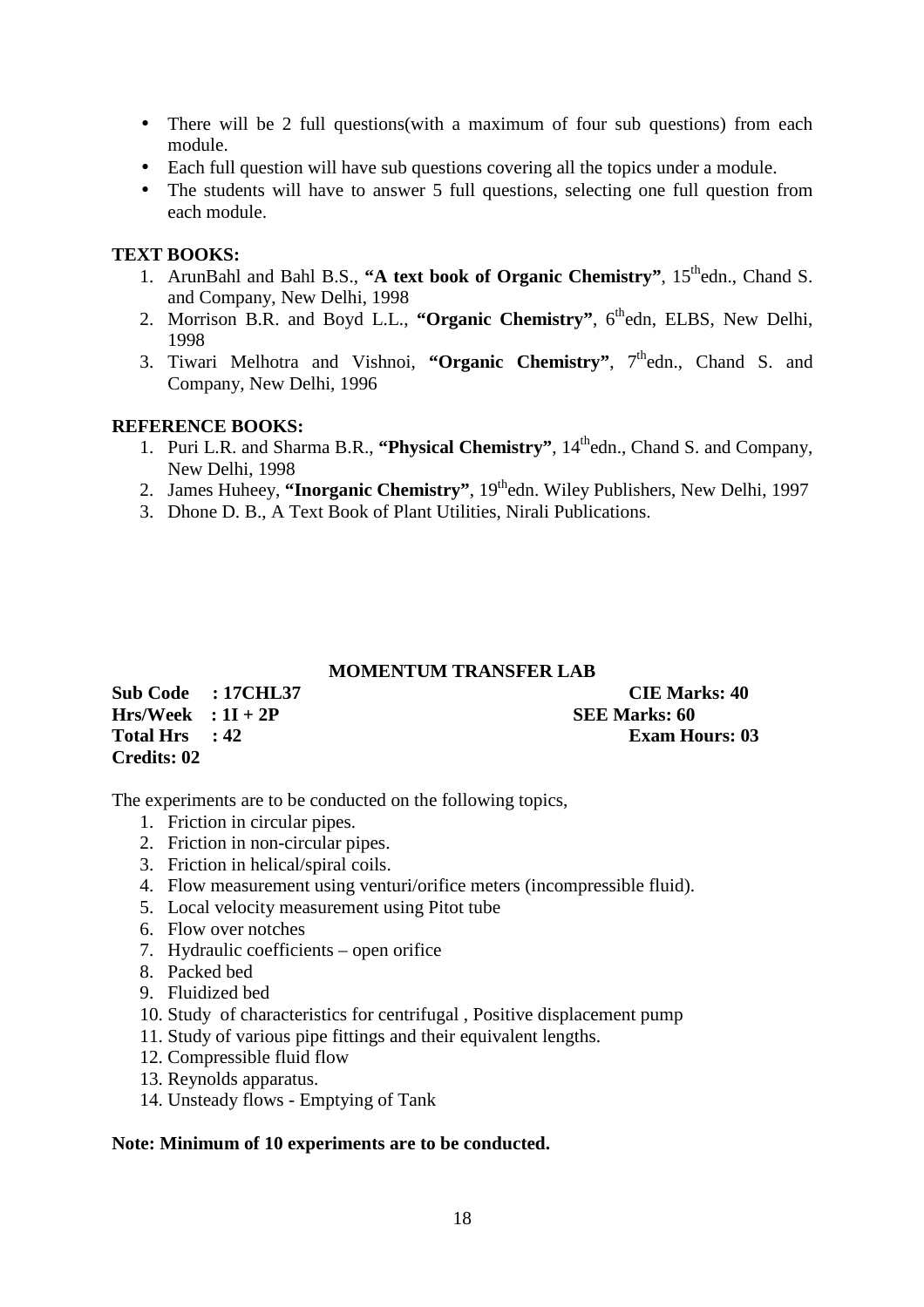- There will be 2 full questions(with a maximum of four sub questions) from each module.
- Each full question will have sub questions covering all the topics under a module.
- The students will have to answer 5 full questions, selecting one full question from each module.

**TEXT BOOKS:**

1. ArunBahl and Bahl B.S., **"A text book of Organic Chemistry"**, 15th edn., Chand S. and Company, New Delhi, 1998
2. Morrison B.R. and Boyd L.L., **"Organic Chemistry"**, 6th edn, ELBS, New Delhi, 1998
3. Tiwari Melhotra and Vishnoi, **"Organic Chemistry"**, 7th edn., Chand S. and Company, New Delhi, 1996

**REFERENCE BOOKS:**

1. Puri L.R. and Sharma B.R., **"Physical Chemistry"**, 14th edn., Chand S. and Company, New Delhi, 1998
2. James Huheey, **"Inorganic Chemistry"**, 19th edn. Wiley Publishers, New Delhi, 1997
3. Dhone D. B., A Text Book of Plant Utilities, Nirali Publications.

## MOMENTUM TRANSFER LAB

| | |
|---|---|
| **Sub Code : 17CHL37** | **CIE Marks: 40** |
| **Hrs/Week : 1I + 2P** | **SEE Marks: 60** |
| **Total Hrs : 42** | **Exam Hours: 03** |
| **Credits: 02** | |

The experiments are to be conducted on the following topics,

1. Friction in circular pipes.
2. Friction in non-circular pipes.
3. Friction in helical/spiral coils.
4. Flow measurement using venturi/orifice meters (incompressible fluid).
5. Local velocity measurement using Pitot tube
6. Flow over notches
7. Hydraulic coefficients – open orifice
8. Packed bed
9. Fluidized bed
10. Study of characteristics for centrifugal , Positive displacement pump
11. Study of various pipe fittings and their equivalent lengths.
12. Compressible fluid flow
13. Reynolds apparatus.
14. Unsteady flows - Emptying of Tank

**Note: Minimum of 10 experiments are to be conducted.**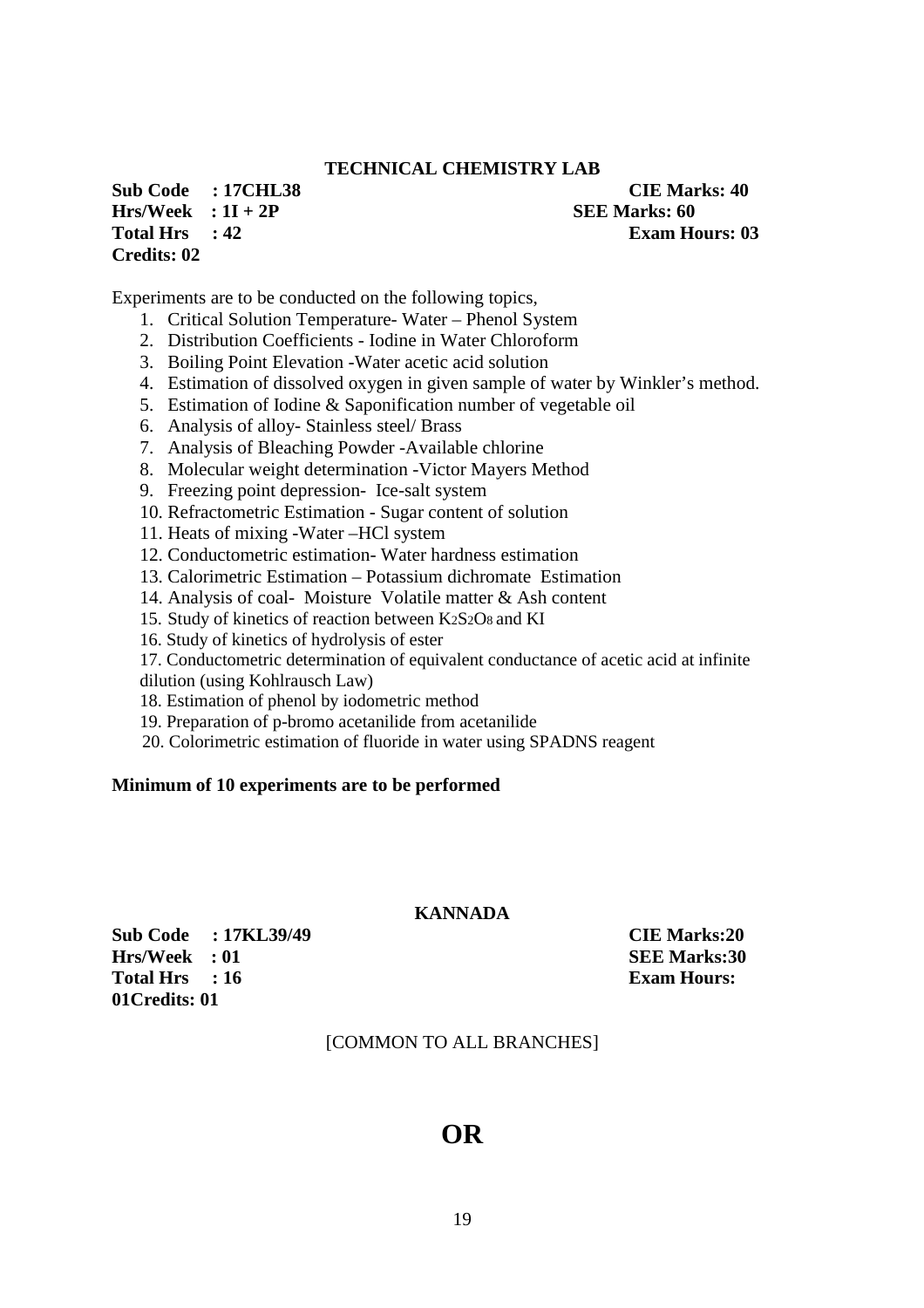## TECHNICAL CHEMISTRY LAB

**Sub Code : 17CHL38** **CIE Marks: 40**
**Hrs/Week : 1I + 2P** **SEE Marks: 60**
**Total Hrs : 42** **Exam Hours: 03**
**Credits: 02**

Experiments are to be conducted on the following topics,

1. Critical Solution Temperature- Water – Phenol System
2. Distribution Coefficients - Iodine in Water Chloroform
3. Boiling Point Elevation -Water acetic acid solution
4. Estimation of dissolved oxygen in given sample of water by Winkler's method.
5. Estimation of Iodine & Saponification number of vegetable oil
6. Analysis of alloy- Stainless steel/ Brass
7. Analysis of Bleaching Powder -Available chlorine
8. Molecular weight determination -Victor Mayers Method
9. Freezing point depression- Ice-salt system
10. Refractometric Estimation - Sugar content of solution
11. Heats of mixing -Water –HCl system
12. Conductometric estimation- Water hardness estimation
13. Calorimetric Estimation – Potassium dichromate Estimation
14. Analysis of coal- Moisture Volatile matter & Ash content
15. Study of kinetics of reaction between $K_2S_2O_8$ and KI
16. Study of kinetics of hydrolysis of ester
17. Conductometric determination of equivalent conductance of acetic acid at infinite dilution (using Kohlrausch Law)
18. Estimation of phenol by iodometric method
19. Preparation of p-bromo acetanilide from acetanilide
20. Colorimetric estimation of fluoride in water using SPADNS reagent

**Minimum of 10 experiments are to be performed**

## KANNADA

**Sub Code : 17KL39/49** **CIE Marks:20**
**Hrs/Week : 01** **SEE Marks:30**
**Total Hrs : 16** **Exam Hours: 01Credits: 01**

[COMMON TO ALL BRANCHES]

# OR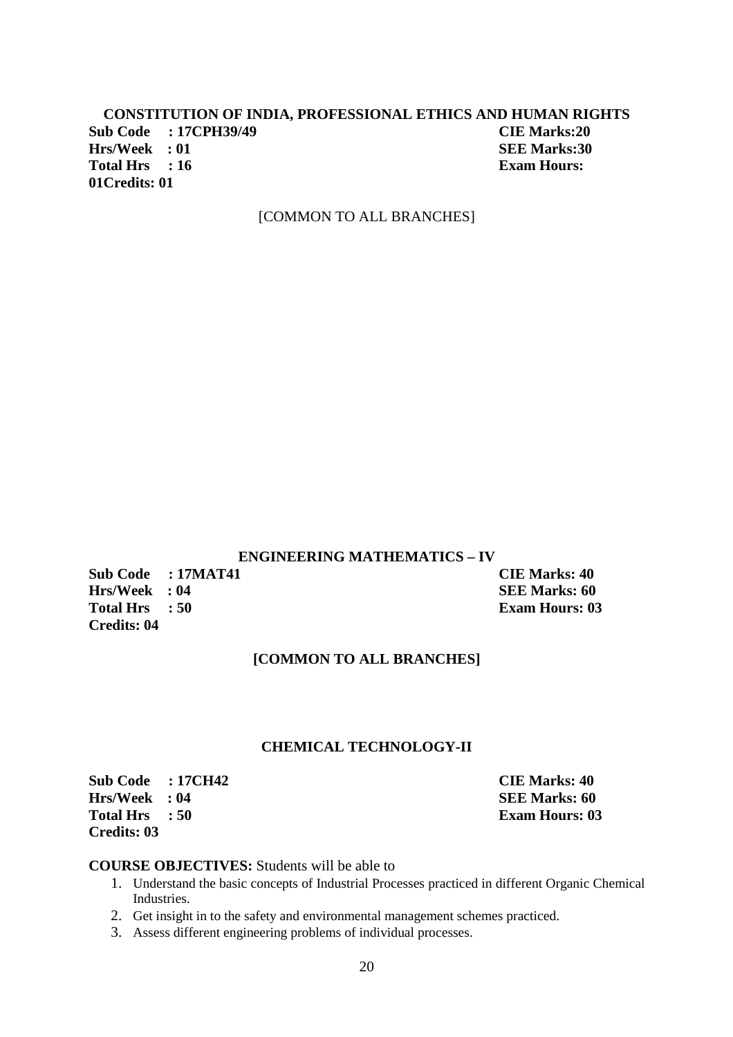### CONSTITUTION OF INDIA, PROFESSIONAL ETHICS AND HUMAN RIGHTS

**Sub Code : 17CPH39/49** **CIE Marks:20**
**Hrs/Week : 01** **SEE Marks:30**
**Total Hrs : 16** **Exam Hours: 01Credits: 01**

[COMMON TO ALL BRANCHES]

### ENGINEERING MATHEMATICS – IV

**Sub Code : 17MAT41** **CIE Marks: 40**
**Hrs/Week : 04** **SEE Marks: 60**
**Total Hrs : 50** **Exam Hours: 03**
**Credits: 04**

**[COMMON TO ALL BRANCHES]**

### CHEMICAL TECHNOLOGY-II

**Sub Code : 17CH42** **CIE Marks: 40**
**Hrs/Week : 04** **SEE Marks: 60**
**Total Hrs : 50** **Exam Hours: 03**
**Credits: 03**

**COURSE OBJECTIVES:** Students will be able to

1. Understand the basic concepts of Industrial Processes practiced in different Organic Chemical Industries.
2. Get insight in to the safety and environmental management schemes practiced.
3. Assess different engineering problems of individual processes.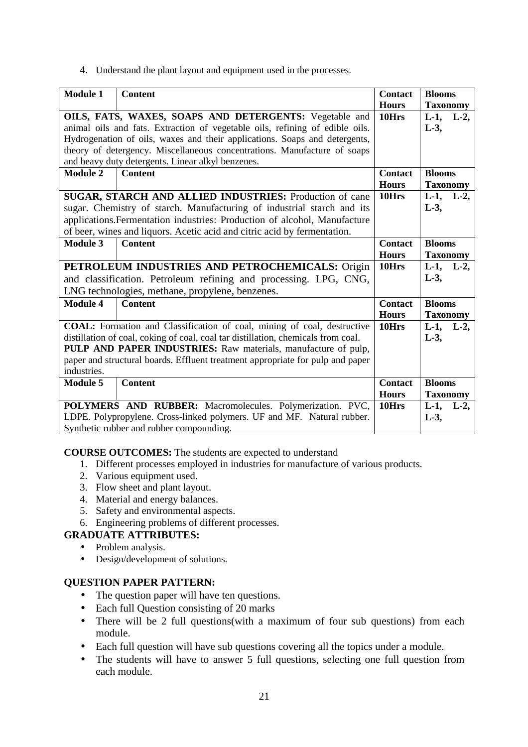4. Understand the plant layout and equipment used in the processes.

| Module 1 | Content | Contact Hours | Blooms Taxonomy |
|---|---|---|---|
| **OILS, FATS, WAXES, SOAPS AND DETERGENTS:** Vegetable and animal oils and fats. Extraction of vegetable oils, refining of edible oils. Hydrogenation of oils, waxes and their applications. Soaps and detergents, theory of detergency. Miscellaneous concentrations. Manufacture of soaps and heavy duty detergents. Linear alkyl benzenes. | | 10Hrs | L-1, L-2, L-3, |
| **Module 2** | **Content** | **Contact Hours** | **Blooms Taxonomy** |
| **SUGAR, STARCH AND ALLIED INDUSTRIES:** Production of cane sugar. Chemistry of starch. Manufacturing of industrial starch and its applications.Fermentation industries: Production of alcohol, Manufacture of beer, wines and liquors. Acetic acid and citric acid by fermentation. | | 10Hrs | L-1, L-2, L-3, |
| **Module 3** | **Content** | **Contact Hours** | **Blooms Taxonomy** |
| **PETROLEUM INDUSTRIES AND PETROCHEMICALS:** Origin and classification. Petroleum refining and processing. LPG, CNG, LNG technologies, methane, propylene, benzenes. | | 10Hrs | L-1, L-2, L-3, |
| **Module 4** | **Content** | **Contact Hours** | **Blooms Taxonomy** |
| **COAL:** Formation and Classification of coal, mining of coal, destructive distillation of coal, coking of coal, coal tar distillation, chemicals from coal. **PULP AND PAPER INDUSTRIES:** Raw materials, manufacture of pulp, paper and structural boards. Effluent treatment appropriate for pulp and paper industries. | | 10Hrs | L-1, L-2, L-3, |
| **Module 5** | **Content** | **Contact Hours** | **Blooms Taxonomy** |
| **POLYMERS AND RUBBER:** Macromolecules. Polymerization. PVC, LDPE. Polypropylene. Cross-linked polymers. UF and MF. Natural rubber. Synthetic rubber and rubber compounding. | | 10Hrs | L-1, L-2, L-3, |

**COURSE OUTCOMES:** The students are expected to understand

1. Different processes employed in industries for manufacture of various products.
2. Various equipment used.
3. Flow sheet and plant layout.
4. Material and energy balances.
5. Safety and environmental aspects.
6. Engineering problems of different processes.

**GRADUATE ATTRIBUTES:**

- Problem analysis.
- Design/development of solutions.

**QUESTION PAPER PATTERN:**

- The question paper will have ten questions.
- Each full Question consisting of 20 marks
- There will be 2 full questions(with a maximum of four sub questions) from each module.
- Each full question will have sub questions covering all the topics under a module.
- The students will have to answer 5 full questions, selecting one full question from each module.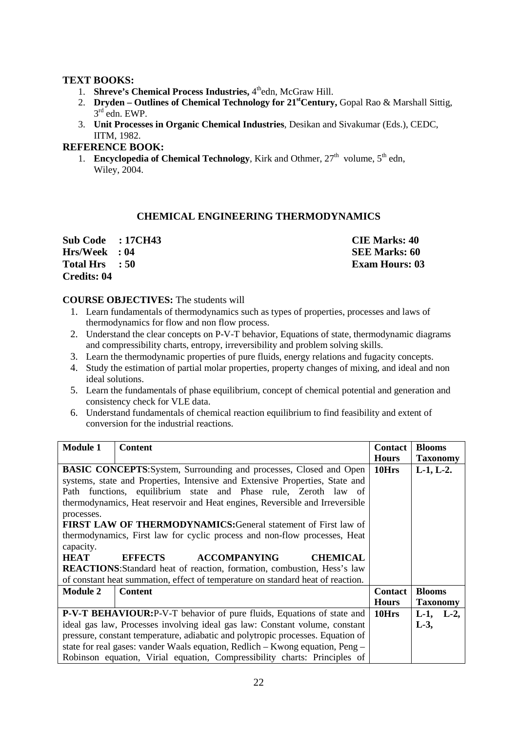**TEXT BOOKS:**

1. **Shreve's Chemical Process Industries,** 4thedn, McGraw Hill.
2. **Dryden – Outlines of Chemical Technology for 21stCentury,** Gopal Rao & Marshall Sittig, 3rd edn. EWP.
3. **Unit Processes in Organic Chemical Industries**, Desikan and Sivakumar (Eds.), CEDC, IITM, 1982.

**REFERENCE BOOK:**

1. **Encyclopedia of Chemical Technology**, Kirk and Othmer, 27th volume, 5th edn, Wiley, 2004.

## CHEMICAL ENGINEERING THERMODYNAMICS

**Sub Code : 17CH43** **CIE Marks: 40**
**Hrs/Week : 04** **SEE Marks: 60**
**Total Hrs : 50** **Exam Hours: 03**
**Credits: 04**

**COURSE OBJECTIVES:** The students will

1. Learn fundamentals of thermodynamics such as types of properties, processes and laws of thermodynamics for flow and non flow process.
2. Understand the clear concepts on P-V-T behavior, Equations of state, thermodynamic diagrams and compressibility charts, entropy, irreversibility and problem solving skills.
3. Learn the thermodynamic properties of pure fluids, energy relations and fugacity concepts.
4. Study the estimation of partial molar properties, property changes of mixing, and ideal and non ideal solutions.
5. Learn the fundamentals of phase equilibrium, concept of chemical potential and generation and consistency check for VLE data.
6. Understand fundamentals of chemical reaction equilibrium to find feasibility and extent of conversion for the industrial reactions.

| **Module 1** | **Content** | **Contact Hours** | **Blooms Taxonomy** |
|---|---|---|---|
| **BASIC CONCEPTS**:System, Surrounding and processes, Closed and Open systems, state and Properties, Intensive and Extensive Properties, State and Path functions, equilibrium state and Phase rule, Zeroth law of thermodynamics, Heat reservoir and Heat engines, Reversible and Irreversible processes. **FIRST LAW OF THERMODYNAMICS:**General statement of First law of thermodynamics, First law for cyclic process and non-flow processes, Heat capacity. **HEAT EFFECTS ACCOMPANYING CHEMICAL REACTIONS**:Standard heat of reaction, formation, combustion, Hess's law of constant heat summation, effect of temperature on standard heat of reaction. | | **10Hrs** | **L-1, L-2.** |
| **Module 2** | **Content** | **Contact Hours** | **Blooms Taxonomy** |
| **P-V-T BEHAVIOUR:**P-V-T behavior of pure fluids, Equations of state and ideal gas law, Processes involving ideal gas law: Constant volume, constant pressure, constant temperature, adiabatic and polytropic processes. Equation of state for real gases: vander Waals equation, Redlich – Kwong equation, Peng – Robinson equation, Virial equation, Compressibility charts: Principles of | | **10Hrs** | **L-1, L-2, L-3,** |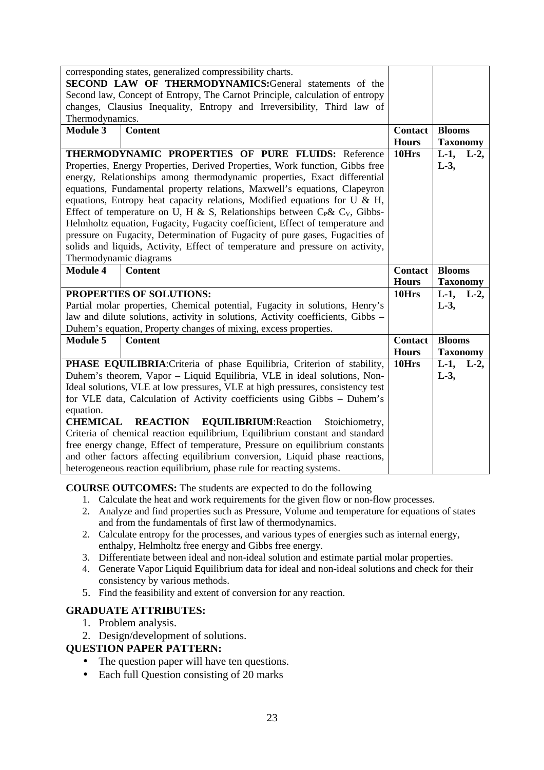| | | | |
|---|---|---|---|
| corresponding states, generalized compressibility charts.<br>**SECOND LAW OF THERMODYNAMICS:** General statements of the Second law, Concept of Entropy, The Carnot Principle, calculation of entropy changes, Clausius Inequality, Entropy and Irreversibility, Third law of Thermodynamics. | | | |
| **Module 3** | **Content** | **Contact Hours** | **Blooms Taxonomy** |
| **THERMODYNAMIC PROPERTIES OF PURE FLUIDS:** Reference Properties, Energy Properties, Derived Properties, Work function, Gibbs free energy, Relationships among thermodynamic properties, Exact differential equations, Fundamental property relations, Maxwell's equations, Clapeyron equations, Entropy heat capacity relations, Modified equations for U & H, Effect of temperature on U, H & S, Relationships between $C_P$& $C_V$, Gibbs-Helmholtz equation, Fugacity, Fugacity coefficient, Effect of temperature and pressure on Fugacity, Determination of Fugacity of pure gases, Fugacities of solids and liquids, Activity, Effect of temperature and pressure on activity, Thermodynamic diagrams | | **10Hrs** | **L-1, L-2, L-3,** |
| **Module 4** | **Content** | **Contact Hours** | **Blooms Taxonomy** |
| **PROPERTIES OF SOLUTIONS:**<br>Partial molar properties, Chemical potential, Fugacity in solutions, Henry's law and dilute solutions, activity in solutions, Activity coefficients, Gibbs – Duhem's equation, Property changes of mixing, excess properties. | | **10Hrs** | **L-1, L-2, L-3,** |
| **Module 5** | **Content** | **Contact Hours** | **Blooms Taxonomy** |
| **PHASE EQUILIBRIA:** Criteria of phase Equilibria, Criterion of stability, Duhem's theorem, Vapor – Liquid Equilibria, VLE in ideal solutions, Non-Ideal solutions, VLE at low pressures, VLE at high pressures, consistency test for VLE data, Calculation of Activity coefficients using Gibbs – Duhem's equation.<br>**CHEMICAL REACTION EQUILIBRIUM:** Reaction Stoichiometry, Criteria of chemical reaction equilibrium, Equilibrium constant and standard free energy change, Effect of temperature, Pressure on equilibrium constants and other factors affecting equilibrium conversion, Liquid phase reactions, heterogeneous reaction equilibrium, phase rule for reacting systems. | | **10Hrs** | **L-1, L-2, L-3,** |

**COURSE OUTCOMES:** The students are expected to do the following

1. Calculate the heat and work requirements for the given flow or non-flow processes.
2. Analyze and find properties such as Pressure, Volume and temperature for equations of states and from the fundamentals of first law of thermodynamics.
2. Calculate entropy for the processes, and various types of energies such as internal energy, enthalpy, Helmholtz free energy and Gibbs free energy.
3. Differentiate between ideal and non-ideal solution and estimate partial molar properties.
4. Generate Vapor Liquid Equilibrium data for ideal and non-ideal solutions and check for their consistency by various methods.
5. Find the feasibility and extent of conversion for any reaction.

**GRADUATE ATTRIBUTES:**

1. Problem analysis.
2. Design/development of solutions.

**QUESTION PAPER PATTERN:**

- The question paper will have ten questions.
- Each full Question consisting of 20 marks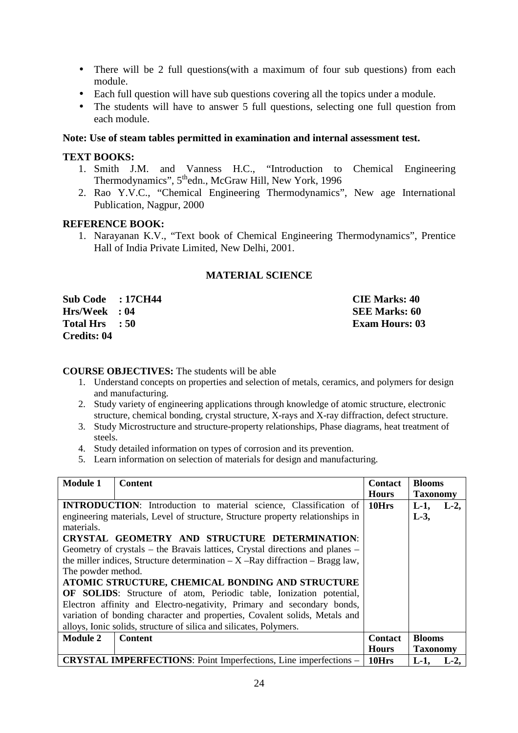- There will be 2 full questions(with a maximum of four sub questions) from each module.
- Each full question will have sub questions covering all the topics under a module.
- The students will have to answer 5 full questions, selecting one full question from each module.

**Note: Use of steam tables permitted in examination and internal assessment test.**

**TEXT BOOKS:**

1. Smith J.M. and Vanness H.C., "Introduction to Chemical Engineering Thermodynamics", 5th edn., McGraw Hill, New York, 1996
2. Rao Y.V.C., "Chemical Engineering Thermodynamics", New age International Publication, Nagpur, 2000

**REFERENCE BOOK:**

1. Narayanan K.V., "Text book of Chemical Engineering Thermodynamics", Prentice Hall of India Private Limited, New Delhi, 2001.

## MATERIAL SCIENCE

| | |
|---|---|
| **Sub Code : 17CH44** | **CIE Marks: 40** |
| **Hrs/Week : 04** | **SEE Marks: 60** |
| **Total Hrs : 50** | **Exam Hours: 03** |
| **Credits: 04** | |

**COURSE OBJECTIVES:** The students will be able

1. Understand concepts on properties and selection of metals, ceramics, and polymers for design and manufacturing.
2. Study variety of engineering applications through knowledge of atomic structure, electronic structure, chemical bonding, crystal structure, X-rays and X-ray diffraction, defect structure.
3. Study Microstructure and structure-property relationships, Phase diagrams, heat treatment of steels.
4. Study detailed information on types of corrosion and its prevention.
5. Learn information on selection of materials for design and manufacturing.

| **Module 1** | **Content** | **Contact Hours** | **Blooms Taxonomy** |
|---|---|---|---|
| **INTRODUCTION**: Introduction to material science, Classification of engineering materials, Level of structure, Structure property relationships in materials. **CRYSTAL GEOMETRY AND STRUCTURE DETERMINATION**: Geometry of crystals – the Bravais lattices, Crystal directions and planes – the miller indices, Structure determination – X –Ray diffraction – Bragg law, The powder method. **ATOMIC STRUCTURE, CHEMICAL BONDING AND STRUCTURE OF SOLIDS**: Structure of atom, Periodic table, Ionization potential, Electron affinity and Electro-negativity, Primary and secondary bonds, variation of bonding character and properties, Covalent solids, Metals and alloys, Ionic solids, structure of silica and silicates, Polymers. | | **10Hrs** | **L-1, L-2, L-3,** |
| **Module 2** | **Content** | **Contact Hours** | **Blooms Taxonomy** |
| **CRYSTAL IMPERFECTIONS**: Point Imperfections, Line imperfections – | | **10Hrs** | **L-1, L-2,** |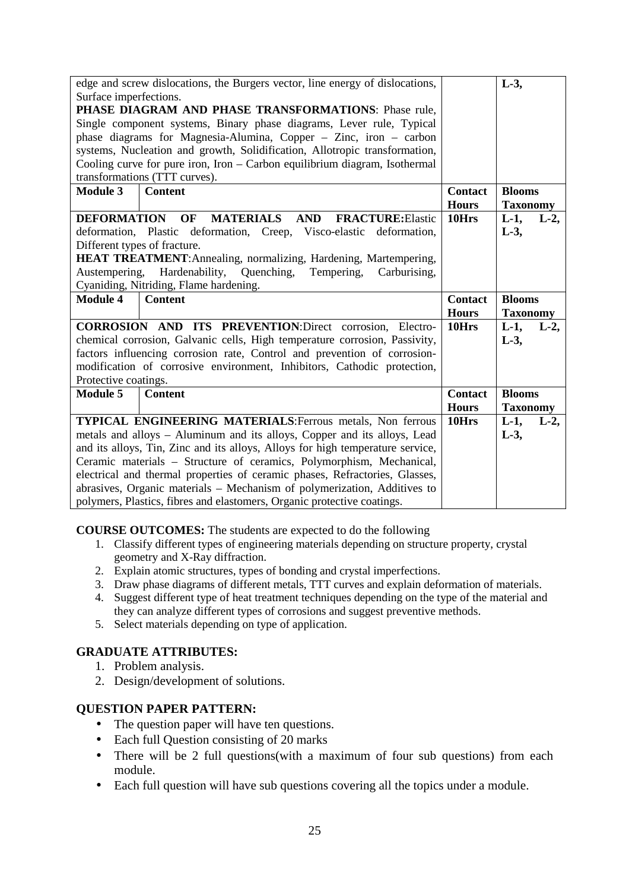| | Content | Contact Hours | Blooms Taxonomy |
|---|---|---|---|
| edge and screw dislocations, the Burgers vector, line energy of dislocations, Surface imperfections. **PHASE DIAGRAM AND PHASE TRANSFORMATIONS**: Phase rule, Single component systems, Binary phase diagrams, Lever rule, Typical phase diagrams for Magnesia-Alumina, Copper – Zinc, iron – carbon systems, Nucleation and growth, Solidification, Allotropic transformation, Cooling curve for pure iron, Iron – Carbon equilibrium diagram, Isothermal transformations (TTT curves). | | | L-3, |
| **Module 3** | **Content** | **Contact Hours** | **Blooms Taxonomy** |
| **DEFORMATION OF MATERIALS AND FRACTURE:** Elastic deformation, Plastic deformation, Creep, Visco-elastic deformation, Different types of fracture. **HEAT TREATMENT**: Annealing, normalizing, Hardening, Martempering, Austempering, Hardenability, Quenching, Tempering, Carburising, Cyaniding, Nitriding, Flame hardening. | | 10Hrs | L-1, L-2, L-3, |
| **Module 4** | **Content** | **Contact Hours** | **Blooms Taxonomy** |
| **CORROSION AND ITS PREVENTION**: Direct corrosion, Electro-chemical corrosion, Galvanic cells, High temperature corrosion, Passivity, factors influencing corrosion rate, Control and prevention of corrosion-modification of corrosive environment, Inhibitors, Cathodic protection, Protective coatings. | | 10Hrs | L-1, L-2, L-3, |
| **Module 5** | **Content** | **Contact Hours** | **Blooms Taxonomy** |
| **TYPICAL ENGINEERING MATERIALS**: Ferrous metals, Non ferrous metals and alloys – Aluminum and its alloys, Copper and its alloys, Lead and its alloys, Tin, Zinc and its alloys, Alloys for high temperature service, Ceramic materials – Structure of ceramics, Polymorphism, Mechanical, electrical and thermal properties of ceramic phases, Refractories, Glasses, abrasives, Organic materials – Mechanism of polymerization, Additives to polymers, Plastics, fibres and elastomers, Organic protective coatings. | | 10Hrs | L-1, L-2, L-3, |

**COURSE OUTCOMES:** The students are expected to do the following

1. Classify different types of engineering materials depending on structure property, crystal geometry and X-Ray diffraction.
2. Explain atomic structures, types of bonding and crystal imperfections.
3. Draw phase diagrams of different metals, TTT curves and explain deformation of materials.
4. Suggest different type of heat treatment techniques depending on the type of the material and they can analyze different types of corrosions and suggest preventive methods.
5. Select materials depending on type of application.

**GRADUATE ATTRIBUTES:**

1. Problem analysis.
2. Design/development of solutions.

**QUESTION PAPER PATTERN:**

- The question paper will have ten questions.
- Each full Question consisting of 20 marks
- There will be 2 full questions(with a maximum of four sub questions) from each module.
- Each full question will have sub questions covering all the topics under a module.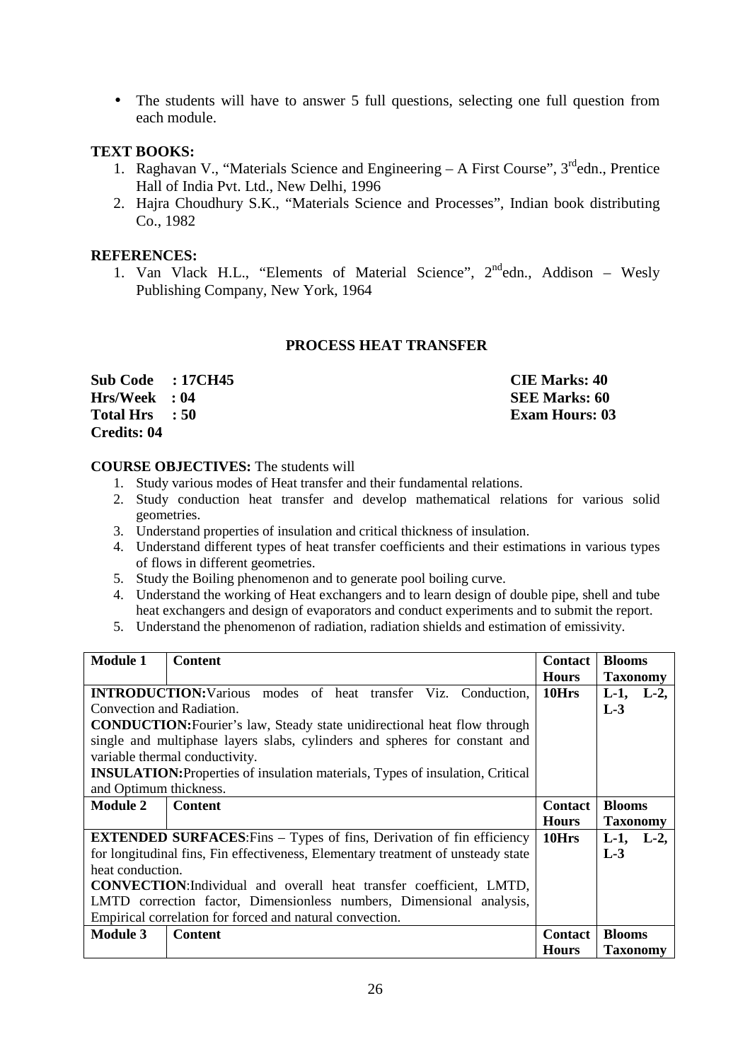- The students will have to answer 5 full questions, selecting one full question from each module.

**TEXT BOOKS:**

1. Raghavan V., "Materials Science and Engineering – A First Course", 3[rd]edn., Prentice Hall of India Pvt. Ltd., New Delhi, 1996
2. Hajra Choudhury S.K., "Materials Science and Processes", Indian book distributing Co., 1982

**REFERENCES:**

1. Van Vlack H.L., "Elements of Material Science", 2[nd]edn., Addison – Wesly Publishing Company, New York, 1964

## PROCESS HEAT TRANSFER

**Sub Code : 17CH45** **CIE Marks: 40**
**Hrs/Week : 04** **SEE Marks: 60**
**Total Hrs : 50** **Exam Hours: 03**
**Credits: 04**

**COURSE OBJECTIVES:** The students will

1. Study various modes of Heat transfer and their fundamental relations.
2. Study conduction heat transfer and develop mathematical relations for various solid geometries.
3. Understand properties of insulation and critical thickness of insulation.
4. Understand different types of heat transfer coefficients and their estimations in various types of flows in different geometries.
5. Study the Boiling phenomenon and to generate pool boiling curve.
4. Understand the working of Heat exchangers and to learn design of double pipe, shell and tube heat exchangers and design of evaporators and conduct experiments and to submit the report.
5. Understand the phenomenon of radiation, radiation shields and estimation of emissivity.

| **Module 1** | **Content** | **Contact Hours** | **Blooms Taxonomy** |
|---|---|---|---|
| **INTRODUCTION:** Various modes of heat transfer Viz. Conduction, Convection and Radiation.<br>**CONDUCTION:** Fourier's law, Steady state unidirectional heat flow through single and multiphase layers slabs, cylinders and spheres for constant and variable thermal conductivity.<br>**INSULATION:** Properties of insulation materials, Types of insulation, Critical and Optimum thickness. | | **10Hrs** | **L-1, L-2, L-3** |
| **Module 2** | **Content** | **Contact Hours** | **Blooms Taxonomy** |
| **EXTENDED SURFACES:** Fins – Types of fins, Derivation of fin efficiency for longitudinal fins, Fin effectiveness, Elementary treatment of unsteady state heat conduction.<br>**CONVECTION:** Individual and overall heat transfer coefficient, LMTD, LMTD correction factor, Dimensionless numbers, Dimensional analysis, Empirical correlation for forced and natural convection. | | **10Hrs** | **L-1, L-2, L-3** |
| **Module 3** | **Content** | **Contact Hours** | **Blooms Taxonomy** |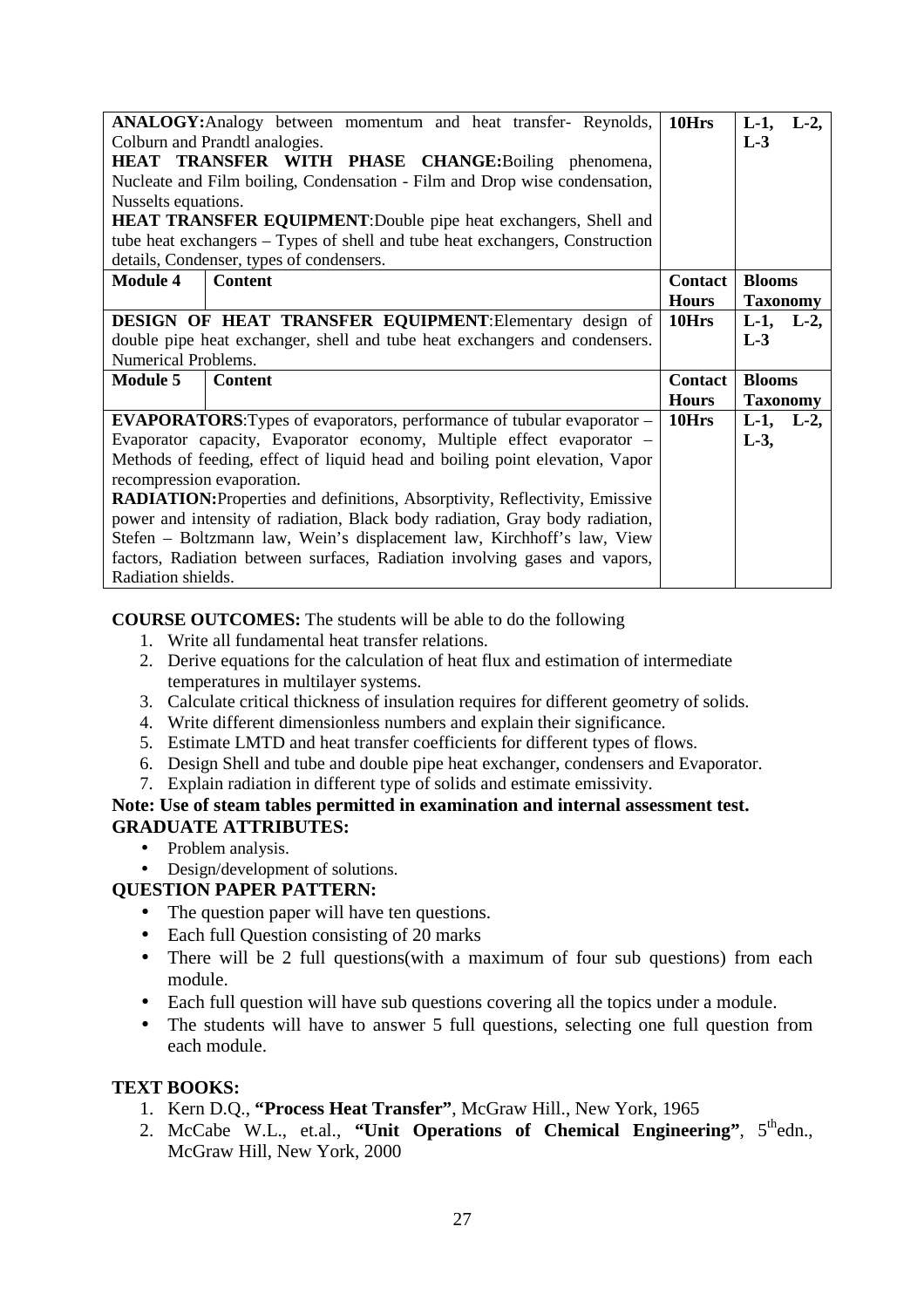| **ANALOGY:**Analogy between momentum and heat transfer- Reynolds, Colburn and Prandtl analogies. **HEAT TRANSFER WITH PHASE CHANGE:**Boiling phenomena, Nucleate and Film boiling, Condensation - Film and Drop wise condensation, Nusselts equations. **HEAT TRANSFER EQUIPMENT**:Double pipe heat exchangers, Shell and tube heat exchangers – Types of shell and tube heat exchangers, Construction details, Condenser, types of condensers. | | **10Hrs** | **L-1, L-2, L-3** |
|---|---|---|---|
| **Module 4** | **Content** | **Contact Hours** | **Blooms Taxonomy** |
| **DESIGN OF HEAT TRANSFER EQUIPMENT**:Elementary design of double pipe heat exchanger, shell and tube heat exchangers and condensers. Numerical Problems. | | **10Hrs** | **L-1, L-2, L-3** |
| **Module 5** | **Content** | **Contact Hours** | **Blooms Taxonomy** |
| **EVAPORATORS**:Types of evaporators, performance of tubular evaporator – Evaporator capacity, Evaporator economy, Multiple effect evaporator – Methods of feeding, effect of liquid head and boiling point elevation, Vapor recompression evaporation. **RADIATION:**Properties and definitions, Absorptivity, Reflectivity, Emissive power and intensity of radiation, Black body radiation, Gray body radiation, Stefen – Boltzmann law, Wein's displacement law, Kirchhoff's law, View factors, Radiation between surfaces, Radiation involving gases and vapors, Radiation shields. | | **10Hrs** | **L-1, L-2, L-3,** |

**COURSE OUTCOMES:** The students will be able to do the following

1. Write all fundamental heat transfer relations.
2. Derive equations for the calculation of heat flux and estimation of intermediate temperatures in multilayer systems.
3. Calculate critical thickness of insulation requires for different geometry of solids.
4. Write different dimensionless numbers and explain their significance.
5. Estimate LMTD and heat transfer coefficients for different types of flows.
6. Design Shell and tube and double pipe heat exchanger, condensers and Evaporator.
7. Explain radiation in different type of solids and estimate emissivity.

**Note: Use of steam tables permitted in examination and internal assessment test.**

**GRADUATE ATTRIBUTES:**

- Problem analysis.
- Design/development of solutions.

**QUESTION PAPER PATTERN:**

- The question paper will have ten questions.
- Each full Question consisting of 20 marks
- There will be 2 full questions(with a maximum of four sub questions) from each module.
- Each full question will have sub questions covering all the topics under a module.
- The students will have to answer 5 full questions, selecting one full question from each module.

**TEXT BOOKS:**

1. Kern D.Q., **"Process Heat Transfer"**, McGraw Hill., New York, 1965
2. McCabe W.L., et.al., **"Unit Operations of Chemical Engineering"**, 5th edn., McGraw Hill, New York, 2000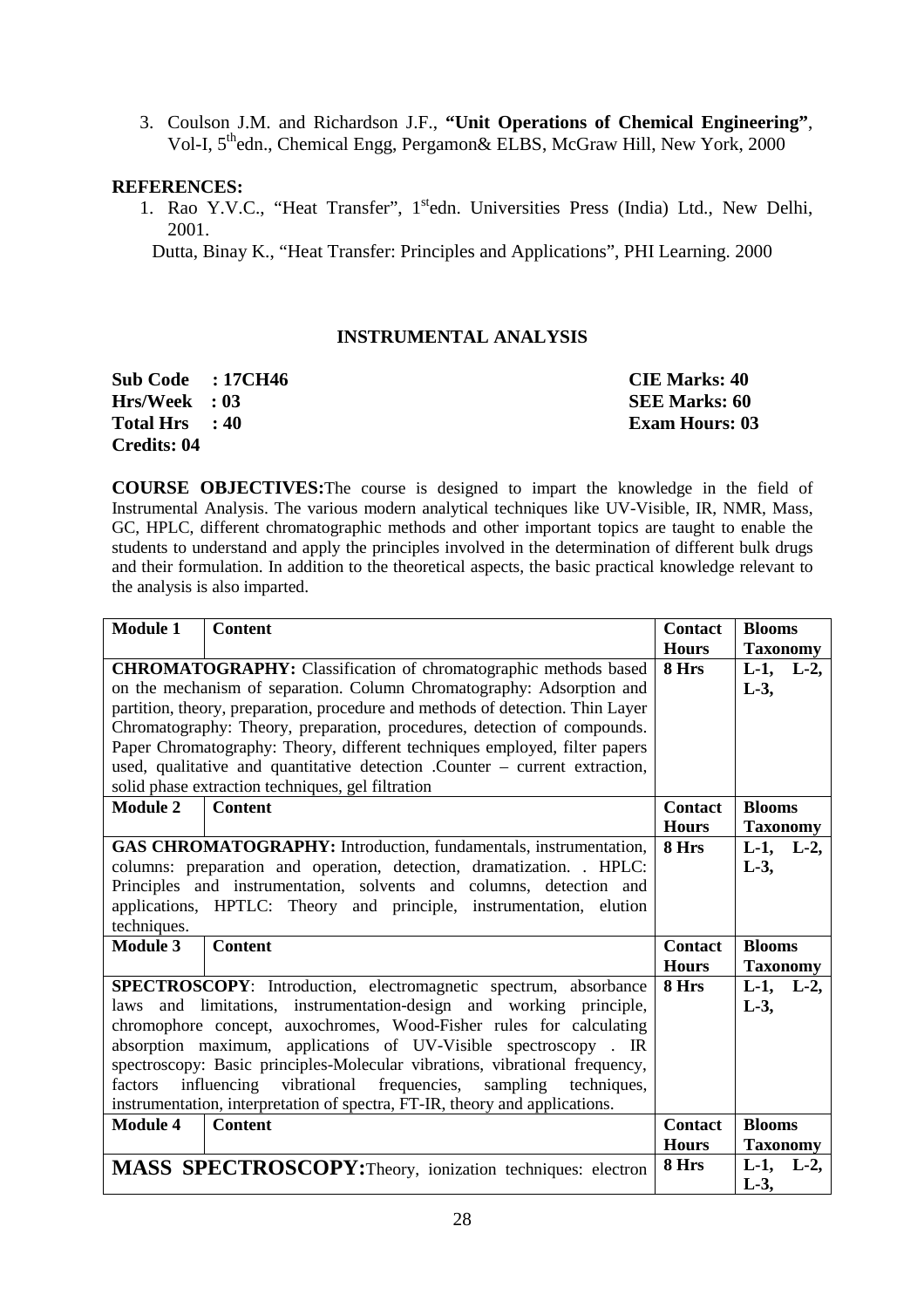3. Coulson J.M. and Richardson J.F., **"Unit Operations of Chemical Engineering"**, Vol-I, 5[th]edn., Chemical Engg, Pergamon& ELBS, McGraw Hill, New York, 2000

**REFERENCES:**

1. Rao Y.V.C., "Heat Transfer", 1[st]edn. Universities Press (India) Ltd., New Delhi, 2001.

Dutta, Binay K., "Heat Transfer: Principles and Applications", PHI Learning. 2000

## INSTRUMENTAL ANALYSIS

| | |
|---|---|
| **Sub Code : 17CH46** | **CIE Marks: 40** |
| **Hrs/Week : 03** | **SEE Marks: 60** |
| **Total Hrs : 40** | **Exam Hours: 03** |
| **Credits: 04** | |

**COURSE OBJECTIVES:**The course is designed to impart the knowledge in the field of Instrumental Analysis. The various modern analytical techniques like UV-Visible, IR, NMR, Mass, GC, HPLC, different chromatographic methods and other important topics are taught to enable the students to understand and apply the principles involved in the determination of different bulk drugs and their formulation. In addition to the theoretical aspects, the basic practical knowledge relevant to the analysis is also imparted.

| **Module 1** | **Content** | **Contact Hours** | **Blooms Taxonomy** |
|---|---|---|---|
| **CHROMATOGRAPHY:** Classification of chromatographic methods based on the mechanism of separation. Column Chromatography: Adsorption and partition, theory, preparation, procedure and methods of detection. Thin Layer Chromatography: Theory, preparation, procedures, detection of compounds. Paper Chromatography: Theory, different techniques employed, filter papers used, qualitative and quantitative detection .Counter – current extraction, solid phase extraction techniques, gel filtration | | **8 Hrs** | **L-1, L-2, L-3,** |
| **Module 2** | **Content** | **Contact Hours** | **Blooms Taxonomy** |
| **GAS CHROMATOGRAPHY:** Introduction, fundamentals, instrumentation, columns: preparation and operation, detection, dramatization. . HPLC: Principles and instrumentation, solvents and columns, detection and applications, HPTLC: Theory and principle, instrumentation, elution techniques. | | **8 Hrs** | **L-1, L-2, L-3,** |
| **Module 3** | **Content** | **Contact Hours** | **Blooms Taxonomy** |
| **SPECTROSCOPY**: Introduction, electromagnetic spectrum, absorbance laws and limitations, instrumentation-design and working principle, chromophore concept, auxochromes, Wood-Fisher rules for calculating absorption maximum, applications of UV-Visible spectroscopy . IR spectroscopy: Basic principles-Molecular vibrations, vibrational frequency, factors influencing vibrational frequencies, sampling techniques, instrumentation, interpretation of spectra, FT-IR, theory and applications. | | **8 Hrs** | **L-1, L-2, L-3,** |
| **Module 4** | **Content** | **Contact Hours** | **Blooms Taxonomy** |
| **MASS SPECTROSCOPY:**Theory, ionization techniques: electron | | **8 Hrs** | **L-1, L-2, L-3,** |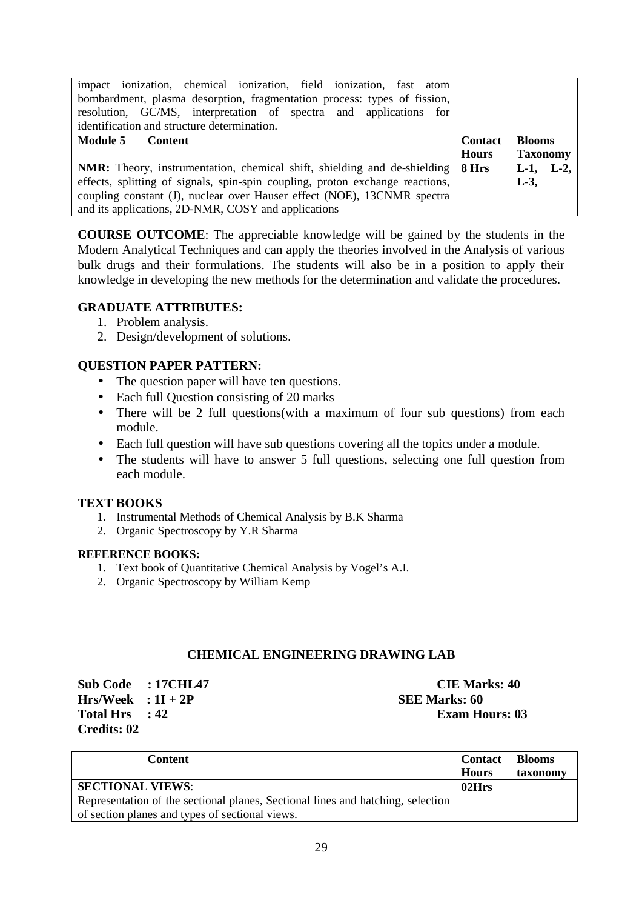| | | | |
|---|---|---|---|
| impact ionization, chemical ionization, field ionization, fast atom bombardment, plasma desorption, fragmentation process: types of fission, resolution, GC/MS, interpretation of spectra and applications for identification and structure determination. | | | |
| **Module 5** | **Content** | **Contact Hours** | **Blooms Taxonomy** |
| **NMR:** Theory, instrumentation, chemical shift, shielding and de-shielding effects, splitting of signals, spin-spin coupling, proton exchange reactions, coupling constant (J), nuclear over Hauser effect (NOE), 13CNMR spectra and its applications, 2D-NMR, COSY and applications | | **8 Hrs** | **L-1, L-2, L-3,** |

**COURSE OUTCOME**: The appreciable knowledge will be gained by the students in the Modern Analytical Techniques and can apply the theories involved in the Analysis of various bulk drugs and their formulations. The students will also be in a position to apply their knowledge in developing the new methods for the determination and validate the procedures.

**GRADUATE ATTRIBUTES:**

1. Problem analysis.
2. Design/development of solutions.

**QUESTION PAPER PATTERN:**

- The question paper will have ten questions.
- Each full Question consisting of 20 marks
- There will be 2 full questions(with a maximum of four sub questions) from each module.
- Each full question will have sub questions covering all the topics under a module.
- The students will have to answer 5 full questions, selecting one full question from each module.

**TEXT BOOKS**

1. Instrumental Methods of Chemical Analysis by B.K Sharma
2. Organic Spectroscopy by Y.R Sharma

**REFERENCE BOOKS:**

1. Text book of Quantitative Chemical Analysis by Vogel's A.I.
2. Organic Spectroscopy by William Kemp

## CHEMICAL ENGINEERING DRAWING LAB

**Sub Code : 17CHL47** **CIE Marks: 40**
**Hrs/Week : 1I + 2P** **SEE Marks: 60**
**Total Hrs : 42** **Exam Hours: 03**
**Credits: 02**

| | Content | Contact Hours | Blooms taxonomy |
|---|---|---|---|
| **SECTIONAL VIEWS**: Representation of the sectional planes, Sectional lines and hatching, selection of section planes and types of sectional views. | | **02Hrs** | |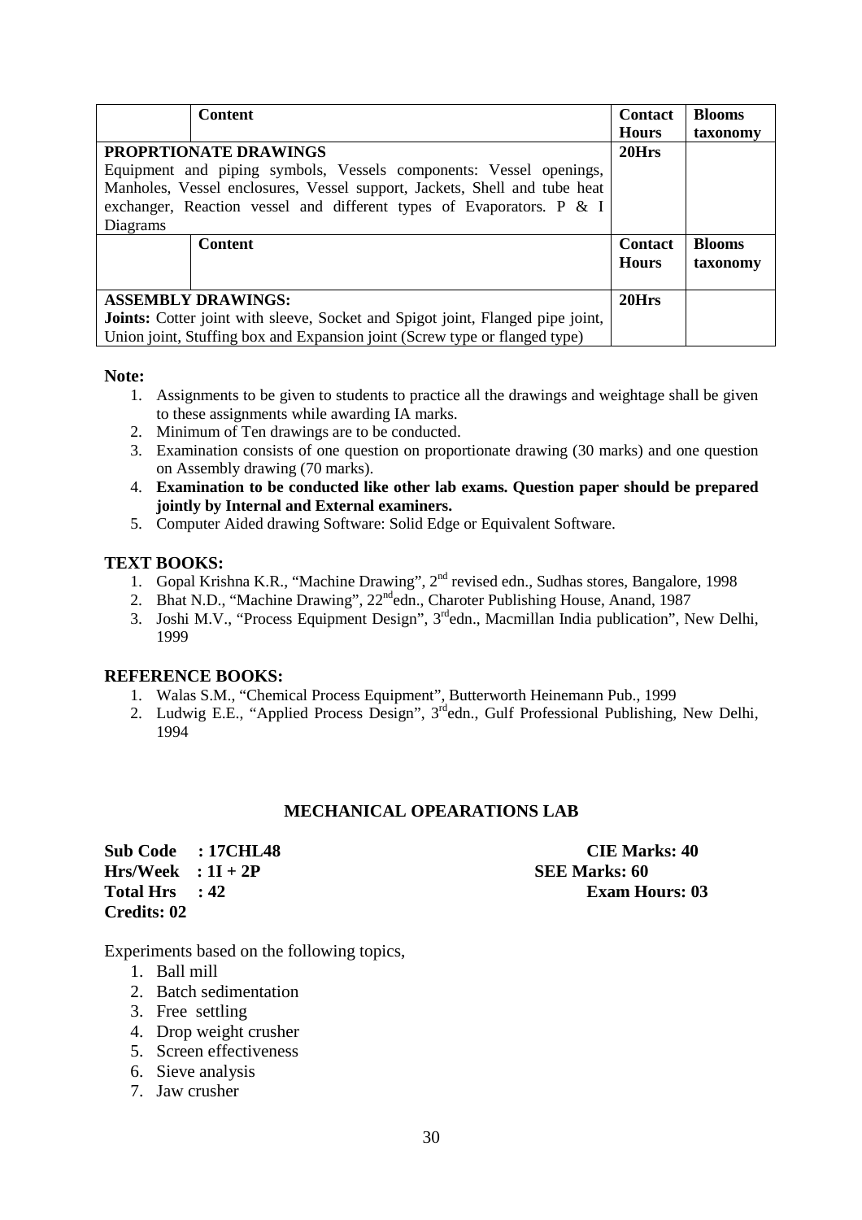| | Content | Contact Hours | Blooms taxonomy |
|---|---|---|---|
| **PROPRTIONATE DRAWINGS**<br>Equipment and piping symbols, Vessels components: Vessel openings, Manholes, Vessel enclosures, Vessel support, Jackets, Shell and tube heat exchanger, Reaction vessel and different types of Evaporators. P & I Diagrams | | 20Hrs | |
| | **Content** | **Contact Hours** | **Blooms taxonomy** |
| **ASSEMBLY DRAWINGS:**<br>**Joints:** Cotter joint with sleeve, Socket and Spigot joint, Flanged pipe joint, Union joint, Stuffing box and Expansion joint (Screw type or flanged type) | | 20Hrs | |

**Note:**

1. Assignments to be given to students to practice all the drawings and weightage shall be given to these assignments while awarding IA marks.
2. Minimum of Ten drawings are to be conducted.
3. Examination consists of one question on proportionate drawing (30 marks) and one question on Assembly drawing (70 marks).
4. **Examination to be conducted like other lab exams. Question paper should be prepared jointly by Internal and External examiners.**
5. Computer Aided drawing Software: Solid Edge or Equivalent Software.

## TEXT BOOKS:

1. Gopal Krishna K.R., "Machine Drawing", 2nd revised edn., Sudhas stores, Bangalore, 1998
2. Bhat N.D., "Machine Drawing", 22nd edn., Charoter Publishing House, Anand, 1987
3. Joshi M.V., "Process Equipment Design", 3rd edn., Macmillan India publication", New Delhi, 1999

## REFERENCE BOOKS:

1. Walas S.M., "Chemical Process Equipment", Butterworth Heinemann Pub., 1999
2. Ludwig E.E., "Applied Process Design", 3rd edn., Gulf Professional Publishing, New Delhi, 1994

## MECHANICAL OPEARATIONS LAB

**Sub Code : 17CHL48** **CIE Marks: 40**
**Hrs/Week : 1I + 2P** **SEE Marks: 60**
**Total Hrs : 42** **Exam Hours: 03**
**Credits: 02**

Experiments based on the following topics,

1. Ball mill
2. Batch sedimentation
3. Free settling
4. Drop weight crusher
5. Screen effectiveness
6. Sieve analysis
7. Jaw crusher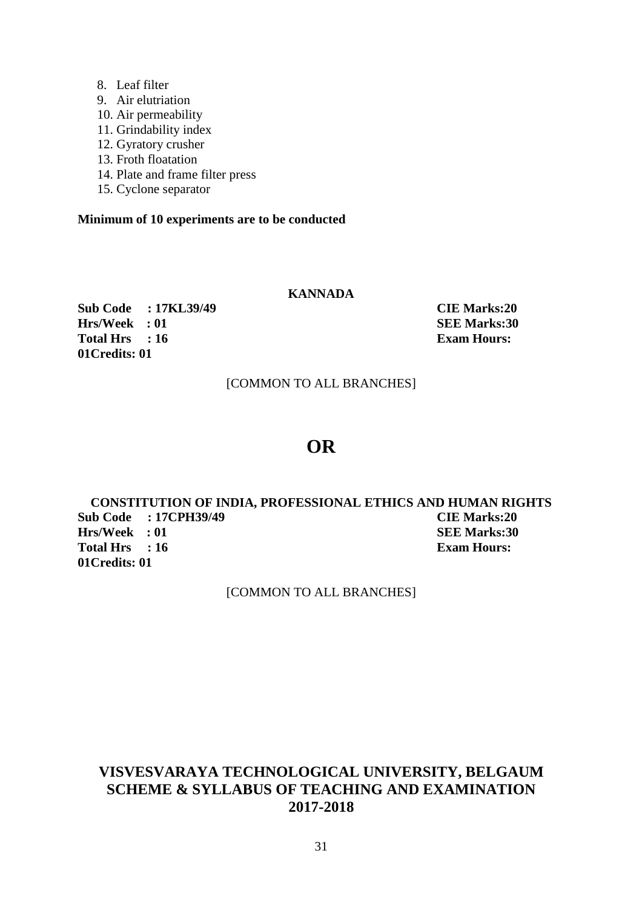8. Leaf filter
9. Air elutriation
10. Air permeability
11. Grindability index
12. Gyratory crusher
13. Froth floatation
14. Plate and frame filter press
15. Cyclone separator

**Minimum of 10 experiments are to be conducted**

### KANNADA

**Sub Code : 17KL39/49** **CIE Marks:20**
**Hrs/Week : 01** **SEE Marks:30**
**Total Hrs : 16** **Exam Hours:**
**01Credits: 01**

[COMMON TO ALL BRANCHES]

## OR

### CONSTITUTION OF INDIA, PROFESSIONAL ETHICS AND HUMAN RIGHTS

**Sub Code : 17CPH39/49** **CIE Marks:20**
**Hrs/Week : 01** **SEE Marks:30**
**Total Hrs : 16** **Exam Hours:**
**01Credits: 01**

[COMMON TO ALL BRANCHES]

## VISVESVARAYA TECHNOLOGICAL UNIVERSITY, BELGAUM
## SCHEME & SYLLABUS OF TEACHING AND EXAMINATION
## 2017-2018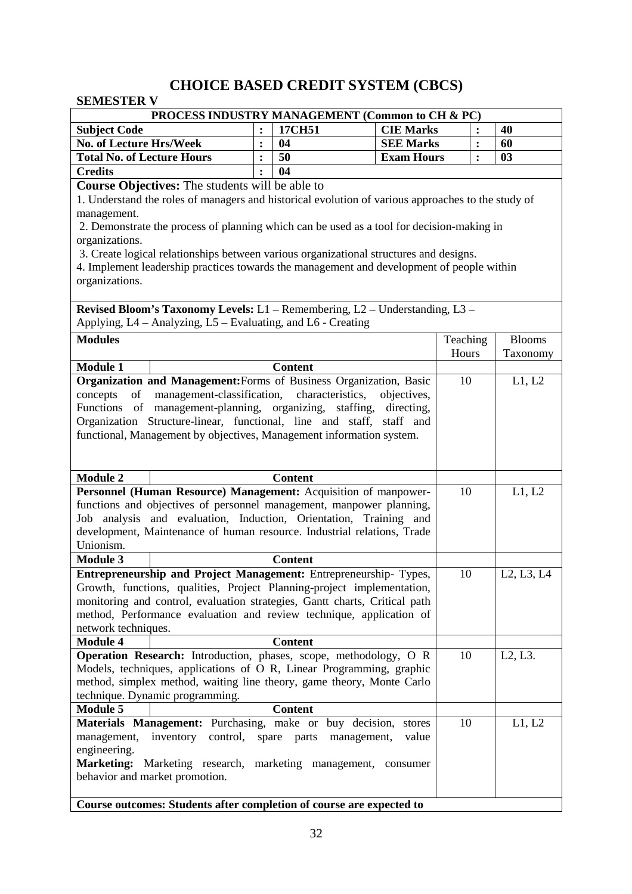# CHOICE BASED CREDIT SYSTEM (CBCS)

## SEMESTER V

| PROCESS INDUSTRY MANAGEMENT (Common to CH & PC) | | | | | |
|---|---|---|---|---|---|
| **Subject Code** | **:** | **17CH51** | **CIE Marks** | **:** | **40** |
| **No. of Lecture Hrs/Week** | **:** | **04** | **SEE Marks** | **:** | **60** |
| **Total No. of Lecture Hours** | **:** | **50** | **Exam Hours** | **:** | **03** |
| **Credits** | **:** | **04** | | | |

**Course Objectives:** The students will be able to

1. Understand the roles of managers and historical evolution of various approaches to the study of management.
2. Demonstrate the process of planning which can be used as a tool for decision-making in organizations.
3. Create logical relationships between various organizational structures and designs.
4. Implement leadership practices towards the management and development of people within organizations.

**Revised Bloom's Taxonomy Levels:** L1 – Remembering, L2 – Understanding, L3 – Applying, L4 – Analyzing, L5 – Evaluating, and L6 - Creating

| **Modules** | Teaching Hours | Blooms Taxonomy |
|---|---|---|
| **Module 1** – **Content** | | |
| **Organization and Management:** Forms of Business Organization, Basic concepts of management-classification, characteristics, objectives, Functions of management-planning, organizing, staffing, directing, Organization Structure-linear, functional, line and staff, staff and functional, Management by objectives, Management information system. | 10 | L1, L2 |
| **Module 2** – **Content** | | |
| **Personnel (Human Resource) Management:** Acquisition of manpower-functions and objectives of personnel management, manpower planning, Job analysis and evaluation, Induction, Orientation, Training and development, Maintenance of human resource. Industrial relations, Trade Unionism. | 10 | L1, L2 |
| **Module 3** – **Content** | | |
| **Entrepreneurship and Project Management:** Entrepreneurship- Types, Growth, functions, qualities, Project Planning-project implementation, monitoring and control, evaluation strategies, Gantt charts, Critical path method, Performance evaluation and review technique, application of network techniques. | 10 | L2, L3, L4 |
| **Module 4** – **Content** | | |
| **Operation Research:** Introduction, phases, scope, methodology, O R Models, techniques, applications of O R, Linear Programming, graphic method, simplex method, waiting line theory, game theory, Monte Carlo technique. Dynamic programming. | 10 | L2, L3. |
| **Module 5** – **Content** | | |
| **Materials Management:** Purchasing, make or buy decision, stores management, inventory control, spare parts management, value engineering. **Marketing:** Marketing research, marketing management, consumer behavior and market promotion. | 10 | L1, L2 |

**Course outcomes: Students after completion of course are expected to**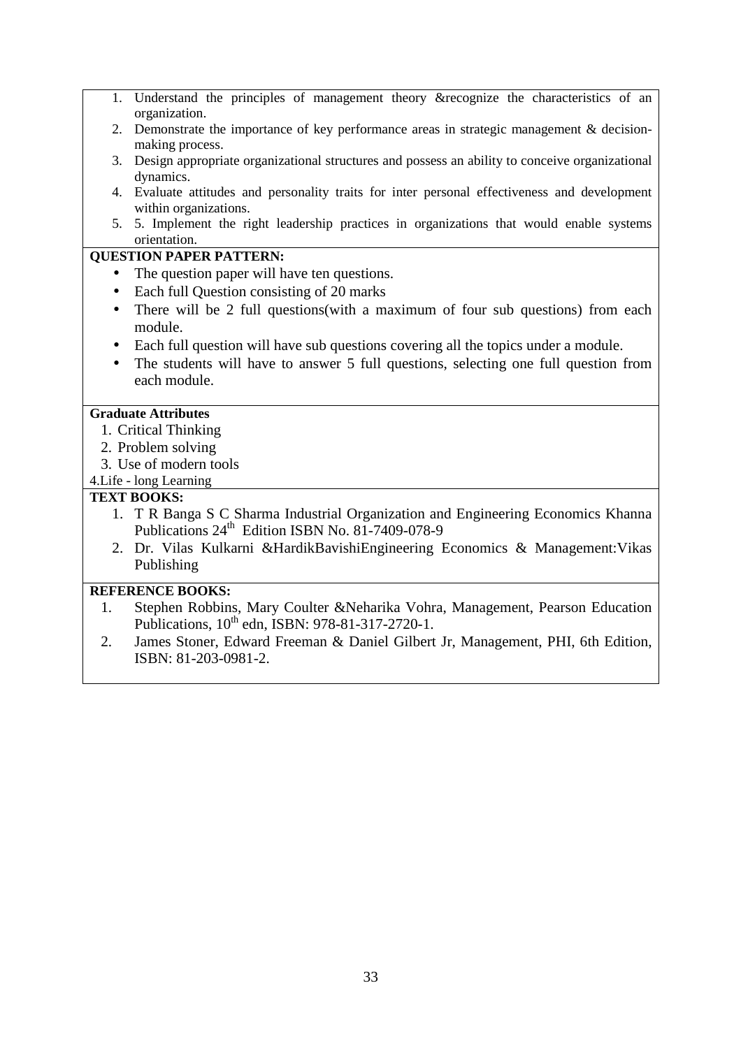1. Understand the principles of management theory &recognize the characteristics of an organization.
2. Demonstrate the importance of key performance areas in strategic management & decision-making process.
3. Design appropriate organizational structures and possess an ability to conceive organizational dynamics.
4. Evaluate attitudes and personality traits for inter personal effectiveness and development within organizations.
5. 5. Implement the right leadership practices in organizations that would enable systems orientation.

**QUESTION PAPER PATTERN:**

- The question paper will have ten questions.
- Each full Question consisting of 20 marks
- There will be 2 full questions(with a maximum of four sub questions) from each module.
- Each full question will have sub questions covering all the topics under a module.
- The students will have to answer 5 full questions, selecting one full question from each module.

**Graduate Attributes**

1. Critical Thinking
2. Problem solving
3. Use of modern tools
4. Life - long Learning

**TEXT BOOKS:**

1. T R Banga S C Sharma Industrial Organization and Engineering Economics Khanna Publications 24th Edition ISBN No. 81-7409-078-9
2. Dr. Vilas Kulkarni &HardikBavishiEngineering Economics & Management:Vikas Publishing

**REFERENCE BOOKS:**

1. Stephen Robbins, Mary Coulter &Neharika Vohra, Management, Pearson Education Publications, 10th edn, ISBN: 978-81-317-2720-1.
2. James Stoner, Edward Freeman & Daniel Gilbert Jr, Management, PHI, 6th Edition, ISBN: 81-203-0981-2.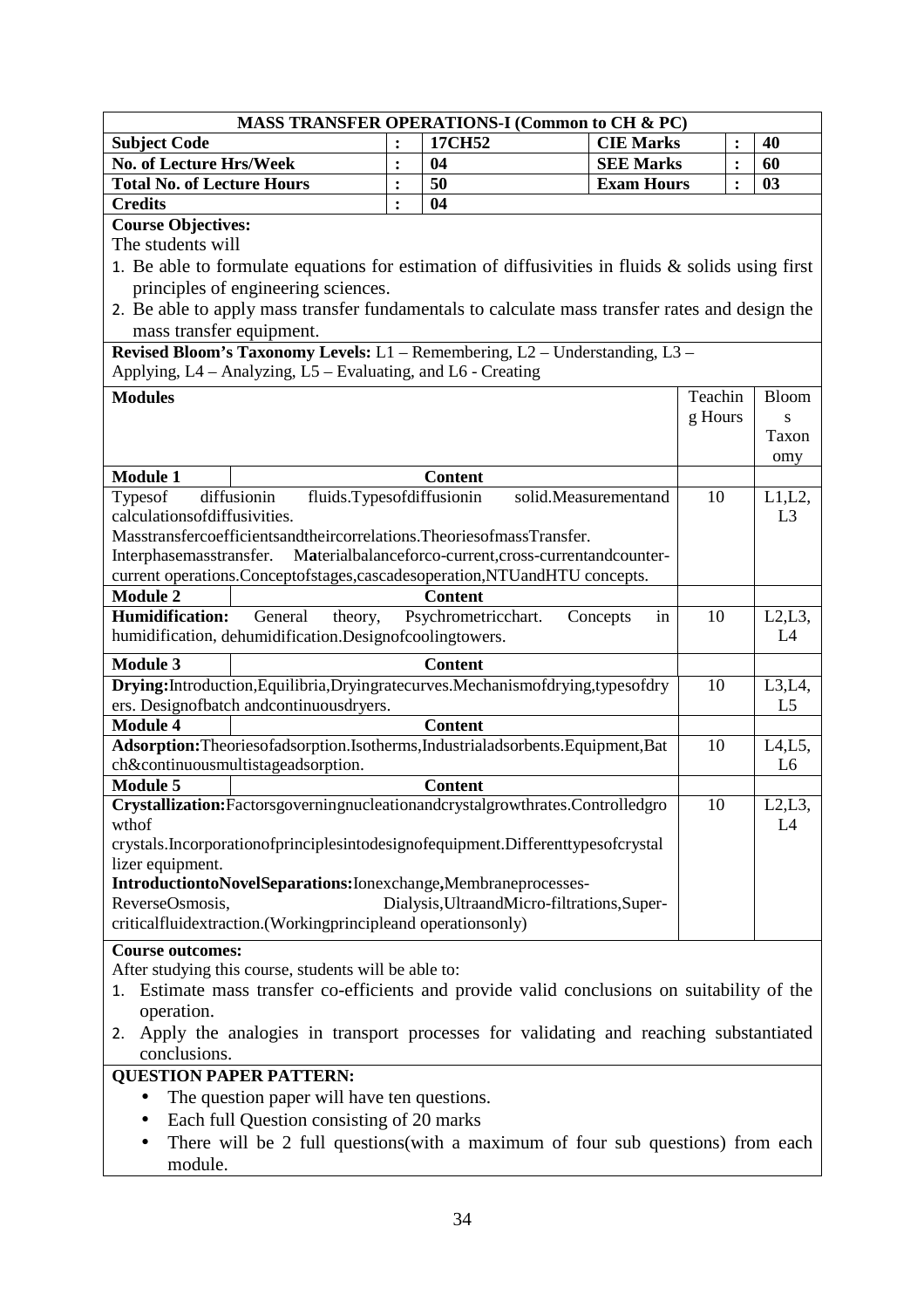## MASS TRANSFER OPERATIONS-I (Common to CH & PC)

| | | | | | |
|---|---|---|---|---|---|
| **Subject Code** | : | **17CH52** | **CIE Marks** | : | **40** |
| **No. of Lecture Hrs/Week** | : | **04** | **SEE Marks** | : | **60** |
| **Total No. of Lecture Hours** | : | **50** | **Exam Hours** | : | **03** |
| **Credits** | : | **04** | | | |

**Course Objectives:**

The students will

1. Be able to formulate equations for estimation of diffusivities in fluids & solids using first principles of engineering sciences.
2. Be able to apply mass transfer fundamentals to calculate mass transfer rates and design the mass transfer equipment.

**Revised Bloom's Taxonomy Levels:** L1 – Remembering, L2 – Understanding, L3 – Applying, L4 – Analyzing, L5 – Evaluating, and L6 - Creating

| **Modules** | Teaching Hours | Blooms Taxonomy |
|---|---|---|
| **Module 1** — **Content** | | |
| Typesof diffusionin fluids.Typesofdiffusionin solid.Measurementand calculationsofdiffusivities. Masstransfercoefficientsandtheircorrelations.TheoriesofmassTransfer. Interphasemasstransfer. Materialbalanceforco-current,cross-currentandcounter-current operations.Conceptofstages,cascadesoperation,NTUandHTU concepts. | 10 | L1,L2, L3 |
| **Module 2** — **Content** | | |
| **Humidification:** General theory, Psychrometricchart. Concepts in humidification, dehumidification.Designofcoolingtowers. | 10 | L2,L3, L4 |
| **Module 3** — **Content** | | |
| **Drying:**Introduction,Equilibria,Dryingratecurves.Mechanismofdrying,typesofdryers. Designofbatch andcontinuousdryers. | 10 | L3,L4, L5 |
| **Module 4** — **Content** | | |
| **Adsorption:**Theoriesofadsorption.Isotherms,Industrialadsorbents.Equipment,Batch&continuousmultistageadsorption. | 10 | L4,L5, L6 |
| **Module 5** — **Content** | | |
| **Crystallization:**Factorsgoverningnucleationandcrystalgrowthrates.Controlledgrowthof crystals.Incorporationofprinciplesintodesignofequipment.Differenttypesofcrystallizer equipment. **IntroductiontoNovelSeparations:**Ionexchange**,**Membraneprocesses-ReverseOsmosis, Dialysis,UltraandMicro-filtrations,Super-criticalfluidextraction.(Workingprincipleand operationsonly) | 10 | L2,L3, L4 |

**Course outcomes:**

After studying this course, students will be able to:

1. Estimate mass transfer co-efficients and provide valid conclusions on suitability of the operation.
2. Apply the analogies in transport processes for validating and reaching substantiated conclusions.

**QUESTION PAPER PATTERN:**

- The question paper will have ten questions.
- Each full Question consisting of 20 marks
- There will be 2 full questions(with a maximum of four sub questions) from each module.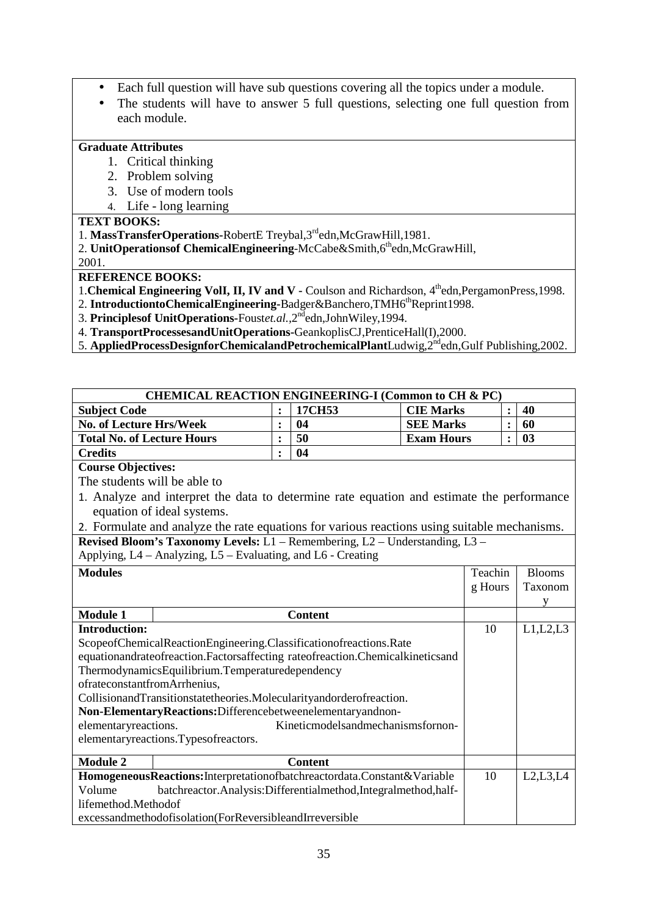- Each full question will have sub questions covering all the topics under a module.
- The students will have to answer 5 full questions, selecting one full question from each module.

**Graduate Attributes**

1. Critical thinking
2. Problem solving
3. Use of modern tools
4. Life - long learning

**TEXT BOOKS:**

1. **MassTransferOperations**-RobertE Treybal,3rd edn,McGrawHill,1981.
2. **UnitOperationsof ChemicalEngineering**-McCabe&Smith,6th edn,McGrawHill, 2001.

**REFERENCE BOOKS:**

1. **Chemical Engineering VolI, II, IV and V** - Coulson and Richardson, 4th edn,PergamonPress,1998.
2. **IntroductiontoChemicalEngineering**-Badger&Banchero,TMH6th Reprint1998.
3. **Principlesof UnitOperations**-Foust*et.al.*,2nd edn,JohnWiley,1994.
4. **TransportProcessesandUnitOperations**-GeankoplisCJ,PrenticeHall(I),2000.
5. **AppliedProcessDesignforChemicalandPetrochemicalPlant**Ludwig,2nd edn,Gulf Publishing,2002.

| **CHEMICAL REACTION ENGINEERING-I (Common to CH & PC)** | | | | | |
|---|---|---|---|---|---|
| **Subject Code** | **:** | **17CH53** | **CIE Marks** | **:** | **40** |
| **No. of Lecture Hrs/Week** | **:** | **04** | **SEE Marks** | **:** | **60** |
| **Total No. of Lecture Hours** | **:** | **50** | **Exam Hours** | **:** | **03** |
| **Credits** | **:** | **04** | | | |

**Course Objectives:**

The students will be able to

1. Analyze and interpret the data to determine rate equation and estimate the performance equation of ideal systems.
2. Formulate and analyze the rate equations for various reactions using suitable mechanisms.

**Revised Bloom's Taxonomy Levels:** L1 – Remembering, L2 – Understanding, L3 – Applying, L4 – Analyzing, L5 – Evaluating, and L6 - Creating

| **Modules** | | Teaching Hours | Blooms Taxonomy |
|---|---|---|---|
| **Module 1** | **Content** | | |
| **Introduction:** ScopeofChemicalReactionEngineering.Classificationofreactions.Rate equationandrateofreaction.Factorsaffecting rateofreaction.Chemicalkineticsand ThermodynamicsEquilibrium.Temperaturedependency ofrateconstantfromArrhenius, CollisionandTransitionstatetheories.Molecularityandorderofreaction. **Non-ElementaryReactions:**Differencebetweenelementaryandnon-elementaryreactions. Kineticmodelsandmechanismsfornon-elementaryreactions.Typesofreactors. | | 10 | L1,L2,L3 |
| **Module 2** | **Content** | | |
| **HomogeneousReactions:**Interpretationofbatchreactordata.Constant&Variable Volume batchreactor.Analysis:Differentialmethod,Integralmethod,half-lifemethod.Methodof excessandmethodofisolation(ForReversibleandIrreversible | | 10 | L2,L3,L4 |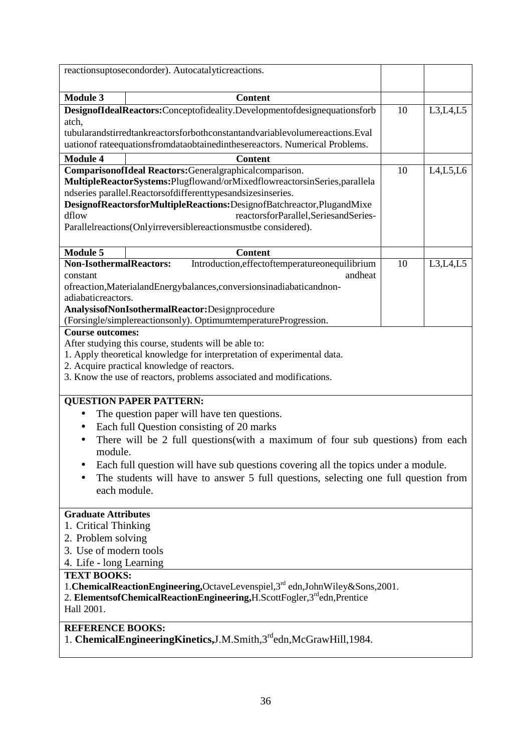| reactionsuptosecondorder). Autocatalyticreactions. | | | |
|---|---|---|---|
| **Module 3** | **Content** | | |
| **DesignofIdealReactors:**Conceptofideality.Developmentofdesignequationsforb atch, tubularandstirredtankreactorsforbothconstantandvariablevolumereactions.Eval uationof rateequationsfromdataobtainedinthesereactors. Numerical Problems. | | 10 | L3,L4,L5 |
| **Module 4** | **Content** | | |
| **ComparisonofIdeal Reactors:**Generalgraphicalcomparison. **MultipleReactorSystems:**Plugflowand/orMixedflowreactorsinSeries,parallela ndseries parallel.Reactorsofdifferenttypesandsizesinseries. **DesignofReactorsforMultipleReactions:**DesignofBatchreactor,PlugandMixe dflow reactorsforParallel,SeriesandSeries-Parallelreactions(Onlyirreversiblereactionsmustbe considered). | | 10 | L4,L5,L6 |
| **Module 5** | **Content** | | |
| **Non-IsothermalReactors:** Introduction,effectoftemperatureonequilibrium constant andheat ofreaction,MaterialandEnergybalances,conversionsinadiabaticandnon-adiabaticreactors. **AnalysisofNonIsothermalReactor:**Designprocedure (Forsingle/simplereactionsonly). OptimumtemperatureProgression. | | 10 | L3,L4,L5 |

**Course outcomes:**

After studying this course, students will be able to:

1. Apply theoretical knowledge for interpretation of experimental data.
2. Acquire practical knowledge of reactors.
3. Know the use of reactors, problems associated and modifications.

**QUESTION PAPER PATTERN:**

- The question paper will have ten questions.
- Each full Question consisting of 20 marks
- There will be 2 full questions(with a maximum of four sub questions) from each module.
- Each full question will have sub questions covering all the topics under a module.
- The students will have to answer 5 full questions, selecting one full question from each module.

**Graduate Attributes**

1. Critical Thinking
2. Problem solving
3. Use of modern tools
4. Life - long Learning

**TEXT BOOKS:**

1. **ChemicalReactionEngineering,**OctaveLevenspiel,3rd edn,JohnWiley&Sons,2001.
2. **ElementsofChemicalReactionEngineering,**H.ScottFogler,3rdedn,Prentice Hall 2001.

**REFERENCE BOOKS:**

1. **ChemicalEngineeringKinetics,**J.M.Smith,3rdedn,McGrawHill,1984.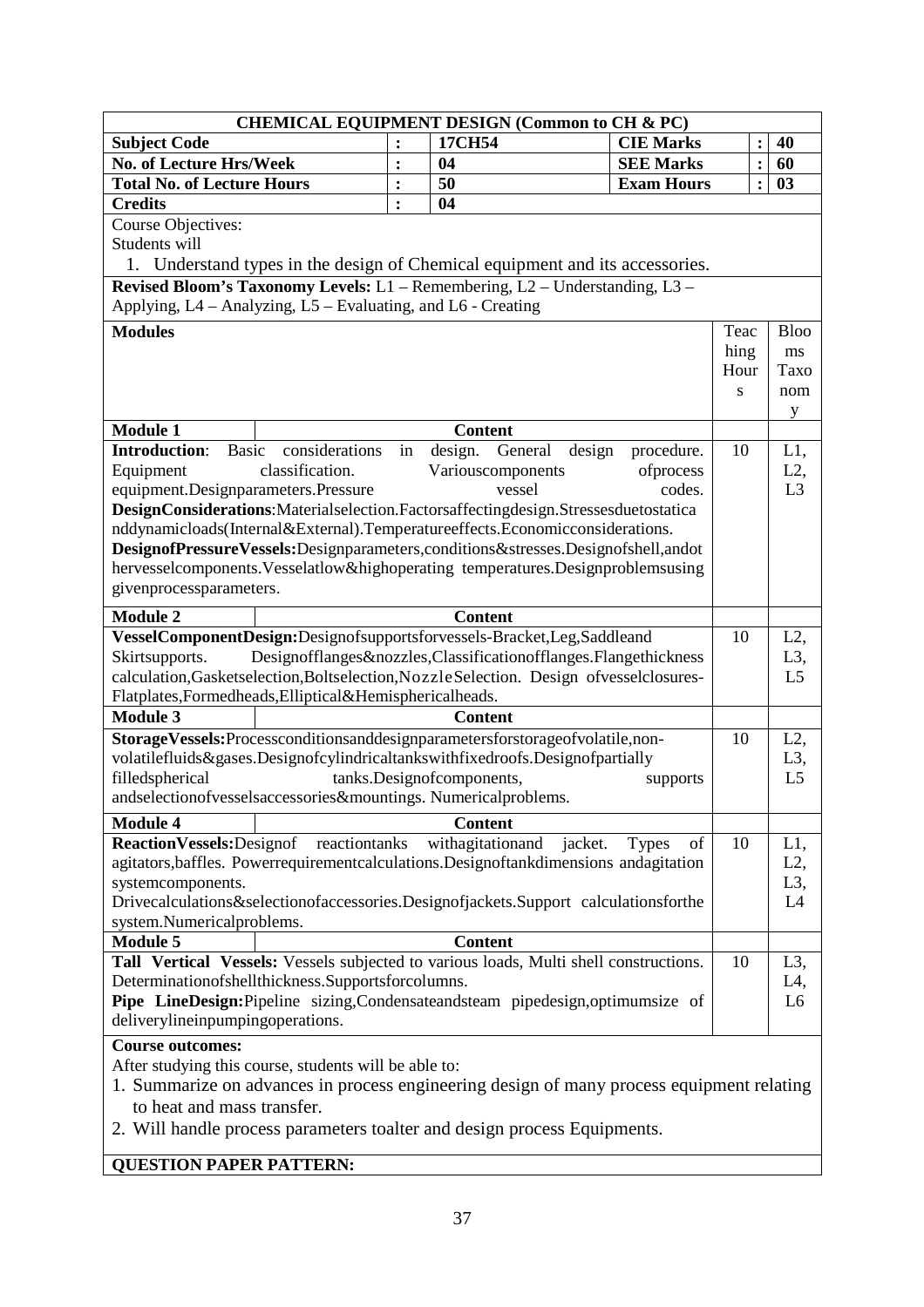| CHEMICAL EQUIPMENT DESIGN (Common to CH & PC) | | | | | |
|---|---|---|---|---|---|
| **Subject Code** | : | **17CH54** | **CIE Marks** | : | **40** |
| **No. of Lecture Hrs/Week** | : | **04** | **SEE Marks** | : | **60** |
| **Total No. of Lecture Hours** | : | **50** | **Exam Hours** | : | **03** |
| **Credits** | : | **04** | | | |

Course Objectives:

Students will

1. Understand types in the design of Chemical equipment and its accessories.

**Revised Bloom's Taxonomy Levels:** L1 – Remembering, L2 – Understanding, L3 – Applying, L4 – Analyzing, L5 – Evaluating, and L6 - Creating

| **Modules** | Teaching Hours | Blooms Taxonomy |
|---|---|---|
| **Module 1** — **Content** | | |
| **Introduction**: Basic considerations in design. General design procedure. Equipment classification. Variouscomponents ofprocess equipment.Designparameters.Pressure vessel codes. **DesignConsiderations**:Materialselection.Factorsaffectingdesign.Stressesduetostaticandynamicloads(Internal&External).Temperatureeffects.Economicconsiderations. **DesignofPressureVessels:**Designparameters,conditions&stresses.Designofshell,andothervesselcomponents.Vesselatlow&highoperating temperatures.Designproblemsusing givenprocessparameters. | 10 | L1, L2, L3 |
| **Module 2** — **Content** | | |
| **VesselComponentDesign:**Designofsupportsforvessels-Bracket,Leg,Saddleand Skirtsupports. Designofflanges&nozzles,Classificationofflanges.Flangethickness calculation,Gasketselection,Boltselection,NozzleSelection. Design ofvesselclosures-Flatplates,Formedheads,Elliptical&Hemisphericalheads. | 10 | L2, L3, L5 |
| **Module 3** — **Content** | | |
| **StorageVessels:**Processconditionsanddesignparametersforstorageofvolatile,non-volatilefluids&gases.Designofcylindricaltankswithfixedroofs.Designofpartially filledspherical tanks.Designofcomponents, supports andselectionofvesselsaccessories&mountings. Numericalproblems. | 10 | L2, L3, L5 |
| **Module 4** — **Content** | | |
| **ReactionVessels:**Designof reactiontanks withagitationand jacket. Types of agitators,baffles. Powerrequirementcalculations.Designoftankdimensions andagitation systemcomponents. Drivecalculations&selectionofaccessories.Designofjackets.Support calculationsforthe system.Numericalproblems. | 10 | L1, L2, L3, L4 |
| **Module 5** — **Content** | | |
| **Tall Vertical Vessels:** Vessels subjected to various loads, Multi shell constructions. Determinationofshellthickness.Supportsforcolumns. **Pipe LineDesign:**Pipeline sizing,Condensateandsteam pipedesign,optimumsize of deliverylineinpumpingoperations. | 10 | L3, L4, L6 |

**Course outcomes:**

After studying this course, students will be able to:

1. Summarize on advances in process engineering design of many process equipment relating to heat and mass transfer.
2. Will handle process parameters toalter and design process Equipments.

**QUESTION PAPER PATTERN:**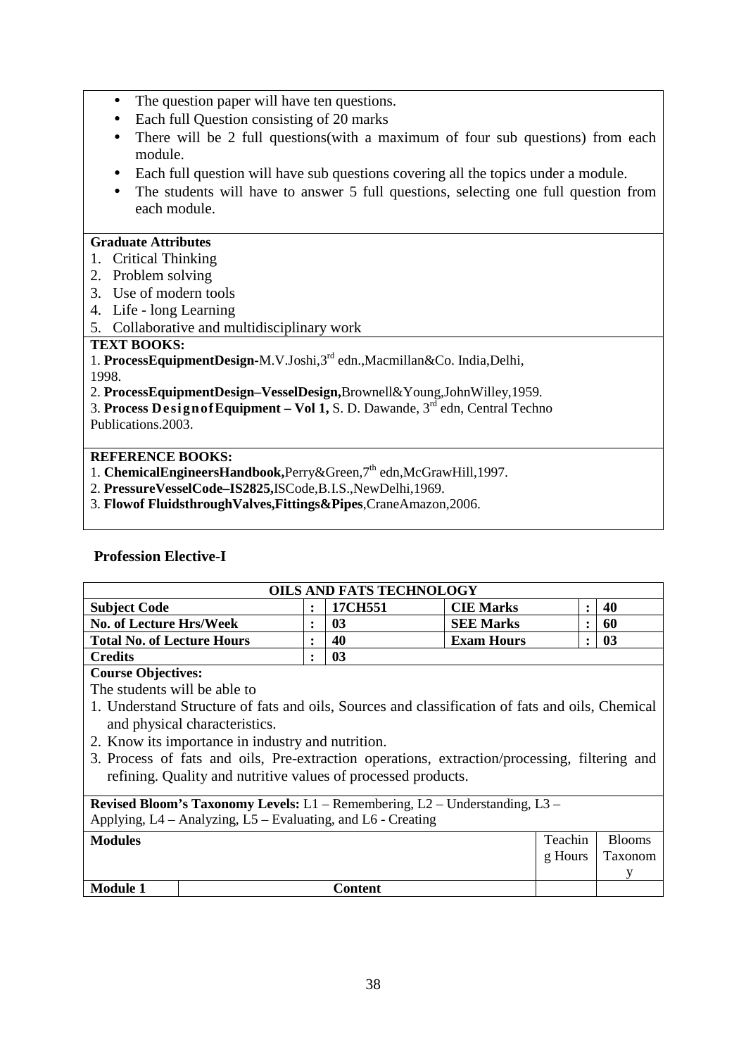- The question paper will have ten questions.
- Each full Question consisting of 20 marks
- There will be 2 full questions(with a maximum of four sub questions) from each module.
- Each full question will have sub questions covering all the topics under a module.
- The students will have to answer 5 full questions, selecting one full question from each module.

**Graduate Attributes**

1. Critical Thinking
2. Problem solving
3. Use of modern tools
4. Life - long Learning
5. Collaborative and multidisciplinary work

**TEXT BOOKS:**

1. **ProcessEquipmentDesign**-M.V.Joshi,3rd edn.,Macmillan&Co. India,Delhi, 1998.
2. **ProcessEquipmentDesign–VesselDesign,**Brownell&Young,JohnWilley,1959.
3. **Process DesignofEquipment – Vol 1,** S. D. Dawande, 3rd edn, Central Techno Publications.2003.

**REFERENCE BOOKS:**

1. **ChemicalEngineersHandbook,**Perry&Green,7th edn,McGrawHill,1997.
2. **PressureVesselCode–IS2825,**ISCode,B.I.S.,NewDelhi,1969.
3. **Flowof FluidsthroughValves,Fittings&Pipes**,CraneAmazon,2006.

## Profession Elective-I

| **OILS AND FATS TECHNOLOGY** | | | | | |
|---|---|---|---|---|---|
| **Subject Code** | : | **17CH551** | **CIE Marks** | : | **40** |
| **No. of Lecture Hrs/Week** | : | **03** | **SEE Marks** | : | **60** |
| **Total No. of Lecture Hours** | : | **40** | **Exam Hours** | : | **03** |
| **Credits** | : | **03** | | | |

**Course Objectives:**

The students will be able to

1. Understand Structure of fats and oils, Sources and classification of fats and oils, Chemical and physical characteristics.
2. Know its importance in industry and nutrition.
3. Process of fats and oils, Pre-extraction operations, extraction/processing, filtering and refining. Quality and nutritive values of processed products.

**Revised Bloom's Taxonomy Levels:** L1 – Remembering, L2 – Understanding, L3 – Applying, L4 – Analyzing, L5 – Evaluating, and L6 - Creating

| **Modules** | | Teaching Hours | Blooms Taxonomy |
|---|---|---|---|
| **Module 1** | **Content** | | |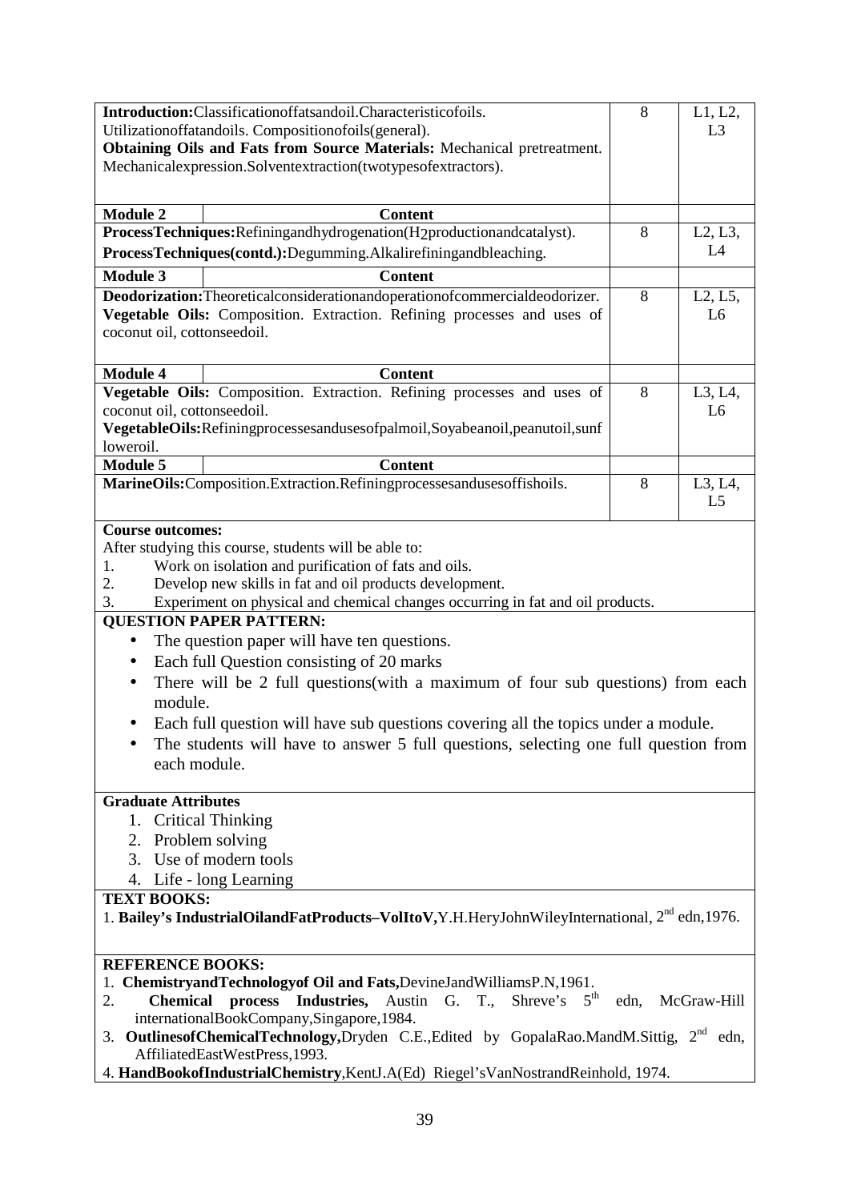| | | | |
|---|---|---|---|
| **Introduction:** Classification of fats and oil. Characteristic of oils. Utilization of fat and oils. Composition of oils (general). **Obtaining Oils and Fats from Source Materials:** Mechanical pretreatment. Mechanical expression. Solvent extraction (two types of extractors). | | 8 | L1, L2, L3 |
| **Module 2** | **Content** | | |
| **Process Techniques:** Refining and hydrogenation ($H_2$ production and catalyst). **Process Techniques (contd.):** Degumming. Alkali refining and bleaching. | | 8 | L2, L3, L4 |
| **Module 3** | **Content** | | |
| **Deodorization:** Theoretical consideration and operation of commercial deodorizer. **Vegetable Oils:** Composition. Extraction. Refining processes and uses of coconut oil, cottonseed oil. | | 8 | L2, L5, L6 |
| **Module 4** | **Content** | | |
| **Vegetable Oils:** Composition. Extraction. Refining processes and uses of coconut oil, cottonseed oil. **Vegetable Oils:** Refining processes and uses of palm oil, Soyabean oil, peanut oil, sunflower oil. | | 8 | L3, L4, L6 |
| **Module 5** | **Content** | | |
| **Marine Oils:** Composition. Extraction. Refining processes and uses of fish oils. | | 8 | L3, L4, L5 |

**Course outcomes:**

After studying this course, students will be able to:

1. Work on isolation and purification of fats and oils.
2. Develop new skills in fat and oil products development.
3. Experiment on physical and chemical changes occurring in fat and oil products.

**QUESTION PAPER PATTERN:**

- The question paper will have ten questions.
- Each full Question consisting of 20 marks
- There will be 2 full questions(with a maximum of four sub questions) from each module.
- Each full question will have sub questions covering all the topics under a module.
- The students will have to answer 5 full questions, selecting one full question from each module.

**Graduate Attributes**

1. Critical Thinking
2. Problem solving
3. Use of modern tools
4. Life - long Learning

**TEXT BOOKS:**

1. **Bailey's Industrial Oil and Fat Products – Vol I to V,** Y.H.Hery John Wiley International, 2nd edn, 1976.

**REFERENCE BOOKS:**

1. **Chemistry and Technology of Oil and Fats,** Devine J and Williams P.N, 1961.
2. **Chemical process Industries,** Austin G. T., Shreve's 5th edn, McGraw-Hill international Book Company, Singapore, 1984.
3. **Outlines of Chemical Technology,** Dryden C.E., Edited by Gopala Rao. M and M. Sittig, 2nd edn, Affiliated East West Press, 1993.
4. **Hand Book of Industrial Chemistry**, Kent J.A (Ed) Riegel's Van Nostrand Reinhold, 1974.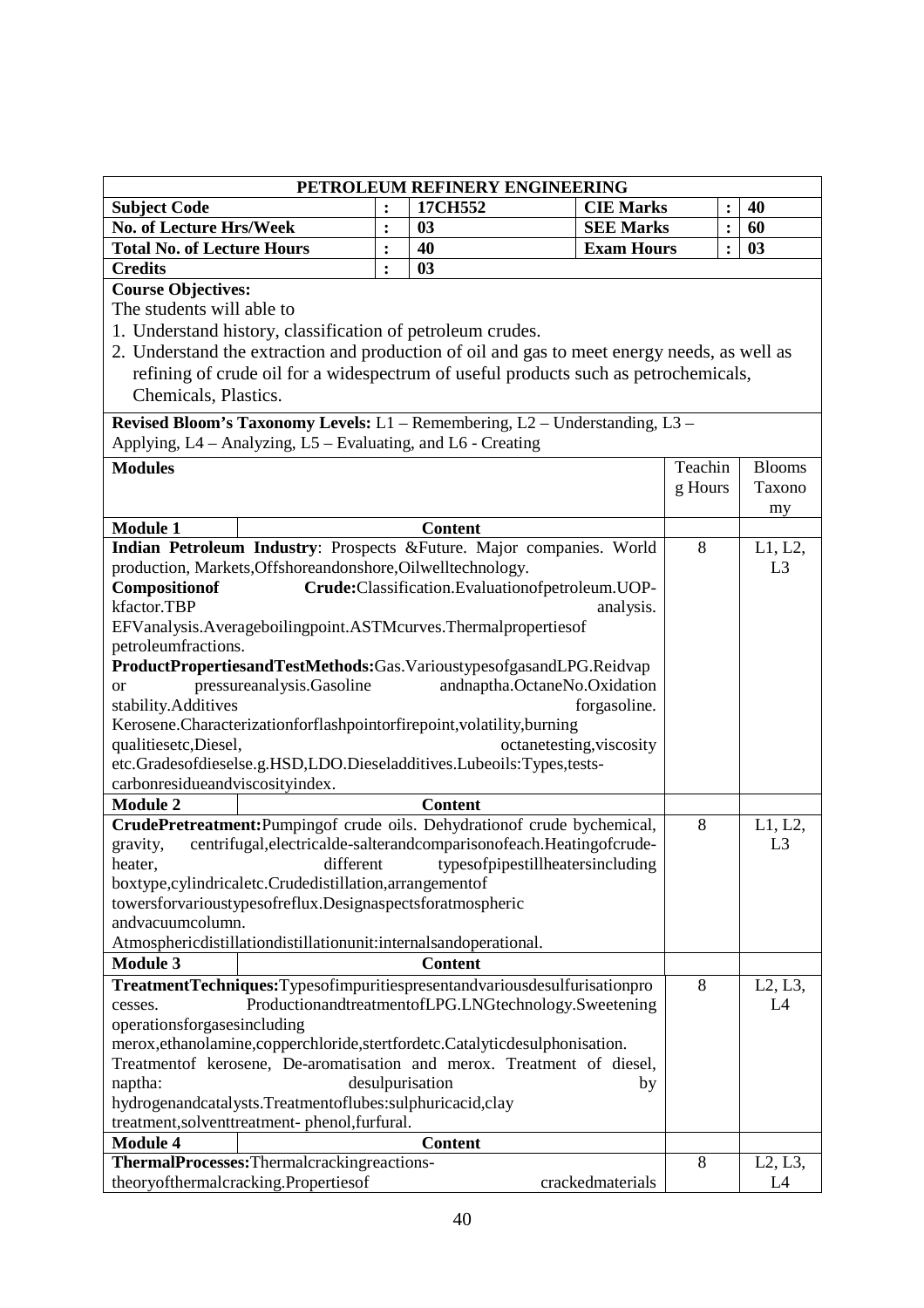| PETROLEUM REFINERY ENGINEERING | | | | | | |
|---|---|---|---|---|---|---|
| **Subject Code** | **:** | **17CH552** | **CIE Marks** | **:** | **40** | |
| **No. of Lecture Hrs/Week** | **:** | **03** | **SEE Marks** | **:** | **60** | |
| **Total No. of Lecture Hours** | **:** | **40** | **Exam Hours** | **:** | **03** | |
| **Credits** | **:** | **03** | | | | |

**Course Objectives:**

The students will able to

1. Understand history, classification of petroleum crudes.
2. Understand the extraction and production of oil and gas to meet energy needs, as well as refining of crude oil for a widespectrum of useful products such as petrochemicals, Chemicals, Plastics.

**Revised Bloom's Taxonomy Levels:** L1 – Remembering, L2 – Understanding, L3 – Applying, L4 – Analyzing, L5 – Evaluating, and L6 - Creating

| **Modules** | | Teaching Hours | Blooms Taxonomy |
|---|---|---|---|
| **Module 1** | **Content** | | |
| **Indian Petroleum Industry**: Prospects &Future. Major companies. World production, Markets,Offshoreandonshore,Oilwelltechnology. **Compositionof Crude:**Classification.Evaluationofpetroleum.UOP-kfactor.TBP analysis. EFVanalysis.Averageboilingpoint.ASTMcurves.Thermalpropertiesof petroleumfractions. **ProductPropertiesandTestMethods:**Gas.VarioustypesofgasandLPG.Reidvapor pressureanalysis.Gasoline andnaptha.OctaneNo.Oxidation stability.Additives forgasoline. Kerosene.Characterizationforflashpointorfirepoint,volatility,burning qualitiesetc,Diesel, octanetesting,viscosity etc.Gradesofdieselse.g.HSD,LDO.Dieseladditives.Lubeoils:Types,tests-carbonresidueandviscosityindex. | | 8 | L1, L2, L3 |
| **Module 2** | **Content** | | |
| **CrudePretreatment:**Pumpingof crude oils. Dehydrationof crude bychemical, gravity, centrifugal,electricalde-salterandcomparisonofeach.Heatingofcrude-heater, different typesofpipestillheatersincluding boxtype,cylindricaletc.Crudedistillation,arrangementof towersforvarioustypesofreflux.Designaspectsforatmospheric andvacuumcolumn. Atmosphericdistillationdistillationunit:internalsandoperational. | | 8 | L1, L2, L3 |
| **Module 3** | **Content** | | |
| **TreatmentTechniques:**Typesofimpuritiespresentandvariousdesulfurisationprocesses. ProductionandtreatmentofLPG.LNGtechnology.Sweetening operationsforgasesincluding merox,ethanolamine,copperchloride,stertfordetc.Catalyticdesulphonisation. Treatmentof kerosene, De-aromatisation and merox. Treatment of diesel, naptha: desulpurisation by hydrogenandcatalysts.Treatmentoflubes:sulphuricacid,clay treatment,solventtreatment- phenol,furfural. | | 8 | L2, L3, L4 |
| **Module 4** | **Content** | | |
| **ThermalProcesses:**Thermalcrackingreactions-theoryofthermalcracking.Propertiesof crackedmaterials | | 8 | L2, L3, L4 |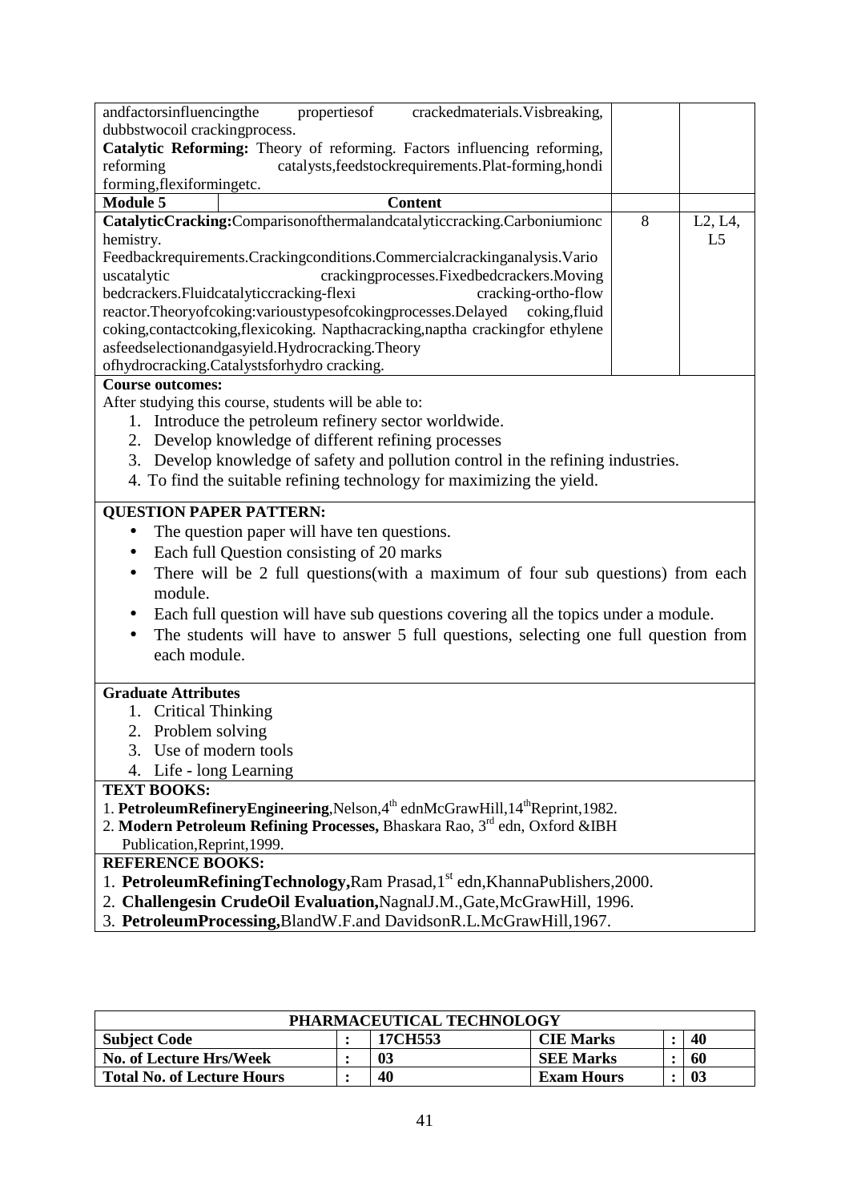| andfactorsinfluencingthe propertiesof crackedmaterials.Visbreaking, dubbstwocoil crackingprocess.<br>**Catalytic Reforming:** Theory of reforming. Factors influencing reforming, reforming catalysts,feedstockrequirements.Plat-forming,hondi forming,flexiformingetc. | | |
|---|---|---|
| **Module 5** **Content** | | |
| **CatalyticCracking:**Comparisonofthermalandcatalyticcracking.Carboniumionc hemistry. Feedbackrequirements.Crackingconditions.Commercialcrackinganalysis.Vario uscatalytic crackingprocesses.Fixedbedcrackers.Moving bedcrackers.Fluidcatalyticcracking-flexi cracking-ortho-flow reactor.Theoryofcoking:varioustypesofcokingprocesses.Delayed coking,fluid coking,contactcoking,flexicoking. Napthacracking,naptha crackingfor ethylene asfeedselectionandgasyield.Hydrocracking.Theory ofhydrocracking.Catalystsforhydro cracking. | 8 | L2, L4, L5 |

**Course outcomes:**

After studying this course, students will be able to:

1. Introduce the petroleum refinery sector worldwide.
2. Develop knowledge of different refining processes
3. Develop knowledge of safety and pollution control in the refining industries.
4. To find the suitable refining technology for maximizing the yield.

**QUESTION PAPER PATTERN:**

- The question paper will have ten questions.
- Each full Question consisting of 20 marks
- There will be 2 full questions(with a maximum of four sub questions) from each module.
- Each full question will have sub questions covering all the topics under a module.
- The students will have to answer 5 full questions, selecting one full question from each module.

**Graduate Attributes**

1. Critical Thinking
2. Problem solving
3. Use of modern tools
4. Life - long Learning

**TEXT BOOKS:**

1. **PetroleumRefineryEngineering**,Nelson,4th ednMcGrawHill,14thReprint,1982.
2. **Modern Petroleum Refining Processes,** Bhaskara Rao, 3rd edn, Oxford &IBH Publication,Reprint,1999.

**REFERENCE BOOKS:**

1. **PetroleumRefiningTechnology,**Ram Prasad,1st edn,KhannaPublishers,2000.
2. **Challengesin CrudeOil Evaluation,**NagnalJ.M.,Gate,McGrawHill, 1996.
3. **PetroleumProcessing,**BlandW.F.and DavidsonR.L.McGrawHill,1967.

| **PHARMACEUTICAL TECHNOLOGY** | | | | | |
|---|---|---|---|---|---|
| **Subject Code** | **:** | **17CH553** | **CIE Marks** | **:** | **40** |
| **No. of Lecture Hrs/Week** | **:** | **03** | **SEE Marks** | **:** | **60** |
| **Total No. of Lecture Hours** | **:** | **40** | **Exam Hours** | **:** | **03** |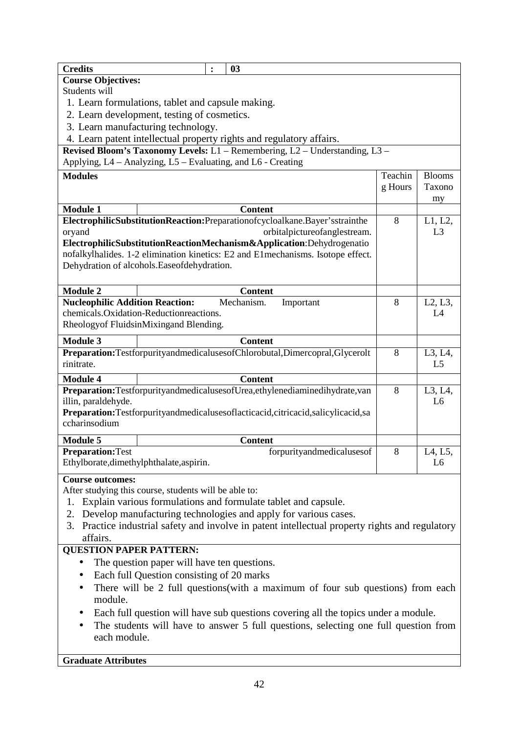| Credits | : | 03 |
|---|---|---|

**Course Objectives:**

Students will

1. Learn formulations, tablet and capsule making.
2. Learn development, testing of cosmetics.
3. Learn manufacturing technology.
4. Learn patent intellectual property rights and regulatory affairs.

**Revised Bloom's Taxonomy Levels:** L1 – Remembering, L2 – Understanding, L3 – Applying, L4 – Analyzing, L5 – Evaluating, and L6 - Creating

| Modules | Teaching Hours | Blooms Taxonomy |
|---|---|---|
| **Module 1** — **Content** | | |
| **ElectrophilicSubstitutionReaction:**Preparationofcycloalkane.Bayer'sstraintheoryand orbitalpictureofanglestream. **ElectrophilicSubstitutionReactionMechanism&Application**:Dehydrogenationofalkylhalides. 1-2 elimination kinetics: E2 and E1mechanisms. Isotope effect. Dehydration of alcohols.Easeofdehydration. | 8 | L1, L2, L3 |
| **Module 2** — **Content** | | |
| **Nucleophilic Addition Reaction:** Mechanism. Important chemicals.Oxidation-Reductionreactions. Rheologyof FluidsinMixingand Blending. | 8 | L2, L3, L4 |
| **Module 3** — **Content** | | |
| **Preparation:**TestforpurityandmedicalusesofChlorobutal,Dimercopral,Glyceroltrinitrate. | 8 | L3, L4, L5 |
| **Module 4** — **Content** | | |
| **Preparation:**TestforpurityandmedicalusesofUrea,ethylenediaminedihydrate,vanillin, paraldehyde. **Preparation:**Testforpurityandmedicalusesoflacticacid,citricacid,salicylicacid,saccharinsodium | 8 | L3, L4, L6 |
| **Module 5** — **Content** | | |
| **Preparation:**Test forpurityandmedicalusesof Ethylborate,dimethylphthalate,aspirin. | 8 | L4, L5, L6 |

**Course outcomes:**

After studying this course, students will be able to:

1. Explain various formulations and formulate tablet and capsule.
2. Develop manufacturing technologies and apply for various cases.
3. Practice industrial safety and involve in patent intellectual property rights and regulatory affairs.

**QUESTION PAPER PATTERN:**

- The question paper will have ten questions.
- Each full Question consisting of 20 marks
- There will be 2 full questions(with a maximum of four sub questions) from each module.
- Each full question will have sub questions covering all the topics under a module.
- The students will have to answer 5 full questions, selecting one full question from each module.

**Graduate Attributes**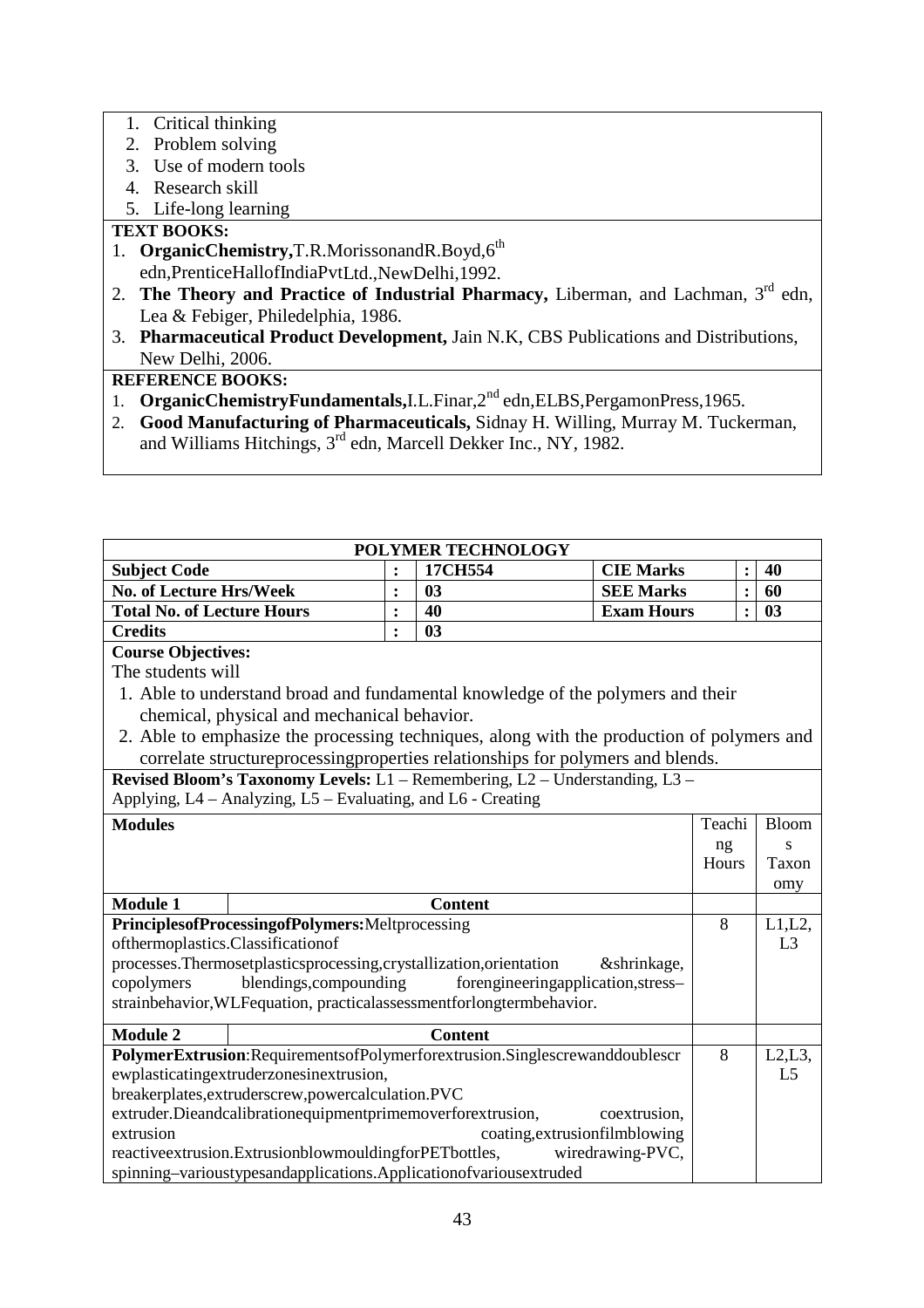1. Critical thinking
2. Problem solving
3. Use of modern tools
4. Research skill
5. Life-long learning

**TEXT BOOKS:**

1. **OrganicChemistry,**T.R.MorissonandR.Boyd,6th edn,PrenticeHallofIndiaPvtLtd.,NewDelhi,1992.
2. **The Theory and Practice of Industrial Pharmacy,** Liberman, and Lachman, 3rd edn, Lea & Febiger, Philedelphia, 1986.
3. **Pharmaceutical Product Development,** Jain N.K, CBS Publications and Distributions, New Delhi, 2006.

**REFERENCE BOOKS:**

1. **OrganicChemistryFundamentals,**I.L.Finar,2nd edn,ELBS,PergamonPress,1965.
2. **Good Manufacturing of Pharmaceuticals,** Sidnay H. Willing, Murray M. Tuckerman, and Williams Hitchings, 3rd edn, Marcell Dekker Inc., NY, 1982.

## POLYMER TECHNOLOGY

| | | | | | |
|---|---|---|---|---|---|
| **Subject Code** | **:** | **17CH554** | **CIE Marks** | **:** | **40** |
| **No. of Lecture Hrs/Week** | **:** | **03** | **SEE Marks** | **:** | **60** |
| **Total No. of Lecture Hours** | **:** | **40** | **Exam Hours** | **:** | **03** |
| **Credits** | **:** | **03** | | | |

**Course Objectives:**

The students will

1. Able to understand broad and fundamental knowledge of the polymers and their chemical, physical and mechanical behavior.
2. Able to emphasize the processing techniques, along with the production of polymers and correlate structureprocessingproperties relationships for polymers and blends.

**Revised Bloom's Taxonomy Levels:** L1 – Remembering, L2 – Understanding, L3 – Applying, L4 – Analyzing, L5 – Evaluating, and L6 - Creating

| **Modules** | Teaching Hours | Blooms Taxonomy |
|---|---|---|
| **Module 1** — **Content** | | |
| **PrinciplesofProcessingofPolymers:**Meltprocessing ofthermoplastics.Classificationof processes.Thermosetplasticsprocessing,crystallization,orientation &shrinkage, copolymers blendings,compounding forengineeringapplication,stress–strainbehavior,WLFequation, practicalassessmentforlongtermbehavior. | 8 | L1,L2, L3 |
| **Module 2** — **Content** | | |
| **PolymerExtrusion**:RequirementsofPolymerforextrusion.Singlescrewanddoublescrewplasticatingextruderzonesinextrusion, breakerplates,extruderscrew,powercalculation.PVC extruder.Dieandcalibrationequipmentprimemoverforextrusion, coextrusion, extrusion coating,extrusionfilmblowing reactiveextrusion.ExtrusionblowmouldingforPETbottles, wiredrawing-PVC, spinning–varioustypesandapplications.Applicationofvariousextruded | 8 | L2,L3, L5 |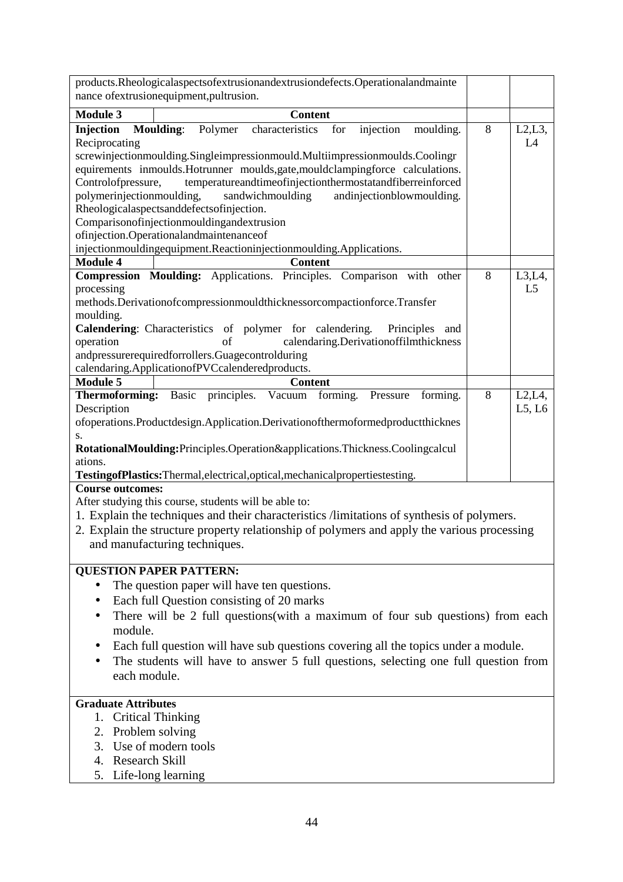| | | | |
|---|---|---|---|
| products.Rheologicalaspectsofextrusionandextrusiondefects.Operationalandmaintenance ofextrusionequipment,pultrusion. | | | |
| **Module 3** | **Content** | | |
| **Injection Moulding**: Polymer characteristics for injection moulding. Reciprocating screwinjectionmoulding.Singleimpressionmould.Multiimpressionmoulds.Coolingrequirements inmoulds.Hotrunner moulds,gate,mouldclampingforce calculations. Controlofpressure, temperatureandtimeofinjectionthermostatandfiberreinforced polymerinjectionmoulding, sandwichmoulding andinjectionblowmoulding. Rheologicalaspectsanddefectsofinjection. Comparisonofinjectionmouldingandextrusion ofinjection.Operationalandmaintenanceof injectionmouldingequipment.Reactioninjectionmoulding.Applications. | | 8 | L2,L3, L4 |
| **Module 4** | **Content** | | |
| **Compression Moulding:** Applications. Principles. Comparison with other processing methods.Derivationofcompressionmouldthicknessorcompactionforce.Transfer moulding. **Calendering**: Characteristics of polymer for calendering. Principles and operation of calendaring.Derivationoffilmthickness andpressurerequiredforrollers.Guagecontrolduring calendaring.ApplicationofPVCcalenderedproducts. | | 8 | L3,L4, L5 |
| **Module 5** | **Content** | | |
| **Thermoforming:** Basic principles. Vacuum forming. Pressure forming. Description ofoperations.Productdesign.Application.Derivationofthermoformedproductthicknes s. **RotationalMoulding:**Principles.Operation&applications.Thickness.Coolingcalcul ations. **TestingofPlastics:**Thermal,electrical,optical,mechanicalpropertiestesting. | | 8 | L2,L4, L5, L6 |

**Course outcomes:**

After studying this course, students will be able to:

1. Explain the techniques and their characteristics /limitations of synthesis of polymers.
2. Explain the structure property relationship of polymers and apply the various processing and manufacturing techniques.

**QUESTION PAPER PATTERN:**

- The question paper will have ten questions.
- Each full Question consisting of 20 marks
- There will be 2 full questions(with a maximum of four sub questions) from each module.
- Each full question will have sub questions covering all the topics under a module.
- The students will have to answer 5 full questions, selecting one full question from each module.

**Graduate Attributes**

1. Critical Thinking
2. Problem solving
3. Use of modern tools
4. Research Skill
5. Life-long learning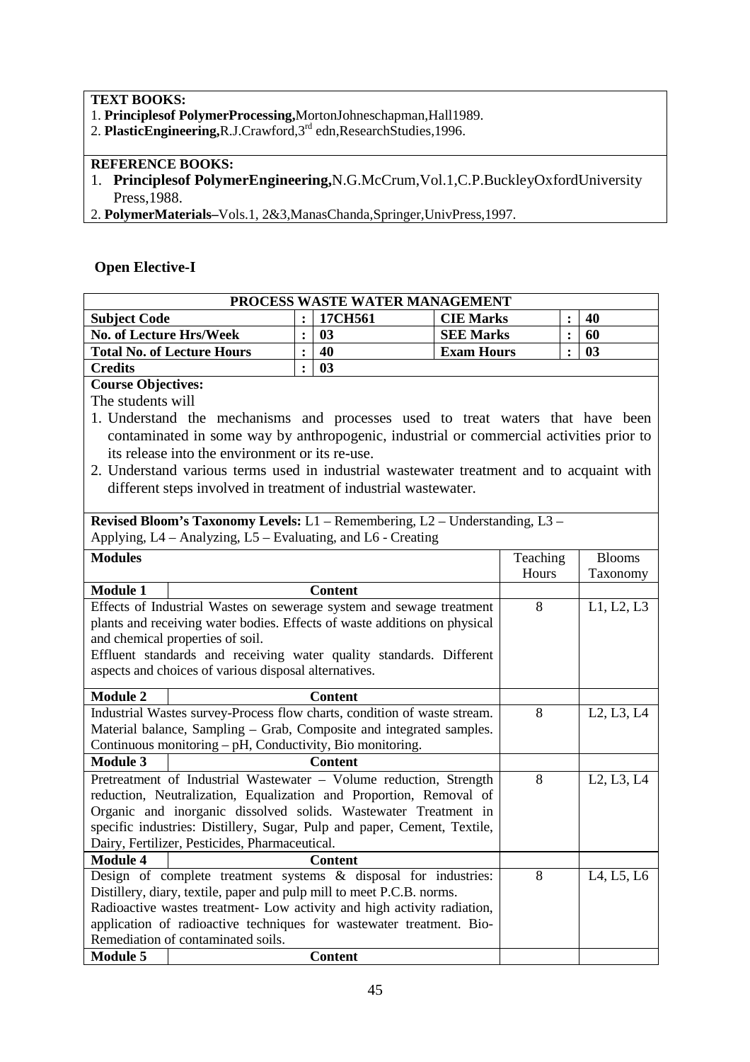**TEXT BOOKS:**

1. **Principlesof PolymerProcessing,**MortonJohneschapman,Hall1989.
2. **PlasticEngineering,**R.J.Crawford,3rd edn,ResearchStudies,1996.

**REFERENCE BOOKS:**

1. **Principlesof PolymerEngineering,**N.G.McCrum,Vol.1,C.P.BuckleyOxfordUniversity Press,1988.
2. **PolymerMaterials–**Vols.1, 2&3,ManasChanda,Springer,UnivPress,1997.

## Open Elective-I

**PROCESS WASTE WATER MANAGEMENT**

| | | | | | |
|---|---|---|---|---|---|
| **Subject Code** | : | **17CH561** | **CIE Marks** | : | **40** |
| **No. of Lecture Hrs/Week** | : | **03** | **SEE Marks** | : | **60** |
| **Total No. of Lecture Hours** | : | **40** | **Exam Hours** | : | **03** |
| **Credits** | : | **03** | | | |

**Course Objectives:**

The students will

1. Understand the mechanisms and processes used to treat waters that have been contaminated in some way by anthropogenic, industrial or commercial activities prior to its release into the environment or its re-use.
2. Understand various terms used in industrial wastewater treatment and to acquaint with different steps involved in treatment of industrial wastewater.

**Revised Bloom's Taxonomy Levels:** L1 – Remembering, L2 – Understanding, L3 – Applying, L4 – Analyzing, L5 – Evaluating, and L6 - Creating

| **Modules** | Teaching Hours | Blooms Taxonomy |
|---|---|---|
| **Module 1** — **Content** | | |
| Effects of Industrial Wastes on sewerage system and sewage treatment plants and receiving water bodies. Effects of waste additions on physical and chemical properties of soil. Effluent standards and receiving water quality standards. Different aspects and choices of various disposal alternatives. | 8 | L1, L2, L3 |
| **Module 2** — **Content** | | |
| Industrial Wastes survey-Process flow charts, condition of waste stream. Material balance, Sampling – Grab, Composite and integrated samples. Continuous monitoring – pH, Conductivity, Bio monitoring. | 8 | L2, L3, L4 |
| **Module 3** — **Content** | | |
| Pretreatment of Industrial Wastewater – Volume reduction, Strength reduction, Neutralization, Equalization and Proportion, Removal of Organic and inorganic dissolved solids. Wastewater Treatment in specific industries: Distillery, Sugar, Pulp and paper, Cement, Textile, Dairy, Fertilizer, Pesticides, Pharmaceutical. | 8 | L2, L3, L4 |
| **Module 4** — **Content** | | |
| Design of complete treatment systems & disposal for industries: Distillery, diary, textile, paper and pulp mill to meet P.C.B. norms. Radioactive wastes treatment- Low activity and high activity radiation, application of radioactive techniques for wastewater treatment. Bio-Remediation of contaminated soils. | 8 | L4, L5, L6 |
| **Module 5** — **Content** | | |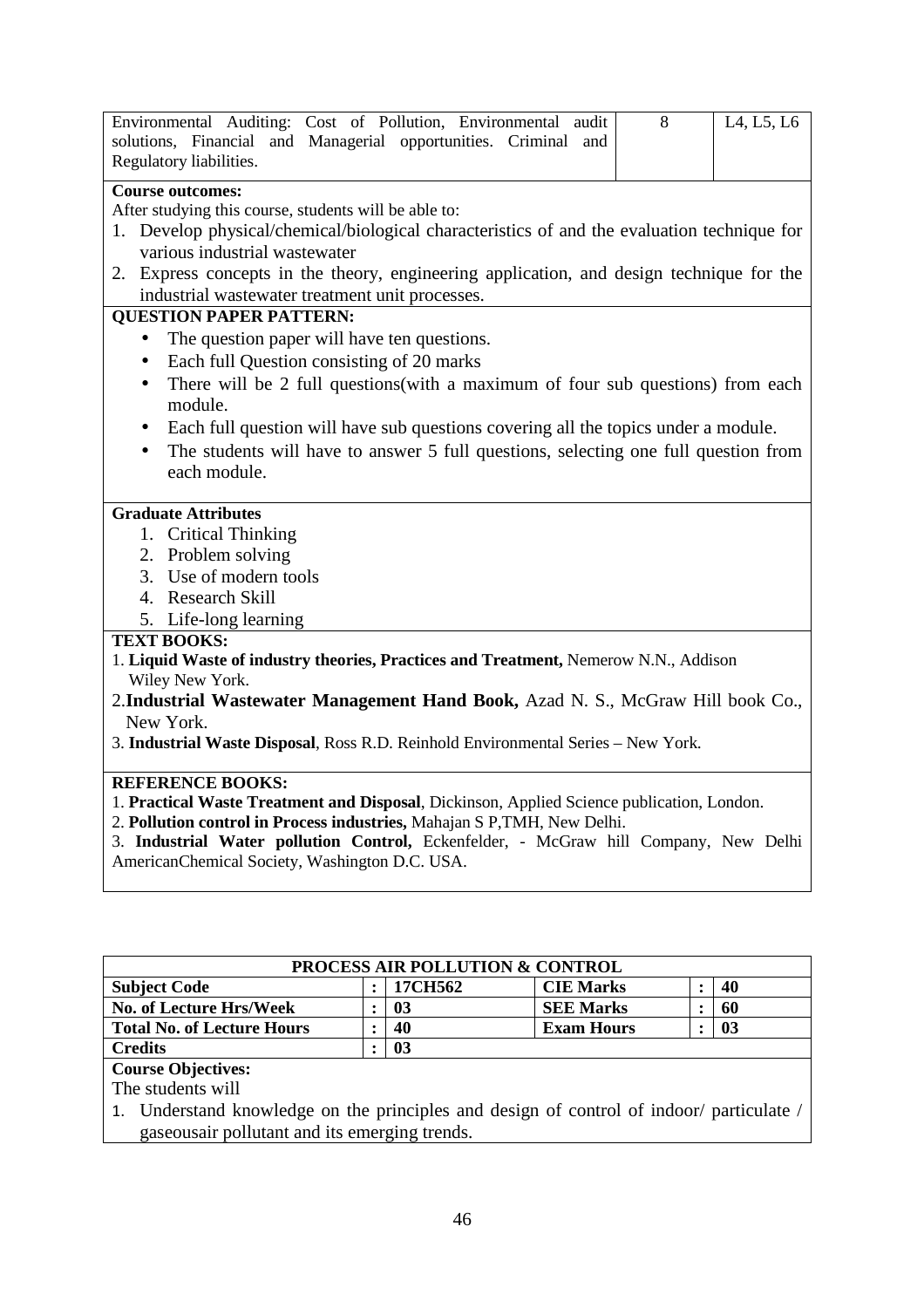| Environmental Auditing: Cost of Pollution, Environmental audit solutions, Financial and Managerial opportunities. Criminal and Regulatory liabilities. | 8 | L4, L5, L6 |
|---|---|---|

**Course outcomes:**

After studying this course, students will be able to:

1. Develop physical/chemical/biological characteristics of and the evaluation technique for various industrial wastewater
2. Express concepts in the theory, engineering application, and design technique for the industrial wastewater treatment unit processes.

**QUESTION PAPER PATTERN:**

- The question paper will have ten questions.
- Each full Question consisting of 20 marks
- There will be 2 full questions(with a maximum of four sub questions) from each module.
- Each full question will have sub questions covering all the topics under a module.
- The students will have to answer 5 full questions, selecting one full question from each module.

**Graduate Attributes**

1. Critical Thinking
2. Problem solving
3. Use of modern tools
4. Research Skill
5. Life-long learning

**TEXT BOOKS:**

1. **Liquid Waste of industry theories, Practices and Treatment,** Nemerow N.N., Addison Wiley New York.
2. **Industrial Wastewater Management Hand Book,** Azad N. S., McGraw Hill book Co., New York.
3. **Industrial Waste Disposal**, Ross R.D. Reinhold Environmental Series – New York.

**REFERENCE BOOKS:**

1. **Practical Waste Treatment and Disposal**, Dickinson, Applied Science publication, London.
2. **Pollution control in Process industries,** Mahajan S P,TMH, New Delhi.
3. **Industrial Water pollution Control,** Eckenfelder, - McGraw hill Company, New Delhi AmericanChemical Society, Washington D.C. USA.

| **PROCESS AIR POLLUTION & CONTROL** | | | | | |
|---|---|---|---|---|---|
| **Subject Code** | : | **17CH562** | **CIE Marks** | : | **40** |
| **No. of Lecture Hrs/Week** | : | **03** | **SEE Marks** | : | **60** |
| **Total No. of Lecture Hours** | : | **40** | **Exam Hours** | : | **03** |
| **Credits** | : | **03** | | | |

**Course Objectives:**

The students will

1. Understand knowledge on the principles and design of control of indoor/ particulate / gaseousair pollutant and its emerging trends.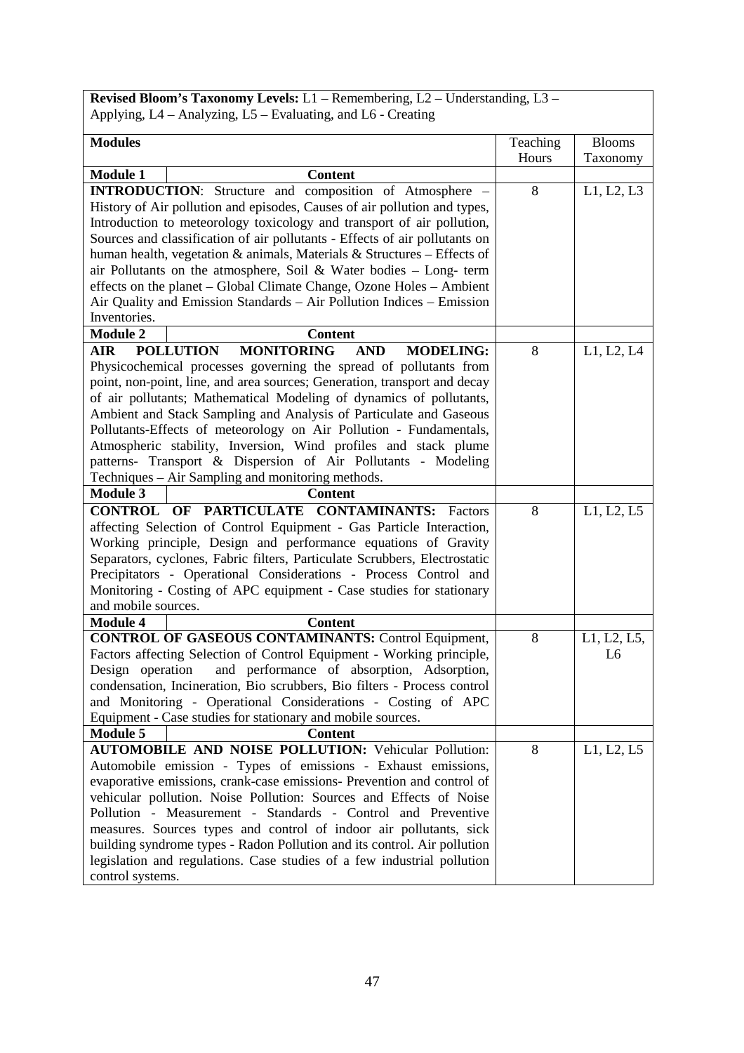**Revised Bloom's Taxonomy Levels:** L1 – Remembering, L2 – Understanding, L3 – Applying, L4 – Analyzing, L5 – Evaluating, and L6 - Creating

| **Modules** | Teaching Hours | Blooms Taxonomy |
|---|---|---|
| **Module 1** — **Content** | | |
| **INTRODUCTION**: Structure and composition of Atmosphere – History of Air pollution and episodes, Causes of air pollution and types, Introduction to meteorology toxicology and transport of air pollution, Sources and classification of air pollutants - Effects of air pollutants on human health, vegetation & animals, Materials & Structures – Effects of air Pollutants on the atmosphere, Soil & Water bodies – Long- term effects on the planet – Global Climate Change, Ozone Holes – Ambient Air Quality and Emission Standards – Air Pollution Indices – Emission Inventories. | 8 | L1, L2, L3 |
| **Module 2** — **Content** | | |
| **AIR POLLUTION MONITORING AND MODELING:** Physicochemical processes governing the spread of pollutants from point, non-point, line, and area sources; Generation, transport and decay of air pollutants; Mathematical Modeling of dynamics of pollutants, Ambient and Stack Sampling and Analysis of Particulate and Gaseous Pollutants-Effects of meteorology on Air Pollution - Fundamentals, Atmospheric stability, Inversion, Wind profiles and stack plume patterns- Transport & Dispersion of Air Pollutants - Modeling Techniques – Air Sampling and monitoring methods. | 8 | L1, L2, L4 |
| **Module 3** — **Content** | | |
| **CONTROL OF PARTICULATE CONTAMINANTS:** Factors affecting Selection of Control Equipment - Gas Particle Interaction, Working principle, Design and performance equations of Gravity Separators, cyclones, Fabric filters, Particulate Scrubbers, Electrostatic Precipitators - Operational Considerations - Process Control and Monitoring - Costing of APC equipment - Case studies for stationary and mobile sources. | 8 | L1, L2, L5 |
| **Module 4** — **Content** | | |
| **CONTROL OF GASEOUS CONTAMINANTS:** Control Equipment, Factors affecting Selection of Control Equipment - Working principle, Design operation and performance of absorption, Adsorption, condensation, Incineration, Bio scrubbers, Bio filters - Process control and Monitoring - Operational Considerations - Costing of APC Equipment - Case studies for stationary and mobile sources. | 8 | L1, L2, L5, L6 |
| **Module 5** — **Content** | | |
| **AUTOMOBILE AND NOISE POLLUTION:** Vehicular Pollution: Automobile emission - Types of emissions - Exhaust emissions, evaporative emissions, crank-case emissions- Prevention and control of vehicular pollution. Noise Pollution: Sources and Effects of Noise Pollution - Measurement - Standards - Control and Preventive measures. Sources types and control of indoor air pollutants, sick building syndrome types - Radon Pollution and its control. Air pollution legislation and regulations. Case studies of a few industrial pollution control systems. | 8 | L1, L2, L5 |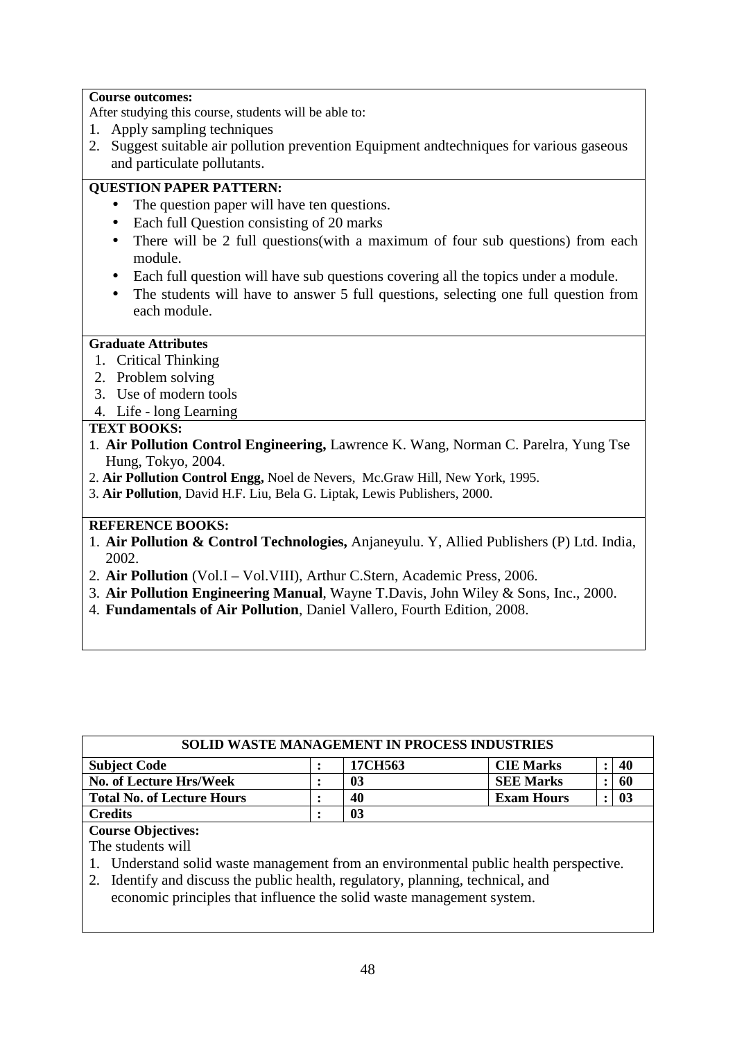**Course outcomes:**

After studying this course, students will be able to:

1. Apply sampling techniques
2. Suggest suitable air pollution prevention Equipment andtechniques for various gaseous and particulate pollutants.

**QUESTION PAPER PATTERN:**

- The question paper will have ten questions.
- Each full Question consisting of 20 marks
- There will be 2 full questions(with a maximum of four sub questions) from each module.
- Each full question will have sub questions covering all the topics under a module.
- The students will have to answer 5 full questions, selecting one full question from each module.

**Graduate Attributes**

1. Critical Thinking
2. Problem solving
3. Use of modern tools
4. Life - long Learning

**TEXT BOOKS:**

1. **Air Pollution Control Engineering,** Lawrence K. Wang, Norman C. Parelra, Yung Tse Hung, Tokyo, 2004.
2. **Air Pollution Control Engg,** Noel de Nevers, Mc.Graw Hill, New York, 1995.
3. **Air Pollution**, David H.F. Liu, Bela G. Liptak, Lewis Publishers, 2000.

**REFERENCE BOOKS:**

1. **Air Pollution & Control Technologies,** Anjaneyulu. Y, Allied Publishers (P) Ltd. India, 2002.
2. **Air Pollution** (Vol.I – Vol.VIII), Arthur C.Stern, Academic Press, 2006.
3. **Air Pollution Engineering Manual**, Wayne T.Davis, John Wiley & Sons, Inc., 2000.
4. **Fundamentals of Air Pollution**, Daniel Vallero, Fourth Edition, 2008.

## SOLID WASTE MANAGEMENT IN PROCESS INDUSTRIES

| | | | | | |
|---|---|---|---|---|---|
| **Subject Code** | **:** | **17CH563** | **CIE Marks** | **:** | **40** |
| **No. of Lecture Hrs/Week** | **:** | **03** | **SEE Marks** | **:** | **60** |
| **Total No. of Lecture Hours** | **:** | **40** | **Exam Hours** | **:** | **03** |
| **Credits** | **:** | **03** | | | |

**Course Objectives:**

The students will

1. Understand solid waste management from an environmental public health perspective.
2. Identify and discuss the public health, regulatory, planning, technical, and economic principles that influence the solid waste management system.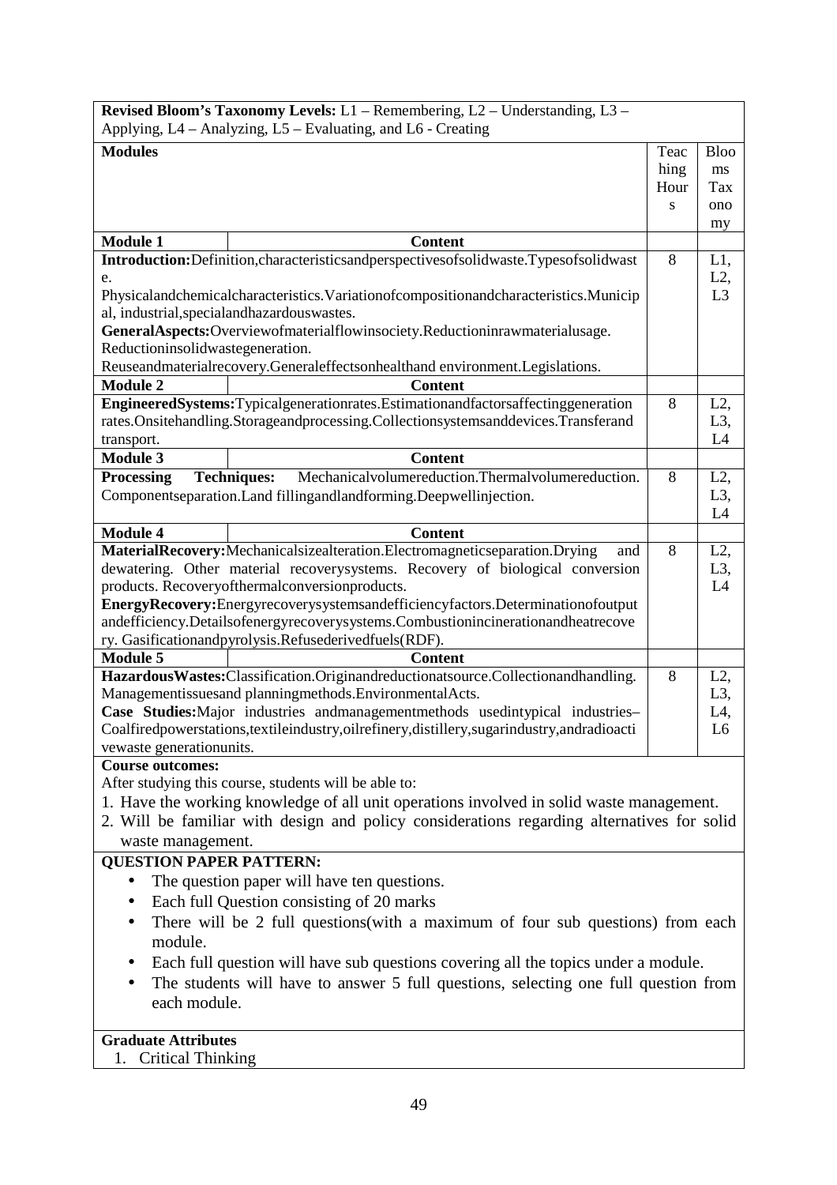**Revised Bloom's Taxonomy Levels:** L1 – Remembering, L2 – Understanding, L3 – Applying, L4 – Analyzing, L5 – Evaluating, and L6 - Creating

| **Modules** | | Teaching Hours | Blooms Taxonomy |
|---|---|---|---|
| **Module 1** | **Content** | | |
| **Introduction:**Definition,characteristicsandperspectivesofsolidwaste.Typesofsolidwaste. Physicalandchemicalcharacteristics.Variationofcompositionandcharacteristics.Municipal, industrial,specialandhazardouswastes. **GeneralAspects:**Overviewofmaterialflowinsociety.Reductioninrawmaterialusage. Reductioninsolidwastegeneration. Reuseandmaterialrecovery.Generaleffectsonhealthand environment.Legislations. | | 8 | L1, L2, L3 |
| **Module 2** | **Content** | | |
| **EngineeredSystems:**Typicalgenerationrates.Estimationandfactorsaffectinggeneration rates.Onsitehandling.Storageandprocessing.Collectionsystemsanddevices.Transferand transport. | | 8 | L2, L3, L4 |
| **Module 3** | **Content** | | |
| **Processing Techniques:** Mechanicalvolumereduction.Thermalvolumereduction. Componentseparation.Land fillingandlandforming.Deepwellinjection. | | 8 | L2, L3, L4 |
| **Module 4** | **Content** | | |
| **MaterialRecovery:**Mechanicalsizealteration.Electromagneticseparation.Drying and dewatering. Other material recoverysystems. Recovery of biological conversion products. Recoveryofthermalconversionproducts. **EnergyRecovery:**Energyrecoverysystemsandefficiencyfactors.Determinationofoutput andefficiency.Detailsofenergyrecoverysystems.Combustionincinerationandheatrecovery. Gasificationandpyrolysis.Refusederivedfuels(RDF). | | 8 | L2, L3, L4 |
| **Module 5** | **Content** | | |
| **HazardousWastes:**Classification.Originandreductionatsource.Collectionandhandling. Managementissuesand planningmethods.EnvironmentalActs. **Case Studies:**Major industries andmanagementmethods usedintypical industries– Coalfiredpowerstations,textileindustry,oilrefinery,distillery,sugarindustry,andradioactivewaste generationunits. | | 8 | L2, L3, L4, L6 |

**Course outcomes:**

After studying this course, students will be able to:

1. Have the working knowledge of all unit operations involved in solid waste management.
2. Will be familiar with design and policy considerations regarding alternatives for solid waste management.

**QUESTION PAPER PATTERN:**

- The question paper will have ten questions.
- Each full Question consisting of 20 marks
- There will be 2 full questions(with a maximum of four sub questions) from each module.
- Each full question will have sub questions covering all the topics under a module.
- The students will have to answer 5 full questions, selecting one full question from each module.

**Graduate Attributes**

1. Critical Thinking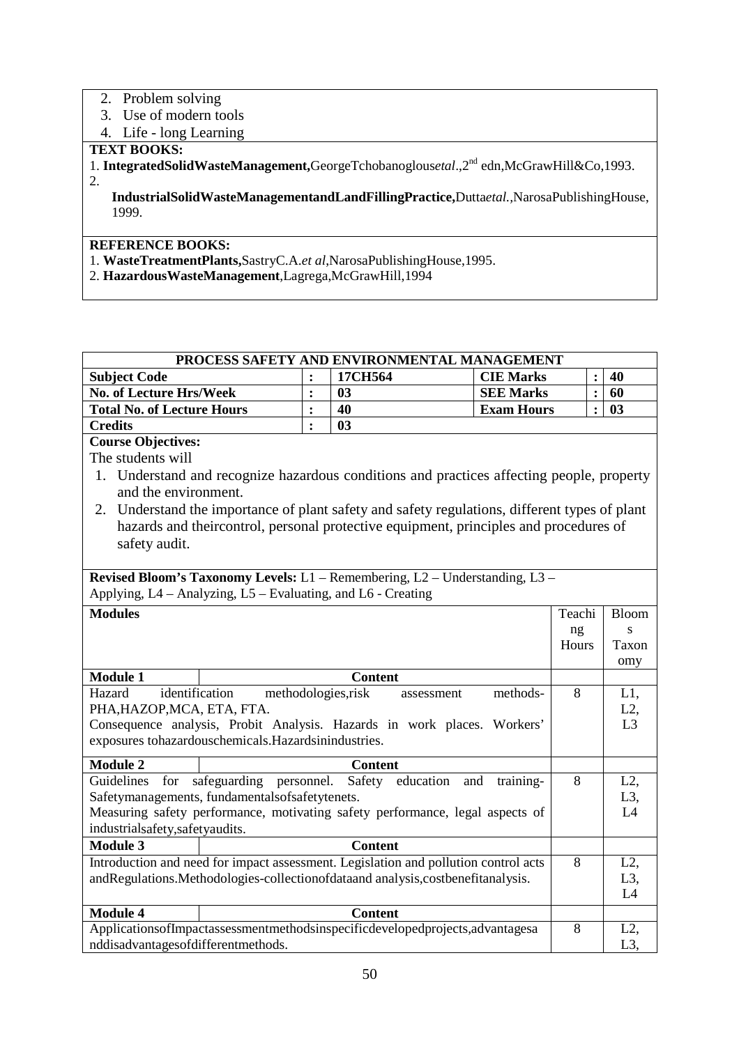2. Problem solving
3. Use of modern tools
4. Life - long Learning

**TEXT BOOKS:**

1. **IntegratedSolidWasteManagement,**GeorgeTchobanoglous*etal*.,2nd edn,McGrawHill&Co,1993.
2. **IndustrialSolidWasteManagementandLandFillingPractice,**Dutta*etal.*,NarosaPublishingHouse, 1999.

**REFERENCE BOOKS:**

1. **WasteTreatmentPlants,**SastryC.A.*et al*,NarosaPublishingHouse,1995.
2. **HazardousWasteManagement**,Lagrega,McGrawHill,1994

## PROCESS SAFETY AND ENVIRONMENTAL MANAGEMENT

| | | | | | |
|---|---|---|---|---|---|
| **Subject Code** | : | **17CH564** | **CIE Marks** | : | **40** |
| **No. of Lecture Hrs/Week** | : | **03** | **SEE Marks** | : | **60** |
| **Total No. of Lecture Hours** | : | **40** | **Exam Hours** | : | **03** |
| **Credits** | : | **03** | | | |

**Course Objectives:**

The students will

1. Understand and recognize hazardous conditions and practices affecting people, property and the environment.
2. Understand the importance of plant safety and safety regulations, different types of plant hazards and theircontrol, personal protective equipment, principles and procedures of safety audit.

**Revised Bloom's Taxonomy Levels:** L1 – Remembering, L2 – Understanding, L3 – Applying, L4 – Analyzing, L5 – Evaluating, and L6 - Creating

| **Modules** | Teaching Hours | Blooms Taxonomy |
|---|---|---|
| **Module 1** — **Content** | | |
| Hazard identification methodologies,risk assessment methods- PHA,HAZOP,MCA, ETA, FTA. Consequence analysis, Probit Analysis. Hazards in work places. Workers' exposures tohazardouschemicals.Hazardsinindustries. | 8 | L1, L2, L3 |
| **Module 2** — **Content** | | |
| Guidelines for safeguarding personnel. Safety education and training- Safetymanagements, fundamentalsofsafetytenets. Measuring safety performance, motivating safety performance, legal aspects of industrialsafety,safetyaudits. | 8 | L2, L3, L4 |
| **Module 3** — **Content** | | |
| Introduction and need for impact assessment. Legislation and pollution control acts andRegulations.Methodologies-collectionofdataand analysis,costbenefitanalysis. | 8 | L2, L3, L4 |
| **Module 4** — **Content** | | |
| ApplicationsofImpactassessmentmethodsinspecificdevelopedprojects,advantagesanddisadvantagesofdifferentmethods. | 8 | L2, L3, |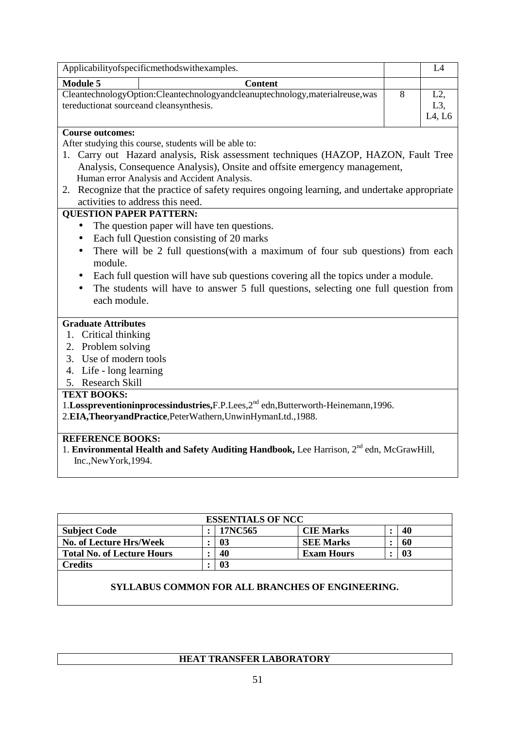| Applicabilityofspecificmethodswithexamples. | | | L4 |
|---|---|---|---|
| **Module 5** | **Content** | | |
| CleantechnologyOption:Cleantechnologyandcleanuptechnology,materialreuse,wastereductionat sourceand cleansynthesis. | | 8 | L2, L3, L4, L6 |

**Course outcomes:**

After studying this course, students will be able to:

1. Carry out Hazard analysis, Risk assessment techniques (HAZOP, HAZON, Fault Tree Analysis, Consequence Analysis), Onsite and offsite emergency management, Human error Analysis and Accident Analysis.
2. Recognize that the practice of safety requires ongoing learning, and undertake appropriate activities to address this need.

**QUESTION PAPER PATTERN:**

- The question paper will have ten questions.
- Each full Question consisting of 20 marks
- There will be 2 full questions(with a maximum of four sub questions) from each module.
- Each full question will have sub questions covering all the topics under a module.
- The students will have to answer 5 full questions, selecting one full question from each module.

**Graduate Attributes**

1. Critical thinking
2. Problem solving
3. Use of modern tools
4. Life - long learning
5. Research Skill

**TEXT BOOKS:**

1.**Losspreventioninprocessindustries,**F.P.Lees,2nd edn,Butterworth-Heinemann,1996.
2.**EIA,TheoryandPractice**,PeterWathern,UnwinHymanLtd.,1988.

**REFERENCE BOOKS:**

1. **Environmental Health and Safety Auditing Handbook,** Lee Harrison, 2nd edn, McGrawHill, Inc.,NewYork,1994.

| ESSENTIALS OF NCC | | | | | |
|---|---|---|---|---|---|
| **Subject Code** | : | **17NC565** | **CIE Marks** | : | **40** |
| **No. of Lecture Hrs/Week** | : | **03** | **SEE Marks** | : | **60** |
| **Total No. of Lecture Hours** | : | **40** | **Exam Hours** | : | **03** |
| **Credits** | : | **03** | | | |

**SYLLABUS COMMON FOR ALL BRANCHES OF ENGINEERING.**

| HEAT TRANSFER LABORATORY |
|---|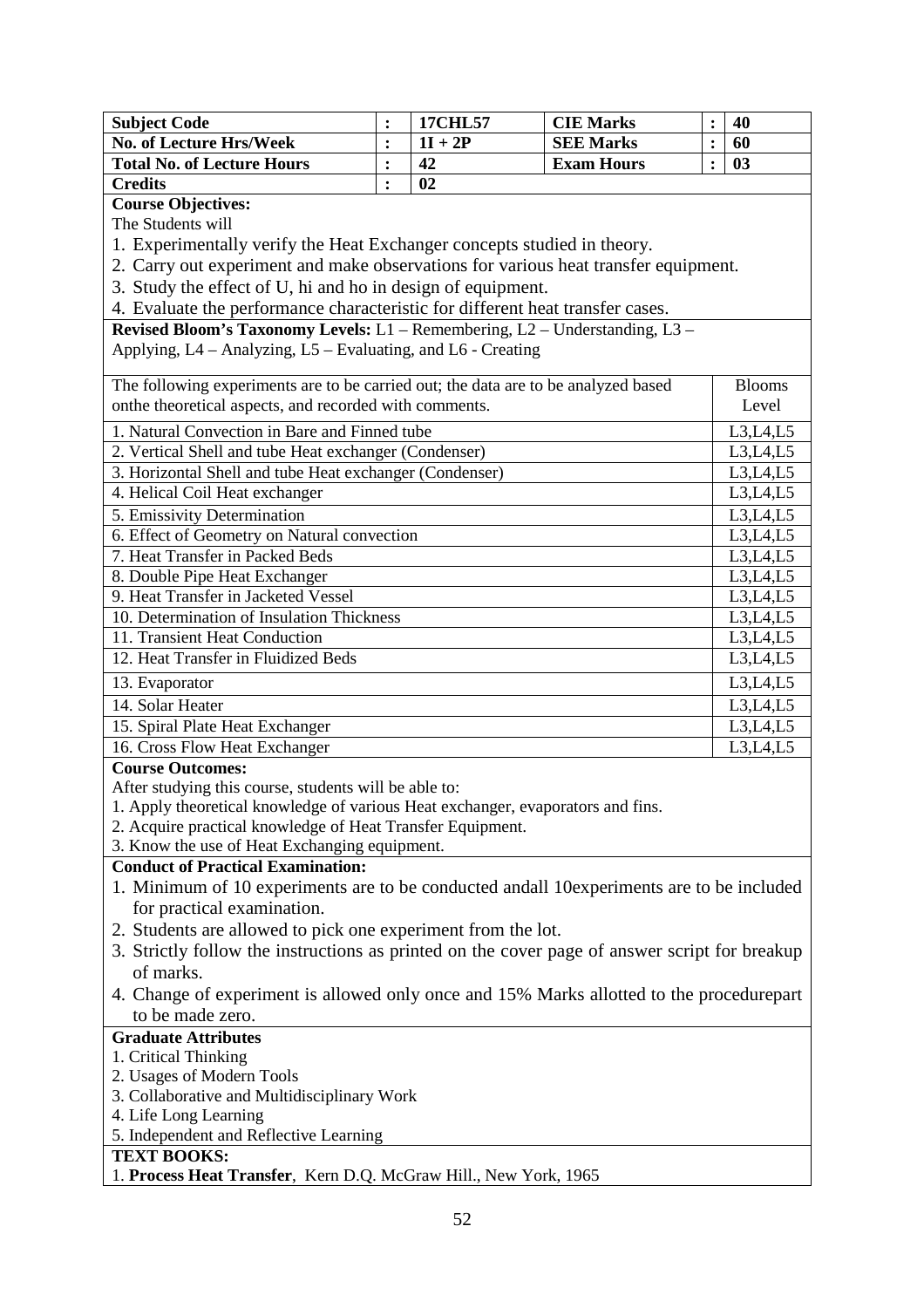| Subject Code | : | 17CHL57 | CIE Marks | : | 40 |
|---|---|---|---|---|---|
| No. of Lecture Hrs/Week | : | 1I + 2P | SEE Marks | : | 60 |
| Total No. of Lecture Hours | : | 42 | Exam Hours | : | 03 |
| Credits | : | 02 | | | |

**Course Objectives:**

The Students will

1. Experimentally verify the Heat Exchanger concepts studied in theory.
2. Carry out experiment and make observations for various heat transfer equipment.
3. Study the effect of U, hi and ho in design of equipment.
4. Evaluate the performance characteristic for different heat transfer cases.

**Revised Bloom's Taxonomy Levels:** L1 – Remembering, L2 – Understanding, L3 – Applying, L4 – Analyzing, L5 – Evaluating, and L6 - Creating

| The following experiments are to be carried out; the data are to be analyzed based onthe theoretical aspects, and recorded with comments. | Blooms Level |
|---|---|
| 1. Natural Convection in Bare and Finned tube | L3,L4,L5 |
| 2. Vertical Shell and tube Heat exchanger (Condenser) | L3,L4,L5 |
| 3. Horizontal Shell and tube Heat exchanger (Condenser) | L3,L4,L5 |
| 4. Helical Coil Heat exchanger | L3,L4,L5 |
| 5. Emissivity Determination | L3,L4,L5 |
| 6. Effect of Geometry on Natural convection | L3,L4,L5 |
| 7. Heat Transfer in Packed Beds | L3,L4,L5 |
| 8. Double Pipe Heat Exchanger | L3,L4,L5 |
| 9. Heat Transfer in Jacketed Vessel | L3,L4,L5 |
| 10. Determination of Insulation Thickness | L3,L4,L5 |
| 11. Transient Heat Conduction | L3,L4,L5 |
| 12. Heat Transfer in Fluidized Beds | L3,L4,L5 |
| 13. Evaporator | L3,L4,L5 |
| 14. Solar Heater | L3,L4,L5 |
| 15. Spiral Plate Heat Exchanger | L3,L4,L5 |
| 16. Cross Flow Heat Exchanger | L3,L4,L5 |

**Course Outcomes:**

After studying this course, students will be able to:

1. Apply theoretical knowledge of various Heat exchanger, evaporators and fins.
2. Acquire practical knowledge of Heat Transfer Equipment.
3. Know the use of Heat Exchanging equipment.

**Conduct of Practical Examination:**

1. Minimum of 10 experiments are to be conducted andall 10experiments are to be included for practical examination.
2. Students are allowed to pick one experiment from the lot.
3. Strictly follow the instructions as printed on the cover page of answer script for breakup of marks.
4. Change of experiment is allowed only once and 15% Marks allotted to the procedurepart to be made zero.

**Graduate Attributes**

1. Critical Thinking
2. Usages of Modern Tools
3. Collaborative and Multidisciplinary Work
4. Life Long Learning
5. Independent and Reflective Learning

**TEXT BOOKS:**

1. **Process Heat Transfer**, Kern D.Q. McGraw Hill., New York, 1965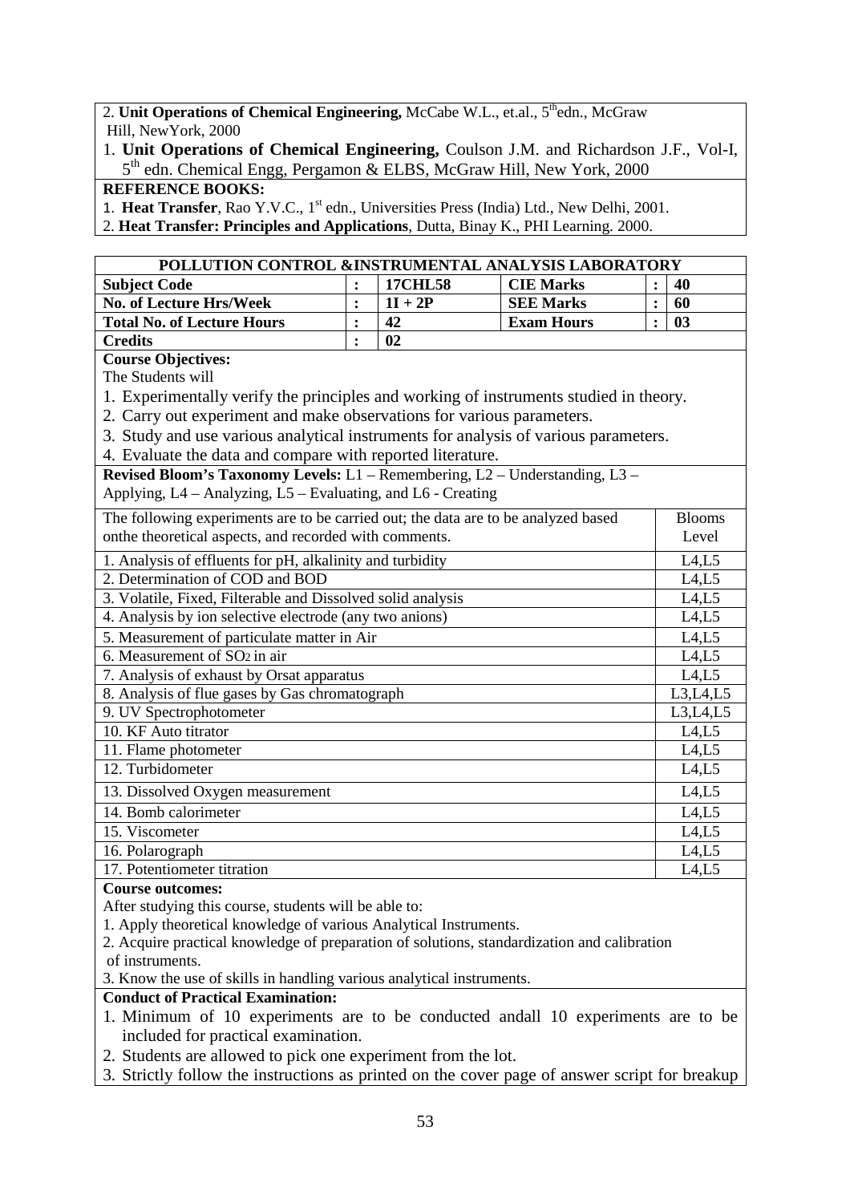2. **Unit Operations of Chemical Engineering,** McCabe W.L., et.al., 5th edn., McGraw Hill, NewYork, 2000

1. **Unit Operations of Chemical Engineering,** Coulson J.M. and Richardson J.F., Vol-I, 5th edn. Chemical Engg, Pergamon & ELBS, McGraw Hill, New York, 2000

**REFERENCE BOOKS:**

1. **Heat Transfer**, Rao Y.V.C., 1st edn., Universities Press (India) Ltd., New Delhi, 2001.
2. **Heat Transfer: Principles and Applications**, Dutta, Binay K., PHI Learning. 2000.

## POLLUTION CONTROL &INSTRUMENTAL ANALYSIS LABORATORY

| | | | | | |
|---|---|---|---|---|---|
| **Subject Code** | : | **17CHL58** | **CIE Marks** | : | **40** |
| **No. of Lecture Hrs/Week** | : | **1I + 2P** | **SEE Marks** | : | **60** |
| **Total No. of Lecture Hours** | : | **42** | **Exam Hours** | : | **03** |
| **Credits** | : | **02** | | | |

**Course Objectives:**

The Students will

1. Experimentally verify the principles and working of instruments studied in theory.
2. Carry out experiment and make observations for various parameters.
3. Study and use various analytical instruments for analysis of various parameters.
4. Evaluate the data and compare with reported literature.

**Revised Bloom's Taxonomy Levels:** L1 – Remembering, L2 – Understanding, L3 – Applying, L4 – Analyzing, L5 – Evaluating, and L6 - Creating

| The following experiments are to be carried out; the data are to be analyzed based onthe theoretical aspects, and recorded with comments. | Blooms Level |
|---|---|
| 1. Analysis of effluents for pH, alkalinity and turbidity | L4,L5 |
| 2. Determination of COD and BOD | L4,L5 |
| 3. Volatile, Fixed, Filterable and Dissolved solid analysis | L4,L5 |
| 4. Analysis by ion selective electrode (any two anions) | L4,L5 |
| 5. Measurement of particulate matter in Air | L4,L5 |
| 6. Measurement of $SO_2$ in air | L4,L5 |
| 7. Analysis of exhaust by Orsat apparatus | L4,L5 |
| 8. Analysis of flue gases by Gas chromatograph | L3,L4,L5 |
| 9. UV Spectrophotometer | L3,L4,L5 |
| 10. KF Auto titrator | L4,L5 |
| 11. Flame photometer | L4,L5 |
| 12. Turbidometer | L4,L5 |
| 13. Dissolved Oxygen measurement | L4,L5 |
| 14. Bomb calorimeter | L4,L5 |
| 15. Viscometer | L4,L5 |
| 16. Polarograph | L4,L5 |
| 17. Potentiometer titration | L4,L5 |

**Course outcomes:**

After studying this course, students will be able to:

1. Apply theoretical knowledge of various Analytical Instruments.
2. Acquire practical knowledge of preparation of solutions, standardization and calibration of instruments.
3. Know the use of skills in handling various analytical instruments.

**Conduct of Practical Examination:**

1. Minimum of 10 experiments are to be conducted andall 10 experiments are to be included for practical examination.
2. Students are allowed to pick one experiment from the lot.
3. Strictly follow the instructions as printed on the cover page of answer script for breakup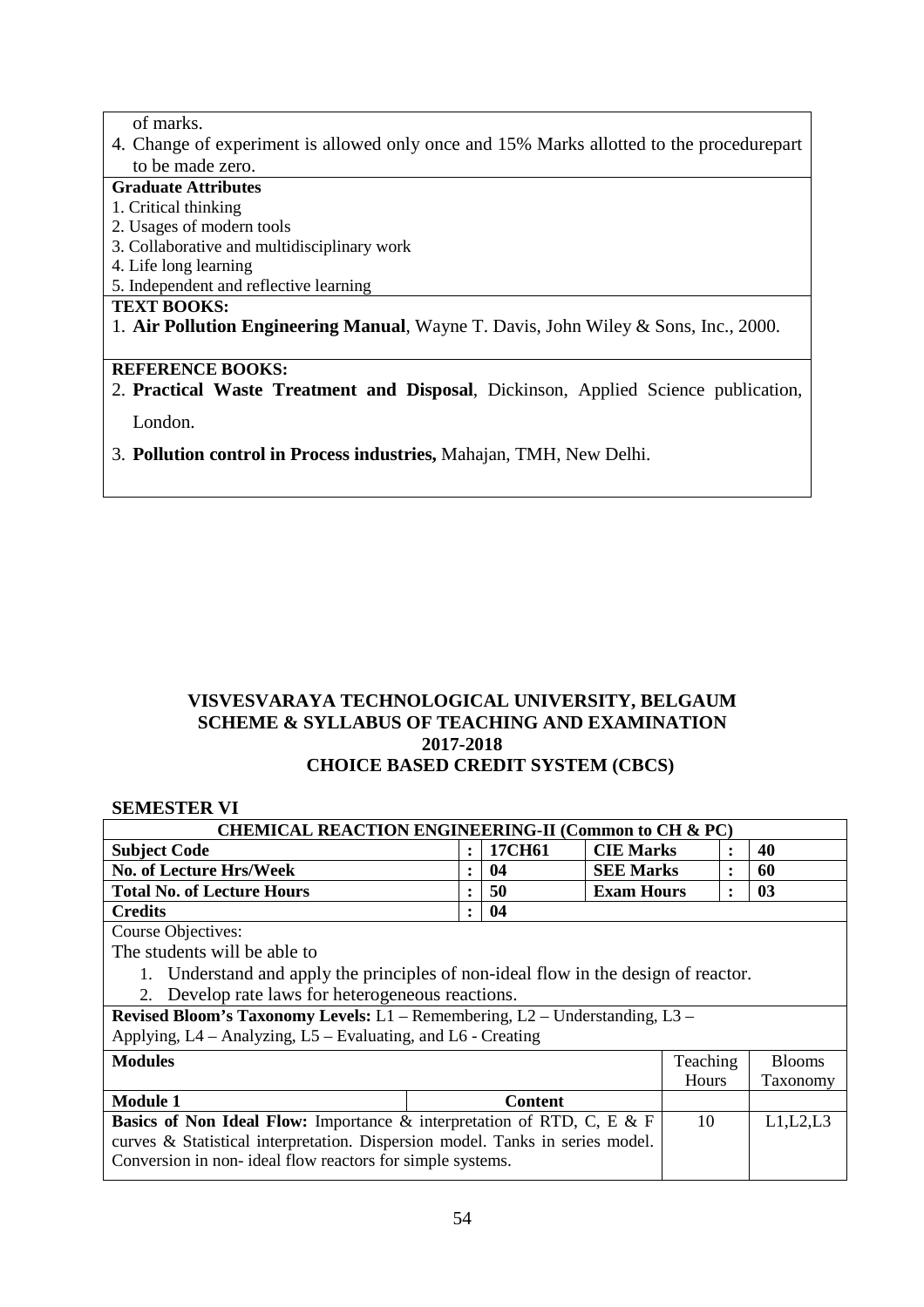of marks.

4. Change of experiment is allowed only once and 15% Marks allotted to the procedurepart to be made zero.

**Graduate Attributes**

1. Critical thinking
2. Usages of modern tools
3. Collaborative and multidisciplinary work
4. Life long learning
5. Independent and reflective learning

**TEXT BOOKS:**

1. **Air Pollution Engineering Manual**, Wayne T. Davis, John Wiley & Sons, Inc., 2000.

**REFERENCE BOOKS:**

2. **Practical Waste Treatment and Disposal**, Dickinson, Applied Science publication, London.
3. **Pollution control in Process industries,** Mahajan, TMH, New Delhi.

## VISVESVARAYA TECHNOLOGICAL UNIVERSITY, BELGAUM
## SCHEME & SYLLABUS OF TEACHING AND EXAMINATION
## 2017-2018
## CHOICE BASED CREDIT SYSTEM (CBCS)

**SEMESTER VI**

| **CHEMICAL REACTION ENGINEERING-II (Common to CH & PC)** | | | | | |
|---|---|---|---|---|---|
| **Subject Code** | : | **17CH61** | **CIE Marks** | : | **40** |
| **No. of Lecture Hrs/Week** | : | **04** | **SEE Marks** | : | **60** |
| **Total No. of Lecture Hours** | : | **50** | **Exam Hours** | : | **03** |
| **Credits** | : | **04** | | | |

Course Objectives:

The students will be able to

1. Understand and apply the principles of non-ideal flow in the design of reactor.
2. Develop rate laws for heterogeneous reactions.

**Revised Bloom's Taxonomy Levels:** L1 – Remembering, L2 – Understanding, L3 – Applying, L4 – Analyzing, L5 – Evaluating, and L6 - Creating

| **Modules** | Teaching Hours | Blooms Taxonomy |
|---|---|---|
| **Module 1** — **Content** | | |
| **Basics of Non Ideal Flow:** Importance & interpretation of RTD, C, E & F curves & Statistical interpretation. Dispersion model. Tanks in series model. Conversion in non- ideal flow reactors for simple systems. | 10 | L1,L2,L3 |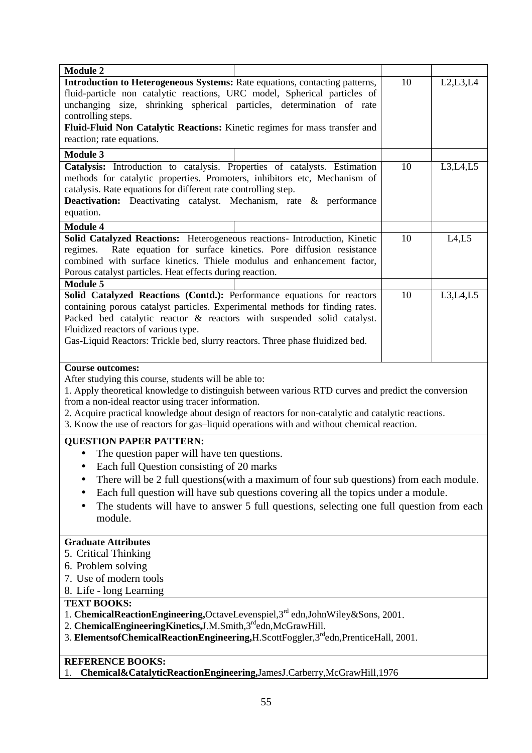| Module 2 | | | |
|---|---|---|---|
| **Introduction to Heterogeneous Systems:** Rate equations, contacting patterns, fluid-particle non catalytic reactions, URC model, Spherical particles of unchanging size, shrinking spherical particles, determination of rate controlling steps.<br>**Fluid-Fluid Non Catalytic Reactions:** Kinetic regimes for mass transfer and reaction; rate equations. | | 10 | L2,L3,L4 |
| **Module 3** | | | |
| **Catalysis:** Introduction to catalysis. Properties of catalysts. Estimation methods for catalytic properties. Promoters, inhibitors etc, Mechanism of catalysis. Rate equations for different rate controlling step.<br>**Deactivation:** Deactivating catalyst. Mechanism, rate & performance equation. | | 10 | L3,L4,L5 |
| **Module 4** | | | |
| **Solid Catalyzed Reactions:** Heterogeneous reactions- Introduction, Kinetic regimes. Rate equation for surface kinetics. Pore diffusion resistance combined with surface kinetics. Thiele modulus and enhancement factor, Porous catalyst particles. Heat effects during reaction. | | 10 | L4,L5 |
| **Module 5** | | | |
| **Solid Catalyzed Reactions (Contd.):** Performance equations for reactors containing porous catalyst particles. Experimental methods for finding rates. Packed bed catalytic reactor & reactors with suspended solid catalyst. Fluidized reactors of various type.<br>Gas-Liquid Reactors: Trickle bed, slurry reactors. Three phase fluidized bed. | | 10 | L3,L4,L5 |

**Course outcomes:**

After studying this course, students will be able to:

1. Apply theoretical knowledge to distinguish between various RTD curves and predict the conversion from a non-ideal reactor using tracer information.
2. Acquire practical knowledge about design of reactors for non-catalytic and catalytic reactions.
3. Know the use of reactors for gas–liquid operations with and without chemical reaction.

**QUESTION PAPER PATTERN:**

- The question paper will have ten questions.
- Each full Question consisting of 20 marks
- There will be 2 full questions(with a maximum of four sub questions) from each module.
- Each full question will have sub questions covering all the topics under a module.
- The students will have to answer 5 full questions, selecting one full question from each module.

**Graduate Attributes**

5. Critical Thinking
6. Problem solving
7. Use of modern tools
8. Life - long Learning

**TEXT BOOKS:**

1. **Chemical Reaction Engineering,** Octave Levenspiel, 3rd edn, John Wiley & Sons, 2001.
2. **Chemical Engineering Kinetics,** J.M. Smith, 3rd edn, McGraw Hill.
3. **Elements of Chemical Reaction Engineering,** H. Scott Foggler, 3rd edn, Prentice Hall, 2001.

**REFERENCE BOOKS:**

1. **Chemical & Catalytic Reaction Engineering,** James J. Carberry, McGraw Hill, 1976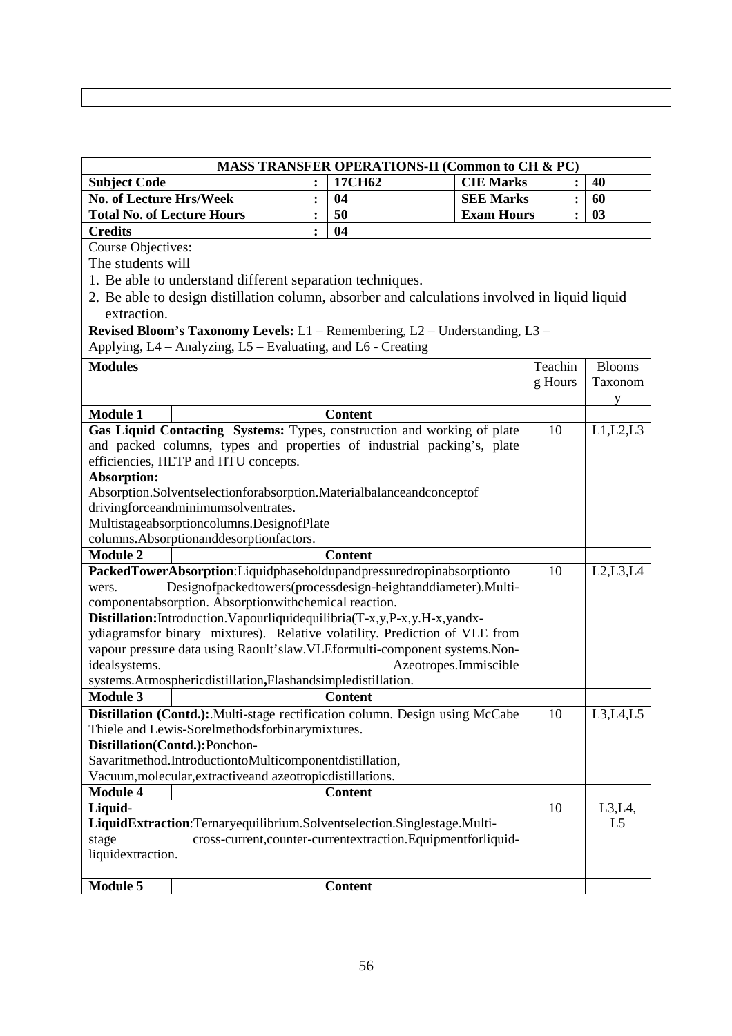| MASS TRANSFER OPERATIONS-II (Common to CH & PC) | | | | | | |
|---|---|---|---|---|---|---|
| **Subject Code** | : | **17CH62** | **CIE Marks** | | : | **40** |
| **No. of Lecture Hrs/Week** | : | **04** | **SEE Marks** | | : | **60** |
| **Total No. of Lecture Hours** | : | **50** | **Exam Hours** | | : | **03** |
| **Credits** | : | **04** | | | | |

Course Objectives:

The students will

1. Be able to understand different separation techniques.
2. Be able to design distillation column, absorber and calculations involved in liquid liquid extraction.

**Revised Bloom's Taxonomy Levels:** L1 – Remembering, L2 – Understanding, L3 – Applying, L4 – Analyzing, L5 – Evaluating, and L6 - Creating

| **Modules** | Teaching Hours | Blooms Taxonomy |
|---|---|---|
| **Module 1** — **Content** | | |
| **Gas Liquid Contacting Systems:** Types, construction and working of plate and packed columns, types and properties of industrial packing's, plate efficiencies, HETP and HTU concepts. **Absorption:** Absorption.Solventselectionforabsorption.Materialbalanceandconceptof drivingforceandminimumsolventrates. Multistageabsorptioncolumns.DesignofPlate columns.Absorptionanddesorptionfactors. | 10 | L1,L2,L3 |
| **Module 2** — **Content** | | |
| **PackedTowerAbsorption**:Liquidphaseholdupandpressuredropinabsorptiontowers. Designofpackedtowers(processdesign-heightanddiameter).Multi-componentabsorption. Absorptionwithchemical reaction. **Distillation:**Introduction.Vapourliquidequilibria(T-x,y,P-x,y.H-x,yandx-ydiagramsfor binary mixtures). Relative volatility. Prediction of VLE from vapour pressure data using Raoult'slaw.VLEformulti-component systems.Non-idealsystems. Azeotropes.Immiscible systems.Atmosphericdistillation**,**Flashandsimpledistillation. | 10 | L2,L3,L4 |
| **Module 3** — **Content** | | |
| **Distillation (Contd.):**.Multi-stage rectification column. Design using McCabe Thiele and Lewis-Sorelmethodsforbinarymixtures. **Distillation(Contd.):**Ponchon-Savaritmethod.IntroductiontoMulticomponentdistillation, Vacuum,molecular,extractiveand azeotropicdistillations. | 10 | L3,L4,L5 |
| **Module 4** — **Content** | | |
| **Liquid-LiquidExtraction**:Ternaryequilibrium.Solventselection.Singlestage.Multi-stage cross-current,counter-currentextraction.Equipmentforliquid-liquidextraction. | 10 | L3,L4, L5 |
| **Module 5** — **Content** | | |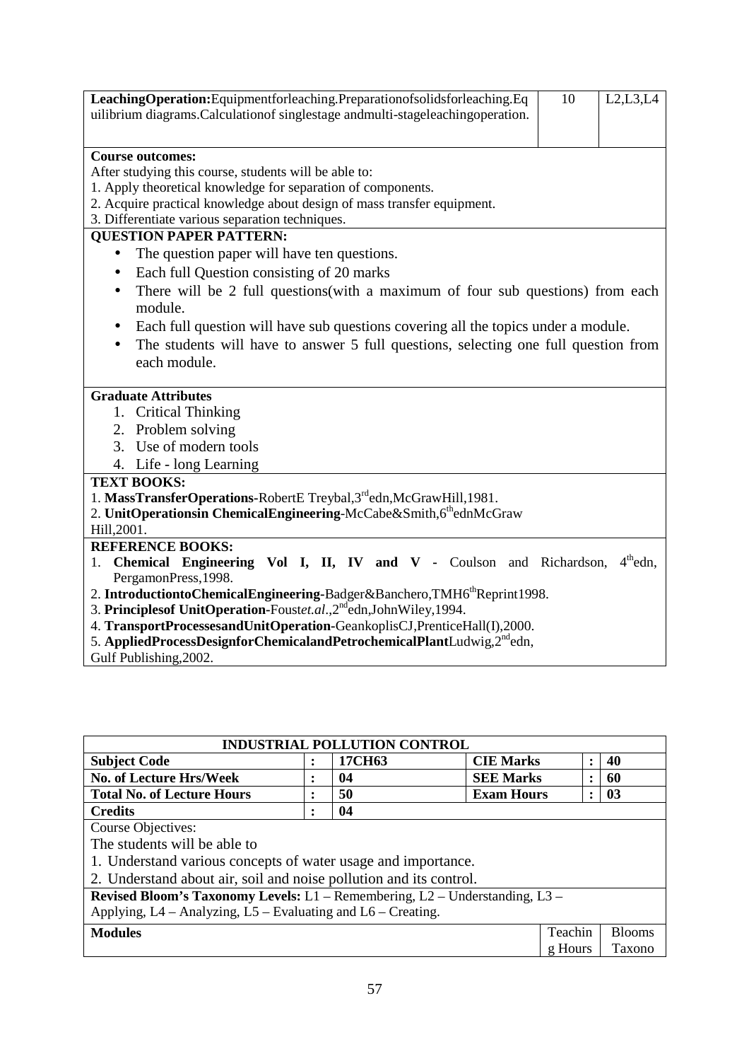| | | |
|---|---|---|
| **Leaching Operation:** Equipment for leaching. Preparation of solids for leaching. Equilibrium diagrams. Calculation of single stage and multi-stage leaching operation. | 10 | L2,L3,L4 |

**Course outcomes:**

After studying this course, students will be able to:

1. Apply theoretical knowledge for separation of components.
2. Acquire practical knowledge about design of mass transfer equipment.
3. Differentiate various separation techniques.

**QUESTION PAPER PATTERN:**

- The question paper will have ten questions.
- Each full Question consisting of 20 marks
- There will be 2 full questions(with a maximum of four sub questions) from each module.
- Each full question will have sub questions covering all the topics under a module.
- The students will have to answer 5 full questions, selecting one full question from each module.

**Graduate Attributes**

1. Critical Thinking
2. Problem solving
3. Use of modern tools
4. Life - long Learning

**TEXT BOOKS:**

1. **Mass Transfer Operations**-Robert E Treybal, 3rd edn, McGraw Hill, 1981.
2. **Unit Operations in Chemical Engineering**-McCabe & Smith, 6th edn McGraw Hill, 2001.

**REFERENCE BOOKS:**

1. **Chemical Engineering Vol I, II, IV and V** - Coulson and Richardson, 4th edn, Pergamon Press, 1998.
2. **Introduction to Chemical Engineering**-Badger & Banchero, TMH 6th Reprint 1998.
3. **Principles of Unit Operation**-Foust *et. al.*, 2nd edn, John Wiley, 1994.
4. **Transport Processes and Unit Operation**-Geankoplis CJ, Prentice Hall (I), 2000.
5. **Applied Process Design for Chemical and Petrochemical Plant** Ludwig, 2nd edn, Gulf Publishing, 2002.

## INDUSTRIAL POLLUTION CONTROL

| | | | | | |
|---|---|---|---|---|---|
| **Subject Code** | **:** | **17CH63** | **CIE Marks** | **:** | **40** |
| **No. of Lecture Hrs/Week** | **:** | **04** | **SEE Marks** | **:** | **60** |
| **Total No. of Lecture Hours** | **:** | **50** | **Exam Hours** | **:** | **03** |
| **Credits** | **:** | **04** | | | |

Course Objectives:

The students will be able to

1. Understand various concepts of water usage and importance.
2. Understand about air, soil and noise pollution and its control.

**Revised Bloom's Taxonomy Levels:** L1 – Remembering, L2 – Understanding, L3 – Applying, L4 – Analyzing, L5 – Evaluating and L6 – Creating.

| **Modules** | Teaching Hours | Blooms Taxono |
|---|---|---|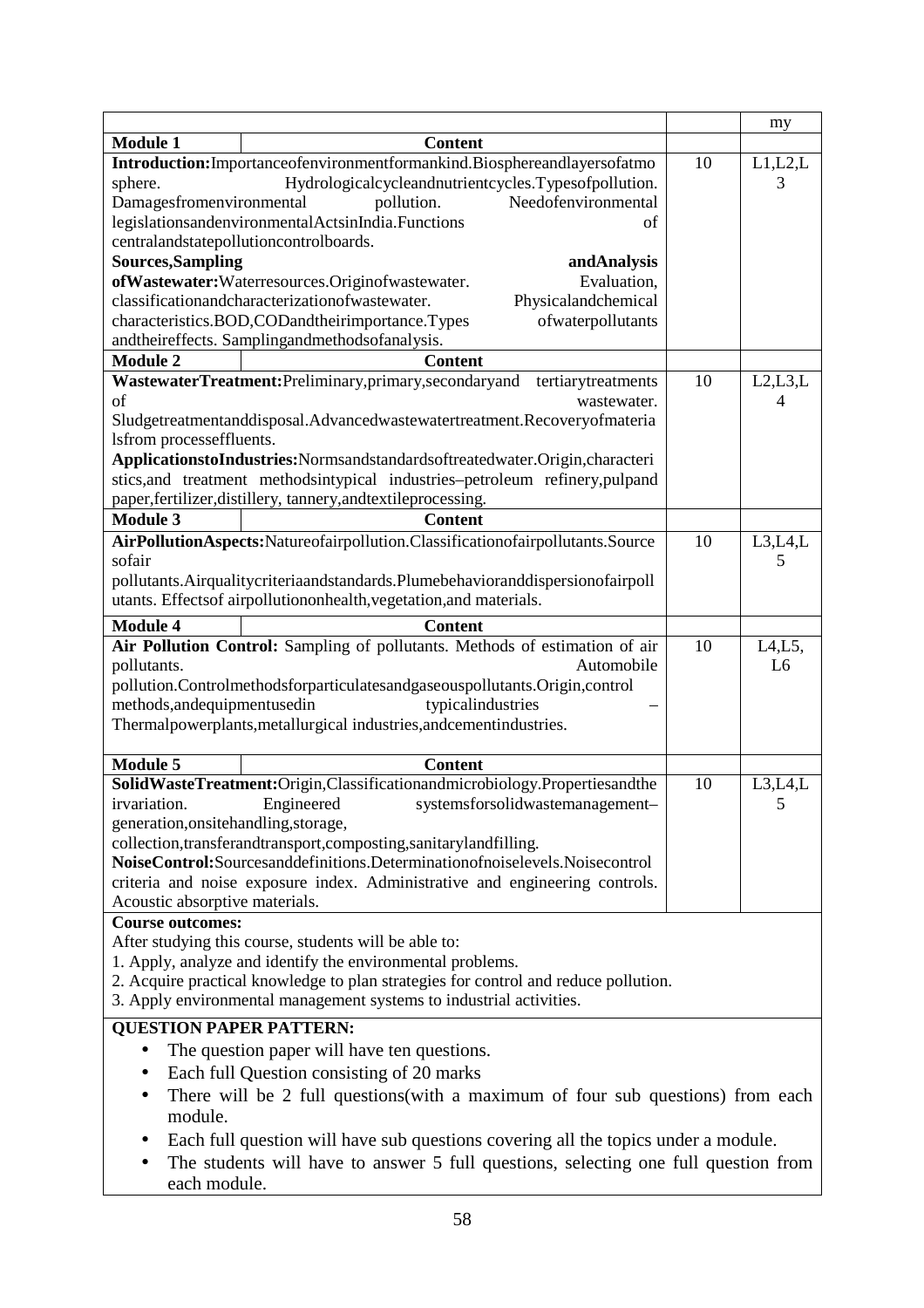| | | | my |
|---|---|---|---|
| **Module 1** | **Content** | | |
| **Introduction:** Importance of environment for mankind. Biosphere and layers of atmosphere. Hydrological cycle and nutrient cycles. Types of pollution. Damages from environmental pollution. Need of environmental legislations and environmental Acts in India. Functions of central and state pollution control boards. **Sources, Sampling and Analysis of Wastewater:** Water resources. Origin of wastewater. Evaluation, classification and characterization of wastewater. Physical and chemical characteristics. BOD, COD and their importance. Types of water pollutants and their effects. Sampling and methods of analysis. | | 10 | L1,L2,L3 |
| **Module 2** | **Content** | | |
| **Wastewater Treatment:** Preliminary, primary, secondary and tertiary treatments of wastewater. Sludge treatment and disposal. Advanced wastewater treatment. Recovery of materials from process effluents. **Applications to Industries:** Norms and standards of treated water. Origin, characteristics, and treatment methods in typical industries – petroleum refinery, pulp and paper, fertilizer, distillery, tannery, and textile processing. | | 10 | L2,L3,L4 |
| **Module 3** | **Content** | | |
| **Air Pollution Aspects:** Nature of air pollution. Classification of air pollutants. Sources of air pollutants. Air quality criteria and standards. Plume behavior and dispersion of air pollutants. Effects of air pollution on health, vegetation, and materials. | | 10 | L3,L4,L5 |
| **Module 4** | **Content** | | |
| **Air Pollution Control:** Sampling of pollutants. Methods of estimation of air pollutants. Automobile pollution. Control methods for particulates and gaseous pollutants. Origin, control methods, and equipment used in typical industries – Thermal power plants, metallurgical industries, and cement industries. | | 10 | L4,L5, L6 |
| **Module 5** | **Content** | | |
| **Solid Waste Treatment:** Origin, Classification and microbiology. Properties and their variation. Engineered systems for solid waste management – generation, onsite handling, storage, collection, transfer and transport, composting, sanitary landfilling. **Noise Control:** Sources and definitions. Determination of noise levels. Noise control criteria and noise exposure index. Administrative and engineering controls. Acoustic absorptive materials. | | 10 | L3,L4,L5 |

**Course outcomes:**

After studying this course, students will be able to:

1. Apply, analyze and identify the environmental problems.
2. Acquire practical knowledge to plan strategies for control and reduce pollution.
3. Apply environmental management systems to industrial activities.

**QUESTION PAPER PATTERN:**

- The question paper will have ten questions.
- Each full Question consisting of 20 marks
- There will be 2 full questions(with a maximum of four sub questions) from each module.
- Each full question will have sub questions covering all the topics under a module.
- The students will have to answer 5 full questions, selecting one full question from each module.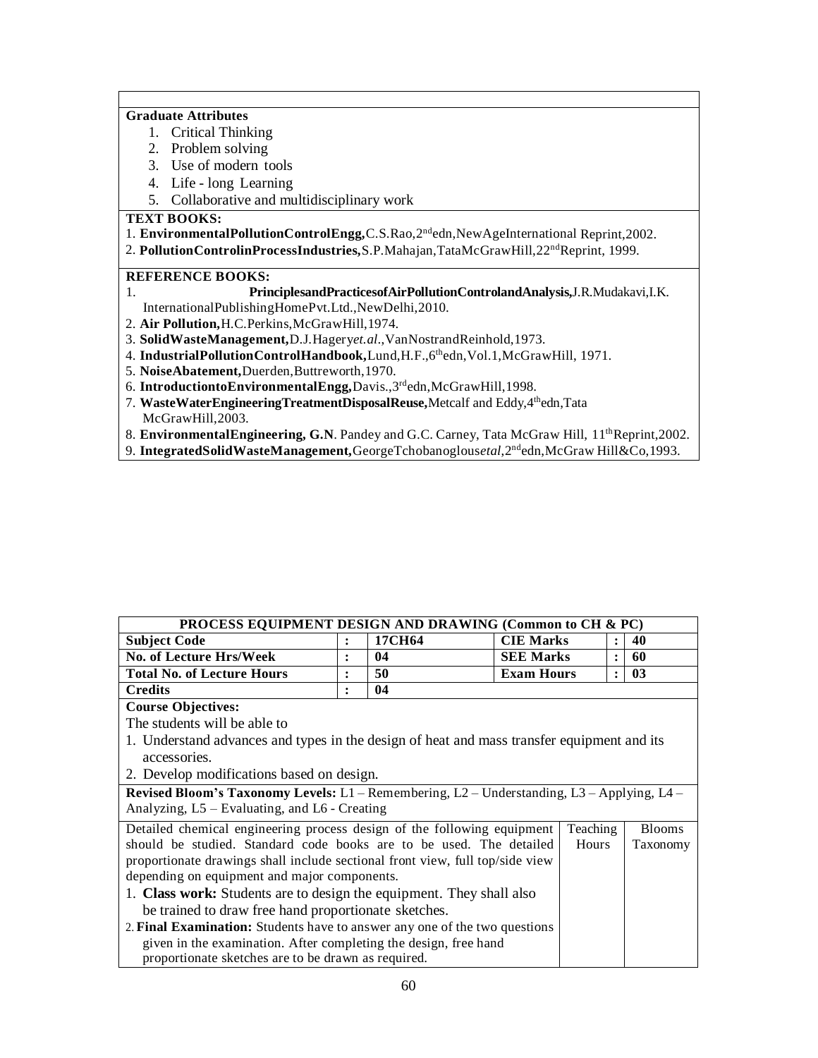**Graduate Attributes**

1. Critical Thinking
2. Problem solving
3. Use of modern tools
4. Life - long Learning
5. Collaborative and multidisciplinary work

**TEXT BOOKS:**

1. **EnvironmentalPollutionControlEngg,** C.S.Rao,2[nd]edn,NewAgeInternational Reprint,2002.
2. **PollutionControlinProcessIndustries,** S.P.Mahajan,TataMcGrawHill,22[nd]Reprint, 1999.

**REFERENCE BOOKS:**

1. **PrinciplesandPracticesofAirPollutionControlandAnalysis,** J.R.Mudakavi,I.K. InternationalPublishingHomePvt.Ltd.,NewDelhi,2010.
2. **Air Pollution,** H.C.Perkins,McGrawHill,1974.
3. **SolidWasteManagement,** D.J.Hagery*et.al*.,VanNostrandReinhold,1973.
4. **IndustrialPollutionControlHandbook,** Lund,H.F.,6[th]edn,Vol.1,McGrawHill, 1971.
5. **NoiseAbatement,** Duerden,Buttreworth,1970.
6. **IntroductiontoEnvironmentalEngg,** Davis.,3[rd]edn,McGrawHill,1998.
7. **WasteWaterEngineeringTreatmentDisposalReuse,** Metcalf and Eddy,4[th]edn,Tata McGrawHill,2003.
8. **EnvironmentalEngineering, G.N**. Pandey and G.C. Carney, Tata McGraw Hill, 11[th]Reprint,2002.
9. **IntegratedSolidWasteManagement,** GeorgeTchobanoglous*etal*,2[nd]edn,McGraw Hill&Co,1993.

## PROCESS EQUIPMENT DESIGN AND DRAWING (Common to CH & PC)

| Subject Code | : | 17CH64 | CIE Marks | : | 40 |
|---|---|---|---|---|---|
| No. of Lecture Hrs/Week | : | 04 | SEE Marks | : | 60 |
| Total No. of Lecture Hours | : | 50 | Exam Hours | : | 03 |
| Credits | : | 04 | | | |

**Course Objectives:**

The students will be able to

1. Understand advances and types in the design of heat and mass transfer equipment and its accessories.
2. Develop modifications based on design.

**Revised Bloom's Taxonomy Levels:** L1 – Remembering, L2 – Understanding, L3 – Applying, L4 – Analyzing, L5 – Evaluating, and L6 - Creating

| Detailed chemical engineering process design of the following equipment should be studied. Standard code books are to be used. The detailed proportionate drawings shall include sectional front view, full top/side view depending on equipment and major components.<br>1. **Class work:** Students are to design the equipment. They shall also be trained to draw free hand proportionate sketches.<br>2. **Final Examination:** Students have to answer any one of the two questions given in the examination. After completing the design, free hand proportionate sketches are to be drawn as required. | Teaching Hours | Blooms Taxonomy |
|---|---|---|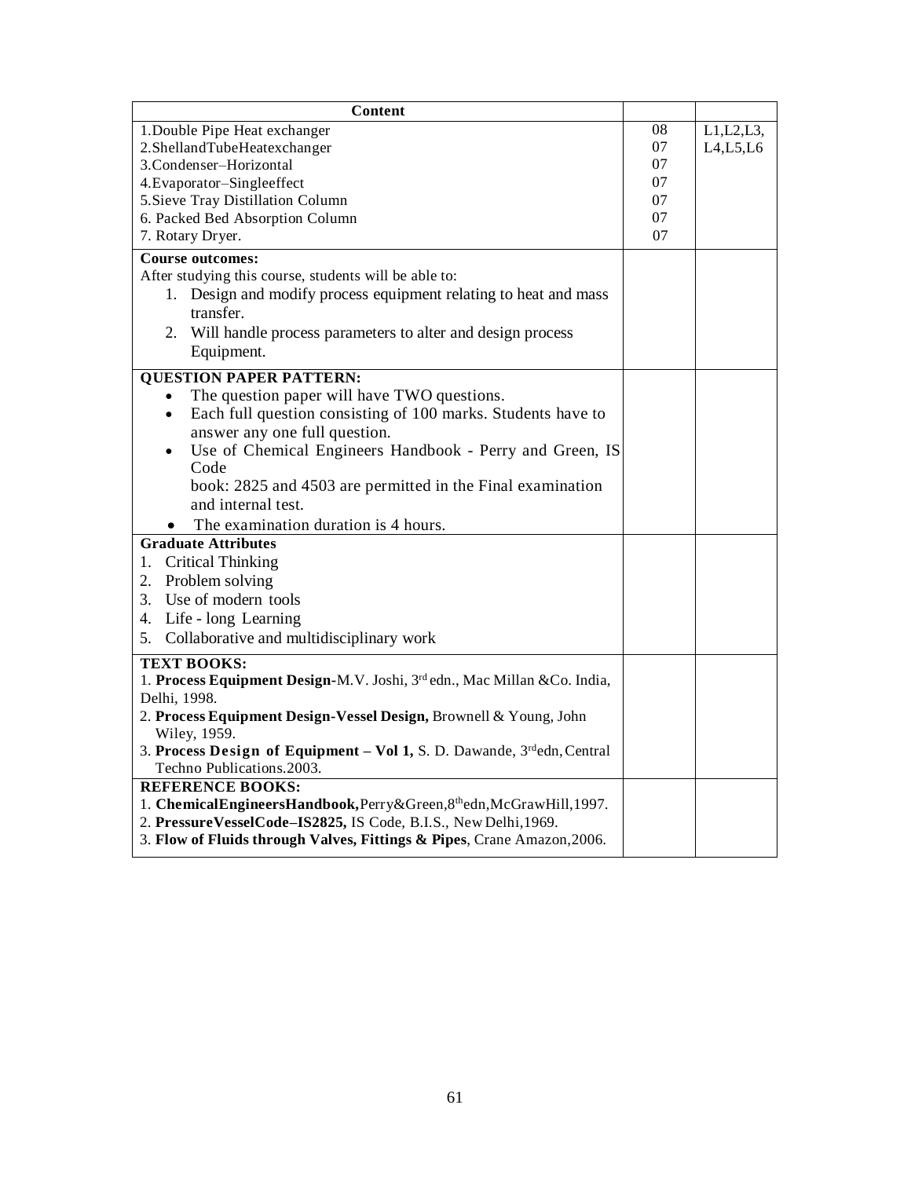| Content | | |
|---|---|---|
| 1.Double Pipe Heat exchanger<br>2.ShellandTubeHeatexchanger<br>3.Condenser–Horizontal<br>4.Evaporator–Singleeffect<br>5.Sieve Tray Distillation Column<br>6. Packed Bed Absorption Column<br>7. Rotary Dryer. | 08<br>07<br>07<br>07<br>07<br>07<br>07 | L1,L2,L3,<br>L4,L5,L6 |
| **Course outcomes:**<br>After studying this course, students will be able to:<br>1. Design and modify process equipment relating to heat and mass transfer.<br>2. Will handle process parameters to alter and design process Equipment. | | |
| **QUESTION PAPER PATTERN:**<br>• The question paper will have TWO questions.<br>• Each full question consisting of 100 marks. Students have to answer any one full question.<br>• Use of Chemical Engineers Handbook - Perry and Green, IS Code book: 2825 and 4503 are permitted in the Final examination and internal test.<br>• The examination duration is 4 hours. | | |
| **Graduate Attributes**<br>1. Critical Thinking<br>2. Problem solving<br>3. Use of modern tools<br>4. Life - long Learning<br>5. Collaborative and multidisciplinary work | | |
| **TEXT BOOKS:**<br>1. **Process Equipment Design**-M.V. Joshi, 3rd edn., Mac Millan &Co. India, Delhi, 1998.<br>2. **Process Equipment Design-Vessel Design,** Brownell & Young, John Wiley, 1959.<br>3. **Process Design of Equipment – Vol 1,** S. D. Dawande, 3rdedn, Central Techno Publications.2003. | | |
| **REFERENCE BOOKS:**<br>1. **ChemicalEngineersHandbook,**Perry&Green,8thedn,McGrawHill,1997.<br>2. **PressureVesselCode–IS2825,** IS Code, B.I.S., New Delhi,1969.<br>3. **Flow of Fluids through Valves, Fittings & Pipes**, Crane Amazon,2006. | | |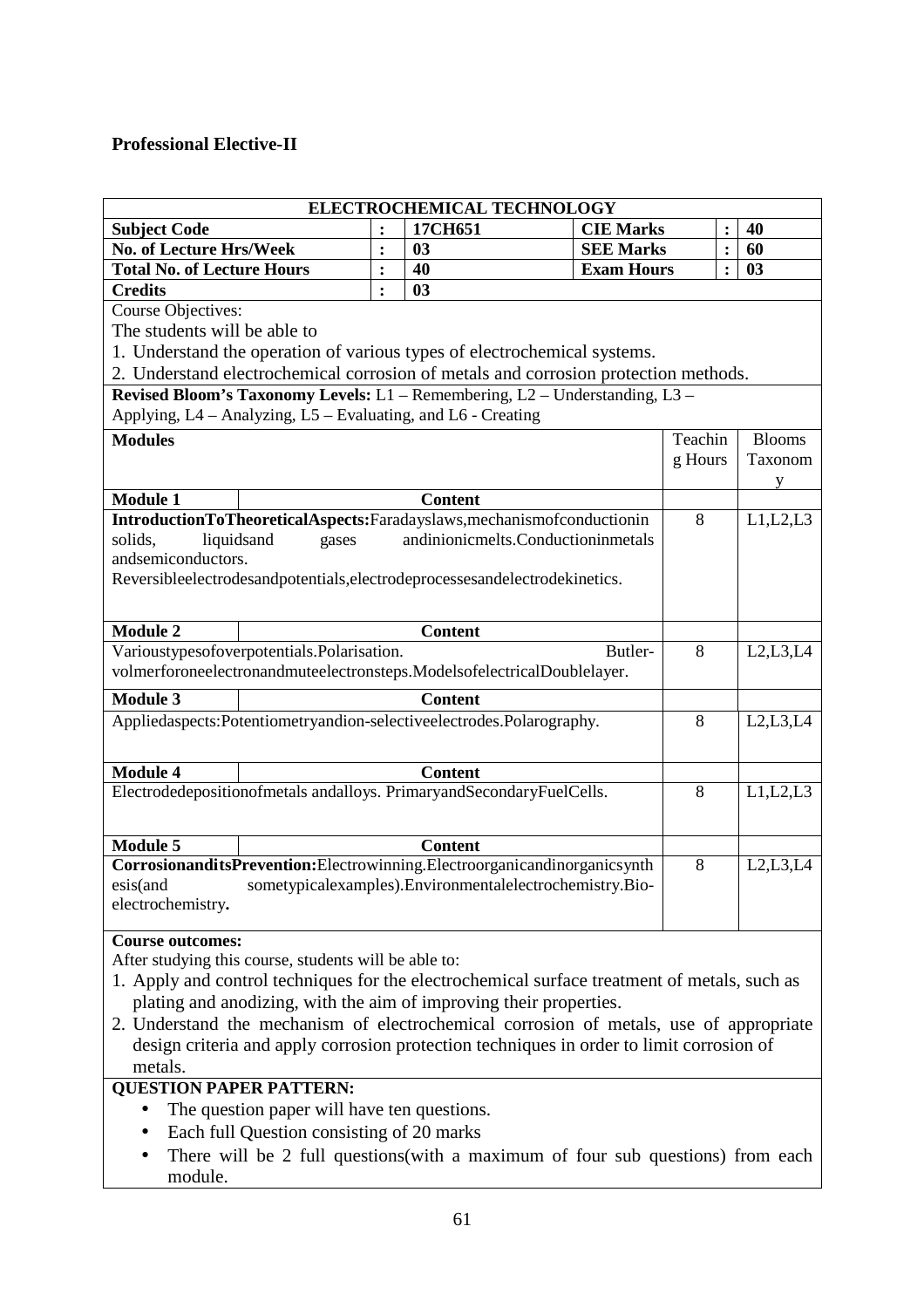**Professional Elective-II**

| ELECTROCHEMICAL TECHNOLOGY | | | | | | |
|---|---|---|---|---|---|---|
| **Subject Code** | **:** | **17CH651** | **CIE Marks** | **:** | **40** |
| **No. of Lecture Hrs/Week** | **:** | **03** | **SEE Marks** | **:** | **60** |
| **Total No. of Lecture Hours** | **:** | **40** | **Exam Hours** | **:** | **03** |
| **Credits** | **:** | **03** | | | |

Course Objectives:

The students will be able to

1. Understand the operation of various types of electrochemical systems.
2. Understand electrochemical corrosion of metals and corrosion protection methods.

**Revised Bloom's Taxonomy Levels:** L1 – Remembering, L2 – Understanding, L3 – Applying, L4 – Analyzing, L5 – Evaluating, and L6 - Creating

| **Modules** | Teaching Hours | Blooms Taxonomy |
|---|---|---|
| **Module 1** — **Content** | | |
| **IntroductionToTheoreticalAspects:**Faradayslaws,mechanismofconductionin solids, liquidsand gases andinionicmelts.Conductioninmetals andsemiconductors. Reversibleelectrodesandpotentials,electrodeprocessesandelectrodekinetics. | 8 | L1,L2,L3 |
| **Module 2** — **Content** | | |
| Varioustypesofoverpotentials.Polarisation. Butler-volmerforoneelectronandmuteelectronsteps.ModelsofelectricalDoublelayer. | 8 | L2,L3,L4 |
| **Module 3** — **Content** | | |
| Appliedaspects:Potentiometryandion-selectiveelectrodes.Polarography. | 8 | L2,L3,L4 |
| **Module 4** — **Content** | | |
| Electrodedepositionofmetals andalloys. PrimaryandSecondaryFuelCells. | 8 | L1,L2,L3 |
| **Module 5** — **Content** | | |
| **CorrosionanditsPrevention:**Electrowinning.Electroorganicandinorganicsynthesis(and sometypicalexamples).Environmentalelectrochemistry.Bio-electrochemistry**.** | 8 | L2,L3,L4 |

**Course outcomes:**

After studying this course, students will be able to:

1. Apply and control techniques for the electrochemical surface treatment of metals, such as plating and anodizing, with the aim of improving their properties.
2. Understand the mechanism of electrochemical corrosion of metals, use of appropriate design criteria and apply corrosion protection techniques in order to limit corrosion of metals.

**QUESTION PAPER PATTERN:**

- The question paper will have ten questions.
- Each full Question consisting of 20 marks
- There will be 2 full questions(with a maximum of four sub questions) from each module.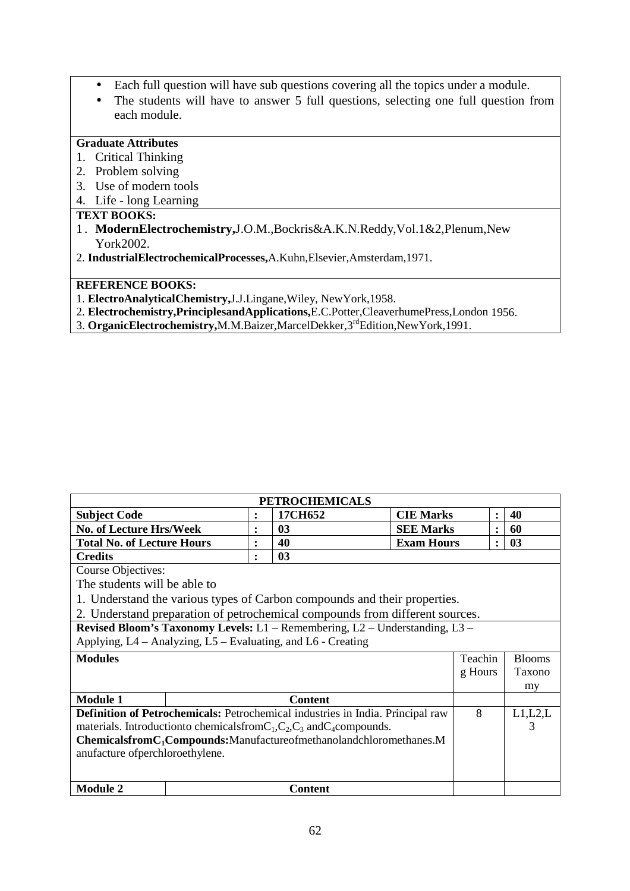- Each full question will have sub questions covering all the topics under a module.
- The students will have to answer 5 full questions, selecting one full question from each module.

**Graduate Attributes**

1. Critical Thinking
2. Problem solving
3. Use of modern tools
4. Life - long Learning

**TEXT BOOKS:**

1. **ModernElectrochemistry,**J.O.M.,Bockris&A.K.N.Reddy,Vol.1&2,Plenum,New York2002.
2. **IndustrialElectrochemicalProcesses,**A.Kuhn,Elsevier,Amsterdam,1971.

**REFERENCE BOOKS:**

1. **ElectroAnalyticalChemistry,**J.J.Lingane,Wiley, NewYork,1958.
2. **Electrochemistry,PrinciplesandApplications,**E.C.Potter,CleaverhumePress,London 1956.
3. **OrganicElectrochemistry,**M.M.Baizer,MarcelDekker,3rdEdition,NewYork,1991.

| **PETROCHEMICALS** | | | | | | |
|---|---|---|---|---|---|---|
| **Subject Code** | **:** | **17CH652** | **CIE Marks** | | **:** | **40** |
| **No. of Lecture Hrs/Week** | **:** | **03** | **SEE Marks** | | **:** | **60** |
| **Total No. of Lecture Hours** | **:** | **40** | **Exam Hours** | | **:** | **03** |
| **Credits** | **:** | **03** | | | | |

Course Objectives:

The students will be able to

1. Understand the various types of Carbon compounds and their properties.
2. Understand preparation of petrochemical compounds from different sources.

**Revised Bloom's Taxonomy Levels:** L1 – Remembering, L2 – Understanding, L3 – Applying, L4 – Analyzing, L5 – Evaluating, and L6 - Creating

| **Modules** | | Teaching Hours | Blooms Taxonomy |
|---|---|---|---|
| **Module 1** | **Content** | | |
| **Definition of Petrochemicals:** Petrochemical industries in India. Principal raw materials. Introductionto chemicalsfrom$C_1$,$C_2$,$C_3$ and$C_4$compounds. **Chemicalsfrom$C_1$Compounds:**Manufactureofmethanolandchloromethanes.Manufacture ofperchloroethylene. | | 8 | L1,L2,L3 |
| **Module 2** | **Content** | | |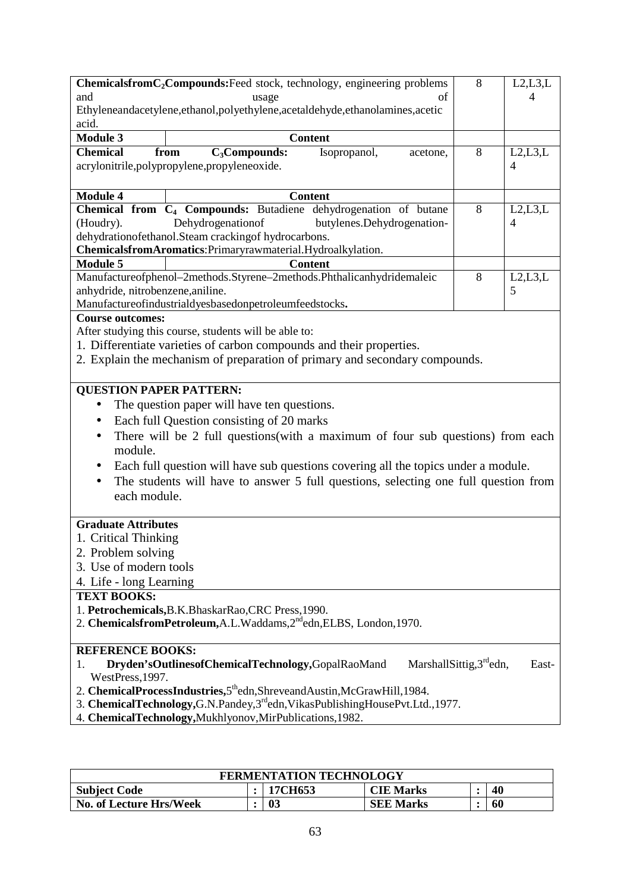| | | | |
|---|---|---|---|
| **Chemicals from $C_2$ Compounds:** Feed stock, technology, engineering problems and usage of Ethylene and acetylene, ethanol, polyethylene, acetaldehyde, ethanolamines, acetic acid. | | 8 | L2,L3,L4 |
| **Module 3** | **Content** | | |
| **Chemical from $C_3$ Compounds:** Isopropanol, acetone, acrylonitrile, polypropylene, propylene oxide. | | 8 | L2,L3,L4 |
| **Module 4** | **Content** | | |
| **Chemical from $C_4$ Compounds:** Butadiene dehydrogenation of butane (Houdry). Dehydrogenation of butylenes. Dehydrogenation-dehydration of ethanol. Steam cracking of hydrocarbons. **Chemicals from Aromatics**: Primary raw material. Hydroalkylation. | | 8 | L2,L3,L4 |
| **Module 5** | **Content** | | |
| Manufacture of phenol–2 methods. Styrene–2 methods. Phthalic anhydride maleic anhydride, nitrobenzene, aniline. Manufacture of industrial dyes based on petroleum feedstocks. | | 8 | L2,L3,L5 |

**Course outcomes:**

After studying this course, students will be able to:

1. Differentiate varieties of carbon compounds and their properties.
2. Explain the mechanism of preparation of primary and secondary compounds.

**QUESTION PAPER PATTERN:**

- The question paper will have ten questions.
- Each full Question consisting of 20 marks
- There will be 2 full questions(with a maximum of four sub questions) from each module.
- Each full question will have sub questions covering all the topics under a module.
- The students will have to answer 5 full questions, selecting one full question from each module.

**Graduate Attributes**

1. Critical Thinking
2. Problem solving
3. Use of modern tools
4. Life - long Learning

**TEXT BOOKS:**

1. **Petrochemicals,** B.K.Bhaskar Rao, CRC Press, 1990.
2. **Chemicals from Petroleum,** A.L.Waddams, 2nd edn, ELBS, London, 1970.

**REFERENCE BOOKS:**

1. **Dryden's Outlines of Chemical Technology,** Gopal Rao M and Marshall Sittig, 3rd edn, East-West Press, 1997.
2. **Chemical Process Industries,** 5th edn, Shreve and Austin, McGraw Hill, 1984.
3. **Chemical Technology,** G.N.Pandey, 3rd edn, Vikas Publishing House Pvt.Ltd., 1977.
4. **Chemical Technology,** Mukhlyonov, Mir Publications, 1982.

| FERMENTATION TECHNOLOGY | | | | | |
|---|---|---|---|---|---|
| **Subject Code** | : | **17CH653** | **CIE Marks** | : | **40** |
| **No. of Lecture Hrs/Week** | : | **03** | **SEE Marks** | : | **60** |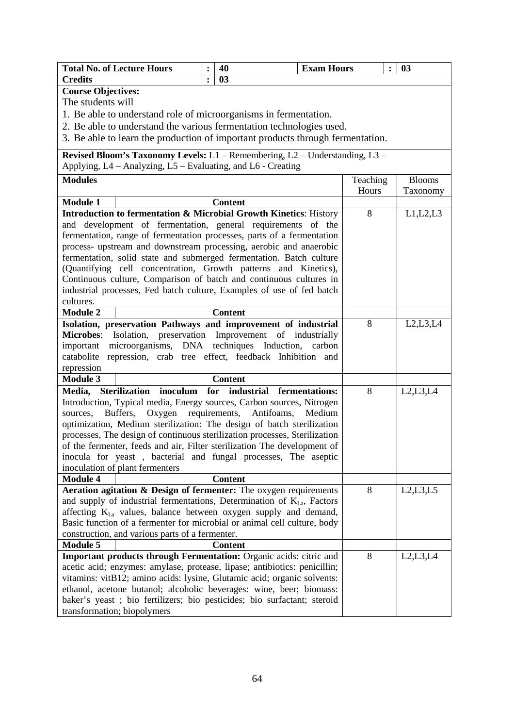| Total No. of Lecture Hours | : | 40 | Exam Hours | : | 03 |
|---|---|---|---|---|---|
| **Credits** | : | **03** | | | |

**Course Objectives:**

The students will

1. Be able to understand role of microorganisms in fermentation.
2. Be able to understand the various fermentation technologies used.
3. Be able to learn the production of important products through fermentation.

**Revised Bloom's Taxonomy Levels:** L1 – Remembering, L2 – Understanding, L3 – Applying, L4 – Analyzing, L5 – Evaluating, and L6 - Creating

| Modules | Teaching Hours | Blooms Taxonomy |
|---|---|---|
| **Module 1** — **Content** | | |
| **Introduction to fermentation & Microbial Growth Kinetics**: History and development of fermentation, general requirements of the fermentation, range of fermentation processes, parts of a fermentation process- upstream and downstream processing, aerobic and anaerobic fermentation, solid state and submerged fermentation. Batch culture (Quantifying cell concentration, Growth patterns and Kinetics), Continuous culture, Comparison of batch and continuous cultures in industrial processes, Fed batch culture, Examples of use of fed batch cultures. | 8 | L1,L2,L3 |
| **Module 2** — **Content** | | |
| **Isolation, preservation Pathways and improvement of industrial Microbes**: Isolation, preservation Improvement of industrially important microorganisms, DNA techniques Induction, carbon catabolite repression, crab tree effect, feedback Inhibition and repression | 8 | L2,L3,L4 |
| **Module 3** — **Content** | | |
| **Media, Sterilization inoculum for industrial fermentations:** Introduction, Typical media, Energy sources, Carbon sources, Nitrogen sources, Buffers, Oxygen requirements, Antifoams, Medium optimization, Medium sterilization: The design of batch sterilization processes, The design of continuous sterilization processes, Sterilization of the fermenter, feeds and air, Filter sterilization The development of inocula for yeast , bacterial and fungal processes, The aseptic inoculation of plant fermenters | 8 | L2,L3,L4 |
| **Module 4** — **Content** | | |
| **Aeration agitation & Design of fermenter:** The oxygen requirements and supply of industrial fermentations, Determination of $K_{La}$, Factors affecting $K_{La}$ values, balance between oxygen supply and demand, Basic function of a fermenter for microbial or animal cell culture, body construction, and various parts of a fermenter. | 8 | L2,L3,L5 |
| **Module 5** — **Content** | | |
| **Important products through Fermentation:** Organic acids: citric and acetic acid; enzymes: amylase, protease, lipase; antibiotics: penicillin; vitamins: vitB12; amino acids: lysine, Glutamic acid; organic solvents: ethanol, acetone butanol; alcoholic beverages: wine, beer; biomass: baker's yeast ; bio fertilizers; bio pesticides; bio surfactant; steroid transformation; biopolymers | 8 | L2,L3,L4 |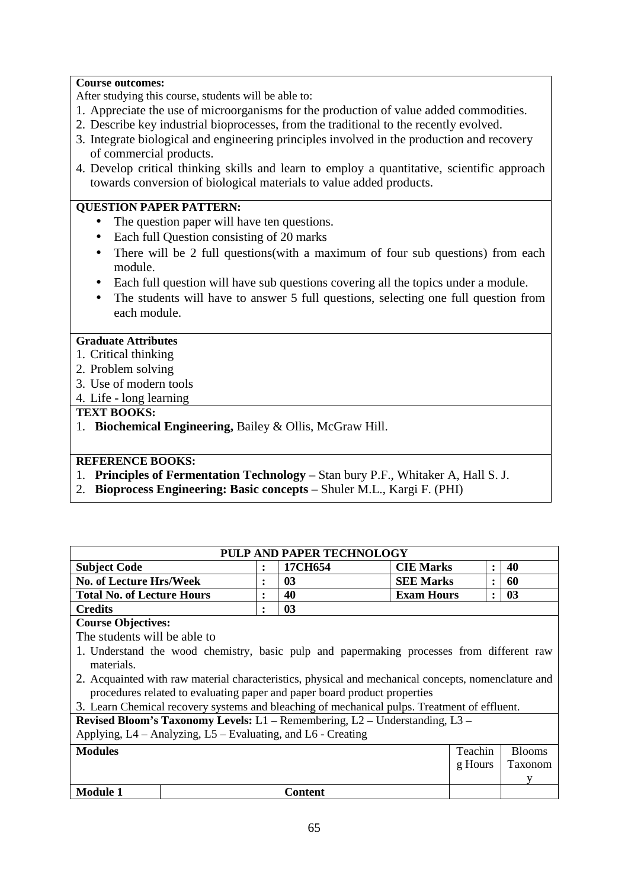**Course outcomes:**

After studying this course, students will be able to:

1. Appreciate the use of microorganisms for the production of value added commodities.
2. Describe key industrial bioprocesses, from the traditional to the recently evolved.
3. Integrate biological and engineering principles involved in the production and recovery of commercial products.
4. Develop critical thinking skills and learn to employ a quantitative, scientific approach towards conversion of biological materials to value added products.

**QUESTION PAPER PATTERN:**

- The question paper will have ten questions.
- Each full Question consisting of 20 marks
- There will be 2 full questions(with a maximum of four sub questions) from each module.
- Each full question will have sub questions covering all the topics under a module.
- The students will have to answer 5 full questions, selecting one full question from each module.

**Graduate Attributes**

1. Critical thinking
2. Problem solving
3. Use of modern tools
4. Life - long learning

**TEXT BOOKS:**

1. **Biochemical Engineering,** Bailey & Ollis, McGraw Hill.

**REFERENCE BOOKS:**

1. **Principles of Fermentation Technology** – Stan bury P.F., Whitaker A, Hall S. J.
2. **Bioprocess Engineering: Basic concepts** – Shuler M.L., Kargi F. (PHI)

## PULP AND PAPER TECHNOLOGY

| | | | | | |
|---|---|---|---|---|---|
| **Subject Code** | : | **17CH654** | **CIE Marks** | : | **40** |
| **No. of Lecture Hrs/Week** | : | **03** | **SEE Marks** | : | **60** |
| **Total No. of Lecture Hours** | : | **40** | **Exam Hours** | : | **03** |
| **Credits** | : | **03** | | | |

**Course Objectives:**

The students will be able to

1. Understand the wood chemistry, basic pulp and papermaking processes from different raw materials.
2. Acquainted with raw material characteristics, physical and mechanical concepts, nomenclature and procedures related to evaluating paper and paper board product properties
3. Learn Chemical recovery systems and bleaching of mechanical pulps. Treatment of effluent.

**Revised Bloom's Taxonomy Levels:** L1 – Remembering, L2 – Understanding, L3 – Applying, L4 – Analyzing, L5 – Evaluating, and L6 - Creating

| **Modules** | | Teaching Hours | Blooms Taxonomy |
|---|---|---|---|
| **Module 1** | **Content** | | |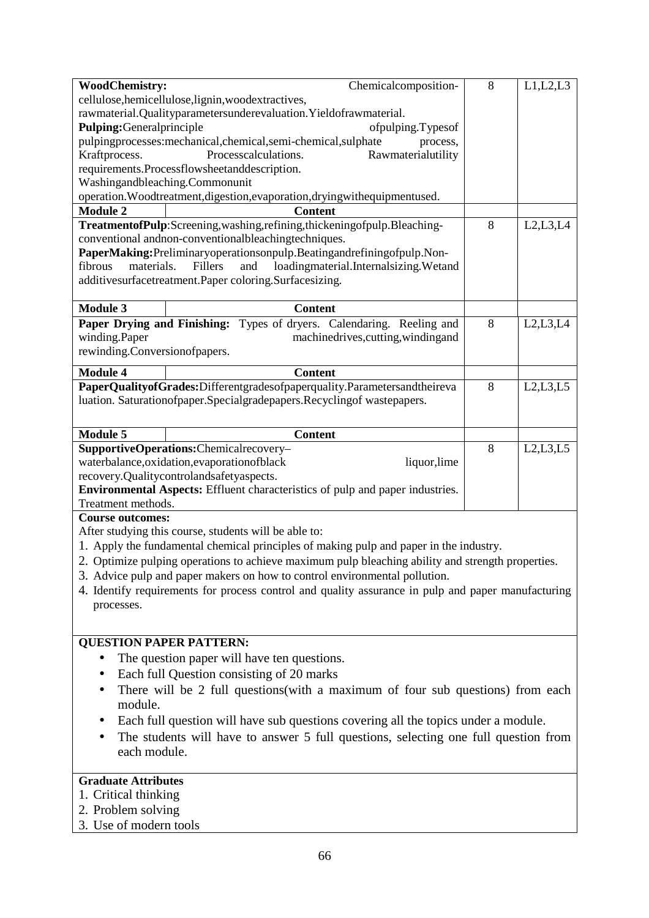| **WoodChemistry:** Chemicalcomposition-cellulose,hemicellulose,lignin,woodextractives, rawmaterial.Qualityparametersunderevaluation.Yieldofrawmaterial. **Pulping:**Generalprinciple ofpulping.Typesof pulpingprocesses:mechanical,chemical,semi-chemical,sulphate process, Kraftprocess. Processcalculations. Rawmaterialutility requirements.Processflowsheetanddescription. Washingandbleaching.Commonunit operation.Woodtreatment,digestion,evaporation,dryingwithequipmentused. | | 8 | L1,L2,L3 |
|---|---|---|---|
| **Module 2** | **Content** | | |
| **TreatmentofPulp**:Screening,washing,refining,thickeningofpulp.Bleaching-conventional andnon-conventionalbleachingtechniques. **PaperMaking:**Preliminaryoperationsonpulp.Beatingandrefiningofpulp.Non-fibrous materials. Fillers and loadingmaterial.Internalsizing.Wetand additivesurfacetreatment.Paper coloring.Surfacesizing. | | 8 | L2,L3,L4 |
| **Module 3** | **Content** | | |
| **Paper Drying and Finishing:** Types of dryers. Calendaring. Reeling and winding.Paper machinedrives,cutting,windingand rewinding.Conversionofpapers. | | 8 | L2,L3,L4 |
| **Module 4** | **Content** | | |
| **PaperQualityofGrades:**Differentgradesofpaperquality.Parametersandtheireva luation. Saturationofpaper.Specialgradepapers.Recyclingof wastepapers. | | 8 | L2,L3,L5 |
| **Module 5** | **Content** | | |
| **SupportiveOperations:**Chemicalrecovery–waterbalance,oxidation,evaporationofblack liquor,lime recovery.Qualitycontrolandsafetyaspects. **Environmental Aspects:** Effluent characteristics of pulp and paper industries. Treatment methods. | | 8 | L2,L3,L5 |

**Course outcomes:**

After studying this course, students will be able to:

1. Apply the fundamental chemical principles of making pulp and paper in the industry.
2. Optimize pulping operations to achieve maximum pulp bleaching ability and strength properties.
3. Advice pulp and paper makers on how to control environmental pollution.
4. Identify requirements for process control and quality assurance in pulp and paper manufacturing processes.

**QUESTION PAPER PATTERN:**

- The question paper will have ten questions.
- Each full Question consisting of 20 marks
- There will be 2 full questions(with a maximum of four sub questions) from each module.
- Each full question will have sub questions covering all the topics under a module.
- The students will have to answer 5 full questions, selecting one full question from each module.

**Graduate Attributes**

1. Critical thinking
2. Problem solving
3. Use of modern tools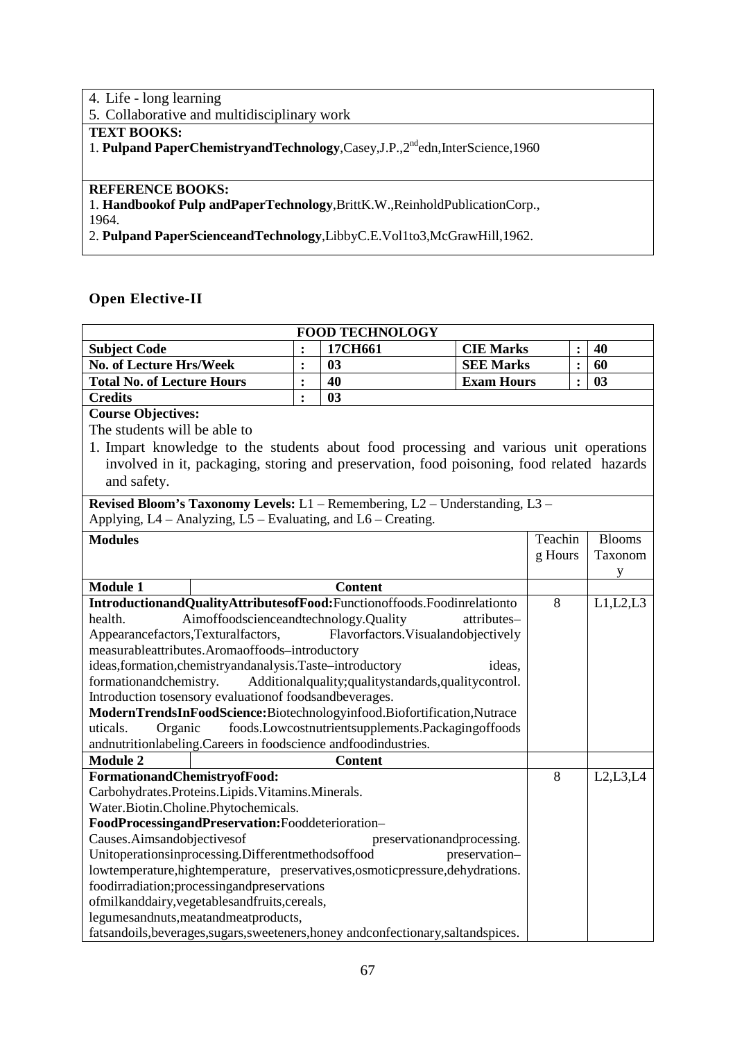4. Life - long learning
5. Collaborative and multidisciplinary work

**TEXT BOOKS:**

1. **Pulpand PaperChemistryandTechnology**,Casey,J.P.,2nd edn,InterScience,1960

**REFERENCE BOOKS:**

1. **Handbookof Pulp andPaperTechnology**,BrittK.W.,ReinholdPublicationCorp., 1964.
2. **Pulpand PaperScienceandTechnology**,LibbyC.E.Vol1to3,McGrawHill,1962.

## Open Elective-II

| **FOOD TECHNOLOGY** | | | | | |
|---|---|---|---|---|---|
| **Subject Code** | **:** | **17CH661** | **CIE Marks** | **:** | **40** |
| **No. of Lecture Hrs/Week** | **:** | **03** | **SEE Marks** | **:** | **60** |
| **Total No. of Lecture Hours** | **:** | **40** | **Exam Hours** | **:** | **03** |
| **Credits** | **:** | **03** | | | |

**Course Objectives:**

The students will be able to

1. Impart knowledge to the students about food processing and various unit operations involved in it, packaging, storing and preservation, food poisoning, food related hazards and safety.

**Revised Bloom's Taxonomy Levels:** L1 – Remembering, L2 – Understanding, L3 – Applying, L4 – Analyzing, L5 – Evaluating, and L6 – Creating.

| **Modules** | Teaching Hours | Blooms Taxonomy |
|---|---|---|
| **Module 1** — **Content** | | |
| **IntroductionandQualityAttributesofFood:**Functionoffoods.Foodinrelationto health. Aimoffoodscienceandtechnology.Quality attributes–Appearancefactors,Texturalfactors, Flavorfactors.Visualandobjectively measurableattributes.Aromaoffoods–introductory ideas,formation,chemistryandanalysis.Taste–introductory ideas, formationandchemistry. Additionalquality;qualitystandards,qualitycontrol. Introduction tosensory evaluationof foodsandbeverages. **ModernTrendsInFoodScience:**Biotechnologyinfood.Biofortification,Nutraceuticals. Organic foods.Lowcostnutrientsupplements.Packagingoffoods andnutritionlabeling.Careers in foodscience andfoodindustries. | 8 | L1,L2,L3 |
| **Module 2** — **Content** | | |
| **FormationandChemistryofFood:** Carbohydrates.Proteins.Lipids.Vitamins.Minerals. Water.Biotin.Choline.Phytochemicals. **FoodProcessingandPreservation:**Fooddeterioration–Causes.Aimsandobjectivesof preservationandprocessing. Unitoperationsinprocessing.Differentmethodsoffood preservation–lowtemperature,hightemperature, preservatives,osmoticpressure,dehydrations. foodirradiation;processingandpreservations ofmilkanddairy,vegetablesandfruits,cereals, legumesandnuts,meatandmeatproducts, fatsandoils,beverages,sugars,sweeteners,honey andconfectionary,saltandspices. | 8 | L2,L3,L4 |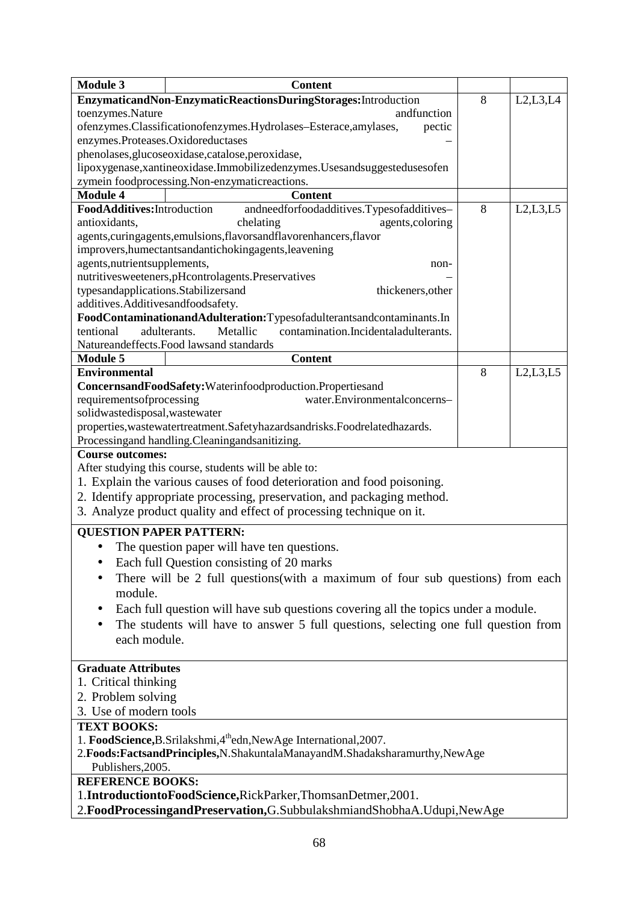| Module 3 | Content | | |
|---|---|---|---|
| **EnzymaticandNon-EnzymaticReactionsDuringStorages:**Introduction toenzymes.Nature andfunction ofenzymes.Classificationofenzymes.Hydrolases–Esterace,amylases, pectic enzymes.Proteases.Oxidoreductases – phenolases,glucoseoxidase,catalose,peroxidase, lipoxygenase,xantineoxidase.Immobilizedenzymes.Usesandsuggestedusesofen zymein foodprocessing.Non-enzymaticreactions. | | 8 | L2,L3,L4 |
| **Module 4** | **Content** | | |
| **FoodAdditives:**Introduction andneedforfoodadditives.Typesofadditives– antioxidants, chelating agents,coloring agents,curingagents,emulsions,flavorsandflavorenhancers,flavor improvers,humectantsandantichokingagents,leavening agents,nutrientsupplements, non-nutritivesweeteners,pHcontrolagents.Preservatives – typesandapplications.Stabilizersand thickeners,other additives.Additivesandfoodsafety. **FoodContaminationandAdulteration:**Typesofadulterantsandcontaminants.In tentional adulterants. Metallic contamination.Incidentaladulterants. Natureandeffects.Food lawsand standards | | 8 | L2,L3,L5 |
| **Module 5** | **Content** | | |
| **Environmental ConcernsandFoodSafety:**Waterinfoodproduction.Propertiesand requirementsofprocessing water.Environmentalconcerns– solidwastedisposal,wastewater properties,wastewatertreatment.Safetyhazardsandrisks.Foodrelatedhazards. Processingand handling.Cleaningandsanitizing. | | 8 | L2,L3,L5 |

**Course outcomes:**

After studying this course, students will be able to:

1. Explain the various causes of food deterioration and food poisoning.
2. Identify appropriate processing, preservation, and packaging method.
3. Analyze product quality and effect of processing technique on it.

**QUESTION PAPER PATTERN:**

- The question paper will have ten questions.
- Each full Question consisting of 20 marks
- There will be 2 full questions(with a maximum of four sub questions) from each module.
- Each full question will have sub questions covering all the topics under a module.
- The students will have to answer 5 full questions, selecting one full question from each module.

**Graduate Attributes**

1. Critical thinking
2. Problem solving
3. Use of modern tools

**TEXT BOOKS:**

1. **FoodScience,**B.Srilakshmi,4th edn,NewAge International,2007.
2. **Foods:FactsandPrinciples,**N.ShakuntalaManayandM.Shadaksharamurthy,NewAge Publishers,2005.

**REFERENCE BOOKS:**

1. **IntroductiontoFoodScience,**RickParker,ThomsanDetmer,2001.
2. **FoodProcessingandPreservation,**G.SubbulakshmiandShobhaA.Udupi,NewAge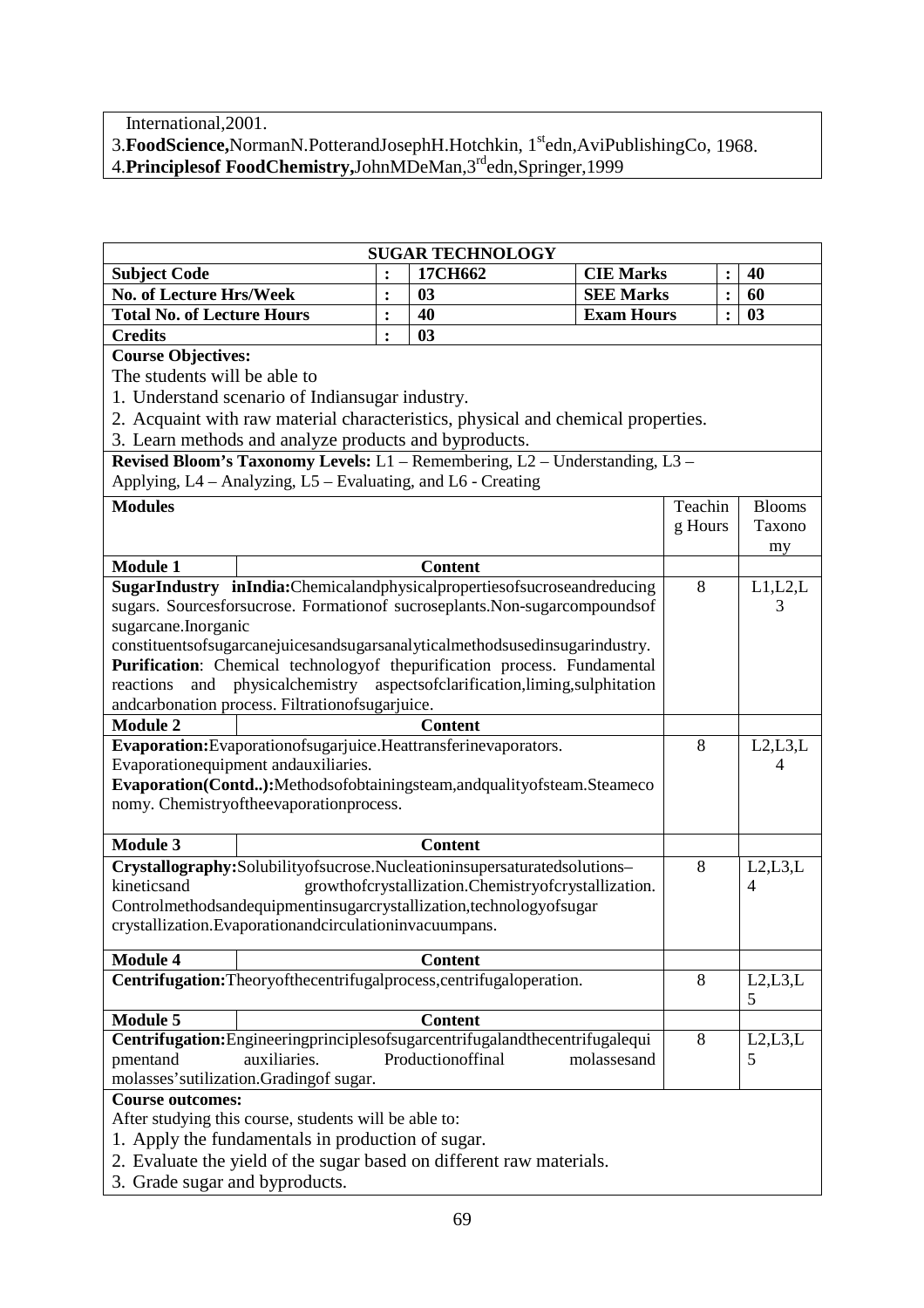International,2001.
3.**FoodScience,**NormanN.PotterandJosephH.Hotchkin, 1[st]edn,AviPublishingCo, 1968.
4.**Principlesof FoodChemistry,**JohnMDeMan,3[rd]edn,Springer,1999

| **SUGAR TECHNOLOGY** | | | | | | |
|---|---|---|---|---|---|---|
| **Subject Code** | **:** | **17CH662** | **CIE Marks** | | **:** | **40** |
| **No. of Lecture Hrs/Week** | **:** | **03** | **SEE Marks** | | **:** | **60** |
| **Total No. of Lecture Hours** | **:** | **40** | **Exam Hours** | | **:** | **03** |
| **Credits** | **:** | **03** | | | | |

**Course Objectives:**

The students will be able to

1. Understand scenario of Indiansugar industry.
2. Acquaint with raw material characteristics, physical and chemical properties.
3. Learn methods and analyze products and byproducts.

**Revised Bloom's Taxonomy Levels:** L1 – Remembering, L2 – Understanding, L3 – Applying, L4 – Analyzing, L5 – Evaluating, and L6 - Creating

| **Modules** | | Teaching Hours | Blooms Taxonomy |
|---|---|---|---|
| **Module 1** | **Content** | | |
| **SugarIndustry inIndia:**Chemicalandphysicalpropertiesofsucroseandreducing sugars. Sourcesforsucrose. Formationof sucroseplants.Non-sugarcompoundsof sugarcane.Inorganic constituentsofsugarcanejuicesandsugarsanalyticalmethodsusedinsugarindustry. **Purification**: Chemical technologyof thepurification process. Fundamental reactions and physicalchemistry aspectsofclarification,liming,sulphitation andcarbonation process. Filtrationofsugarjuice. | | 8 | L1,L2,L3 |
| **Module 2** | **Content** | | |
| **Evaporation:**Evaporationofsugarjuice.Heattransferinevaporators. Evaporationequipment andauxiliaries. **Evaporation(Contd..):**Methodsofobtainingsteam,andqualityofsteam.Steameconomy. Chemistryoftheevaporationprocess. | | 8 | L2,L3,L4 |
| **Module 3** | **Content** | | |
| **Crystallography:**Solubilityofsucrose.Nucleationinsupersaturatedsolutions– kineticsand growthofcrystallization.Chemistryofcrystallization. Controlmethodsandequipmentinsugarcrystallization,technologyofsugar crystallization.Evaporationandcirculationinvacuumpans. | | 8 | L2,L3,L4 |
| **Module 4** | **Content** | | |
| **Centrifugation:**Theoryofthecentrifugalprocess,centrifugaloperation. | | 8 | L2,L3,L5 |
| **Module 5** | **Content** | | |
| **Centrifugation:**Engineeringprinciplesofsugarcentrifugalandthecentrifugalequipmentand auxiliaries. Productionoffinal molassesand molasses'sutilization.Gradingof sugar. | | 8 | L2,L3,L5 |

**Course outcomes:**

After studying this course, students will be able to:

1. Apply the fundamentals in production of sugar.
2. Evaluate the yield of the sugar based on different raw materials.
3. Grade sugar and byproducts.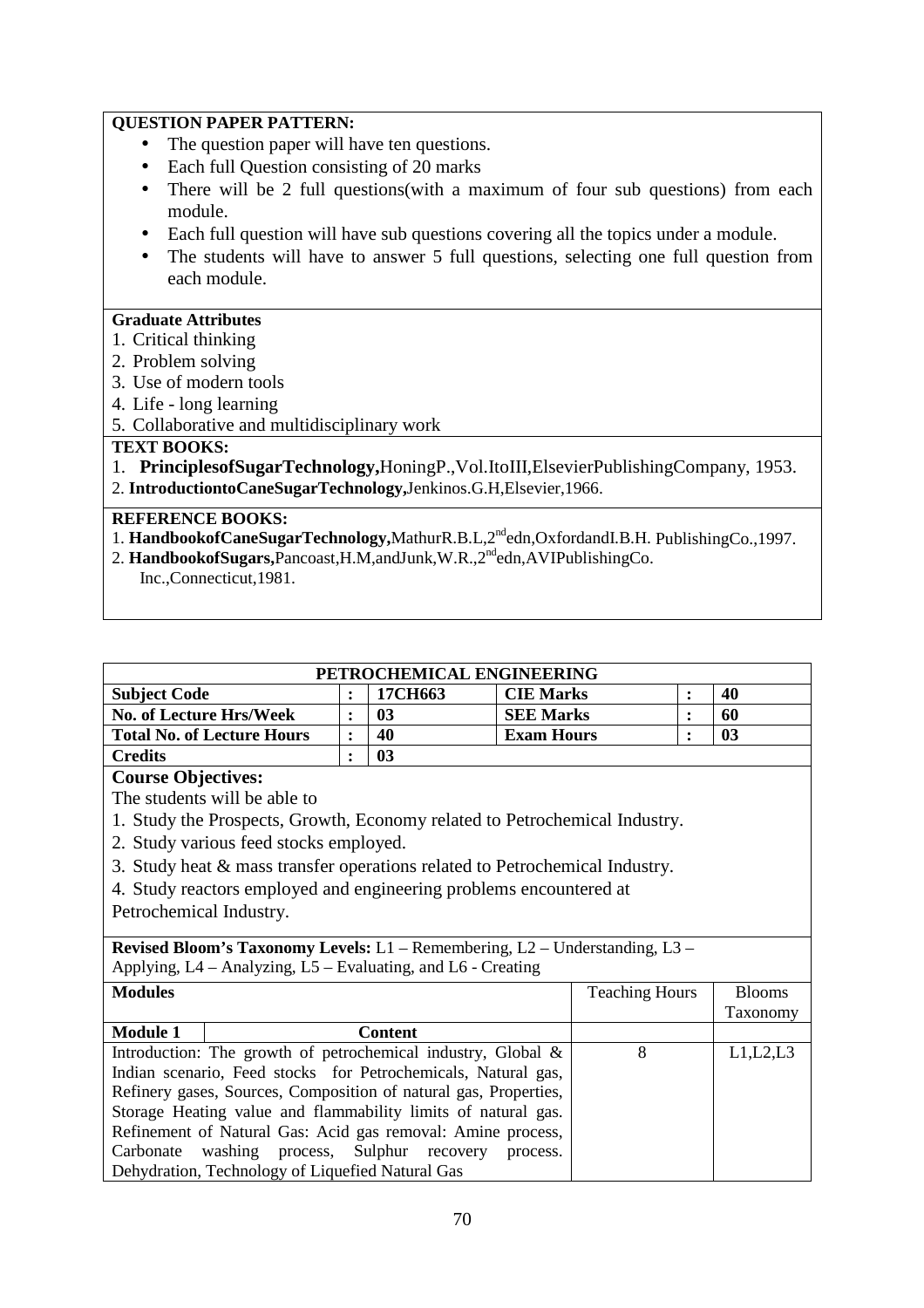**QUESTION PAPER PATTERN:**

- The question paper will have ten questions.
- Each full Question consisting of 20 marks
- There will be 2 full questions(with a maximum of four sub questions) from each module.
- Each full question will have sub questions covering all the topics under a module.
- The students will have to answer 5 full questions, selecting one full question from each module.

**Graduate Attributes**

1. Critical thinking
2. Problem solving
3. Use of modern tools
4. Life - long learning
5. Collaborative and multidisciplinary work

**TEXT BOOKS:**

1. **PrinciplesofSugarTechnology,**HoningP.,Vol.ItoIII,ElsevierPublishingCompany, 1953.
2. **IntroductiontoCaneSugarTechnology,**Jenkinos.G.H,Elsevier,1966.

**REFERENCE BOOKS:**

1. **HandbookofCaneSugarTechnology,**MathurR.B.L,2ndedn,OxfordandI.B.H. PublishingCo.,1997.
2. **HandbookofSugars,**Pancoast,H.M,andJunk,W.R.,2ndedn,AVIPublishingCo. Inc.,Connecticut,1981.

## PETROCHEMICAL ENGINEERING

| | | | | | |
|---|---|---|---|---|---|
| **Subject Code** | **:** | **17CH663** | **CIE Marks** | **:** | **40** |
| **No. of Lecture Hrs/Week** | **:** | **03** | **SEE Marks** | **:** | **60** |
| **Total No. of Lecture Hours** | **:** | **40** | **Exam Hours** | **:** | **03** |
| **Credits** | **:** | **03** | | | |

**Course Objectives:**

The students will be able to

1. Study the Prospects, Growth, Economy related to Petrochemical Industry.
2. Study various feed stocks employed.
3. Study heat & mass transfer operations related to Petrochemical Industry.
4. Study reactors employed and engineering problems encountered at Petrochemical Industry.

**Revised Bloom's Taxonomy Levels:** L1 – Remembering, L2 – Understanding, L3 – Applying, L4 – Analyzing, L5 – Evaluating, and L6 - Creating

| **Modules** | Teaching Hours | Blooms Taxonomy |
|---|---|---|
| **Module 1** — **Content** | | |
| Introduction: The growth of petrochemical industry, Global & Indian scenario, Feed stocks for Petrochemicals, Natural gas, Refinery gases, Sources, Composition of natural gas, Properties, Storage Heating value and flammability limits of natural gas. Refinement of Natural Gas: Acid gas removal: Amine process, Carbonate washing process, Sulphur recovery process. Dehydration, Technology of Liquefied Natural Gas | 8 | L1,L2,L3 |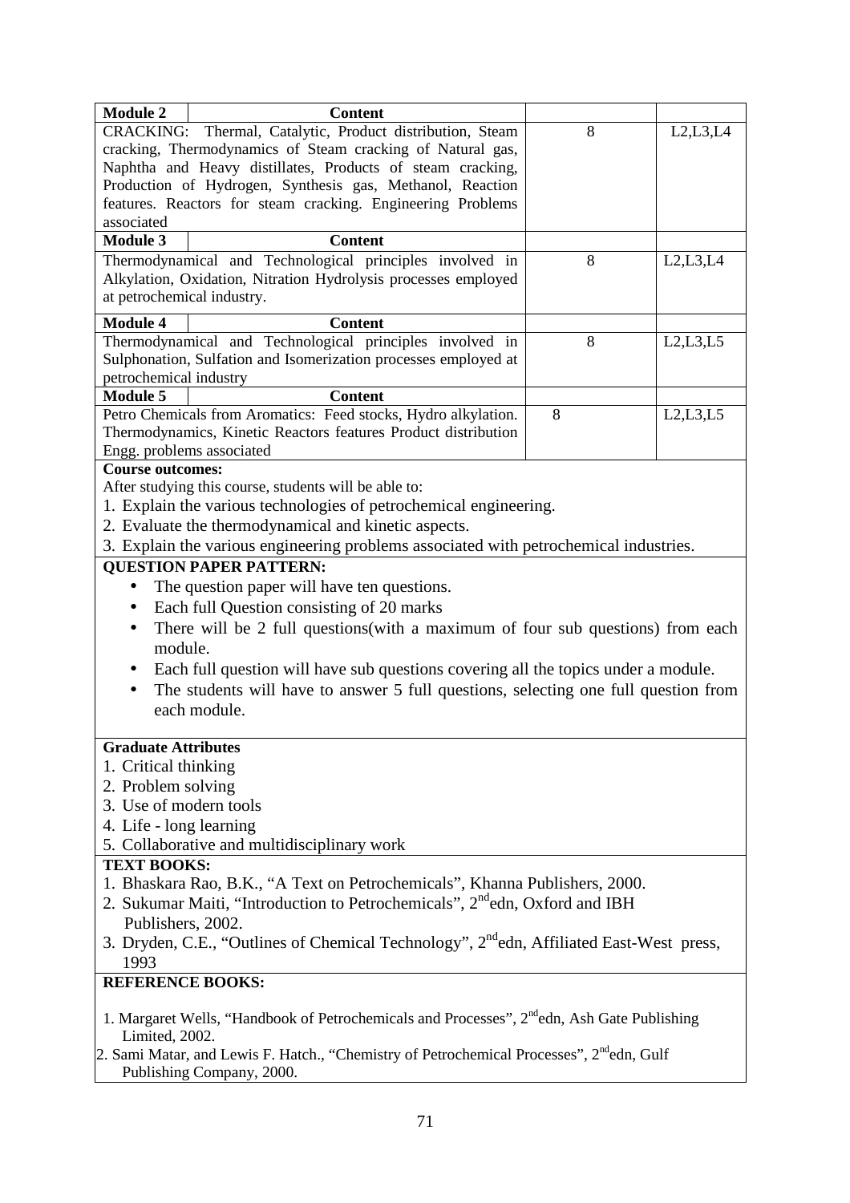| Module 2 | Content | | |
|---|---|---|---|
| CRACKING: Thermal, Catalytic, Product distribution, Steam cracking, Thermodynamics of Steam cracking of Natural gas, Naphtha and Heavy distillates, Products of steam cracking, Production of Hydrogen, Synthesis gas, Methanol, Reaction features. Reactors for steam cracking. Engineering Problems associated | | 8 | L2,L3,L4 |
| **Module 3** | **Content** | | |
| Thermodynamical and Technological principles involved in Alkylation, Oxidation, Nitration Hydrolysis processes employed at petrochemical industry. | | 8 | L2,L3,L4 |
| **Module 4** | **Content** | | |
| Thermodynamical and Technological principles involved in Sulphonation, Sulfation and Isomerization processes employed at petrochemical industry | | 8 | L2,L3,L5 |
| **Module 5** | **Content** | | |
| Petro Chemicals from Aromatics: Feed stocks, Hydro alkylation. Thermodynamics, Kinetic Reactors features Product distribution Engg. problems associated | | 8 | L2,L3,L5 |

**Course outcomes:**

After studying this course, students will be able to:

1. Explain the various technologies of petrochemical engineering.
2. Evaluate the thermodynamical and kinetic aspects.
3. Explain the various engineering problems associated with petrochemical industries.

**QUESTION PAPER PATTERN:**

- The question paper will have ten questions.
- Each full Question consisting of 20 marks
- There will be 2 full questions(with a maximum of four sub questions) from each module.
- Each full question will have sub questions covering all the topics under a module.
- The students will have to answer 5 full questions, selecting one full question from each module.

**Graduate Attributes**

1. Critical thinking
2. Problem solving
3. Use of modern tools
4. Life - long learning
5. Collaborative and multidisciplinary work

**TEXT BOOKS:**

1. Bhaskara Rao, B.K., “A Text on Petrochemicals”, Khanna Publishers, 2000.
2. Sukumar Maiti, “Introduction to Petrochemicals”, 2nd edn, Oxford and IBH Publishers, 2002.
3. Dryden, C.E., “Outlines of Chemical Technology”, 2nd edn, Affiliated East-West press, 1993

**REFERENCE BOOKS:**

1. Margaret Wells, “Handbook of Petrochemicals and Processes”, 2nd edn, Ash Gate Publishing Limited, 2002.
2. Sami Matar, and Lewis F. Hatch., “Chemistry of Petrochemical Processes”, 2nd edn, Gulf Publishing Company, 2000.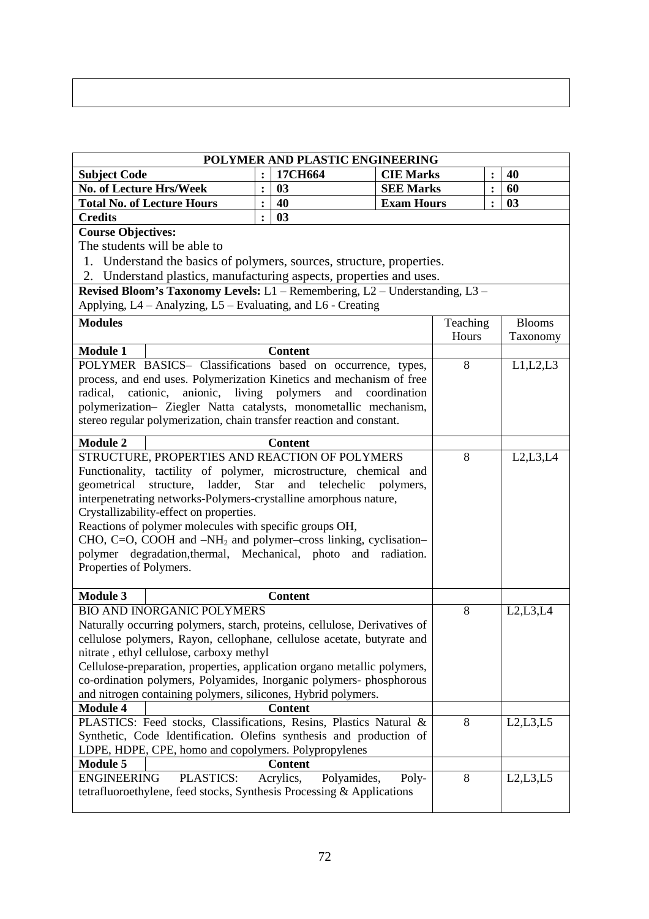# POLYMER AND PLASTIC ENGINEERING

| | | | | | |
|---|---|---|---|---|---|
| **Subject Code** | : | **17CH664** | **CIE Marks** | : | **40** |
| **No. of Lecture Hrs/Week** | : | **03** | **SEE Marks** | : | **60** |
| **Total No. of Lecture Hours** | : | **40** | **Exam Hours** | : | **03** |
| **Credits** | : | **03** | | | |

**Course Objectives:**

The students will be able to

1. Understand the basics of polymers, sources, structure, properties.
2. Understand plastics, manufacturing aspects, properties and uses.

**Revised Bloom's Taxonomy Levels:** L1 – Remembering, L2 – Understanding, L3 – Applying, L4 – Analyzing, L5 – Evaluating, and L6 - Creating

| Modules | Teaching Hours | Blooms Taxonomy |
|---|---|---|
| **Module 1** — **Content** | | |
| POLYMER BASICS– Classifications based on occurrence, types, process, and end uses. Polymerization Kinetics and mechanism of free radical, cationic, anionic, living polymers and coordination polymerization– Ziegler Natta catalysts, monometallic mechanism, stereo regular polymerization, chain transfer reaction and constant. | 8 | L1,L2,L3 |
| **Module 2** — **Content** | | |
| STRUCTURE, PROPERTIES AND REACTION OF POLYMERS Functionality, tactility of polymer, microstructure, chemical and geometrical structure, ladder, Star and telechelic polymers, interpenetrating networks-Polymers-crystalline amorphous nature, Crystallizability-effect on properties. Reactions of polymer molecules with specific groups OH, CHO, C=O, COOH and $-NH_2$ and polymer–cross linking, cyclisation–polymer degradation,thermal, Mechanical, photo and radiation. Properties of Polymers. | 8 | L2,L3,L4 |
| **Module 3** — **Content** | | |
| BIO AND INORGANIC POLYMERS Naturally occurring polymers, starch, proteins, cellulose, Derivatives of cellulose polymers, Rayon, cellophane, cellulose acetate, butyrate and nitrate , ethyl cellulose, carboxy methyl Cellulose-preparation, properties, application organo metallic polymers, co-ordination polymers, Polyamides, Inorganic polymers- phosphorous and nitrogen containing polymers, silicones, Hybrid polymers. | 8 | L2,L3,L4 |
| **Module 4** — **Content** | | |
| PLASTICS: Feed stocks, Classifications, Resins, Plastics Natural & Synthetic, Code Identification. Olefins synthesis and production of LDPE, HDPE, CPE, homo and copolymers. Polypropylenes | 8 | L2,L3,L5 |
| **Module 5** — **Content** | | |
| ENGINEERING PLASTICS: Acrylics, Polyamides, Poly-tetrafluoroethylene, feed stocks, Synthesis Processing & Applications | 8 | L2,L3,L5 |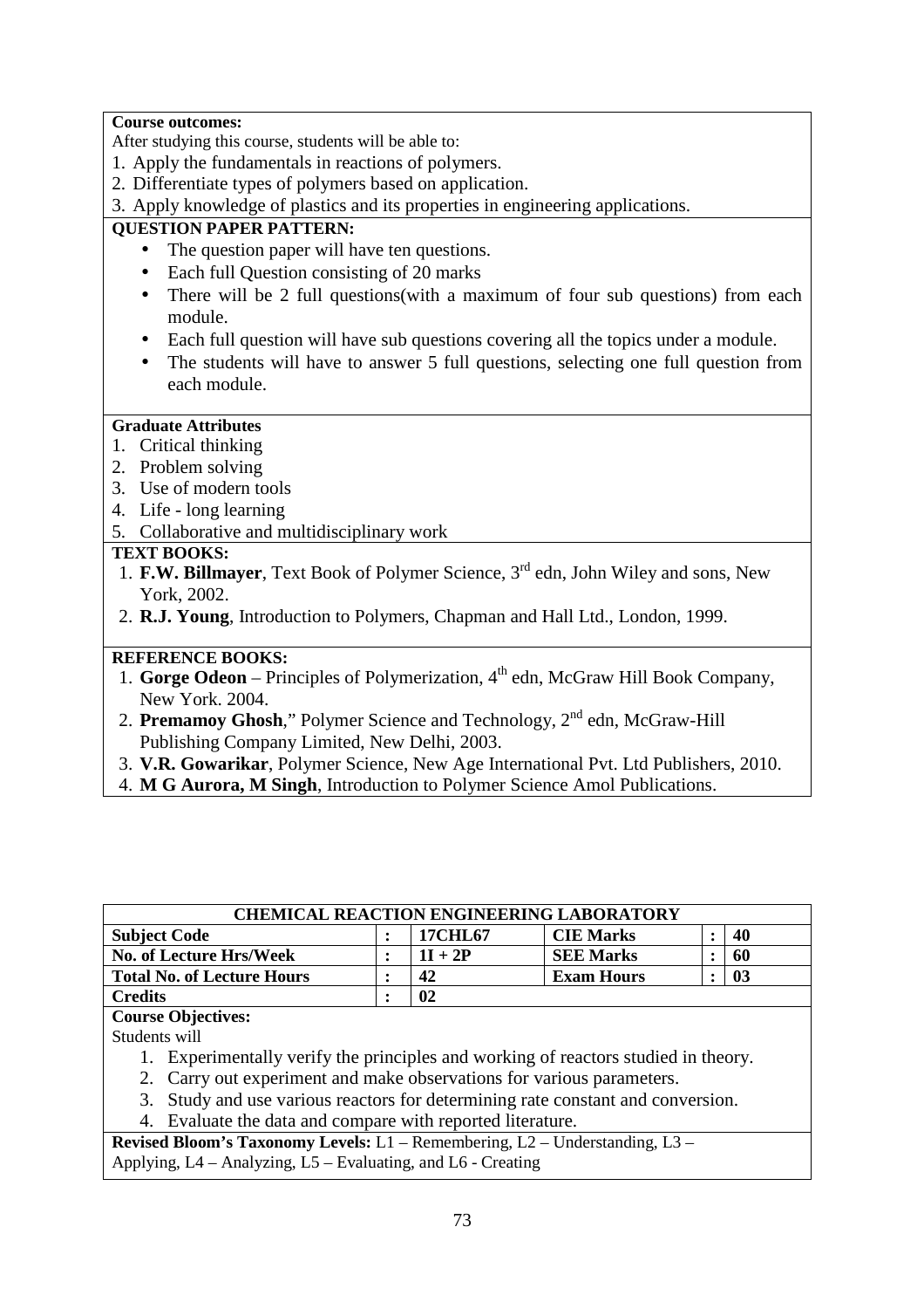**Course outcomes:**

After studying this course, students will be able to:

1. Apply the fundamentals in reactions of polymers.
2. Differentiate types of polymers based on application.
3. Apply knowledge of plastics and its properties in engineering applications.

**QUESTION PAPER PATTERN:**

- The question paper will have ten questions.
- Each full Question consisting of 20 marks
- There will be 2 full questions(with a maximum of four sub questions) from each module.
- Each full question will have sub questions covering all the topics under a module.
- The students will have to answer 5 full questions, selecting one full question from each module.

**Graduate Attributes**

1. Critical thinking
2. Problem solving
3. Use of modern tools
4. Life - long learning
5. Collaborative and multidisciplinary work

**TEXT BOOKS:**

1. **F.W. Billmayer**, Text Book of Polymer Science, 3rd edn, John Wiley and sons, New York, 2002.
2. **R.J. Young**, Introduction to Polymers, Chapman and Hall Ltd., London, 1999.

**REFERENCE BOOKS:**

1. **Gorge Odeon** – Principles of Polymerization, 4th edn, McGraw Hill Book Company, New York. 2004.
2. **Premamoy Ghosh**," Polymer Science and Technology, 2nd edn, McGraw-Hill Publishing Company Limited, New Delhi, 2003.
3. **V.R. Gowarikar**, Polymer Science, New Age International Pvt. Ltd Publishers, 2010.
4. **M G Aurora, M Singh**, Introduction to Polymer Science Amol Publications.

| CHEMICAL REACTION ENGINEERING LABORATORY | | | | | |
|---|---|---|---|---|---|
| **Subject Code** | : | **17CHL67** | **CIE Marks** | : | **40** |
| **No. of Lecture Hrs/Week** | : | **1I + 2P** | **SEE Marks** | : | **60** |
| **Total No. of Lecture Hours** | : | **42** | **Exam Hours** | : | **03** |
| **Credits** | : | **02** | | | |

**Course Objectives:**

Students will

1. Experimentally verify the principles and working of reactors studied in theory.
2. Carry out experiment and make observations for various parameters.
3. Study and use various reactors for determining rate constant and conversion.
4. Evaluate the data and compare with reported literature.

**Revised Bloom's Taxonomy Levels:** L1 – Remembering, L2 – Understanding, L3 – Applying, L4 – Analyzing, L5 – Evaluating, and L6 - Creating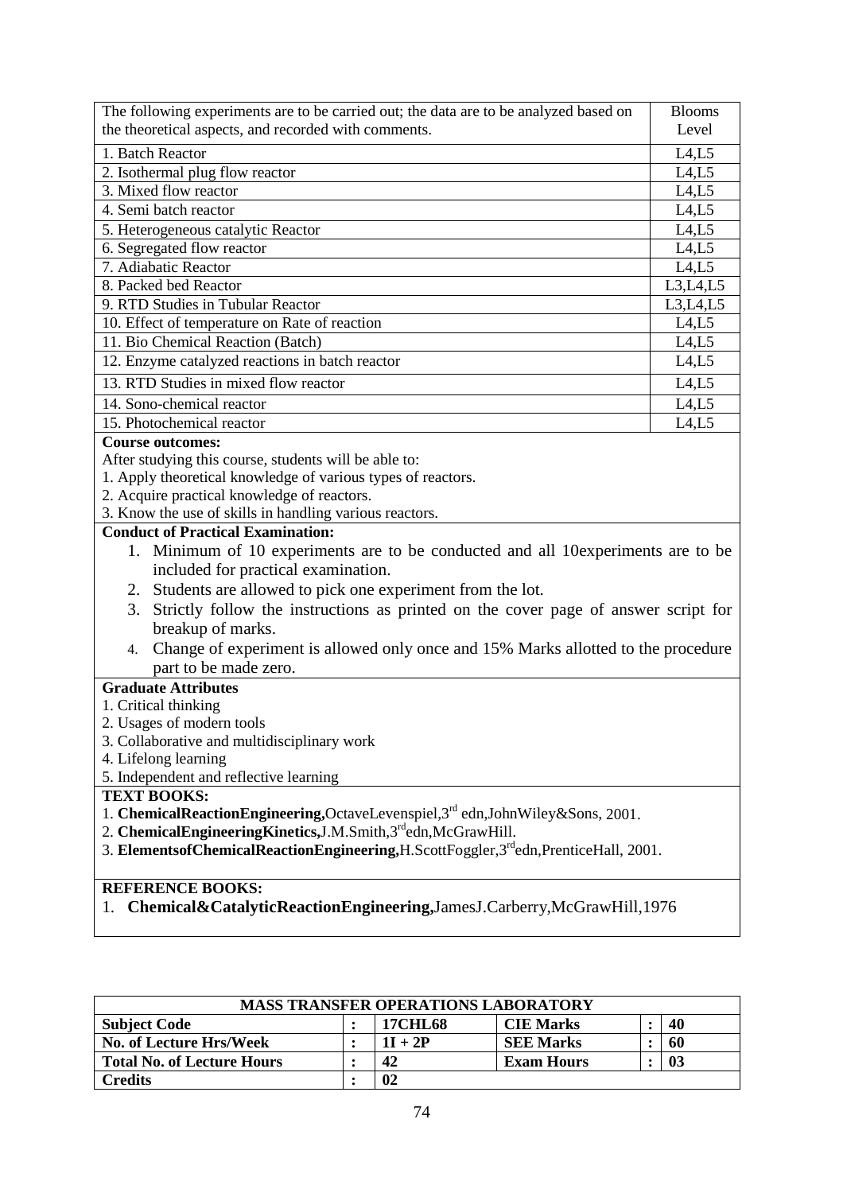| The following experiments are to be carried out; the data are to be analyzed based on the theoretical aspects, and recorded with comments. | Blooms Level |
|---|---|
| 1. Batch Reactor | L4,L5 |
| 2. Isothermal plug flow reactor | L4,L5 |
| 3. Mixed flow reactor | L4,L5 |
| 4. Semi batch reactor | L4,L5 |
| 5. Heterogeneous catalytic Reactor | L4,L5 |
| 6. Segregated flow reactor | L4,L5 |
| 7. Adiabatic Reactor | L4,L5 |
| 8. Packed bed Reactor | L3,L4,L5 |
| 9. RTD Studies in Tubular Reactor | L3,L4,L5 |
| 10. Effect of temperature on Rate of reaction | L4,L5 |
| 11. Bio Chemical Reaction (Batch) | L4,L5 |
| 12. Enzyme catalyzed reactions in batch reactor | L4,L5 |
| 13. RTD Studies in mixed flow reactor | L4,L5 |
| 14. Sono-chemical reactor | L4,L5 |
| 15. Photochemical reactor | L4,L5 |

**Course outcomes:**

After studying this course, students will be able to:

1. Apply theoretical knowledge of various types of reactors.
2. Acquire practical knowledge of reactors.
3. Know the use of skills in handling various reactors.

**Conduct of Practical Examination:**

1. Minimum of 10 experiments are to be conducted and all 10experiments are to be included for practical examination.
2. Students are allowed to pick one experiment from the lot.
3. Strictly follow the instructions as printed on the cover page of answer script for breakup of marks.
4. Change of experiment is allowed only once and 15% Marks allotted to the procedure part to be made zero.

**Graduate Attributes**

1. Critical thinking
2. Usages of modern tools
3. Collaborative and multidisciplinary work
4. Lifelong learning
5. Independent and reflective learning

**TEXT BOOKS:**

1. **ChemicalReactionEngineering,**OctaveLevenspiel,3rd edn,JohnWiley&Sons, 2001.
2. **ChemicalEngineeringKinetics,**J.M.Smith,3rdedn,McGrawHill.
3. **ElementsofChemicalReactionEngineering,**H.ScottFoggler,3rdedn,PrenticeHall, 2001.

**REFERENCE BOOKS:**

1. **Chemical&CatalyticReactionEngineering,**JamesJ.Carberry,McGrawHill,1976

| **MASS TRANSFER OPERATIONS LABORATORY** | | | | | |
|---|---|---|---|---|---|
| **Subject Code** | : | **17CHL68** | **CIE Marks** | : | **40** |
| **No. of Lecture Hrs/Week** | : | **1I + 2P** | **SEE Marks** | : | **60** |
| **Total No. of Lecture Hours** | : | **42** | **Exam Hours** | : | **03** |
| **Credits** | : | **02** | | | |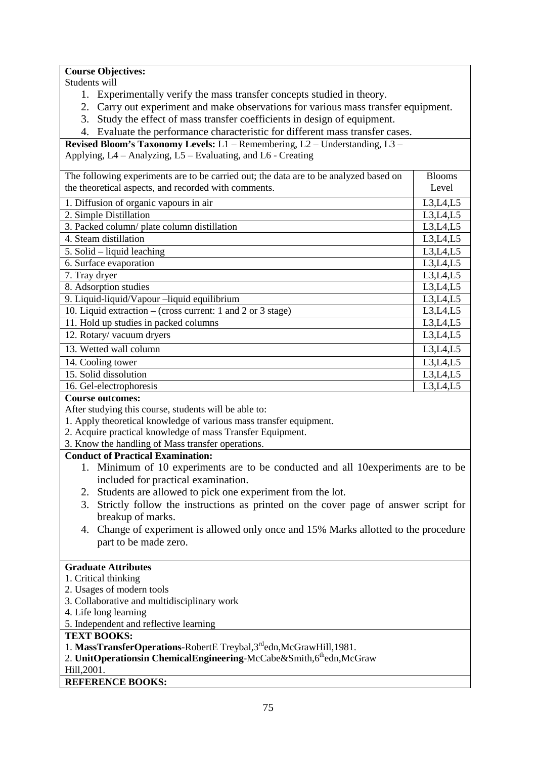**Course Objectives:**

Students will

1. Experimentally verify the mass transfer concepts studied in theory.
2. Carry out experiment and make observations for various mass transfer equipment.
3. Study the effect of mass transfer coefficients in design of equipment.
4. Evaluate the performance characteristic for different mass transfer cases.

**Revised Bloom's Taxonomy Levels:** L1 – Remembering, L2 – Understanding, L3 – Applying, L4 – Analyzing, L5 – Evaluating, and L6 - Creating

| The following experiments are to be carried out; the data are to be analyzed based on the theoretical aspects, and recorded with comments. | Blooms Level |
|---|---|
| 1. Diffusion of organic vapours in air | L3,L4,L5 |
| 2. Simple Distillation | L3,L4,L5 |
| 3. Packed column/ plate column distillation | L3,L4,L5 |
| 4. Steam distillation | L3,L4,L5 |
| 5. Solid – liquid leaching | L3,L4,L5 |
| 6. Surface evaporation | L3,L4,L5 |
| 7. Tray dryer | L3,L4,L5 |
| 8. Adsorption studies | L3,L4,L5 |
| 9. Liquid-liquid/Vapour –liquid equilibrium | L3,L4,L5 |
| 10. Liquid extraction – (cross current: 1 and 2 or 3 stage) | L3,L4,L5 |
| 11. Hold up studies in packed columns | L3,L4,L5 |
| 12. Rotary/ vacuum dryers | L3,L4,L5 |
| 13. Wetted wall column | L3,L4,L5 |
| 14. Cooling tower | L3,L4,L5 |
| 15. Solid dissolution | L3,L4,L5 |
| 16. Gel-electrophoresis | L3,L4,L5 |

**Course outcomes:**

After studying this course, students will be able to:

1. Apply theoretical knowledge of various mass transfer equipment.
2. Acquire practical knowledge of mass Transfer Equipment.
3. Know the handling of Mass transfer operations.

**Conduct of Practical Examination:**

1. Minimum of 10 experiments are to be conducted and all 10experiments are to be included for practical examination.
2. Students are allowed to pick one experiment from the lot.
3. Strictly follow the instructions as printed on the cover page of answer script for breakup of marks.
4. Change of experiment is allowed only once and 15% Marks allotted to the procedure part to be made zero.

**Graduate Attributes**

1. Critical thinking
2. Usages of modern tools
3. Collaborative and multidisciplinary work
4. Life long learning
5. Independent and reflective learning

**TEXT BOOKS:**

1. **MassTransferOperations**-RobertE Treybal,3rdedn,McGrawHill,1981.
2. **UnitOperationsin ChemicalEngineering**-McCabe&Smith,6thedn,McGraw Hill,2001.

**REFERENCE BOOKS:**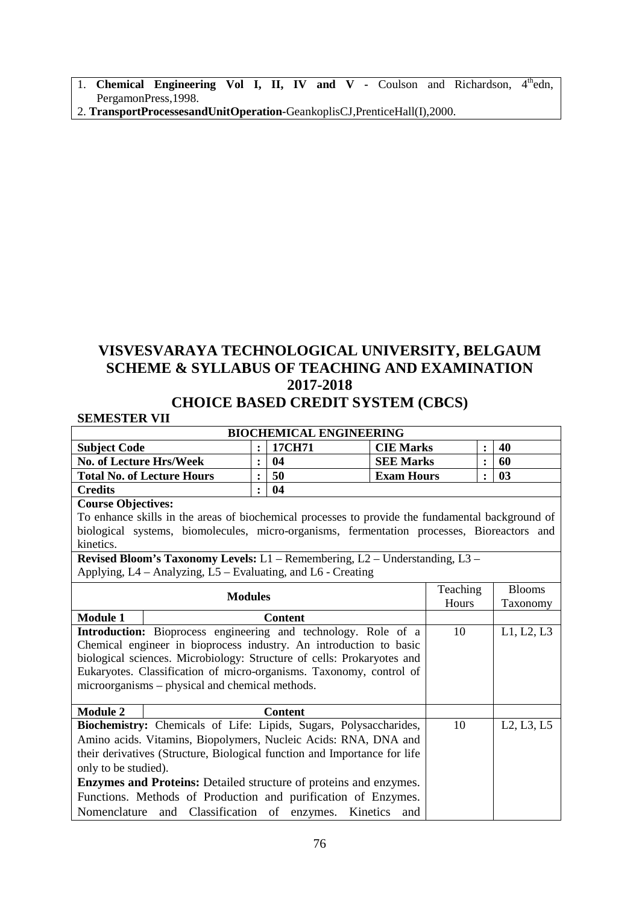1. **Chemical Engineering Vol I, II, IV and V -** Coulson and Richardson, 4th edn, PergamonPress,1998.
2. **TransportProcessesandUnitOperation**-GeankoplisCJ,PrenticeHall(I),2000.

# VISVESVARAYA TECHNOLOGICAL UNIVERSITY, BELGAUM
## SCHEME & SYLLABUS OF TEACHING AND EXAMINATION
## 2017-2018
## CHOICE BASED CREDIT SYSTEM (CBCS)

**SEMESTER VII**

| **BIOCHEMICAL ENGINEERING** | | | | | |
|---|---|---|---|---|---|
| **Subject Code** | : | **17CH71** | **CIE Marks** | : | **40** |
| **No. of Lecture Hrs/Week** | : | **04** | **SEE Marks** | : | **60** |
| **Total No. of Lecture Hours** | : | **50** | **Exam Hours** | : | **03** |
| **Credits** | : | **04** | | | |

**Course Objectives:**
To enhance skills in the areas of biochemical processes to provide the fundamental background of biological systems, biomolecules, micro-organisms, fermentation processes, Bioreactors and kinetics.

**Revised Bloom's Taxonomy Levels:** L1 – Remembering, L2 – Understanding, L3 – Applying, L4 – Analyzing, L5 – Evaluating, and L6 - Creating

| **Modules** | Teaching Hours | Blooms Taxonomy |
|---|---|---|
| **Module 1** — **Content** | | |
| **Introduction:** Bioprocess engineering and technology. Role of a Chemical engineer in bioprocess industry. An introduction to basic biological sciences. Microbiology: Structure of cells: Prokaryotes and Eukaryotes. Classification of micro-organisms. Taxonomy, control of microorganisms – physical and chemical methods. | 10 | L1, L2, L3 |
| **Module 2** — **Content** | | |
| **Biochemistry:** Chemicals of Life: Lipids, Sugars, Polysaccharides, Amino acids. Vitamins, Biopolymers, Nucleic Acids: RNA, DNA and their derivatives (Structure, Biological function and Importance for life only to be studied). **Enzymes and Proteins:** Detailed structure of proteins and enzymes. Functions. Methods of Production and purification of Enzymes. Nomenclature and Classification of enzymes. Kinetics and | 10 | L2, L3, L5 |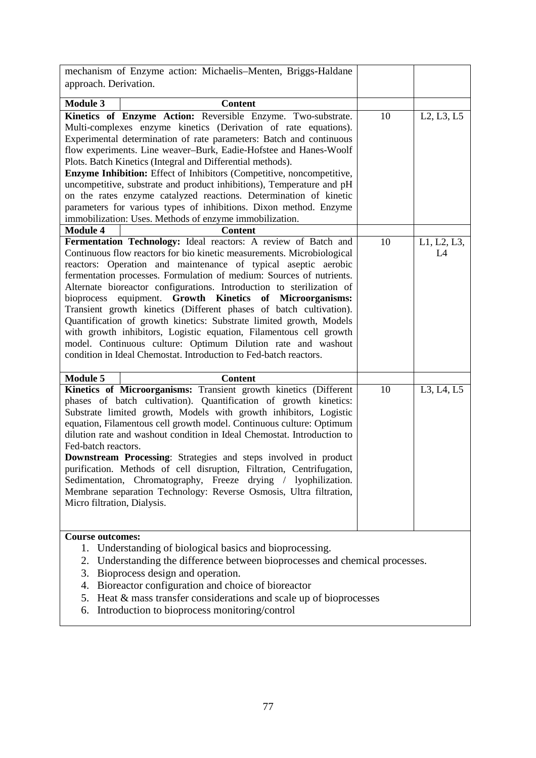| | | |
|---|---|---|
| mechanism of Enzyme action: Michaelis–Menten, Briggs-Haldane approach. Derivation. | | |
| **Module 3** **Content** | | |
| **Kinetics of Enzyme Action:** Reversible Enzyme. Two-substrate. Multi-complexes enzyme kinetics (Derivation of rate equations). Experimental determination of rate parameters: Batch and continuous flow experiments. Line weaver–Burk, Eadie-Hofstee and Hanes-Woolf Plots. Batch Kinetics (Integral and Differential methods).<br>**Enzyme Inhibition:** Effect of Inhibitors (Competitive, noncompetitive, uncompetitive, substrate and product inhibitions), Temperature and pH on the rates enzyme catalyzed reactions. Determination of kinetic parameters for various types of inhibitions. Dixon method. Enzyme immobilization: Uses. Methods of enzyme immobilization. | 10 | L2, L3, L5 |
| **Module 4** **Content** | | |
| **Fermentation Technology:** Ideal reactors: A review of Batch and Continuous flow reactors for bio kinetic measurements. Microbiological reactors: Operation and maintenance of typical aseptic aerobic fermentation processes. Formulation of medium: Sources of nutrients. Alternate bioreactor configurations. Introduction to sterilization of bioprocess equipment. **Growth Kinetics of Microorganisms:** Transient growth kinetics (Different phases of batch cultivation). Quantification of growth kinetics: Substrate limited growth, Models with growth inhibitors, Logistic equation, Filamentous cell growth model. Continuous culture: Optimum Dilution rate and washout condition in Ideal Chemostat. Introduction to Fed-batch reactors. | 10 | L1, L2, L3, L4 |
| **Module 5** **Content** | | |
| **Kinetics of Microorganisms:** Transient growth kinetics (Different phases of batch cultivation). Quantification of growth kinetics: Substrate limited growth, Models with growth inhibitors, Logistic equation, Filamentous cell growth model. Continuous culture: Optimum dilution rate and washout condition in Ideal Chemostat. Introduction to Fed-batch reactors.<br>**Downstream Processing**: Strategies and steps involved in product purification. Methods of cell disruption, Filtration, Centrifugation, Sedimentation, Chromatography, Freeze drying / lyophilization. Membrane separation Technology: Reverse Osmosis, Ultra filtration, Micro filtration, Dialysis. | 10 | L3, L4, L5 |

**Course outcomes:**

1. Understanding of biological basics and bioprocessing.
2. Understanding the difference between bioprocesses and chemical processes.
3. Bioprocess design and operation.
4. Bioreactor configuration and choice of bioreactor
5. Heat & mass transfer considerations and scale up of bioprocesses
6. Introduction to bioprocess monitoring/control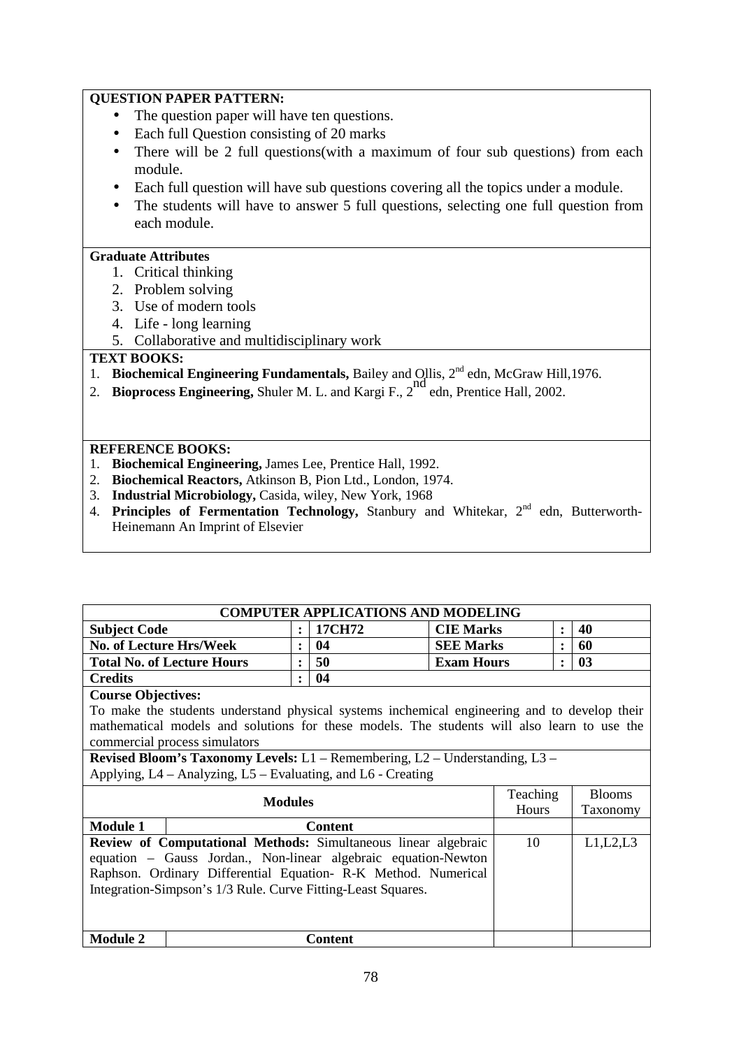**QUESTION PAPER PATTERN:**

- The question paper will have ten questions.
- Each full Question consisting of 20 marks
- There will be 2 full questions(with a maximum of four sub questions) from each module.
- Each full question will have sub questions covering all the topics under a module.
- The students will have to answer 5 full questions, selecting one full question from each module.

**Graduate Attributes**

1. Critical thinking
2. Problem solving
3. Use of modern tools
4. Life - long learning
5. Collaborative and multidisciplinary work

**TEXT BOOKS:**

1. **Biochemical Engineering Fundamentals,** Bailey and Ollis, 2nd edn, McGraw Hill,1976.
2. **Bioprocess Engineering,** Shuler M. L. and Kargi F., 2nd edn, Prentice Hall, 2002.

**REFERENCE BOOKS:**

1. **Biochemical Engineering,** James Lee, Prentice Hall, 1992.
2. **Biochemical Reactors,** Atkinson B, Pion Ltd., London, 1974.
3. **Industrial Microbiology,** Casida, wiley, New York, 1968
4. **Principles of Fermentation Technology,** Stanbury and Whitekar, 2nd edn, Butterworth-Heinemann An Imprint of Elsevier

## COMPUTER APPLICATIONS AND MODELING

| | | | | | |
|---|---|---|---|---|---|
| **Subject Code** | : | **17CH72** | **CIE Marks** | : | **40** |
| **No. of Lecture Hrs/Week** | : | **04** | **SEE Marks** | : | **60** |
| **Total No. of Lecture Hours** | : | **50** | **Exam Hours** | : | **03** |
| **Credits** | : | **04** | | | |

**Course Objectives:**

To make the students understand physical systems inchemical engineering and to develop their mathematical models and solutions for these models. The students will also learn to use the commercial process simulators

**Revised Bloom's Taxonomy Levels:** L1 – Remembering, L2 – Understanding, L3 – Applying, L4 – Analyzing, L5 – Evaluating, and L6 - Creating

| Modules | Teaching Hours | Blooms Taxonomy |
|---|---|---|
| **Module 1** — **Content** | | |
| **Review of Computational Methods:** Simultaneous linear algebraic equation – Gauss Jordan., Non-linear algebraic equation-Newton Raphson. Ordinary Differential Equation- R-K Method. Numerical Integration-Simpson's 1/3 Rule. Curve Fitting-Least Squares. | 10 | L1,L2,L3 |
| **Module 2** — **Content** | | |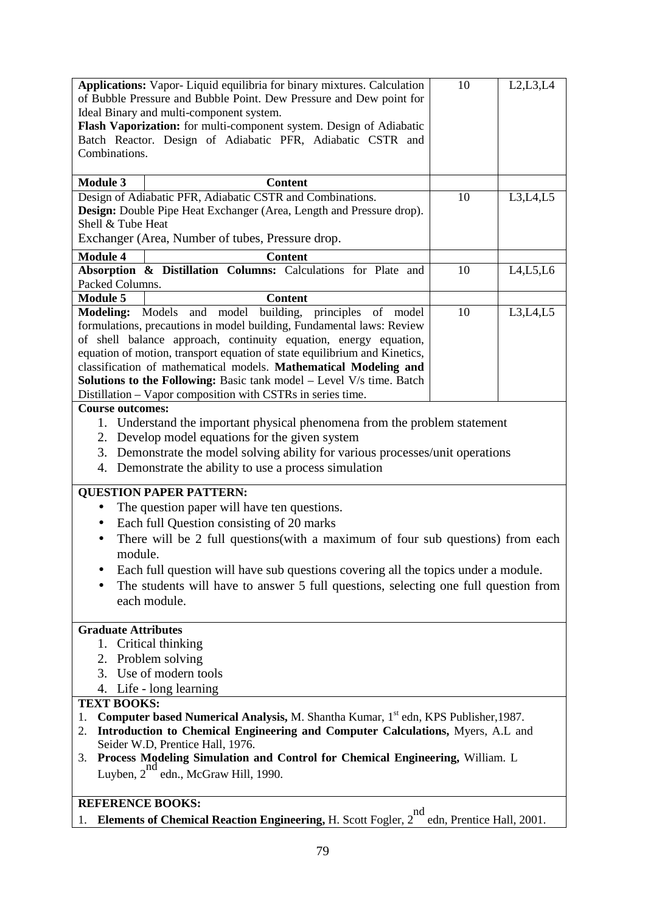| | | | |
|---|---|---|---|
| **Applications:** Vapor- Liquid equilibria for binary mixtures. Calculation of Bubble Pressure and Bubble Point. Dew Pressure and Dew point for Ideal Binary and multi-component system. **Flash Vaporization:** for multi-component system. Design of Adiabatic Batch Reactor. Design of Adiabatic PFR, Adiabatic CSTR and Combinations. | | 10 | L2,L3,L4 |
| **Module 3** | **Content** | | |
| Design of Adiabatic PFR, Adiabatic CSTR and Combinations. **Design:** Double Pipe Heat Exchanger (Area, Length and Pressure drop). Shell & Tube Heat Exchanger (Area, Number of tubes, Pressure drop. | | 10 | L3,L4,L5 |
| **Module 4** | **Content** | | |
| **Absorption & Distillation Columns:** Calculations for Plate and Packed Columns. | | 10 | L4,L5,L6 |
| **Module 5** | **Content** | | |
| **Modeling:** Models and model building, principles of model formulations, precautions in model building, Fundamental laws: Review of shell balance approach, continuity equation, energy equation, equation of motion, transport equation of state equilibrium and Kinetics, classification of mathematical models. **Mathematical Modeling and Solutions to the Following:** Basic tank model – Level V/s time. Batch Distillation – Vapor composition with CSTRs in series time. | | 10 | L3,L4,L5 |

**Course outcomes:**

1. Understand the important physical phenomena from the problem statement
2. Develop model equations for the given system
3. Demonstrate the model solving ability for various processes/unit operations
4. Demonstrate the ability to use a process simulation

**QUESTION PAPER PATTERN:**

- The question paper will have ten questions.
- Each full Question consisting of 20 marks
- There will be 2 full questions(with a maximum of four sub questions) from each module.
- Each full question will have sub questions covering all the topics under a module.
- The students will have to answer 5 full questions, selecting one full question from each module.

**Graduate Attributes**

1. Critical thinking
2. Problem solving
3. Use of modern tools
4. Life - long learning

**TEXT BOOKS:**

1. **Computer based Numerical Analysis,** M. Shantha Kumar, 1st edn, KPS Publisher,1987.
2. **Introduction to Chemical Engineering and Computer Calculations,** Myers, A.L and Seider W.D, Prentice Hall, 1976.
3. **Process Modeling Simulation and Control for Chemical Engineering,** William. L Luyben, 2nd edn., McGraw Hill, 1990.

**REFERENCE BOOKS:**

1. **Elements of Chemical Reaction Engineering,** H. Scott Fogler, 2nd edn, Prentice Hall, 2001.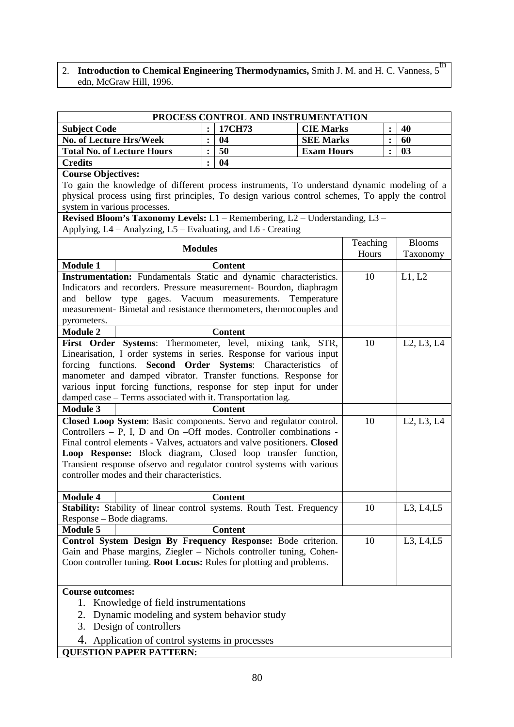2. **Introduction to Chemical Engineering Thermodynamics,** Smith J. M. and H. C. Vanness, $5^{th}$ edn, McGraw Hill, 1996.

## PROCESS CONTROL AND INSTRUMENTATION

| | | | | | |
|---|---|---|---|---|---|
| **Subject Code** | : | **17CH73** | **CIE Marks** | : | **40** |
| **No. of Lecture Hrs/Week** | : | **04** | **SEE Marks** | : | **60** |
| **Total No. of Lecture Hours** | : | **50** | **Exam Hours** | : | **03** |
| **Credits** | : | **04** | | | |

**Course Objectives:**

To gain the knowledge of different process instruments, To understand dynamic modeling of a physical process using first principles, To design various control schemes, To apply the control system in various processes.

**Revised Bloom's Taxonomy Levels:** L1 – Remembering, L2 – Understanding, L3 – Applying, L4 – Analyzing, L5 – Evaluating, and L6 - Creating

| Modules | Teaching Hours | Blooms Taxonomy |
|---|---|---|
| **Module 1** — **Content** | | |
| **Instrumentation:** Fundamentals Static and dynamic characteristics. Indicators and recorders. Pressure measurement- Bourdon, diaphragm and bellow type gages. Vacuum measurements. Temperature measurement- Bimetal and resistance thermometers, thermocouples and pyrometers. | 10 | L1, L2 |
| **Module 2** — **Content** | | |
| **First Order Systems**: Thermometer, level, mixing tank, STR, Linearisation, I order systems in series. Response for various input forcing functions. **Second Order Systems**: Characteristics of manometer and damped vibrator. Transfer functions. Response for various input forcing functions, response for step input for under damped case – Terms associated with it. Transportation lag. | 10 | L2, L3, L4 |
| **Module 3** — **Content** | | |
| **Closed Loop System**: Basic components. Servo and regulator control. Controllers – P, I, D and On –Off modes. Controller combinations - Final control elements - Valves, actuators and valve positioners. **Closed Loop Response:** Block diagram, Closed loop transfer function, Transient response ofservo and regulator control systems with various controller modes and their characteristics. | 10 | L2, L3, L4 |
| **Module 4** — **Content** | | |
| **Stability:** Stability of linear control systems. Routh Test. Frequency Response – Bode diagrams. | 10 | L3, L4,L5 |
| **Module 5** — **Content** | | |
| **Control System Design By Frequency Response:** Bode criterion. Gain and Phase margins, Ziegler – Nichols controller tuning, Cohen-Coon controller tuning. **Root Locus:** Rules for plotting and problems. | 10 | L3, L4,L5 |

**Course outcomes:**

1. Knowledge of field instrumentations
2. Dynamic modeling and system behavior study
3. Design of controllers
4. Application of control systems in processes

**QUESTION PAPER PATTERN:**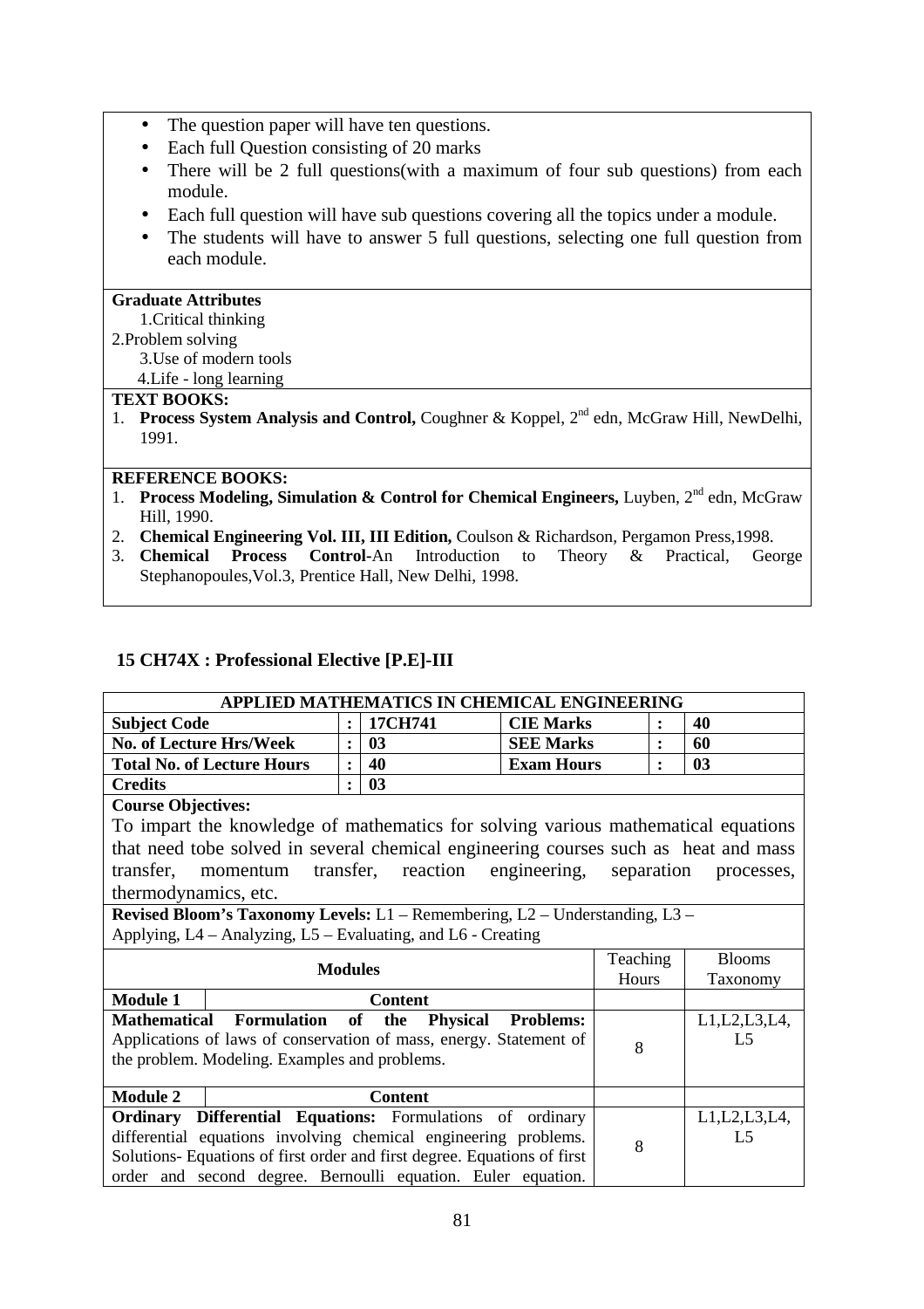- The question paper will have ten questions.
- Each full Question consisting of 20 marks
- There will be 2 full questions(with a maximum of four sub questions) from each module.
- Each full question will have sub questions covering all the topics under a module.
- The students will have to answer 5 full questions, selecting one full question from each module.

**Graduate Attributes**

1.Critical thinking
2.Problem solving
3.Use of modern tools
4.Life - long learning

**TEXT BOOKS:**

1. **Process System Analysis and Control,** Coughner & Koppel, 2nd edn, McGraw Hill, NewDelhi, 1991.

**REFERENCE BOOKS:**

1. **Process Modeling, Simulation & Control for Chemical Engineers,** Luyben, 2nd edn, McGraw Hill, 1990.
2. **Chemical Engineering Vol. III, III Edition,** Coulson & Richardson, Pergamon Press,1998.
3. **Chemical Process Control**-An Introduction to Theory & Practical, George Stephanopoules,Vol.3, Prentice Hall, New Delhi, 1998.

## 15 CH74X : Professional Elective [P.E]-III

| **APPLIED MATHEMATICS IN CHEMICAL ENGINEERING** | | | | | |
|---|---|---|---|---|---|
| **Subject Code** | : | **17CH741** | **CIE Marks** | : | **40** |
| **No. of Lecture Hrs/Week** | : | **03** | **SEE Marks** | : | **60** |
| **Total No. of Lecture Hours** | : | **40** | **Exam Hours** | : | **03** |
| **Credits** | : | **03** | | | |

**Course Objectives:**

To impart the knowledge of mathematics for solving various mathematical equations that need tobe solved in several chemical engineering courses such as heat and mass transfer, momentum transfer, reaction engineering, separation processes, thermodynamics, etc.

**Revised Bloom's Taxonomy Levels:** L1 – Remembering, L2 – Understanding, L3 – Applying, L4 – Analyzing, L5 – Evaluating, and L6 - Creating

| **Modules** | Teaching Hours | Blooms Taxonomy |
|---|---|---|
| **Module 1** — **Content** | | |
| **Mathematical Formulation of the Physical Problems:** Applications of laws of conservation of mass, energy. Statement of the problem. Modeling. Examples and problems. | 8 | L1,L2,L3,L4, L5 |
| **Module 2** — **Content** | | |
| **Ordinary Differential Equations:** Formulations of ordinary differential equations involving chemical engineering problems. Solutions- Equations of first order and first degree. Equations of first order and second degree. Bernoulli equation. Euler equation. | 8 | L1,L2,L3,L4, L5 |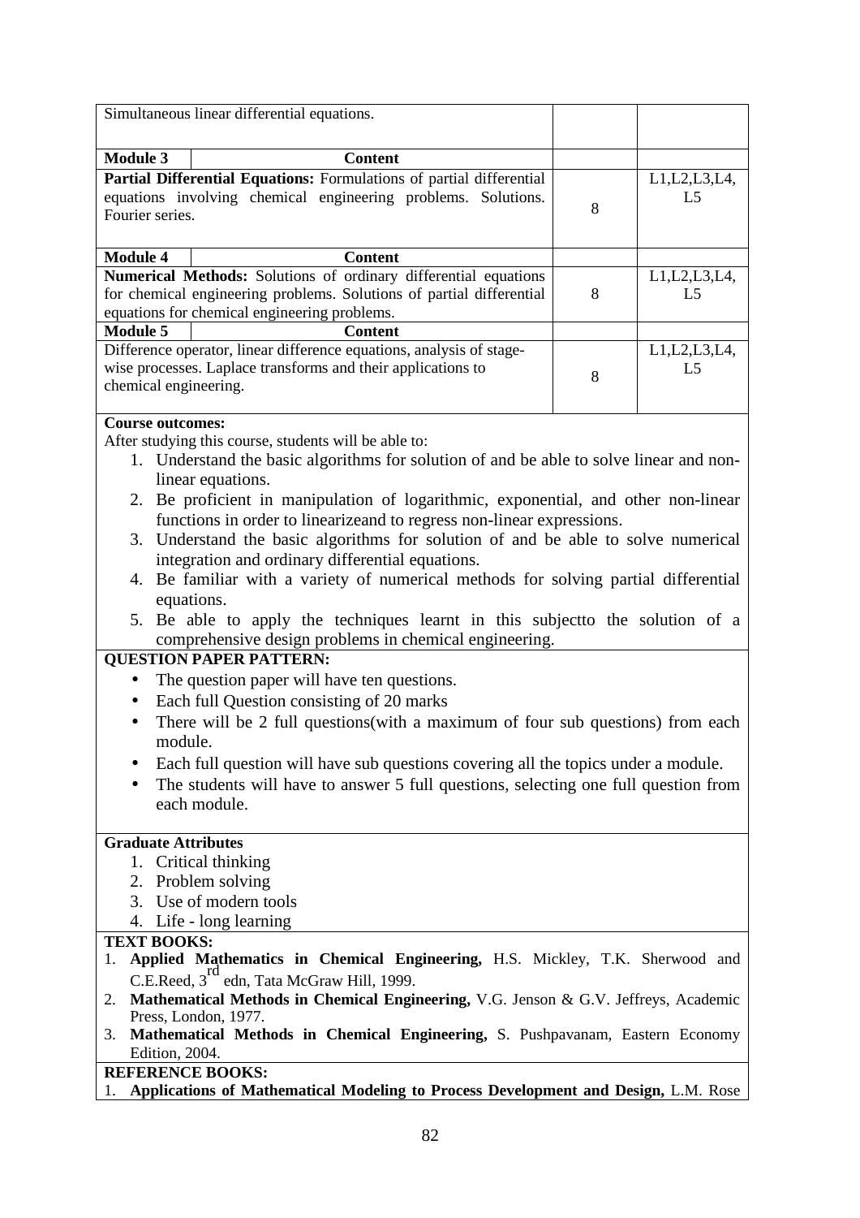| Simultaneous linear differential equations. | | |
|---|---|---|
| **Module 3** — **Content** | | |
| **Partial Differential Equations:** Formulations of partial differential equations involving chemical engineering problems. Solutions. Fourier series. | 8 | L1,L2,L3,L4, L5 |
| **Module 4** — **Content** | | |
| **Numerical Methods:** Solutions of ordinary differential equations for chemical engineering problems. Solutions of partial differential equations for chemical engineering problems. | 8 | L1,L2,L3,L4, L5 |
| **Module 5** — **Content** | | |
| Difference operator, linear difference equations, analysis of stage-wise processes. Laplace transforms and their applications to chemical engineering. | 8 | L1,L2,L3,L4, L5 |

**Course outcomes:**

After studying this course, students will be able to:

1. Understand the basic algorithms for solution of and be able to solve linear and non-linear equations.
2. Be proficient in manipulation of logarithmic, exponential, and other non-linear functions in order to linearizeand to regress non-linear expressions.
3. Understand the basic algorithms for solution of and be able to solve numerical integration and ordinary differential equations.
4. Be familiar with a variety of numerical methods for solving partial differential equations.
5. Be able to apply the techniques learnt in this subjectto the solution of a comprehensive design problems in chemical engineering.

**QUESTION PAPER PATTERN:**

- The question paper will have ten questions.
- Each full Question consisting of 20 marks
- There will be 2 full questions(with a maximum of four sub questions) from each module.
- Each full question will have sub questions covering all the topics under a module.
- The students will have to answer 5 full questions, selecting one full question from each module.

**Graduate Attributes**

1. Critical thinking
2. Problem solving
3. Use of modern tools
4. Life - long learning

**TEXT BOOKS:**

1. **Applied Mathematics in Chemical Engineering,** H.S. Mickley, T.K. Sherwood and C.E.Reed, 3rd edn, Tata McGraw Hill, 1999.
2. **Mathematical Methods in Chemical Engineering,** V.G. Jenson & G.V. Jeffreys, Academic Press, London, 1977.
3. **Mathematical Methods in Chemical Engineering,** S. Pushpavanam, Eastern Economy Edition, 2004.

**REFERENCE BOOKS:**

1. **Applications of Mathematical Modeling to Process Development and Design,** L.M. Rose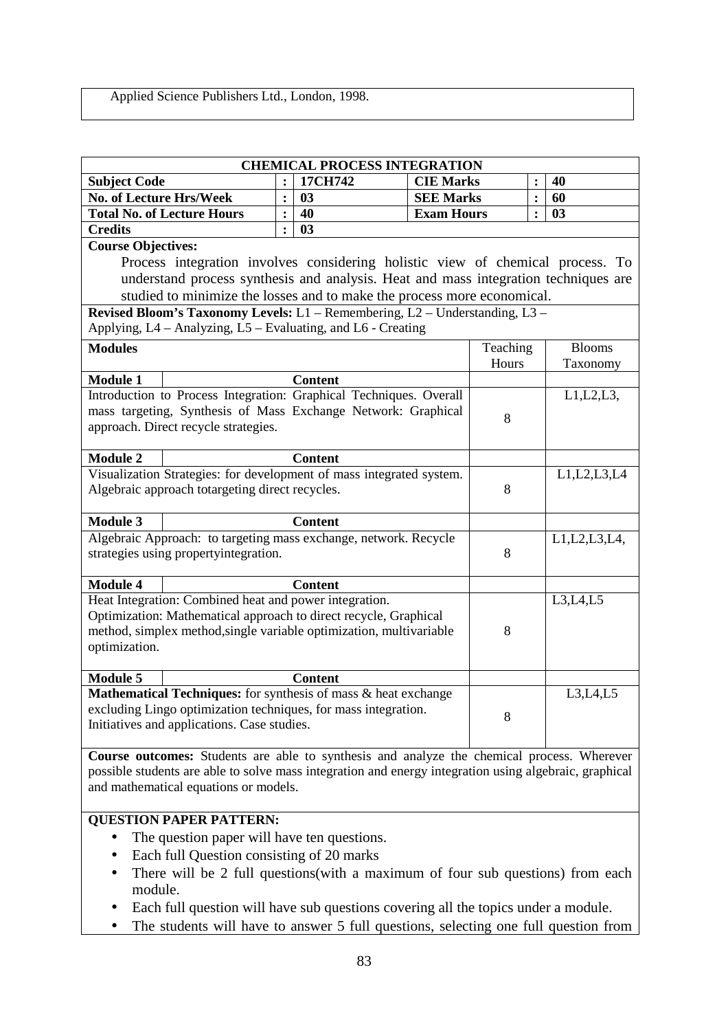Applied Science Publishers Ltd., London, 1998.

## CHEMICAL PROCESS INTEGRATION

| | | | | | |
|---|---|---|---|---|---|
| **Subject Code** | : | **17CH742** | **CIE Marks** | : | **40** |
| **No. of Lecture Hrs/Week** | : | **03** | **SEE Marks** | : | **60** |
| **Total No. of Lecture Hours** | : | **40** | **Exam Hours** | : | **03** |
| **Credits** | : | **03** | | | |

**Course Objectives:**

Process integration involves considering holistic view of chemical process. To understand process synthesis and analysis. Heat and mass integration techniques are studied to minimize the losses and to make the process more economical.

**Revised Bloom's Taxonomy Levels:** L1 – Remembering, L2 – Understanding, L3 – Applying, L4 – Analyzing, L5 – Evaluating, and L6 - Creating

| **Modules** | Teaching Hours | Blooms Taxonomy |
|---|---|---|
| **Module 1** — **Content** | | |
| Introduction to Process Integration: Graphical Techniques. Overall mass targeting, Synthesis of Mass Exchange Network: Graphical approach. Direct recycle strategies. | 8 | L1,L2,L3, |
| **Module 2** — **Content** | | |
| Visualization Strategies: for development of mass integrated system. Algebraic approach totargeting direct recycles. | 8 | L1,L2,L3,L4 |
| **Module 3** — **Content** | | |
| Algebraic Approach: to targeting mass exchange, network. Recycle strategies using propertyintegration. | 8 | L1,L2,L3,L4, |
| **Module 4** — **Content** | | |
| Heat Integration: Combined heat and power integration. Optimization: Mathematical approach to direct recycle, Graphical method, simplex method,single variable optimization, multivariable optimization. | 8 | L3,L4,L5 |
| **Module 5** — **Content** | | |
| **Mathematical Techniques:** for synthesis of mass & heat exchange excluding Lingo optimization techniques, for mass integration. Initiatives and applications. Case studies. | 8 | L3,L4,L5 |

**Course outcomes:** Students are able to synthesis and analyze the chemical process. Wherever possible students are able to solve mass integration and energy integration using algebraic, graphical and mathematical equations or models.

**QUESTION PAPER PATTERN:**

- The question paper will have ten questions.
- Each full Question consisting of 20 marks
- There will be 2 full questions(with a maximum of four sub questions) from each module.
- Each full question will have sub questions covering all the topics under a module.
- The students will have to answer 5 full questions, selecting one full question from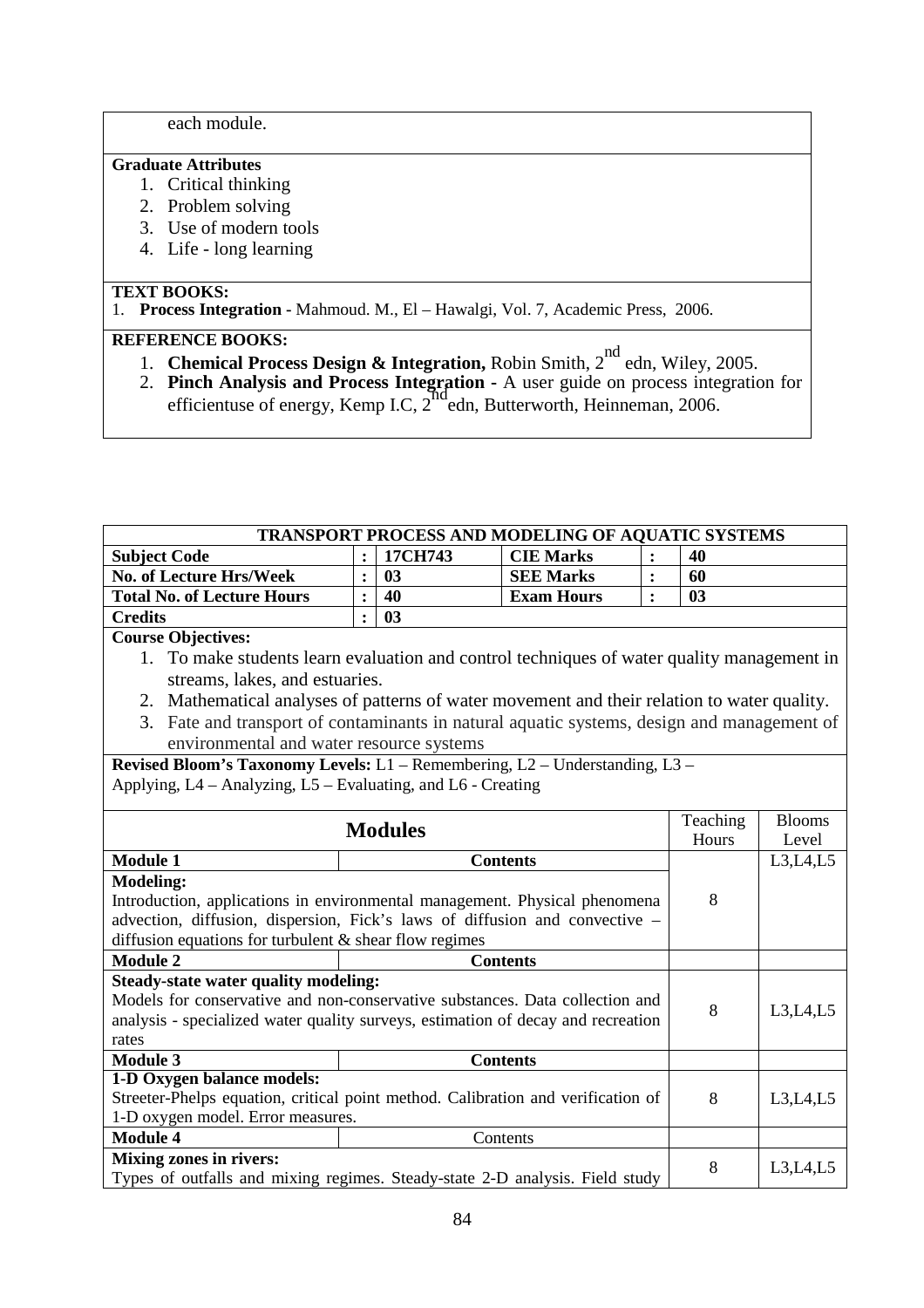each module.

**Graduate Attributes**

1. Critical thinking
2. Problem solving
3. Use of modern tools
4. Life - long learning

**TEXT BOOKS:**

1. **Process Integration** - Mahmoud. M., El – Hawalgi, Vol. 7, Academic Press, 2006.

**REFERENCE BOOKS:**

1. **Chemical Process Design & Integration,** Robin Smith, $2^{nd}$ edn, Wiley, 2005.
2. **Pinch Analysis and Process Integration -** A user guide on process integration for efficientuse of energy, Kemp I.C, $2^{nd}$ edn, Butterworth, Heinneman, 2006.

## TRANSPORT PROCESS AND MODELING OF AQUATIC SYSTEMS

| | | | | | |
|---|---|---|---|---|---|
| **Subject Code** | : | **17CH743** | **CIE Marks** | : | **40** |
| **No. of Lecture Hrs/Week** | : | **03** | **SEE Marks** | : | **60** |
| **Total No. of Lecture Hours** | : | **40** | **Exam Hours** | : | **03** |
| **Credits** | : | **03** | | | |

**Course Objectives:**

1. To make students learn evaluation and control techniques of water quality management in streams, lakes, and estuaries.
2. Mathematical analyses of patterns of water movement and their relation to water quality.
3. Fate and transport of contaminants in natural aquatic systems, design and management of environmental and water resource systems

**Revised Bloom's Taxonomy Levels:** L1 – Remembering, L2 – Understanding, L3 – Applying, L4 – Analyzing, L5 – Evaluating, and L6 - Creating

| Modules | Teaching Hours | Blooms Level |
|---|---|---|
| **Module 1** — **Contents** | | L3,L4,L5 |
| **Modeling:** Introduction, applications in environmental management. Physical phenomena advection, diffusion, dispersion, Fick's laws of diffusion and convective – diffusion equations for turbulent & shear flow regimes | 8 | |
| **Module 2** — **Contents** | | |
| **Steady-state water quality modeling:** Models for conservative and non-conservative substances. Data collection and analysis - specialized water quality surveys, estimation of decay and recreation rates | 8 | L3,L4,L5 |
| **Module 3** — **Contents** | | |
| **1-D Oxygen balance models:** Streeter-Phelps equation, critical point method. Calibration and verification of 1-D oxygen model. Error measures. | 8 | L3,L4,L5 |
| **Module 4** — Contents | | |
| **Mixing zones in rivers:** Types of outfalls and mixing regimes. Steady-state 2-D analysis. Field study | 8 | L3,L4,L5 |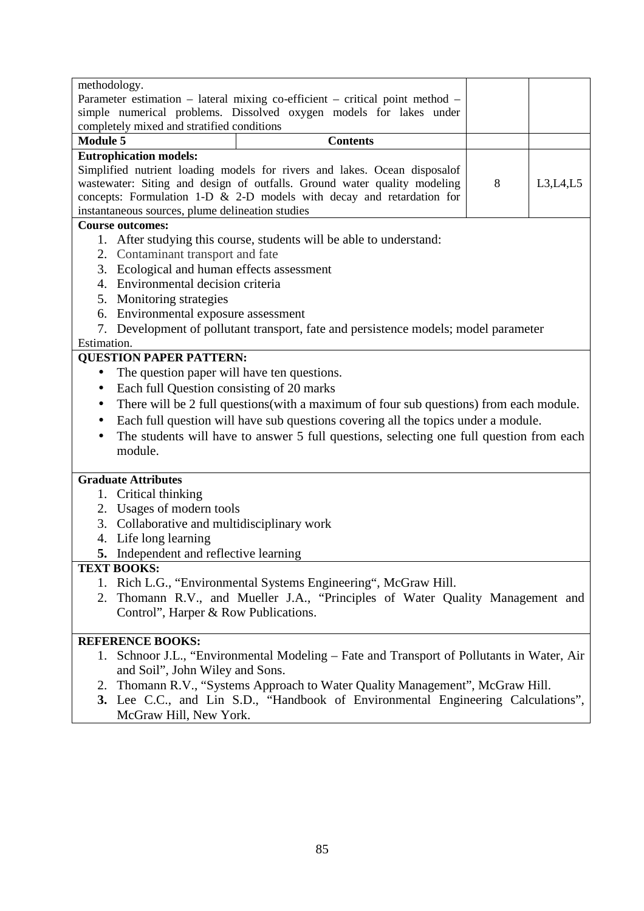| | | |
|---|---|---|
| methodology.<br>Parameter estimation – lateral mixing co-efficient – critical point method – simple numerical problems. Dissolved oxygen models for lakes under completely mixed and stratified conditions | | |
| **Module 5** &nbsp;&nbsp;&nbsp;&nbsp;&nbsp;&nbsp;&nbsp;&nbsp;&nbsp;&nbsp;&nbsp;&nbsp; **Contents** | | |
| **Eutrophication models:**<br>Simplified nutrient loading models for rivers and lakes. Ocean disposalof wastewater: Siting and design of outfalls. Ground water quality modeling concepts: Formulation 1-D & 2-D models with decay and retardation for instantaneous sources, plume delineation studies | 8 | L3,L4,L5 |

**Course outcomes:**

1. After studying this course, students will be able to understand:
2. Contaminant transport and fate
3. Ecological and human effects assessment
4. Environmental decision criteria
5. Monitoring strategies
6. Environmental exposure assessment
7. Development of pollutant transport, fate and persistence models; model parameter Estimation.

**QUESTION PAPER PATTERN:**

- The question paper will have ten questions.
- Each full Question consisting of 20 marks
- There will be 2 full questions(with a maximum of four sub questions) from each module.
- Each full question will have sub questions covering all the topics under a module.
- The students will have to answer 5 full questions, selecting one full question from each module.

**Graduate Attributes**

1. Critical thinking
2. Usages of modern tools
3. Collaborative and multidisciplinary work
4. Life long learning
5. Independent and reflective learning

**TEXT BOOKS:**

1. Rich L.G., "Environmental Systems Engineering", McGraw Hill.
2. Thomann R.V., and Mueller J.A., "Principles of Water Quality Management and Control", Harper & Row Publications.

**REFERENCE BOOKS:**

1. Schnoor J.L., "Environmental Modeling – Fate and Transport of Pollutants in Water, Air and Soil", John Wiley and Sons.
2. Thomann R.V., "Systems Approach to Water Quality Management", McGraw Hill.
3. Lee C.C., and Lin S.D., "Handbook of Environmental Engineering Calculations", McGraw Hill, New York.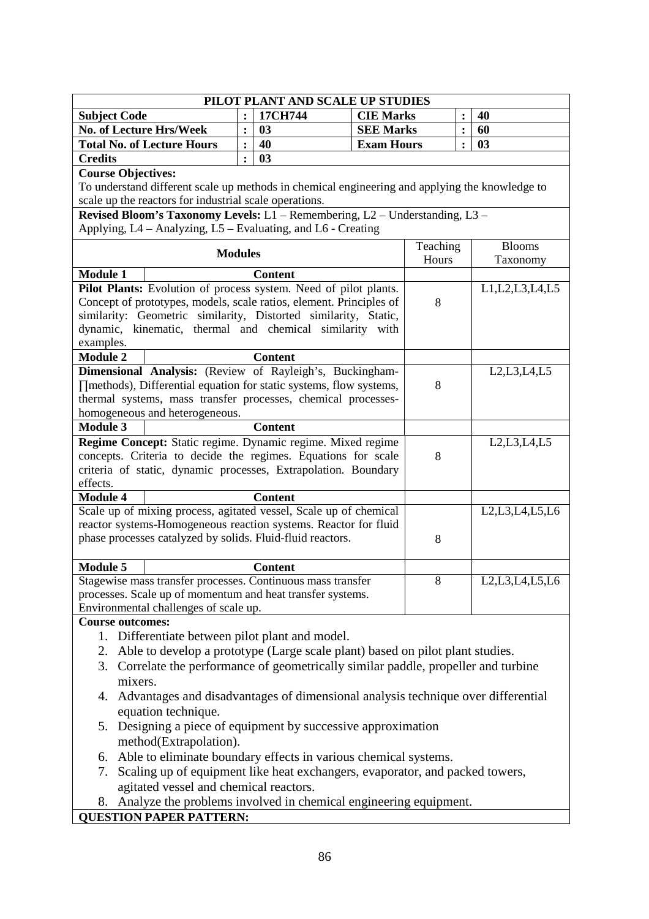# PILOT PLANT AND SCALE UP STUDIES

| Subject Code | : | 17CH744 | CIE Marks | : | 40 |
|---|---|---|---|---|---|
| No. of Lecture Hrs/Week | : | 03 | SEE Marks | : | 60 |
| Total No. of Lecture Hours | : | 40 | Exam Hours | : | 03 |
| Credits | : | 03 | | | |

**Course Objectives:**

To understand different scale up methods in chemical engineering and applying the knowledge to scale up the reactors for industrial scale operations.

**Revised Bloom's Taxonomy Levels:** L1 – Remembering, L2 – Understanding, L3 – Applying, L4 – Analyzing, L5 – Evaluating, and L6 - Creating

| Modules | Teaching Hours | Blooms Taxonomy |
|---|---|---|
| **Module 1** — **Content** | | |
| **Pilot Plants:** Evolution of process system. Need of pilot plants. Concept of prototypes, models, scale ratios, element. Principles of similarity: Geometric similarity, Distorted similarity, Static, dynamic, kinematic, thermal and chemical similarity with examples. | 8 | L1,L2,L3,L4,L5 |
| **Module 2** — **Content** | | |
| **Dimensional Analysis:** (Review of Rayleigh's, Buckingham-∏methods), Differential equation for static systems, flow systems, thermal systems, mass transfer processes, chemical processes-homogeneous and heterogeneous. | 8 | L2,L3,L4,L5 |
| **Module 3** — **Content** | | |
| **Regime Concept:** Static regime. Dynamic regime. Mixed regime concepts. Criteria to decide the regimes. Equations for scale criteria of static, dynamic processes, Extrapolation. Boundary effects. | 8 | L2,L3,L4,L5 |
| **Module 4** — **Content** | | |
| Scale up of mixing process, agitated vessel, Scale up of chemical reactor systems-Homogeneous reaction systems. Reactor for fluid phase processes catalyzed by solids. Fluid-fluid reactors. | 8 | L2,L3,L4,L5,L6 |
| **Module 5** — **Content** | | |
| Stagewise mass transfer processes. Continuous mass transfer processes. Scale up of momentum and heat transfer systems. Environmental challenges of scale up. | 8 | L2,L3,L4,L5,L6 |

**Course outcomes:**

1. Differentiate between pilot plant and model.
2. Able to develop a prototype (Large scale plant) based on pilot plant studies.
3. Correlate the performance of geometrically similar paddle, propeller and turbine mixers.
4. Advantages and disadvantages of dimensional analysis technique over differential equation technique.
5. Designing a piece of equipment by successive approximation method(Extrapolation).
6. Able to eliminate boundary effects in various chemical systems.
7. Scaling up of equipment like heat exchangers, evaporator, and packed towers, agitated vessel and chemical reactors.
8. Analyze the problems involved in chemical engineering equipment.

**QUESTION PAPER PATTERN:**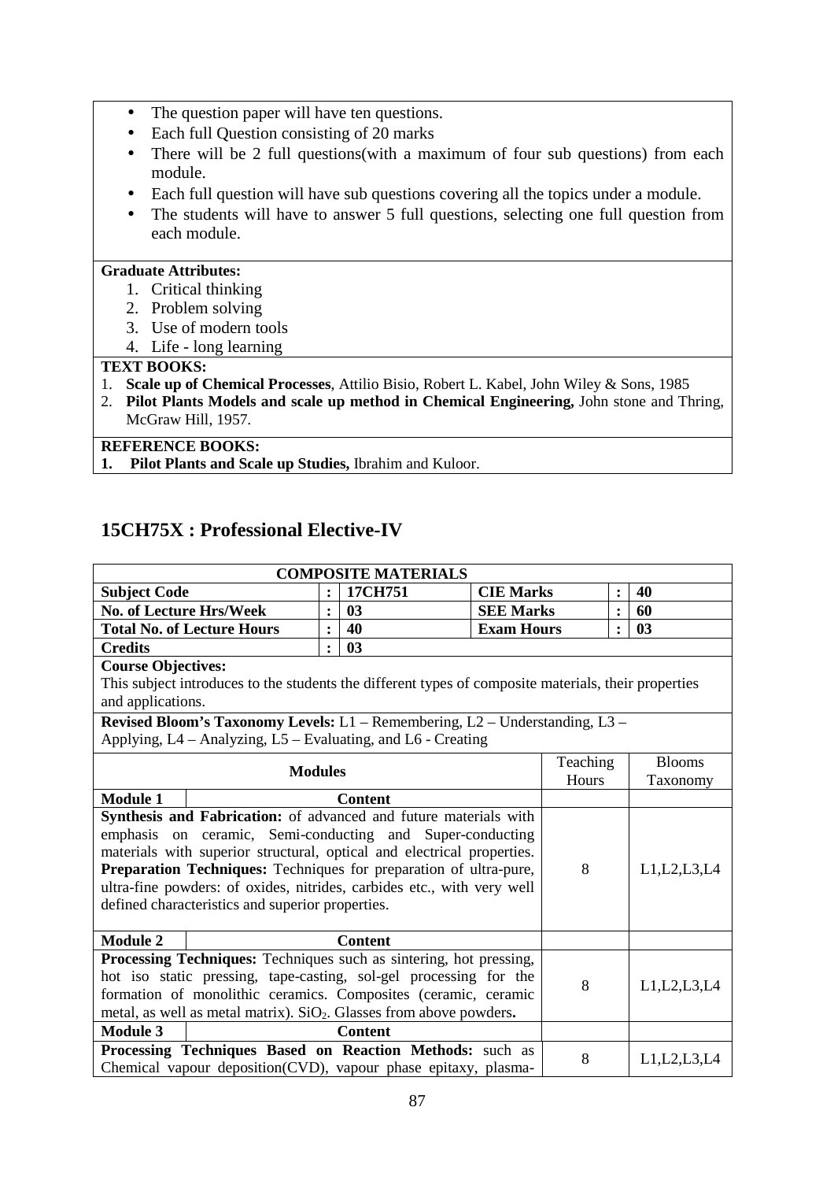- The question paper will have ten questions.
- Each full Question consisting of 20 marks
- There will be 2 full questions(with a maximum of four sub questions) from each module.
- Each full question will have sub questions covering all the topics under a module.
- The students will have to answer 5 full questions, selecting one full question from each module.

**Graduate Attributes:**

1. Critical thinking
2. Problem solving
3. Use of modern tools
4. Life - long learning

**TEXT BOOKS:**

1. **Scale up of Chemical Processes**, Attilio Bisio, Robert L. Kabel, John Wiley & Sons, 1985
2. **Pilot Plants Models and scale up method in Chemical Engineering,** John stone and Thring, McGraw Hill, 1957.

**REFERENCE BOOKS:**

1. **Pilot Plants and Scale up Studies,** Ibrahim and Kuloor.

## 15CH75X : Professional Elective-IV

| **COMPOSITE MATERIALS** | | | | | |
|---|---|---|---|---|---|
| **Subject Code** | : | **17CH751** | **CIE Marks** | : | **40** |
| **No. of Lecture Hrs/Week** | : | **03** | **SEE Marks** | : | **60** |
| **Total No. of Lecture Hours** | : | **40** | **Exam Hours** | : | **03** |
| **Credits** | : | **03** | | | |

**Course Objectives:**
This subject introduces to the students the different types of composite materials, their properties and applications.

**Revised Bloom's Taxonomy Levels:** L1 – Remembering, L2 – Understanding, L3 – Applying, L4 – Analyzing, L5 – Evaluating, and L6 - Creating

| **Modules** | Teaching Hours | Blooms Taxonomy |
|---|---|---|
| **Module 1** — **Content** | | |
| **Synthesis and Fabrication:** of advanced and future materials with emphasis on ceramic, Semi-conducting and Super-conducting materials with superior structural, optical and electrical properties. **Preparation Techniques:** Techniques for preparation of ultra-pure, ultra-fine powders: of oxides, nitrides, carbides etc., with very well defined characteristics and superior properties. | 8 | L1,L2,L3,L4 |
| **Module 2** — **Content** | | |
| **Processing Techniques:** Techniques such as sintering, hot pressing, hot iso static pressing, tape-casting, sol-gel processing for the formation of monolithic ceramics. Composites (ceramic, ceramic metal, as well as metal matrix). $SiO_2$. Glasses from above powders**.** | 8 | L1,L2,L3,L4 |
| **Module 3** — **Content** | | |
| **Processing Techniques Based on Reaction Methods:** such as Chemical vapour deposition(CVD), vapour phase epitaxy, plasma- | 8 | L1,L2,L3,L4 |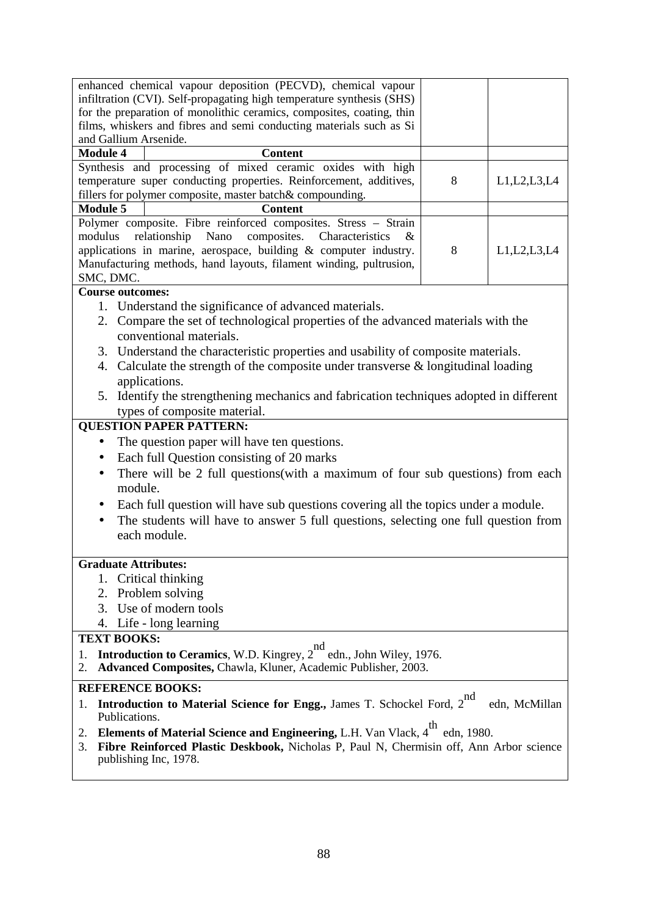| | | |
|---|---|---|
| enhanced chemical vapour deposition (PECVD), chemical vapour infiltration (CVI). Self-propagating high temperature synthesis (SHS) for the preparation of monolithic ceramics, composites, coating, thin films, whiskers and fibres and semi conducting materials such as Si and Gallium Arsenide. | | |
| **Module 4** **Content** | | |
| Synthesis and processing of mixed ceramic oxides with high temperature super conducting properties. Reinforcement, additives, fillers for polymer composite, master batch& compounding. | 8 | L1,L2,L3,L4 |
| **Module 5** **Content** | | |
| Polymer composite. Fibre reinforced composites. Stress – Strain modulus relationship Nano composites. Characteristics & applications in marine, aerospace, building & computer industry. Manufacturing methods, hand layouts, filament winding, pultrusion, SMC, DMC. | 8 | L1,L2,L3,L4 |

**Course outcomes:**

1. Understand the significance of advanced materials.
2. Compare the set of technological properties of the advanced materials with the conventional materials.
3. Understand the characteristic properties and usability of composite materials.
4. Calculate the strength of the composite under transverse & longitudinal loading applications.
5. Identify the strengthening mechanics and fabrication techniques adopted in different types of composite material.

**QUESTION PAPER PATTERN:**

- The question paper will have ten questions.
- Each full Question consisting of 20 marks
- There will be 2 full questions(with a maximum of four sub questions) from each module.
- Each full question will have sub questions covering all the topics under a module.
- The students will have to answer 5 full questions, selecting one full question from each module.

**Graduate Attributes:**

1. Critical thinking
2. Problem solving
3. Use of modern tools
4. Life - long learning

**TEXT BOOKS:**

1. **Introduction to Ceramics**, W.D. Kingrey, 2nd edn., John Wiley, 1976.
2. **Advanced Composites,** Chawla, Kluner, Academic Publisher, 2003.

**REFERENCE BOOKS:**

1. **Introduction to Material Science for Engg.,** James T. Schockel Ford, 2nd edn, McMillan Publications.
2. **Elements of Material Science and Engineering,** L.H. Van Vlack, 4th edn, 1980.
3. **Fibre Reinforced Plastic Deskbook,** Nicholas P, Paul N, Chermisin off, Ann Arbor science publishing Inc, 1978.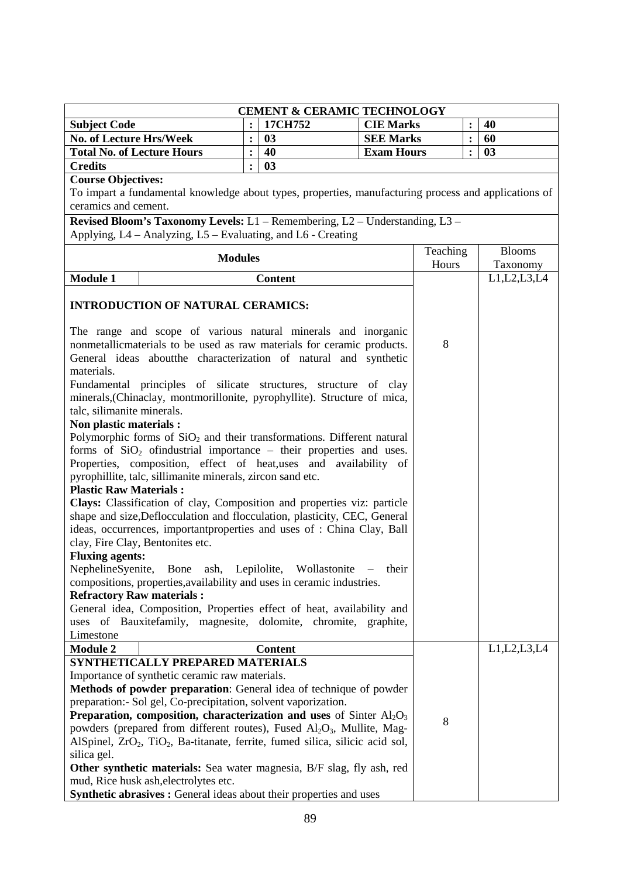## CEMENT & CERAMIC TECHNOLOGY

| | | | | | |
|---|---|---|---|---|---|
| **Subject Code** | : | **17CH752** | **CIE Marks** | : | **40** |
| **No. of Lecture Hrs/Week** | : | **03** | **SEE Marks** | : | **60** |
| **Total No. of Lecture Hours** | : | **40** | **Exam Hours** | : | **03** |
| **Credits** | : | **03** | | | |

**Course Objectives:**
To impart a fundamental knowledge about types, properties, manufacturing process and applications of ceramics and cement.

**Revised Bloom's Taxonomy Levels:** L1 – Remembering, L2 – Understanding, L3 – Applying, L4 – Analyzing, L5 – Evaluating, and L6 - Creating

| Modules | Teaching Hours | Blooms Taxonomy |
|---|---|---|
| **Module 1** — Content | | L1,L2,L3,L4 |
| **INTRODUCTION OF NATURAL CERAMICS:** The range and scope of various natural minerals and inorganic nonmetallicmaterials to be used as raw materials for ceramic products. General ideas aboutthe characterization of natural and synthetic materials. Fundamental principles of silicate structures, structure of clay minerals,(Chinaclay, montmorillonite, pyrophyllite). Structure of mica, talc, silimanite minerals. **Non plastic materials :** Polymorphic forms of $SiO_2$ and their transformations. Different natural forms of $SiO_2$ ofindustrial importance – their properties and uses. Properties, composition, effect of heat,uses and availability of pyrophillite, talc, sillimanite minerals, zircon sand etc. **Plastic Raw Materials :** **Clays:** Classification of clay, Composition and properties viz: particle shape and size,Deflocculation and flocculation, plasticity, CEC, General ideas, occurrences, importantproperties and uses of : China Clay, Ball clay, Fire Clay, Bentonites etc. **Fluxing agents:** NephelineSyenite, Bone ash, Lepilolite, Wollastonite – their compositions, properties,availability and uses in ceramic industries. **Refractory Raw materials :** General idea, Composition, Properties effect of heat, availability and uses of Bauxitefamily, magnesite, dolomite, chromite, graphite, Limestone | 8 | |
| **Module 2** — Content | | L1,L2,L3,L4 |
| **SYNTHETICALLY PREPARED MATERIALS** Importance of synthetic ceramic raw materials. **Methods of powder preparation**: General idea of technique of powder preparation:- Sol gel, Co-precipitation, solvent vaporization. **Preparation, composition, characterization and uses** of Sinter $Al_2O_3$ powders (prepared from different routes), Fused $Al_2O_3$, Mullite, Mag-AlSpinel, $ZrO_2$, $TiO_2$, Ba-titanate, ferrite, fumed silica, silicic acid sol, silica gel. **Other synthetic materials:** Sea water magnesia, B/F slag, fly ash, red mud, Rice husk ash,electrolytes etc. **Synthetic abrasives :** General ideas about their properties and uses | 8 | |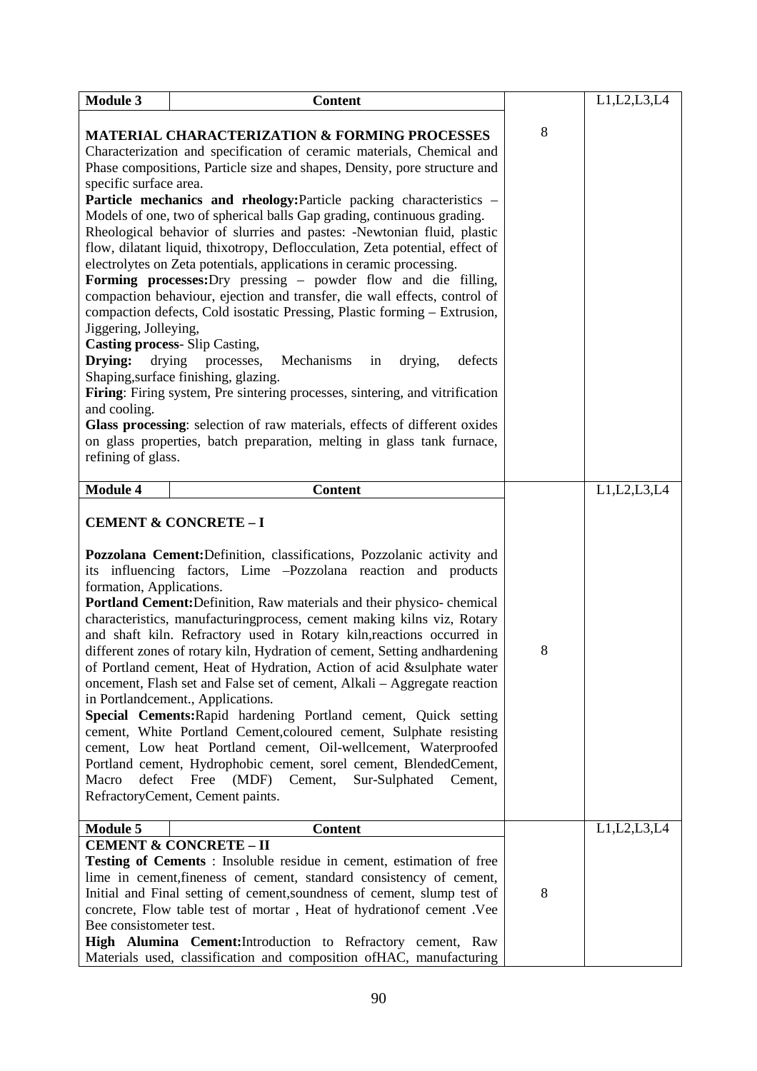| Module 3 | Content | | L1,L2,L3,L4 |
|---|---|---|---|
| **MATERIAL CHARACTERIZATION & FORMING PROCESSES**<br>Characterization and specification of ceramic materials, Chemical and Phase compositions, Particle size and shapes, Density, pore structure and specific surface area.<br>**Particle mechanics and rheology:**Particle packing characteristics – Models of one, two of spherical balls Gap grading, continuous grading.<br>Rheological behavior of slurries and pastes: -Newtonian fluid, plastic flow, dilatant liquid, thixotropy, Deflocculation, Zeta potential, effect of electrolytes on Zeta potentials, applications in ceramic processing.<br>**Forming processes:**Dry pressing – powder flow and die filling, compaction behaviour, ejection and transfer, die wall effects, control of compaction defects, Cold isostatic Pressing, Plastic forming – Extrusion, Jiggering, Jolleying,<br>**Casting process**- Slip Casting,<br>**Drying:** drying processes, Mechanisms in drying, defects Shaping,surface finishing, glazing.<br>**Firing**: Firing system, Pre sintering processes, sintering, and vitrification and cooling.<br>**Glass processing**: selection of raw materials, effects of different oxides on glass properties, batch preparation, melting in glass tank furnace, refining of glass. | | 8 | |
| **Module 4** | **Content** | | L1,L2,L3,L4 |
| **CEMENT & CONCRETE – I**<br>**Pozzolana Cement:**Definition, classifications, Pozzolanic activity and its influencing factors, Lime –Pozzolana reaction and products formation, Applications.<br>**Portland Cement:**Definition, Raw materials and their physico- chemical characteristics, manufacturingprocess, cement making kilns viz, Rotary and shaft kiln. Refractory used in Rotary kiln,reactions occurred in different zones of rotary kiln, Hydration of cement, Setting andhardening of Portland cement, Heat of Hydration, Action of acid &sulphate water oncement, Flash set and False set of cement, Alkali – Aggregate reaction in Portlandcement., Applications.<br>**Special Cements:**Rapid hardening Portland cement, Quick setting cement, White Portland Cement,coloured cement, Sulphate resisting cement, Low heat Portland cement, Oil-wellcement, Waterproofed Portland cement, Hydrophobic cement, sorel cement, BlendedCement, Macro defect Free (MDF) Cement, Sur-Sulphated Cement, RefractoryCement, Cement paints. | | 8 | |
| **Module 5** | **Content** | | L1,L2,L3,L4 |
| **CEMENT & CONCRETE – II**<br>**Testing of Cements** : Insoluble residue in cement, estimation of free lime in cement,fineness of cement, standard consistency of cement, Initial and Final setting of cement,soundness of cement, slump test of concrete, Flow table test of mortar , Heat of hydrationof cement .Vee Bee consistometer test.<br>**High Alumina Cement:**Introduction to Refractory cement, Raw Materials used, classification and composition ofHAC, manufacturing | | 8 | |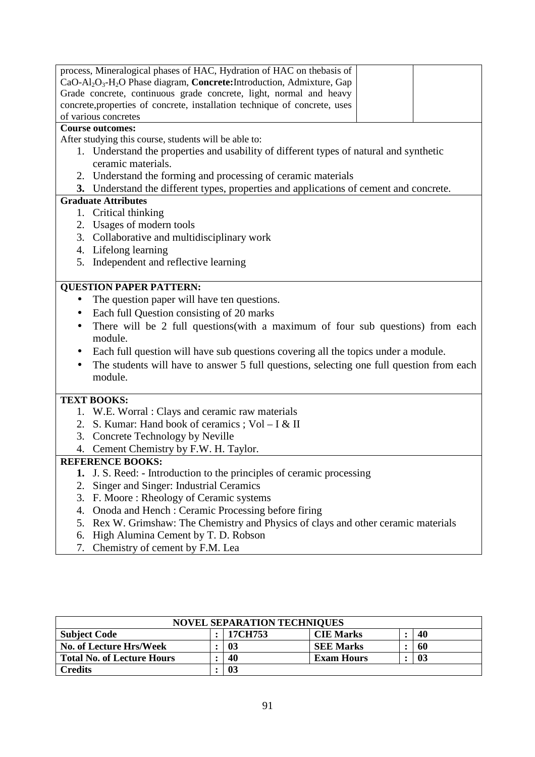| | | |
|---|---|---|
| process, Mineralogical phases of HAC, Hydration of HAC on thebasis of $CaO$-$Al_2O_3$-$H_2O$ Phase diagram, **Concrete:**Introduction, Admixture, Gap Grade concrete, continuous grade concrete, light, normal and heavy concrete,properties of concrete, installation technique of concrete, uses of various concretes | | |

**Course outcomes:**

After studying this course, students will be able to:

1. Understand the properties and usability of different types of natural and synthetic ceramic materials.
2. Understand the forming and processing of ceramic materials
3. Understand the different types, properties and applications of cement and concrete.

**Graduate Attributes**

1. Critical thinking
2. Usages of modern tools
3. Collaborative and multidisciplinary work
4. Lifelong learning
5. Independent and reflective learning

**QUESTION PAPER PATTERN:**

- The question paper will have ten questions.
- Each full Question consisting of 20 marks
- There will be 2 full questions(with a maximum of four sub questions) from each module.
- Each full question will have sub questions covering all the topics under a module.
- The students will have to answer 5 full questions, selecting one full question from each module.

**TEXT BOOKS:**

1. W.E. Worral : Clays and ceramic raw materials
2. S. Kumar: Hand book of ceramics ; Vol – I & II
3. Concrete Technology by Neville
4. Cement Chemistry by F.W. H. Taylor.

**REFERENCE BOOKS:**

1. J. S. Reed: - Introduction to the principles of ceramic processing
2. Singer and Singer: Industrial Ceramics
3. F. Moore : Rheology of Ceramic systems
4. Onoda and Hench : Ceramic Processing before firing
5. Rex W. Grimshaw: The Chemistry and Physics of clays and other ceramic materials
6. High Alumina Cement by T. D. Robson
7. Chemistry of cement by F.M. Lea

| **NOVEL SEPARATION TECHNIQUES** | | | | | |
|---|---|---|---|---|---|
| **Subject Code** | **:** | **17CH753** | **CIE Marks** | **:** | **40** |
| **No. of Lecture Hrs/Week** | **:** | **03** | **SEE Marks** | **:** | **60** |
| **Total No. of Lecture Hours** | **:** | **40** | **Exam Hours** | **:** | **03** |
| **Credits** | **:** | **03** | | | |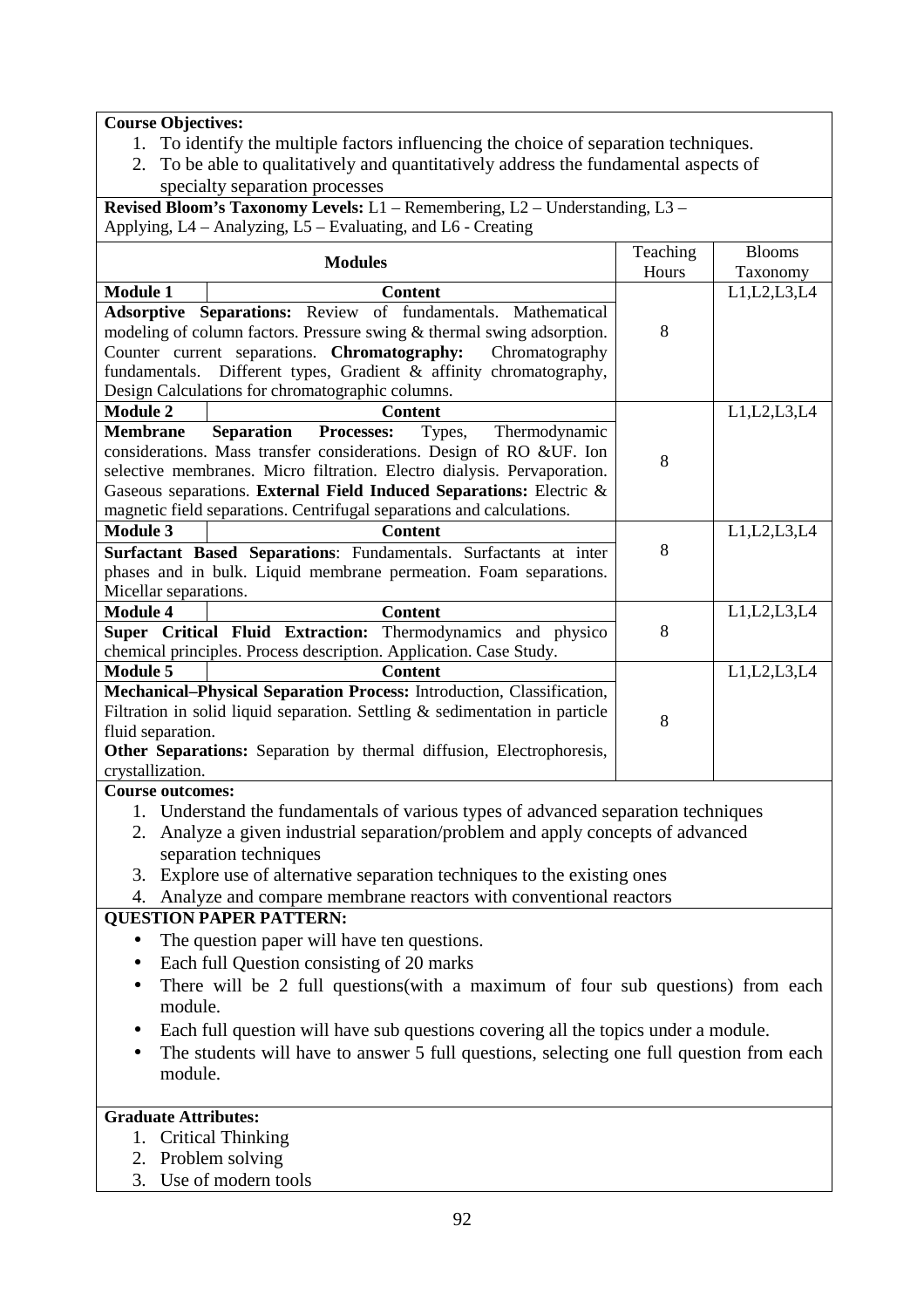**Course Objectives:**

1. To identify the multiple factors influencing the choice of separation techniques.
2. To be able to qualitatively and quantitatively address the fundamental aspects of specialty separation processes

**Revised Bloom's Taxonomy Levels:** L1 – Remembering, L2 – Understanding, L3 – Applying, L4 – Analyzing, L5 – Evaluating, and L6 - Creating

| Modules | | Teaching Hours | Blooms Taxonomy |
|---|---|---|---|
| **Module 1** | **Content** | 8 | L1,L2,L3,L4 |
| **Adsorptive Separations:** Review of fundamentals. Mathematical modeling of column factors. Pressure swing & thermal swing adsorption. Counter current separations. **Chromatography:** Chromatography fundamentals. Different types, Gradient & affinity chromatography, Design Calculations for chromatographic columns. | | | |
| **Module 2** | **Content** | 8 | L1,L2,L3,L4 |
| **Membrane Separation Processes:** Types, Thermodynamic considerations. Mass transfer considerations. Design of RO &UF. Ion selective membranes. Micro filtration. Electro dialysis. Pervaporation. Gaseous separations. **External Field Induced Separations:** Electric & magnetic field separations. Centrifugal separations and calculations. | | | |
| **Module 3** | **Content** | 8 | L1,L2,L3,L4 |
| **Surfactant Based Separations**: Fundamentals. Surfactants at inter phases and in bulk. Liquid membrane permeation. Foam separations. Micellar separations. | | | |
| **Module 4** | **Content** | 8 | L1,L2,L3,L4 |
| **Super Critical Fluid Extraction:** Thermodynamics and physico chemical principles. Process description. Application. Case Study. | | | |
| **Module 5** | **Content** | 8 | L1,L2,L3,L4 |
| **Mechanical–Physical Separation Process:** Introduction, Classification, Filtration in solid liquid separation. Settling & sedimentation in particle fluid separation. **Other Separations:** Separation by thermal diffusion, Electrophoresis, crystallization. | | | |

**Course outcomes:**

1. Understand the fundamentals of various types of advanced separation techniques
2. Analyze a given industrial separation/problem and apply concepts of advanced separation techniques
3. Explore use of alternative separation techniques to the existing ones
4. Analyze and compare membrane reactors with conventional reactors

**QUESTION PAPER PATTERN:**

- The question paper will have ten questions.
- Each full Question consisting of 20 marks
- There will be 2 full questions(with a maximum of four sub questions) from each module.
- Each full question will have sub questions covering all the topics under a module.
- The students will have to answer 5 full questions, selecting one full question from each module.

**Graduate Attributes:**

1. Critical Thinking
2. Problem solving
3. Use of modern tools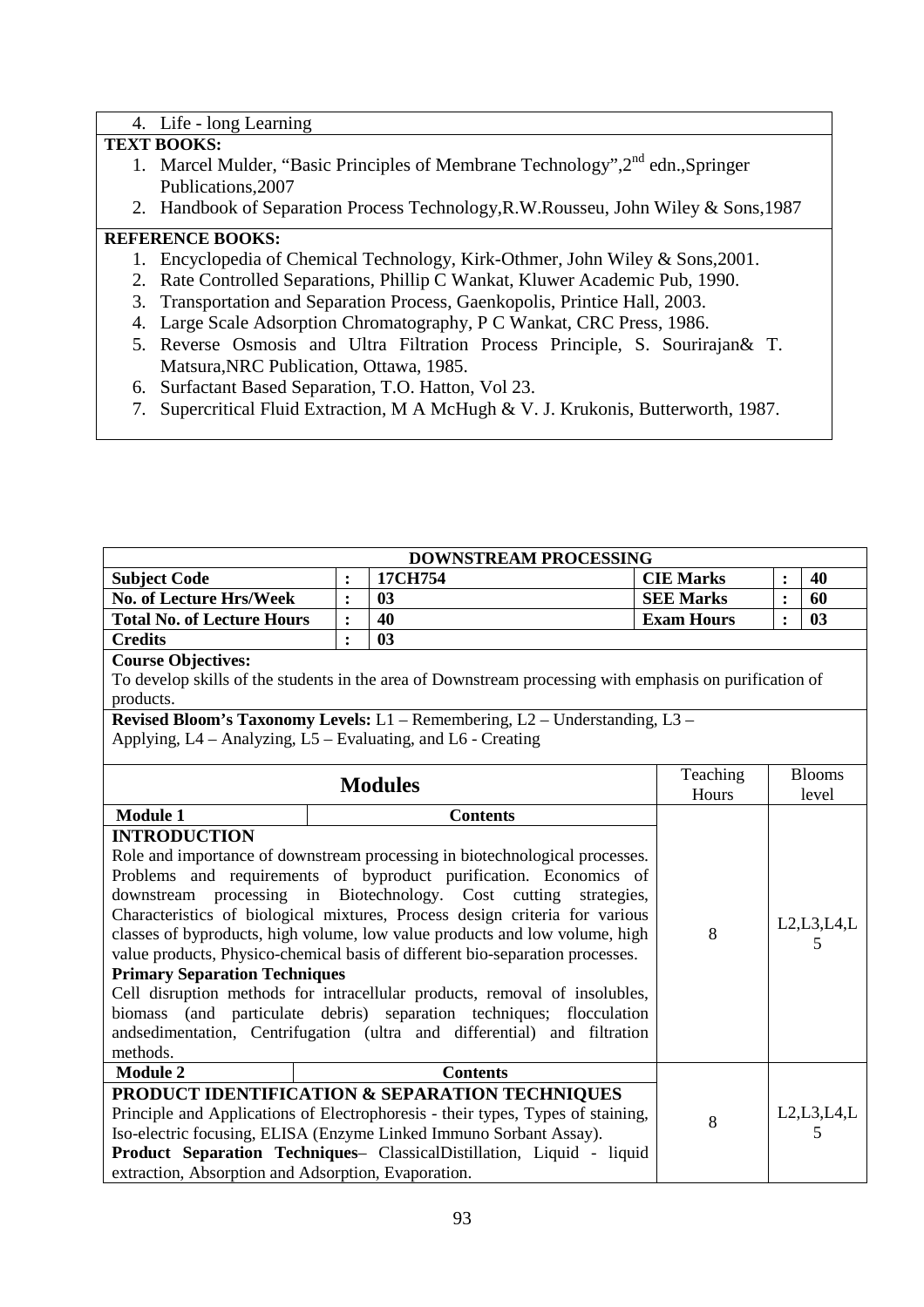4. Life - long Learning

**TEXT BOOKS:**

1. Marcel Mulder, "Basic Principles of Membrane Technology",2nd edn.,Springer Publications,2007
2. Handbook of Separation Process Technology,R.W.Rousseu, John Wiley & Sons,1987

**REFERENCE BOOKS:**

1. Encyclopedia of Chemical Technology, Kirk-Othmer, John Wiley & Sons,2001.
2. Rate Controlled Separations, Phillip C Wankat, Kluwer Academic Pub, 1990.
3. Transportation and Separation Process, Gaenkopolis, Printice Hall, 2003.
4. Large Scale Adsorption Chromatography, P C Wankat, CRC Press, 1986.
5. Reverse Osmosis and Ultra Filtration Process Principle, S. Sourirajan& T. Matsura,NRC Publication, Ottawa, 1985.
6. Surfactant Based Separation, T.O. Hatton, Vol 23.
7. Supercritical Fluid Extraction, M A McHugh & V. J. Krukonis, Butterworth, 1987.

## DOWNSTREAM PROCESSING

| | | | | | |
|---|---|---|---|---|---|
| **Subject Code** | **:** | **17CH754** | **CIE Marks** | **:** | **40** |
| **No. of Lecture Hrs/Week** | **:** | **03** | **SEE Marks** | **:** | **60** |
| **Total No. of Lecture Hours** | **:** | **40** | **Exam Hours** | **:** | **03** |
| **Credits** | **:** | **03** | | | |

**Course Objectives:**
To develop skills of the students in the area of Downstream processing with emphasis on purification of products.

**Revised Bloom's Taxonomy Levels:** L1 – Remembering, L2 – Understanding, L3 – Applying, L4 – Analyzing, L5 – Evaluating, and L6 - Creating

| **Modules** | Teaching Hours | Blooms level |
|---|---|---|
| **Module 1** — **Contents**<br>**INTRODUCTION**<br>Role and importance of downstream processing in biotechnological processes. Problems and requirements of byproduct purification. Economics of downstream processing in Biotechnology. Cost cutting strategies, Characteristics of biological mixtures, Process design criteria for various classes of byproducts, high volume, low value products and low volume, high value products, Physico-chemical basis of different bio-separation processes.<br>**Primary Separation Techniques**<br>Cell disruption methods for intracellular products, removal of insolubles, biomass (and particulate debris) separation techniques; flocculation andsedimentation, Centrifugation (ultra and differential) and filtration methods. | 8 | L2,L3,L4,L5 |
| **Module 2** — **Contents**<br>**PRODUCT IDENTIFICATION & SEPARATION TECHNIQUES**<br>Principle and Applications of Electrophoresis - their types, Types of staining, Iso-electric focusing, ELISA (Enzyme Linked Immuno Sorbant Assay).<br>**Product Separation Techniques**– ClassicalDistillation, Liquid - liquid extraction, Absorption and Adsorption, Evaporation. | 8 | L2,L3,L4,L5 |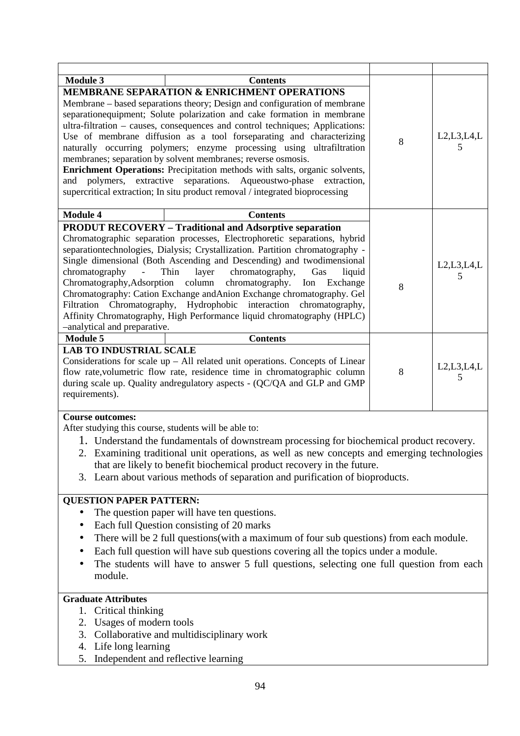| Module 3 | Contents | | |
|---|---|---|---|
| **MEMBRANE SEPARATION & ENRICHMENT OPERATIONS**<br>Membrane – based separations theory; Design and configuration of membrane separationequipment; Solute polarization and cake formation in membrane ultra-filtration – causes, consequences and control techniques; Applications: Use of membrane diffusion as a tool forseparating and characterizing naturally occurring polymers; enzyme processing using ultrafiltration membranes; separation by solvent membranes; reverse osmosis.<br>**Enrichment Operations:** Precipitation methods with salts, organic solvents, and polymers, extractive separations. Aqueoustwo-phase extraction, supercritical extraction; In situ product removal / integrated bioprocessing | | 8 | L2,L3,L4,L5 |
| **Module 4** | **Contents** | | |
| **PRODUT RECOVERY – Traditional and Adsorptive separation**<br>Chromatographic separation processes, Electrophoretic separations, hybrid separationtechnologies, Dialysis; Crystallization. Partition chromatography - Single dimensional (Both Ascending and Descending) and twodimensional chromatography - Thin layer chromatography, Gas liquid Chromatography,Adsorption column chromatography. Ion Exchange Chromatography: Cation Exchange andAnion Exchange chromatography. Gel Filtration Chromatography, Hydrophobic interaction chromatography, Affinity Chromatography, High Performance liquid chromatography (HPLC) –analytical and preparative. | | 8 | L2,L3,L4,L5 |
| **Module 5** | **Contents** | | |
| **LAB TO INDUSTRIAL SCALE**<br>Considerations for scale up – All related unit operations. Concepts of Linear flow rate,volumetric flow rate, residence time in chromatographic column during scale up. Quality andregulatory aspects - (QC/QA and GLP and GMP requirements). | | 8 | L2,L3,L4,L5 |

**Course outcomes:**

After studying this course, students will be able to:

1. Understand the fundamentals of downstream processing for biochemical product recovery.
2. Examining traditional unit operations, as well as new concepts and emerging technologies that are likely to benefit biochemical product recovery in the future.
3. Learn about various methods of separation and purification of bioproducts.

**QUESTION PAPER PATTERN:**

- The question paper will have ten questions.
- Each full Question consisting of 20 marks
- There will be 2 full questions(with a maximum of four sub questions) from each module.
- Each full question will have sub questions covering all the topics under a module.
- The students will have to answer 5 full questions, selecting one full question from each module.

**Graduate Attributes**

1. Critical thinking
2. Usages of modern tools
3. Collaborative and multidisciplinary work
4. Life long learning
5. Independent and reflective learning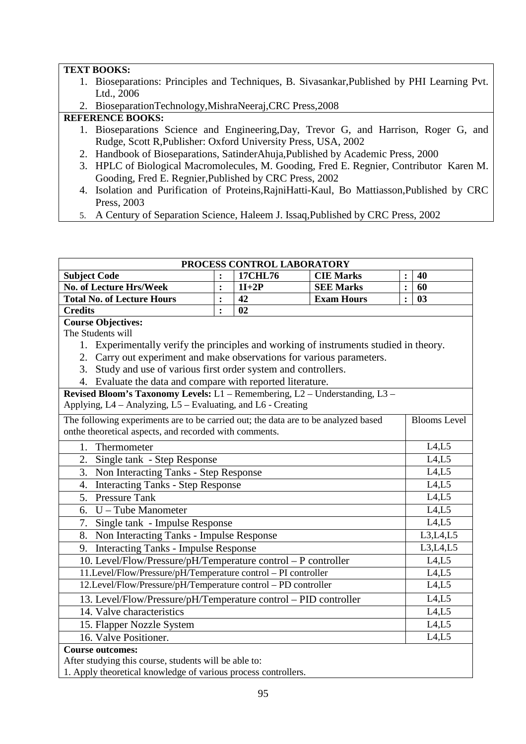**TEXT BOOKS:**

1. Bioseparations: Principles and Techniques, B. Sivasankar,Published by PHI Learning Pvt. Ltd., 2006
2. BioseparationTechnology,MishraNeeraj,CRC Press,2008

**REFERENCE BOOKS:**

1. Bioseparations Science and Engineering,Day, Trevor G, and Harrison, Roger G, and Rudge, Scott R,Publisher: Oxford University Press, USA, 2002
2. Handbook of Bioseparations, SatinderAhuja,Published by Academic Press, 2000
3. HPLC of Biological Macromolecules, M. Gooding, Fred E. Regnier, Contributor Karen M. Gooding, Fred E. Regnier,Published by CRC Press, 2002
4. Isolation and Purification of Proteins,RajniHatti-Kaul, Bo Mattiasson,Published by CRC Press, 2003
5. A Century of Separation Science, Haleem J. Issaq,Published by CRC Press, 2002

## PROCESS CONTROL LABORATORY

| **Subject Code** | **:** | **17CHL76** | **CIE Marks** | **:** | **40** |
|---|---|---|---|---|---|
| **No. of Lecture Hrs/Week** | **:** | **1I+2P** | **SEE Marks** | **:** | **60** |
| **Total No. of Lecture Hours** | **:** | **42** | **Exam Hours** | **:** | **03** |
| **Credits** | **:** | **02** | | | |

**Course Objectives:**

The Students will

1. Experimentally verify the principles and working of instruments studied in theory.
2. Carry out experiment and make observations for various parameters.
3. Study and use of various first order system and controllers.
4. Evaluate the data and compare with reported literature.

**Revised Bloom's Taxonomy Levels:** L1 – Remembering, L2 – Understanding, L3 – Applying, L4 – Analyzing, L5 – Evaluating, and L6 - Creating

| The following experiments are to be carried out; the data are to be analyzed based onthe theoretical aspects, and recorded with comments. | Blooms Level |
|---|---|
| 1. Thermometer | L4,L5 |
| 2. Single tank - Step Response | L4,L5 |
| 3. Non Interacting Tanks - Step Response | L4,L5 |
| 4. Interacting Tanks - Step Response | L4,L5 |
| 5. Pressure Tank | L4,L5 |
| 6. U – Tube Manometer | L4,L5 |
| 7. Single tank - Impulse Response | L4,L5 |
| 8. Non Interacting Tanks - Impulse Response | L3,L4,L5 |
| 9. Interacting Tanks - Impulse Response | L3,L4,L5 |
| 10. Level/Flow/Pressure/pH/Temperature control – P controller | L4,L5 |
| 11.Level/Flow/Pressure/pH/Temperature control – PI controller | L4,L5 |
| 12.Level/Flow/Pressure/pH/Temperature control – PD controller | L4,L5 |
| 13. Level/Flow/Pressure/pH/Temperature control – PID controller | L4,L5 |
| 14. Valve characteristics | L4,L5 |
| 15. Flapper Nozzle System | L4,L5 |
| 16. Valve Positioner. | L4,L5 |

**Course outcomes:**

After studying this course, students will be able to:

1. Apply theoretical knowledge of various process controllers.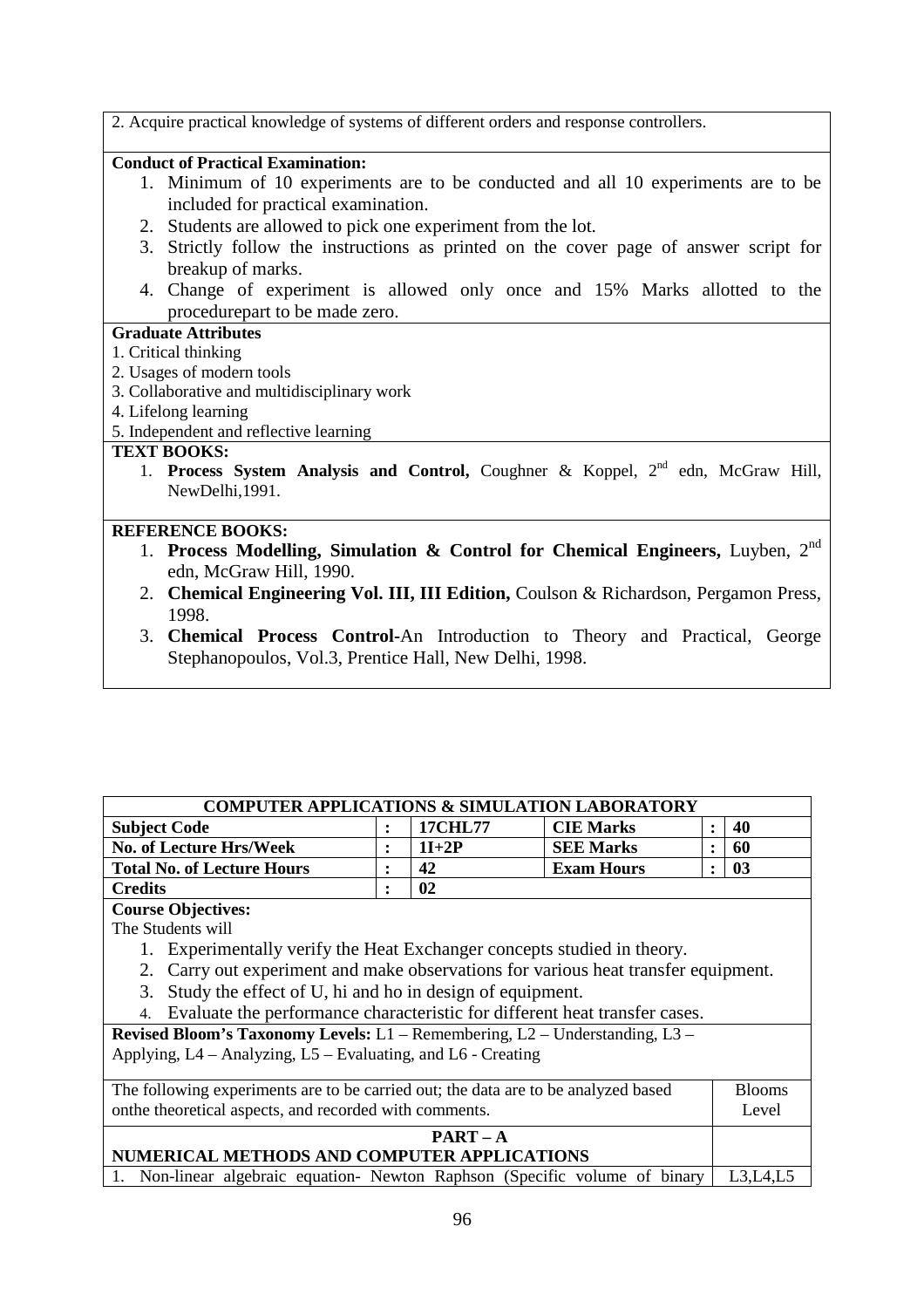2. Acquire practical knowledge of systems of different orders and response controllers.

**Conduct of Practical Examination:**

1. Minimum of 10 experiments are to be conducted and all 10 experiments are to be included for practical examination.
2. Students are allowed to pick one experiment from the lot.
3. Strictly follow the instructions as printed on the cover page of answer script for breakup of marks.
4. Change of experiment is allowed only once and 15% Marks allotted to the procedurepart to be made zero.

**Graduate Attributes**

1. Critical thinking
2. Usages of modern tools
3. Collaborative and multidisciplinary work
4. Lifelong learning
5. Independent and reflective learning

**TEXT BOOKS:**

1. **Process System Analysis and Control,** Coughner & Koppel, 2nd edn, McGraw Hill, NewDelhi,1991.

**REFERENCE BOOKS:**

1. **Process Modelling, Simulation & Control for Chemical Engineers,** Luyben, 2nd edn, McGraw Hill, 1990.
2. **Chemical Engineering Vol. III, III Edition,** Coulson & Richardson, Pergamon Press, 1998.
3. **Chemical Process Control**-An Introduction to Theory and Practical, George Stephanopoulos, Vol.3, Prentice Hall, New Delhi, 1998.

**COMPUTER APPLICATIONS & SIMULATION LABORATORY**

| | | | | | |
|---|---|---|---|---|---|
| **Subject Code** | : | **17CHL77** | **CIE Marks** | : | **40** |
| **No. of Lecture Hrs/Week** | : | **1I+2P** | **SEE Marks** | : | **60** |
| **Total No. of Lecture Hours** | : | **42** | **Exam Hours** | : | **03** |
| **Credits** | : | **02** | | | |

**Course Objectives:**

The Students will

1. Experimentally verify the Heat Exchanger concepts studied in theory.
2. Carry out experiment and make observations for various heat transfer equipment.
3. Study the effect of U, hi and ho in design of equipment.
4. Evaluate the performance characteristic for different heat transfer cases.

**Revised Bloom's Taxonomy Levels:** L1 – Remembering, L2 – Understanding, L3 – Applying, L4 – Analyzing, L5 – Evaluating, and L6 - Creating

| The following experiments are to be carried out; the data are to be analyzed based onthe theoretical aspects, and recorded with comments. | Blooms Level |
|---|---|
| **PART – A** **NUMERICAL METHODS AND COMPUTER APPLICATIONS** | |
| 1. Non-linear algebraic equation- Newton Raphson (Specific volume of binary | L3,L4,L5 |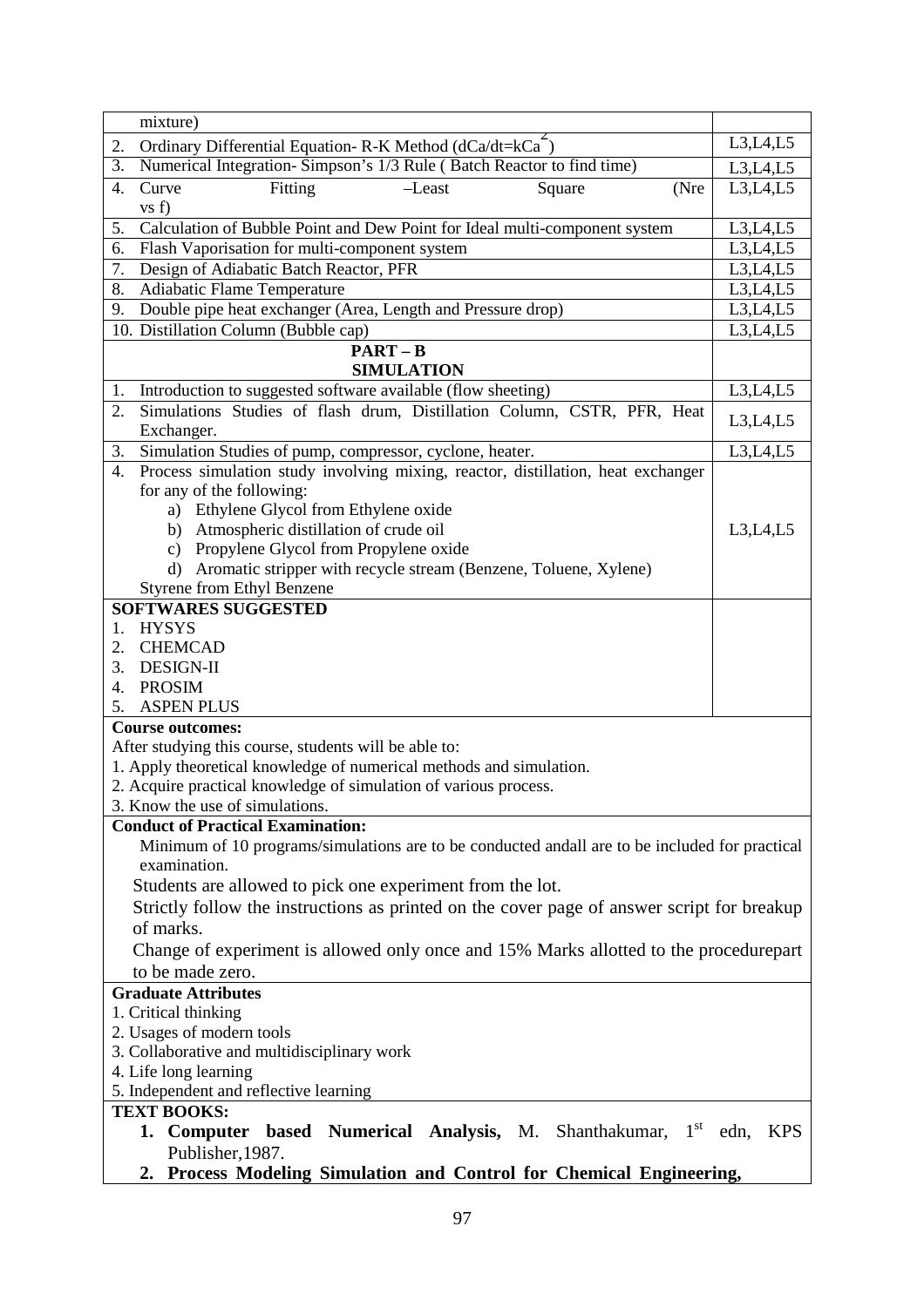| | |
|---|---|
| mixture) | |
| 2. Ordinary Differential Equation- R-K Method ($dCa/dt=kCa^2$) | L3,L4,L5 |
| 3. Numerical Integration- Simpson's 1/3 Rule ( Batch Reactor to find time) | L3,L4,L5 |
| 4. Curve Fitting –Least Square (Nre vs f) | L3,L4,L5 |
| 5. Calculation of Bubble Point and Dew Point for Ideal multi-component system | L3,L4,L5 |
| 6. Flash Vaporisation for multi-component system | L3,L4,L5 |
| 7. Design of Adiabatic Batch Reactor, PFR | L3,L4,L5 |
| 8. Adiabatic Flame Temperature | L3,L4,L5 |
| 9. Double pipe heat exchanger (Area, Length and Pressure drop) | L3,L4,L5 |
| 10. Distillation Column (Bubble cap) | L3,L4,L5 |
| **PART – B** **SIMULATION** | |
| 1. Introduction to suggested software available (flow sheeting) | L3,L4,L5 |
| 2. Simulations Studies of flash drum, Distillation Column, CSTR, PFR, Heat Exchanger. | L3,L4,L5 |
| 3. Simulation Studies of pump, compressor, cyclone, heater. | L3,L4,L5 |
| 4. Process simulation study involving mixing, reactor, distillation, heat exchanger for any of the following: a) Ethylene Glycol from Ethylene oxide b) Atmospheric distillation of crude oil c) Propylene Glycol from Propylene oxide d) Aromatic stripper with recycle stream (Benzene, Toluene, Xylene) Styrene from Ethyl Benzene | L3,L4,L5 |
| **SOFTWARES SUGGESTED** 1. HYSYS 2. CHEMCAD 3. DESIGN-II 4. PROSIM 5. ASPEN PLUS | |

**Course outcomes:**

After studying this course, students will be able to:

1. Apply theoretical knowledge of numerical methods and simulation.
2. Acquire practical knowledge of simulation of various process.
3. Know the use of simulations.

**Conduct of Practical Examination:**

Minimum of 10 programs/simulations are to be conducted andall are to be included for practical examination.

Students are allowed to pick one experiment from the lot.

Strictly follow the instructions as printed on the cover page of answer script for breakup of marks.

Change of experiment is allowed only once and 15% Marks allotted to the procedurepart to be made zero.

**Graduate Attributes**

1. Critical thinking
2. Usages of modern tools
3. Collaborative and multidisciplinary work
4. Life long learning
5. Independent and reflective learning

**TEXT BOOKS:**

1. **Computer based Numerical Analysis,** M. Shanthakumar, 1st edn, KPS Publisher,1987.
2. **Process Modeling Simulation and Control for Chemical Engineering,**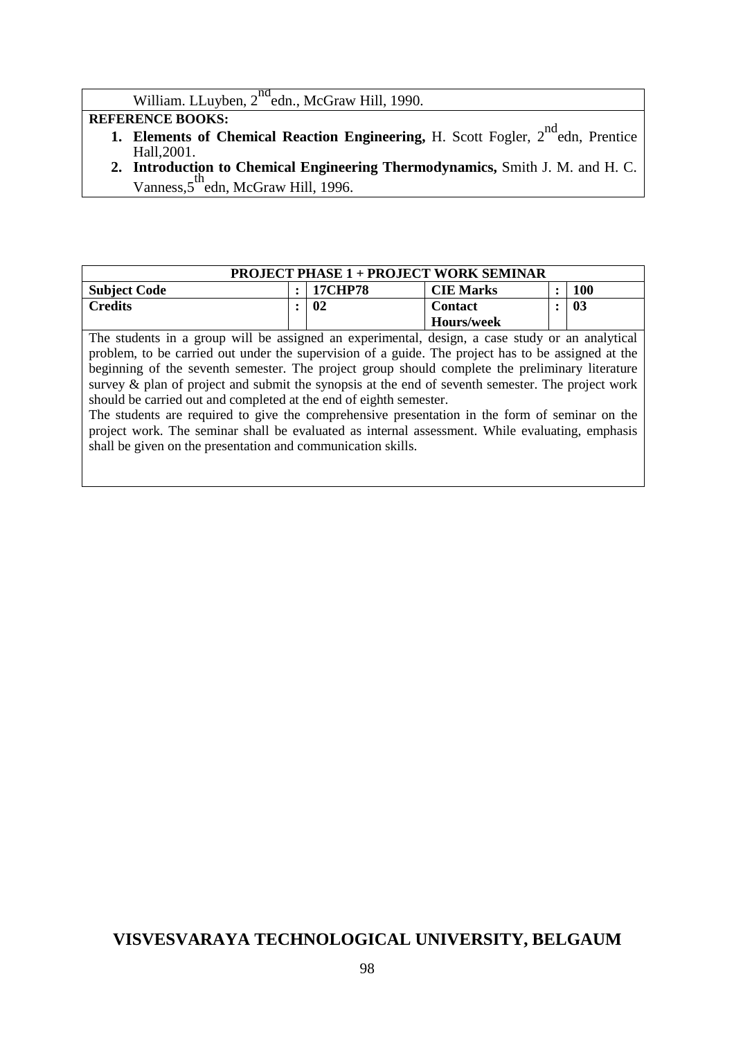William. LLuyben, 2nd edn., McGraw Hill, 1990.

**REFERENCE BOOKS:**

1. **Elements of Chemical Reaction Engineering,** H. Scott Fogler, 2nd edn, Prentice Hall,2001.
2. **Introduction to Chemical Engineering Thermodynamics,** Smith J. M. and H. C. Vanness,5th edn, McGraw Hill, 1996.

| **PROJECT PHASE 1 + PROJECT WORK SEMINAR** | | | | | |
|---|---|---|---|---|---|
| **Subject Code** | **:** | **17CHP78** | **CIE Marks** | **:** | **100** |
| **Credits** | **:** | **02** | **Contact Hours/week** | **:** | **03** |

The students in a group will be assigned an experimental, design, a case study or an analytical problem, to be carried out under the supervision of a guide. The project has to be assigned at the beginning of the seventh semester. The project group should complete the preliminary literature survey & plan of project and submit the synopsis at the end of seventh semester. The project work should be carried out and completed at the end of eighth semester.

The students are required to give the comprehensive presentation in the form of seminar on the project work. The seminar shall be evaluated as internal assessment. While evaluating, emphasis shall be given on the presentation and communication skills.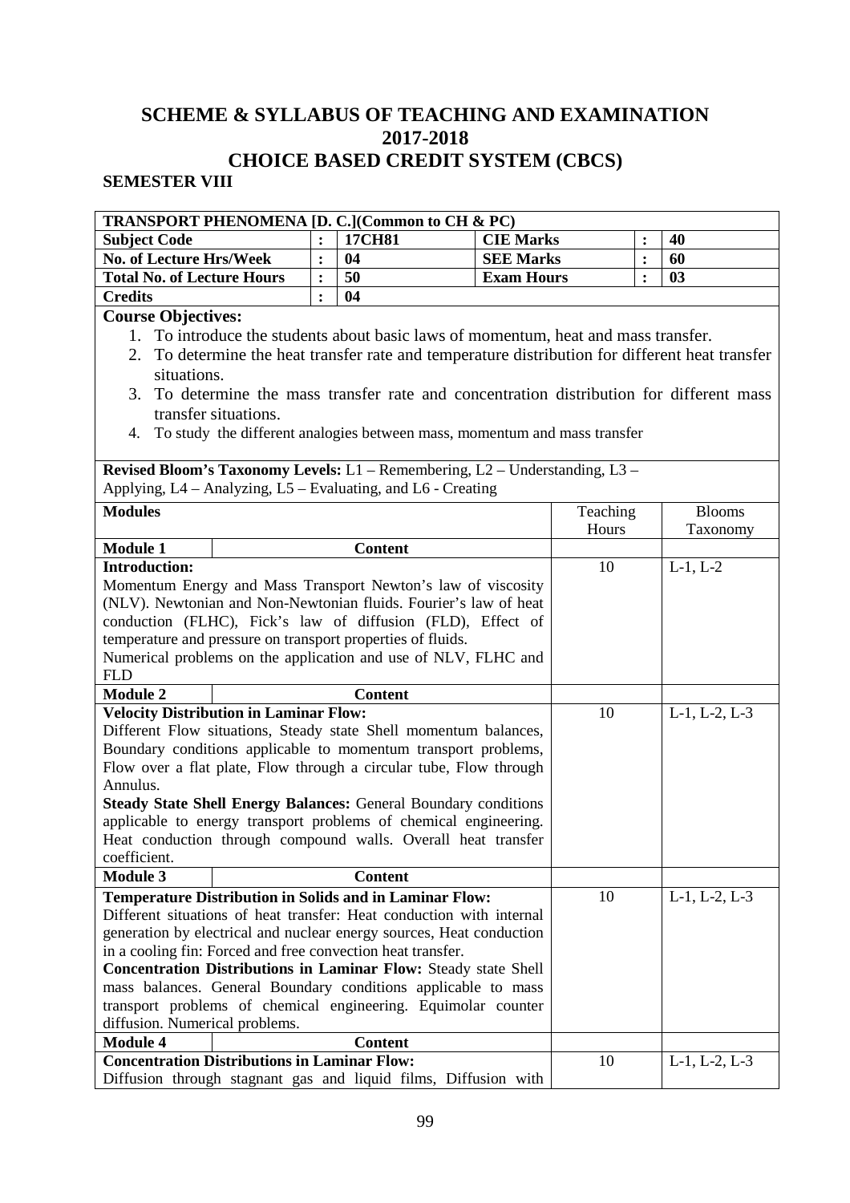# SCHEME & SYLLABUS OF TEACHING AND EXAMINATION 2017-2018

# CHOICE BASED CREDIT SYSTEM (CBCS)

## SEMESTER VIII

| **TRANSPORT PHENOMENA [D. C.](Common to CH & PC)** | | | | | |
|---|---|---|---|---|---|
| **Subject Code** | **:** | **17CH81** | **CIE Marks** | **:** | **40** |
| **No. of Lecture Hrs/Week** | **:** | **04** | **SEE Marks** | **:** | **60** |
| **Total No. of Lecture Hours** | **:** | **50** | **Exam Hours** | **:** | **03** |
| **Credits** | **:** | **04** | | | |

**Course Objectives:**

1. To introduce the students about basic laws of momentum, heat and mass transfer.
2. To determine the heat transfer rate and temperature distribution for different heat transfer situations.
3. To determine the mass transfer rate and concentration distribution for different mass transfer situations.
4. To study the different analogies between mass, momentum and mass transfer

**Revised Bloom's Taxonomy Levels:** L1 – Remembering, L2 – Understanding, L3 – Applying, L4 – Analyzing, L5 – Evaluating, and L6 - Creating

| **Modules** | Teaching Hours | Blooms Taxonomy |
|---|---|---|
| **Module 1** — **Content** | | |
| **Introduction:** Momentum Energy and Mass Transport Newton's law of viscosity (NLV). Newtonian and Non-Newtonian fluids. Fourier's law of heat conduction (FLHC), Fick's law of diffusion (FLD), Effect of temperature and pressure on transport properties of fluids. Numerical problems on the application and use of NLV, FLHC and FLD | 10 | L-1, L-2 |
| **Module 2** — **Content** | | |
| **Velocity Distribution in Laminar Flow:** Different Flow situations, Steady state Shell momentum balances, Boundary conditions applicable to momentum transport problems, Flow over a flat plate, Flow through a circular tube, Flow through Annulus. **Steady State Shell Energy Balances:** General Boundary conditions applicable to energy transport problems of chemical engineering. Heat conduction through compound walls. Overall heat transfer coefficient. | 10 | L-1, L-2, L-3 |
| **Module 3** — **Content** | | |
| **Temperature Distribution in Solids and in Laminar Flow:** Different situations of heat transfer: Heat conduction with internal generation by electrical and nuclear energy sources, Heat conduction in a cooling fin: Forced and free convection heat transfer. **Concentration Distributions in Laminar Flow:** Steady state Shell mass balances. General Boundary conditions applicable to mass transport problems of chemical engineering. Equimolar counter diffusion. Numerical problems. | 10 | L-1, L-2, L-3 |
| **Module 4** — **Content** | | |
| **Concentration Distributions in Laminar Flow:** Diffusion through stagnant gas and liquid films, Diffusion with | 10 | L-1, L-2, L-3 |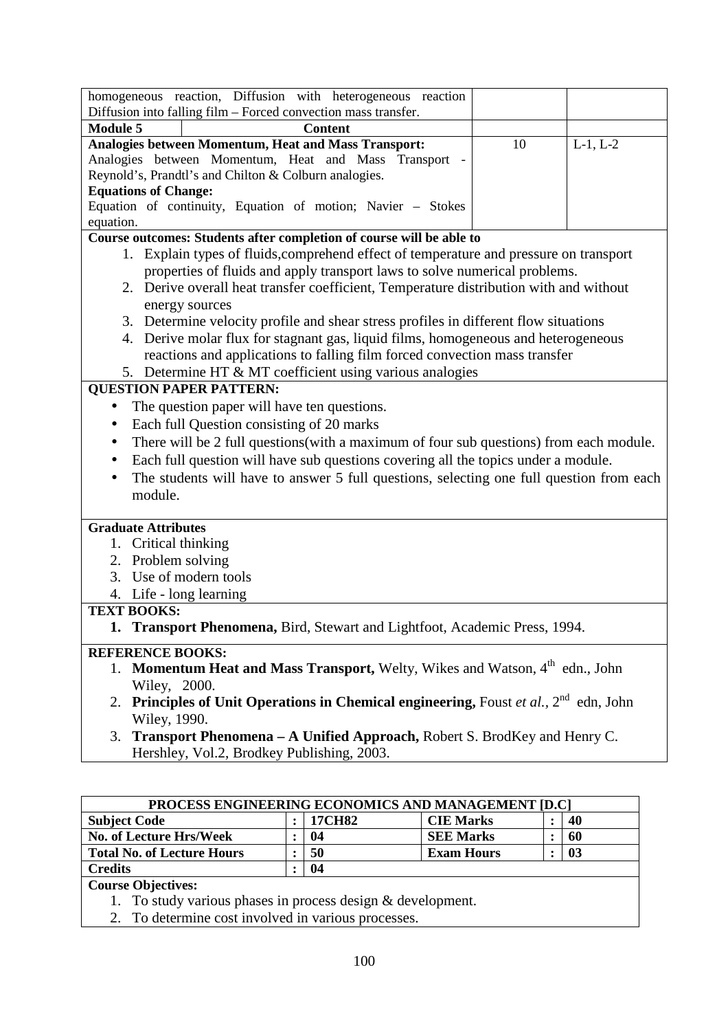| | | |
|---|---|---|
| homogeneous reaction, Diffusion with heterogeneous reaction Diffusion into falling film – Forced convection mass transfer. | | |
| **Module 5** **Content** | | |
| **Analogies between Momentum, Heat and Mass Transport:** Analogies between Momentum, Heat and Mass Transport - Reynold's, Prandtl's and Chilton & Colburn analogies. **Equations of Change:** Equation of continuity, Equation of motion; Navier – Stokes equation. | 10 | L-1, L-2 |

**Course outcomes: Students after completion of course will be able to**

1. Explain types of fluids,comprehend effect of temperature and pressure on transport properties of fluids and apply transport laws to solve numerical problems.
2. Derive overall heat transfer coefficient, Temperature distribution with and without energy sources
3. Determine velocity profile and shear stress profiles in different flow situations
4. Derive molar flux for stagnant gas, liquid films, homogeneous and heterogeneous reactions and applications to falling film forced convection mass transfer
5. Determine HT & MT coefficient using various analogies

**QUESTION PAPER PATTERN:**

- The question paper will have ten questions.
- Each full Question consisting of 20 marks
- There will be 2 full questions(with a maximum of four sub questions) from each module.
- Each full question will have sub questions covering all the topics under a module.
- The students will have to answer 5 full questions, selecting one full question from each module.

**Graduate Attributes**

1. Critical thinking
2. Problem solving
3. Use of modern tools
4. Life - long learning

**TEXT BOOKS:**

1. **Transport Phenomena,** Bird, Stewart and Lightfoot, Academic Press, 1994.

**REFERENCE BOOKS:**

1. **Momentum Heat and Mass Transport,** Welty, Wikes and Watson, 4th edn., John Wiley, 2000.
2. **Principles of Unit Operations in Chemical engineering,** Foust *et al.*, 2nd edn, John Wiley, 1990.
3. **Transport Phenomena – A Unified Approach,** Robert S. BrodKey and Henry C. Hershley, Vol.2, Brodkey Publishing, 2003.

## PROCESS ENGINEERING ECONOMICS AND MANAGEMENT [D.C]

| | | | | | |
|---|---|---|---|---|---|
| **Subject Code** | : | **17CH82** | **CIE Marks** | : | **40** |
| **No. of Lecture Hrs/Week** | : | **04** | **SEE Marks** | : | **60** |
| **Total No. of Lecture Hours** | : | **50** | **Exam Hours** | : | **03** |
| **Credits** | : | **04** | | | |

**Course Objectives:**

1. To study various phases in process design & development.
2. To determine cost involved in various processes.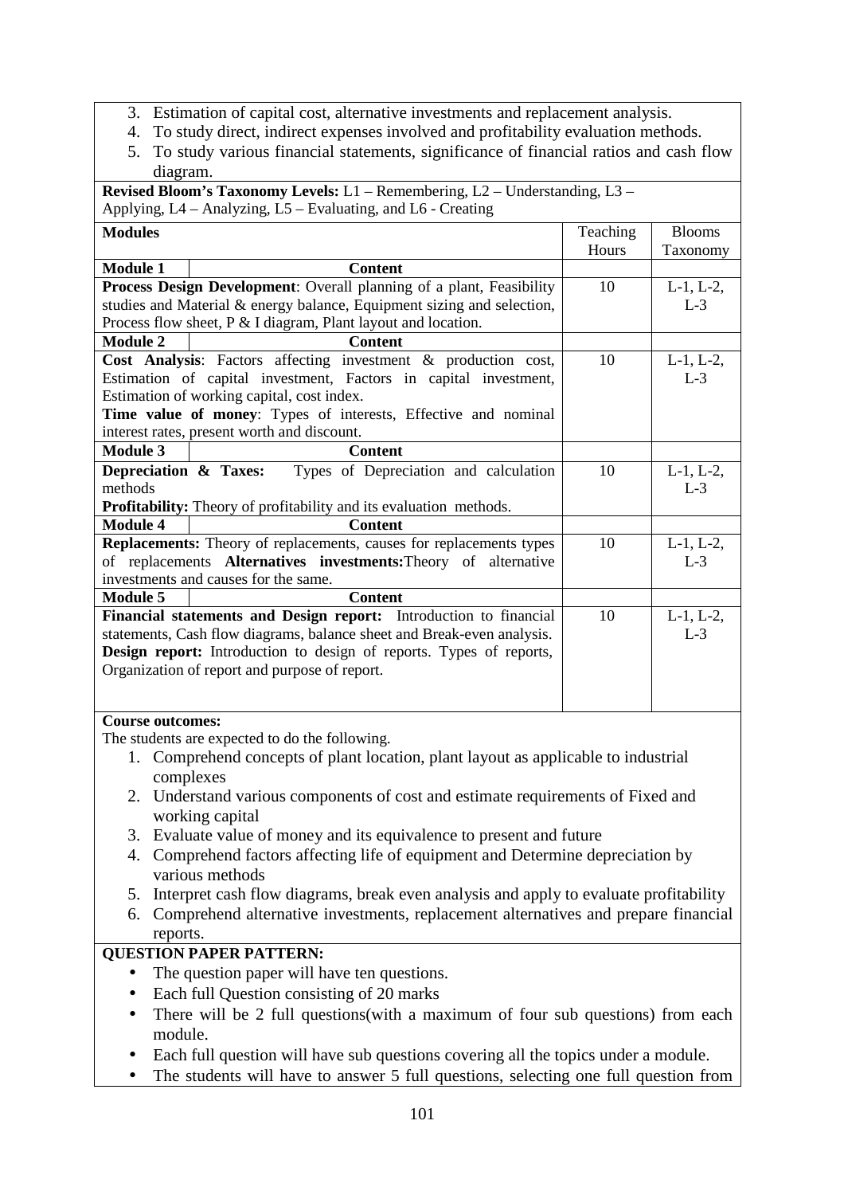3. Estimation of capital cost, alternative investments and replacement analysis.
4. To study direct, indirect expenses involved and profitability evaluation methods.
5. To study various financial statements, significance of financial ratios and cash flow diagram.

**Revised Bloom's Taxonomy Levels:** L1 – Remembering, L2 – Understanding, L3 – Applying, L4 – Analyzing, L5 – Evaluating, and L6 - Creating

| **Modules** | | Teaching Hours | Blooms Taxonomy |
|---|---|---|---|
| **Module 1** | **Content** | | |
| **Process Design Development**: Overall planning of a plant, Feasibility studies and Material & energy balance, Equipment sizing and selection, Process flow sheet, P & I diagram, Plant layout and location. | | 10 | L-1, L-2, L-3 |
| **Module 2** | **Content** | | |
| **Cost Analysis**: Factors affecting investment & production cost, Estimation of capital investment, Factors in capital investment, Estimation of working capital, cost index. **Time value of money**: Types of interests, Effective and nominal interest rates, present worth and discount. | | 10 | L-1, L-2, L-3 |
| **Module 3** | **Content** | | |
| **Depreciation & Taxes:** Types of Depreciation and calculation methods **Profitability:** Theory of profitability and its evaluation methods. | | 10 | L-1, L-2, L-3 |
| **Module 4** | **Content** | | |
| **Replacements:** Theory of replacements, causes for replacements types of replacements **Alternatives investments:** Theory of alternative investments and causes for the same. | | 10 | L-1, L-2, L-3 |
| **Module 5** | **Content** | | |
| **Financial statements and Design report:** Introduction to financial statements, Cash flow diagrams, balance sheet and Break-even analysis. **Design report:** Introduction to design of reports. Types of reports, Organization of report and purpose of report. | | 10 | L-1, L-2, L-3 |

**Course outcomes:**

The students are expected to do the following.

1. Comprehend concepts of plant location, plant layout as applicable to industrial complexes
2. Understand various components of cost and estimate requirements of Fixed and working capital
3. Evaluate value of money and its equivalence to present and future
4. Comprehend factors affecting life of equipment and Determine depreciation by various methods
5. Interpret cash flow diagrams, break even analysis and apply to evaluate profitability
6. Comprehend alternative investments, replacement alternatives and prepare financial reports.

**QUESTION PAPER PATTERN:**

- The question paper will have ten questions.
- Each full Question consisting of 20 marks
- There will be 2 full questions(with a maximum of four sub questions) from each module.
- Each full question will have sub questions covering all the topics under a module.
- The students will have to answer 5 full questions, selecting one full question from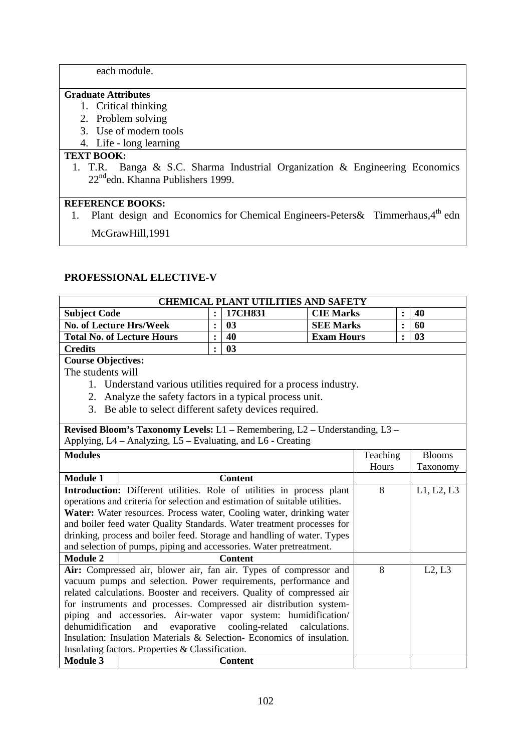each module.

**Graduate Attributes**

1. Critical thinking
2. Problem solving
3. Use of modern tools
4. Life - long learning

**TEXT BOOK:**

1. T.R. Banga & S.C. Sharma Industrial Organization & Engineering Economics 22nd edn. Khanna Publishers 1999.

**REFERENCE BOOKS:**

1. Plant design and Economics for Chemical Engineers-Peters& Timmerhaus,4th edn McGrawHill,1991

## PROFESSIONAL ELECTIVE-V

| **CHEMICAL PLANT UTILITIES AND SAFETY** | | | | | |
|---|---|---|---|---|---|
| **Subject Code** | : | **17CH831** | **CIE Marks** | : | **40** |
| **No. of Lecture Hrs/Week** | : | **03** | **SEE Marks** | : | **60** |
| **Total No. of Lecture Hours** | : | **40** | **Exam Hours** | : | **03** |
| **Credits** | : | **03** | | | |

**Course Objectives:**

The students will

1. Understand various utilities required for a process industry.
2. Analyze the safety factors in a typical process unit.
3. Be able to select different safety devices required.

**Revised Bloom's Taxonomy Levels:** L1 – Remembering, L2 – Understanding, L3 – Applying, L4 – Analyzing, L5 – Evaluating, and L6 - Creating

| **Modules** | Teaching Hours | Blooms Taxonomy |
|---|---|---|
| **Module 1** — **Content** | | |
| **Introduction:** Different utilities. Role of utilities in process plant operations and criteria for selection and estimation of suitable utilities. **Water:** Water resources. Process water, Cooling water, drinking water and boiler feed water Quality Standards. Water treatment processes for drinking, process and boiler feed. Storage and handling of water. Types and selection of pumps, piping and accessories. Water pretreatment. | 8 | L1, L2, L3 |
| **Module 2** — **Content** | | |
| **Air:** Compressed air, blower air, fan air. Types of compressor and vacuum pumps and selection. Power requirements, performance and related calculations. Booster and receivers. Quality of compressed air for instruments and processes. Compressed air distribution system-piping and accessories. Air-water vapor system: humidification/ dehumidification and evaporative cooling-related calculations. Insulation: Insulation Materials & Selection- Economics of insulation. Insulating factors. Properties & Classification. | 8 | L2, L3 |
| **Module 3** — **Content** | | |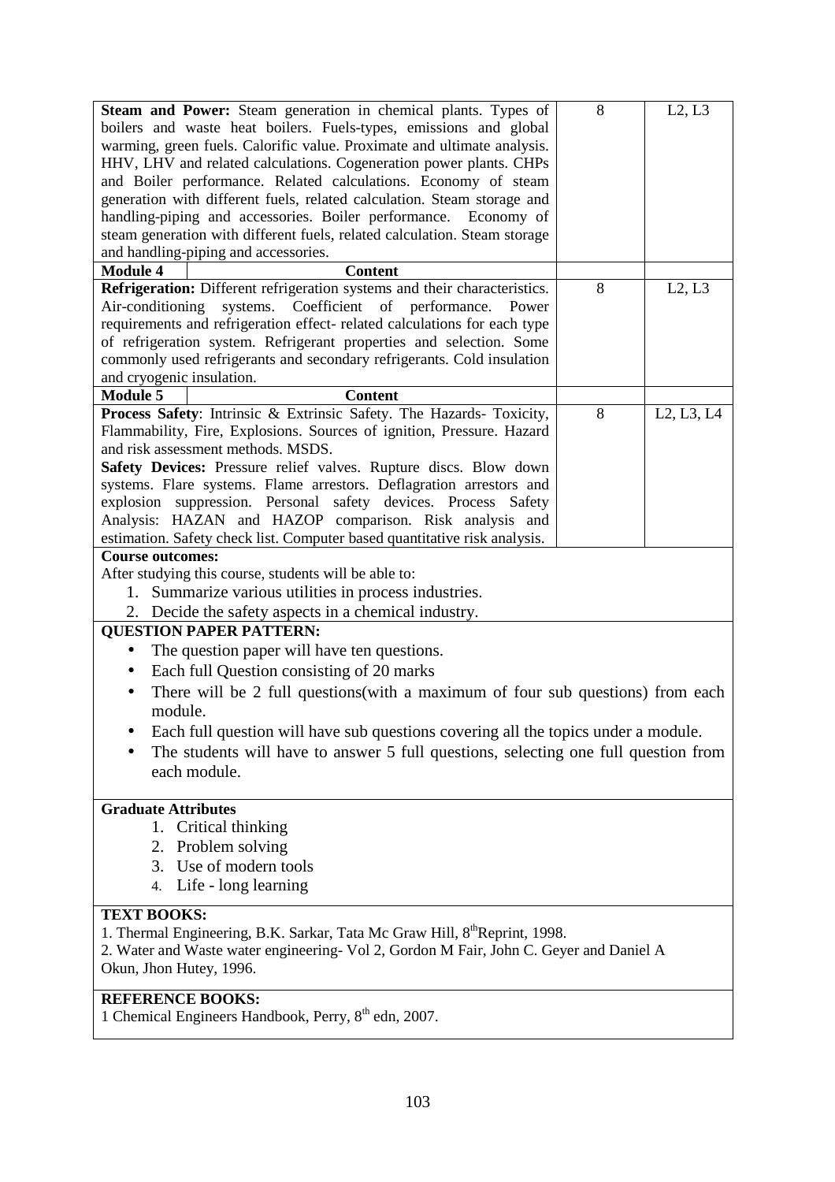| | | | |
|---|---|---|---|
| **Steam and Power:** Steam generation in chemical plants. Types of boilers and waste heat boilers. Fuels-types, emissions and global warming, green fuels. Calorific value. Proximate and ultimate analysis. HHV, LHV and related calculations. Cogeneration power plants. CHPs and Boiler performance. Related calculations. Economy of steam generation with different fuels, related calculation. Steam storage and handling-piping and accessories. Boiler performance. Economy of steam generation with different fuels, related calculation. Steam storage and handling-piping and accessories. | | 8 | L2, L3 |
| **Module 4** | **Content** | | |
| **Refrigeration:** Different refrigeration systems and their characteristics. Air-conditioning systems. Coefficient of performance. Power requirements and refrigeration effect- related calculations for each type of refrigeration system. Refrigerant properties and selection. Some commonly used refrigerants and secondary refrigerants. Cold insulation and cryogenic insulation. | | 8 | L2, L3 |
| **Module 5** | **Content** | | |
| **Process Safety**: Intrinsic & Extrinsic Safety. The Hazards- Toxicity, Flammability, Fire, Explosions. Sources of ignition, Pressure. Hazard and risk assessment methods. MSDS. **Safety Devices:** Pressure relief valves. Rupture discs. Blow down systems. Flare systems. Flame arrestors. Deflagration arrestors and explosion suppression. Personal safety devices. Process Safety Analysis: HAZAN and HAZOP comparison. Risk analysis and estimation. Safety check list. Computer based quantitative risk analysis. | | 8 | L2, L3, L4 |

**Course outcomes:**

After studying this course, students will be able to:

1. Summarize various utilities in process industries.
2. Decide the safety aspects in a chemical industry.

**QUESTION PAPER PATTERN:**

- The question paper will have ten questions.
- Each full Question consisting of 20 marks
- There will be 2 full questions(with a maximum of four sub questions) from each module.
- Each full question will have sub questions covering all the topics under a module.
- The students will have to answer 5 full questions, selecting one full question from each module.

**Graduate Attributes**

1. Critical thinking
2. Problem solving
3. Use of modern tools
4. Life - long learning

**TEXT BOOKS:**

1. Thermal Engineering, B.K. Sarkar, Tata Mc Graw Hill, 8th Reprint, 1998.
2. Water and Waste water engineering- Vol 2, Gordon M Fair, John C. Geyer and Daniel A Okun, Jhon Hutey, 1996.

**REFERENCE BOOKS:**

1 Chemical Engineers Handbook, Perry, 8th edn, 2007.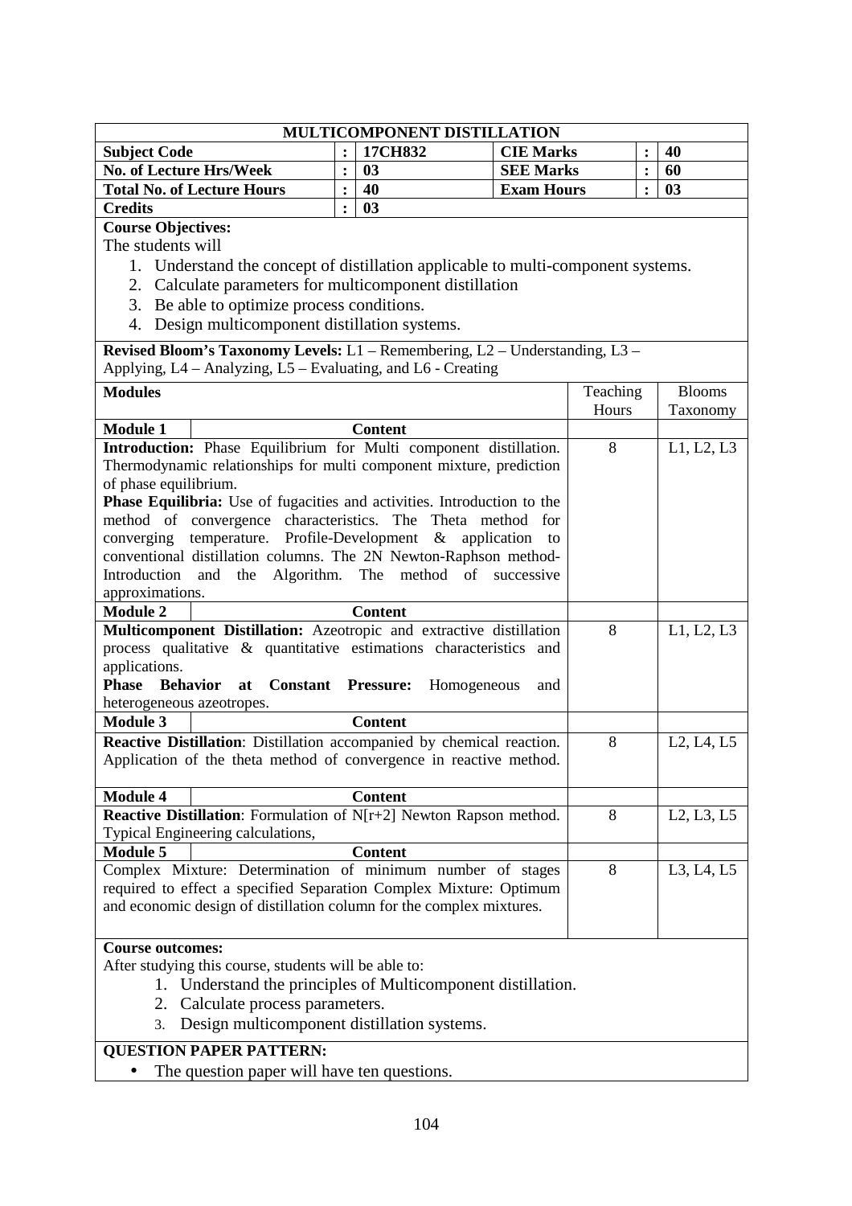## MULTICOMPONENT DISTILLATION

| | | | | | |
|---|---|---|---|---|---|
| **Subject Code** | : | **17CH832** | **CIE Marks** | : | **40** |
| **No. of Lecture Hrs/Week** | : | **03** | **SEE Marks** | : | **60** |
| **Total No. of Lecture Hours** | : | **40** | **Exam Hours** | : | **03** |
| **Credits** | : | **03** | | | |

**Course Objectives:**

The students will

1. Understand the concept of distillation applicable to multi-component systems.
2. Calculate parameters for multicomponent distillation
3. Be able to optimize process conditions.
4. Design multicomponent distillation systems.

**Revised Bloom's Taxonomy Levels:** L1 – Remembering, L2 – Understanding, L3 – Applying, L4 – Analyzing, L5 – Evaluating, and L6 - Creating

| **Modules** | Teaching Hours | Blooms Taxonomy |
|---|---|---|
| **Module 1** — **Content** | | |
| **Introduction:** Phase Equilibrium for Multi component distillation. Thermodynamic relationships for multi component mixture, prediction of phase equilibrium. **Phase Equilibria:** Use of fugacities and activities. Introduction to the method of convergence characteristics. The Theta method for converging temperature. Profile-Development & application to conventional distillation columns. The 2N Newton-Raphson method-Introduction and the Algorithm. The method of successive approximations. | 8 | L1, L2, L3 |
| **Module 2** — **Content** | | |
| **Multicomponent Distillation:** Azeotropic and extractive distillation process qualitative & quantitative estimations characteristics and applications. **Phase Behavior at Constant Pressure:** Homogeneous and heterogeneous azeotropes. | 8 | L1, L2, L3 |
| **Module 3** — **Content** | | |
| **Reactive Distillation**: Distillation accompanied by chemical reaction. Application of the theta method of convergence in reactive method. | 8 | L2, L4, L5 |
| **Module 4** — **Content** | | |
| **Reactive Distillation**: Formulation of N[r+2] Newton Rapson method. Typical Engineering calculations, | 8 | L2, L3, L5 |
| **Module 5** — **Content** | | |
| Complex Mixture: Determination of minimum number of stages required to effect a specified Separation Complex Mixture: Optimum and economic design of distillation column for the complex mixtures. | 8 | L3, L4, L5 |

**Course outcomes:**

After studying this course, students will be able to:

1. Understand the principles of Multicomponent distillation.
2. Calculate process parameters.
3. Design multicomponent distillation systems.

**QUESTION PAPER PATTERN:**

- The question paper will have ten questions.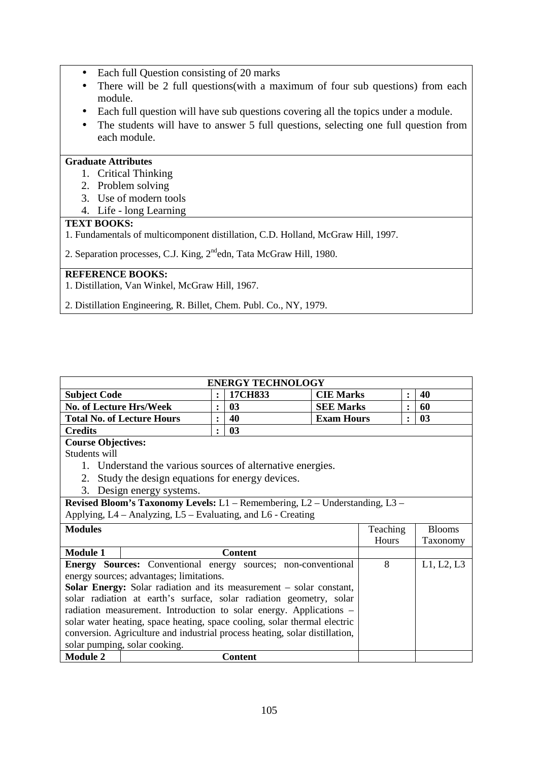- Each full Question consisting of 20 marks
- There will be 2 full questions(with a maximum of four sub questions) from each module.
- Each full question will have sub questions covering all the topics under a module.
- The students will have to answer 5 full questions, selecting one full question from each module.

**Graduate Attributes**

1. Critical Thinking
2. Problem solving
3. Use of modern tools
4. Life - long Learning

**TEXT BOOKS:**

1. Fundamentals of multicomponent distillation, C.D. Holland, McGraw Hill, 1997.

2. Separation processes, C.J. King, 2nd edn, Tata McGraw Hill, 1980.

**REFERENCE BOOKS:**

1. Distillation, Van Winkel, McGraw Hill, 1967.

2. Distillation Engineering, R. Billet, Chem. Publ. Co., NY, 1979.

## ENERGY TECHNOLOGY

| | | | | | |
|---|---|---|---|---|---|
| **Subject Code** | : | **17CH833** | **CIE Marks** | : | **40** |
| **No. of Lecture Hrs/Week** | : | **03** | **SEE Marks** | : | **60** |
| **Total No. of Lecture Hours** | : | **40** | **Exam Hours** | : | **03** |
| **Credits** | : | **03** | | | |

**Course Objectives:**

Students will

1. Understand the various sources of alternative energies.
2. Study the design equations for energy devices.
3. Design energy systems.

**Revised Bloom's Taxonomy Levels:** L1 – Remembering, L2 – Understanding, L3 – Applying, L4 – Analyzing, L5 – Evaluating, and L6 - Creating

| **Modules** | Teaching Hours | Blooms Taxonomy |
|---|---|---|
| **Module 1** — **Content** | | |
| **Energy Sources:** Conventional energy sources; non-conventional energy sources; advantages; limitations. **Solar Energy:** Solar radiation and its measurement – solar constant, solar radiation at earth's surface, solar radiation geometry, solar radiation measurement. Introduction to solar energy. Applications – solar water heating, space heating, space cooling, solar thermal electric conversion. Agriculture and industrial process heating, solar distillation, solar pumping, solar cooking. | 8 | L1, L2, L3 |
| **Module 2** — **Content** | | |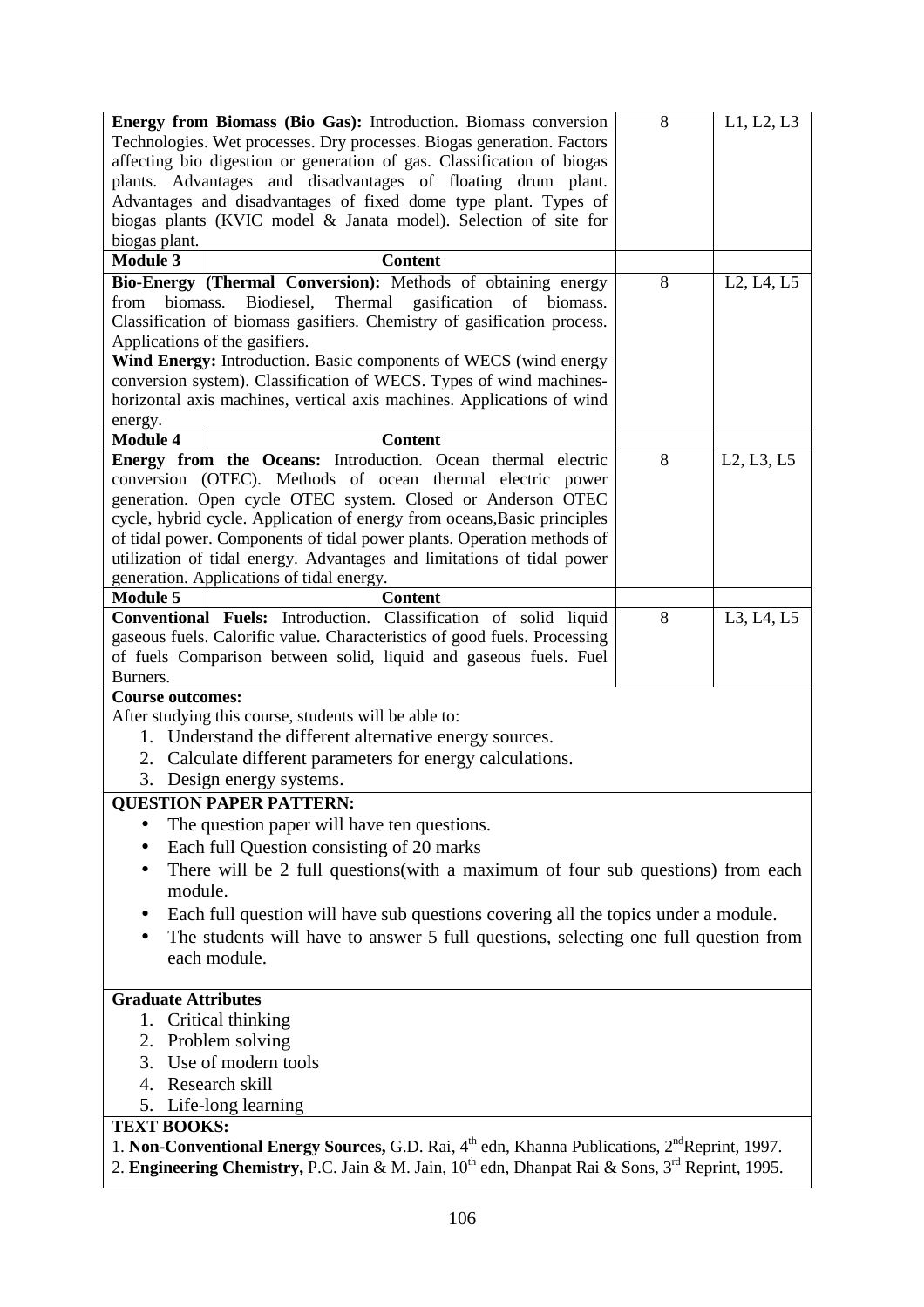| | | | |
|---|---|---|---|
| **Energy from Biomass (Bio Gas):** Introduction. Biomass conversion Technologies. Wet processes. Dry processes. Biogas generation. Factors affecting bio digestion or generation of gas. Classification of biogas plants. Advantages and disadvantages of floating drum plant. Advantages and disadvantages of fixed dome type plant. Types of biogas plants (KVIC model & Janata model). Selection of site for biogas plant. | | 8 | L1, L2, L3 |
| **Module 3** | **Content** | | |
| **Bio-Energy (Thermal Conversion):** Methods of obtaining energy from biomass. Biodiesel, Thermal gasification of biomass. Classification of biomass gasifiers. Chemistry of gasification process. Applications of the gasifiers. **Wind Energy:** Introduction. Basic components of WECS (wind energy conversion system). Classification of WECS. Types of wind machines-horizontal axis machines, vertical axis machines. Applications of wind energy. | | 8 | L2, L4, L5 |
| **Module 4** | **Content** | | |
| **Energy from the Oceans:** Introduction. Ocean thermal electric conversion (OTEC). Methods of ocean thermal electric power generation. Open cycle OTEC system. Closed or Anderson OTEC cycle, hybrid cycle. Application of energy from oceans,Basic principles of tidal power. Components of tidal power plants. Operation methods of utilization of tidal energy. Advantages and limitations of tidal power generation. Applications of tidal energy. | | 8 | L2, L3, L5 |
| **Module 5** | **Content** | | |
| **Conventional Fuels:** Introduction. Classification of solid liquid gaseous fuels. Calorific value. Characteristics of good fuels. Processing of fuels Comparison between solid, liquid and gaseous fuels. Fuel Burners. | | 8 | L3, L4, L5 |

**Course outcomes:**

After studying this course, students will be able to:

1. Understand the different alternative energy sources.
2. Calculate different parameters for energy calculations.
3. Design energy systems.

**QUESTION PAPER PATTERN:**

- The question paper will have ten questions.
- Each full Question consisting of 20 marks
- There will be 2 full questions(with a maximum of four sub questions) from each module.
- Each full question will have sub questions covering all the topics under a module.
- The students will have to answer 5 full questions, selecting one full question from each module.

**Graduate Attributes**

1. Critical thinking
2. Problem solving
3. Use of modern tools
4. Research skill
5. Life-long learning

**TEXT BOOKS:**

1. **Non-Conventional Energy Sources,** G.D. Rai, 4th edn, Khanna Publications, 2nd Reprint, 1997.
2. **Engineering Chemistry,** P.C. Jain & M. Jain, 10th edn, Dhanpat Rai & Sons, 3rd Reprint, 1995.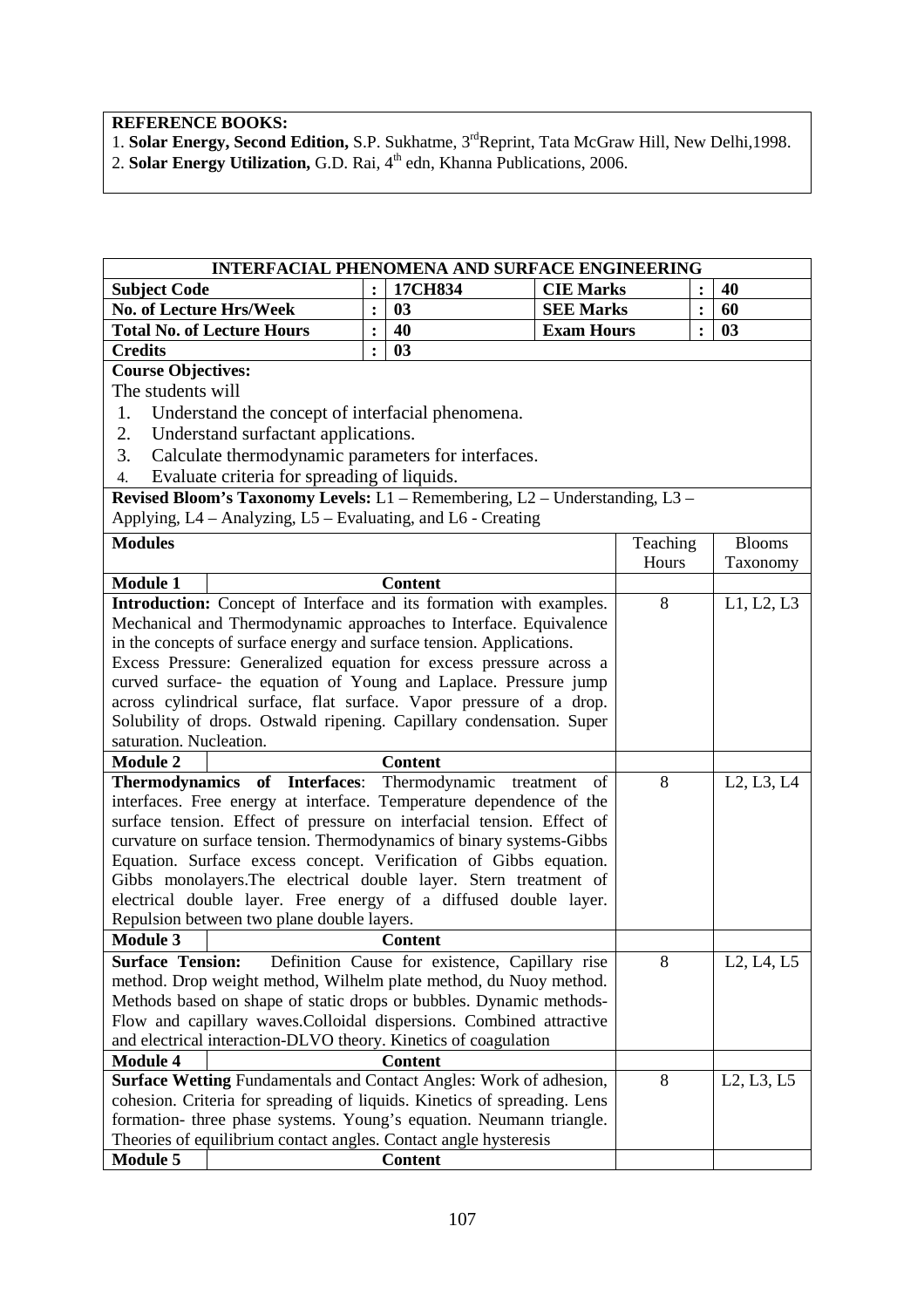**REFERENCE BOOKS:**

1. **Solar Energy, Second Edition,** S.P. Sukhatme, 3rd Reprint, Tata McGraw Hill, New Delhi,1998.
2. **Solar Energy Utilization,** G.D. Rai, 4th edn, Khanna Publications, 2006.

## INTERFACIAL PHENOMENA AND SURFACE ENGINEERING

| | | | | | |
|---|---|---|---|---|---|
| **Subject Code** | : | **17CH834** | **CIE Marks** | : | **40** |
| **No. of Lecture Hrs/Week** | : | **03** | **SEE Marks** | : | **60** |
| **Total No. of Lecture Hours** | : | **40** | **Exam Hours** | : | **03** |
| **Credits** | : | **03** | | | |

**Course Objectives:**

The students will

1. Understand the concept of interfacial phenomena.
2. Understand surfactant applications.
3. Calculate thermodynamic parameters for interfaces.
4. Evaluate criteria for spreading of liquids.

**Revised Bloom's Taxonomy Levels:** L1 – Remembering, L2 – Understanding, L3 – Applying, L4 – Analyzing, L5 – Evaluating, and L6 - Creating

| **Modules** | Teaching Hours | Blooms Taxonomy |
|---|---|---|
| **Module 1** — **Content** | | |
| **Introduction:** Concept of Interface and its formation with examples. Mechanical and Thermodynamic approaches to Interface. Equivalence in the concepts of surface energy and surface tension. Applications. Excess Pressure: Generalized equation for excess pressure across a curved surface- the equation of Young and Laplace. Pressure jump across cylindrical surface, flat surface. Vapor pressure of a drop. Solubility of drops. Ostwald ripening. Capillary condensation. Super saturation. Nucleation. | 8 | L1, L2, L3 |
| **Module 2** — **Content** | | |
| **Thermodynamics of Interfaces**: Thermodynamic treatment of interfaces. Free energy at interface. Temperature dependence of the surface tension. Effect of pressure on interfacial tension. Effect of curvature on surface tension. Thermodynamics of binary systems-Gibbs Equation. Surface excess concept. Verification of Gibbs equation. Gibbs monolayers.The electrical double layer. Stern treatment of electrical double layer. Free energy of a diffused double layer. Repulsion between two plane double layers. | 8 | L2, L3, L4 |
| **Module 3** — **Content** | | |
| **Surface Tension:** Definition Cause for existence, Capillary rise method. Drop weight method, Wilhelm plate method, du Nuoy method. Methods based on shape of static drops or bubbles. Dynamic methods- Flow and capillary waves.Colloidal dispersions. Combined attractive and electrical interaction-DLVO theory. Kinetics of coagulation | 8 | L2, L4, L5 |
| **Module 4** — **Content** | | |
| **Surface Wetting** Fundamentals and Contact Angles: Work of adhesion, cohesion. Criteria for spreading of liquids. Kinetics of spreading. Lens formation- three phase systems. Young's equation. Neumann triangle. Theories of equilibrium contact angles. Contact angle hysteresis | 8 | L2, L3, L5 |
| **Module 5** — **Content** | | |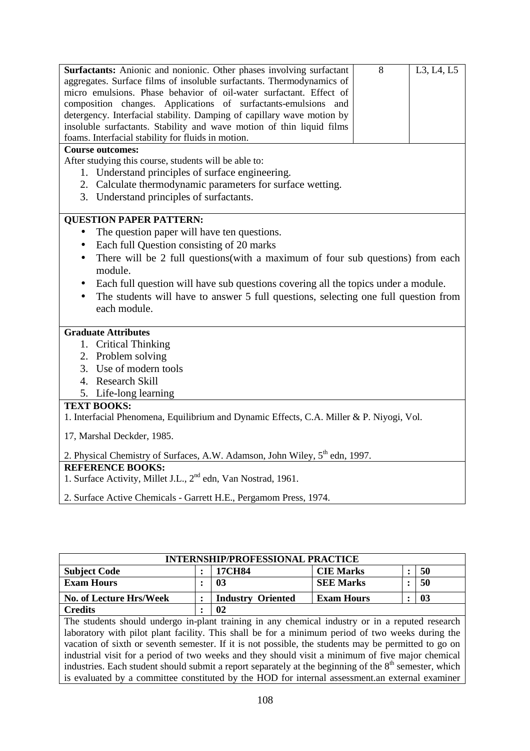| Surfactants: Anionic and nonionic. Other phases involving surfactant aggregates. Surface films of insoluble surfactants. Thermodynamics of micro emulsions. Phase behavior of oil-water surfactant. Effect of composition changes. Applications of surfactants-emulsions and detergency. Interfacial stability. Damping of capillary wave motion by insoluble surfactants. Stability and wave motion of thin liquid films foams. Interfacial stability for fluids in motion. | 8 | L3, L4, L5 |
|---|---|---|

**Course outcomes:**

After studying this course, students will be able to:

1. Understand principles of surface engineering.
2. Calculate thermodynamic parameters for surface wetting.
3. Understand principles of surfactants.

**QUESTION PAPER PATTERN:**

- The question paper will have ten questions.
- Each full Question consisting of 20 marks
- There will be 2 full questions(with a maximum of four sub questions) from each module.
- Each full question will have sub questions covering all the topics under a module.
- The students will have to answer 5 full questions, selecting one full question from each module.

**Graduate Attributes**

1. Critical Thinking
2. Problem solving
3. Use of modern tools
4. Research Skill
5. Life-long learning

**TEXT BOOKS:**

1. Interfacial Phenomena, Equilibrium and Dynamic Effects, C.A. Miller & P. Niyogi, Vol. 17, Marshal Deckder, 1985.

2. Physical Chemistry of Surfaces, A.W. Adamson, John Wiley, 5th edn, 1997.

**REFERENCE BOOKS:**

1. Surface Activity, Millet J.L., 2nd edn, Van Nostrad, 1961.

2. Surface Active Chemicals - Garrett H.E., Pergamom Press, 1974.

| INTERNSHIP/PROFESSIONAL PRACTICE | | | | | |
|---|---|---|---|---|---|
| **Subject Code** | : | **17CH84** | **CIE Marks** | : | **50** |
| **Exam Hours** | : | **03** | **SEE Marks** | : | **50** |
| **No. of Lecture Hrs/Week** | : | **Industry Oriented** | **Exam Hours** | : | **03** |
| **Credits** | : | **02** | | | |

The students should undergo in-plant training in any chemical industry or in a reputed research laboratory with pilot plant facility. This shall be for a minimum period of two weeks during the vacation of sixth or seventh semester. If it is not possible, the students may be permitted to go on industrial visit for a period of two weeks and they should visit a minimum of five major chemical industries. Each student should submit a report separately at the beginning of the 8th semester, which is evaluated by a committee constituted by the HOD for internal assessment.an external examiner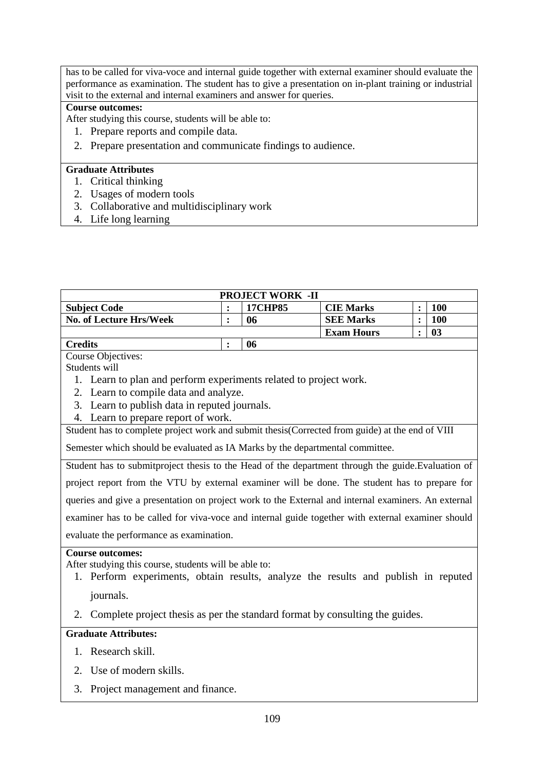has to be called for viva-voce and internal guide together with external examiner should evaluate the performance as examination. The student has to give a presentation on in-plant training or industrial visit to the external and internal examiners and answer for queries.

**Course outcomes:**

After studying this course, students will be able to:

1. Prepare reports and compile data.
2. Prepare presentation and communicate findings to audience.

**Graduate Attributes**

1. Critical thinking
2. Usages of modern tools
3. Collaborative and multidisciplinary work
4. Life long learning

| PROJECT WORK -II | | | | | |
|---|---|---|---|---|---|
| **Subject Code** | **:** | **17CHP85** | **CIE Marks** | **:** | **100** |
| **No. of Lecture Hrs/Week** | **:** | **06** | **SEE Marks** | **:** | **100** |
| | | | **Exam Hours** | **:** | **03** |
| **Credits** | **:** | **06** | | | |

Course Objectives:

Students will

1. Learn to plan and perform experiments related to project work.
2. Learn to compile data and analyze.
3. Learn to publish data in reputed journals.
4. Learn to prepare report of work.

Student has to complete project work and submit thesis(Corrected from guide) at the end of VIII Semester which should be evaluated as IA Marks by the departmental committee.

Student has to submitproject thesis to the Head of the department through the guide.Evaluation of project report from the VTU by external examiner will be done. The student has to prepare for queries and give a presentation on project work to the External and internal examiners. An external examiner has to be called for viva-voce and internal guide together with external examiner should evaluate the performance as examination.

**Course outcomes:**

After studying this course, students will be able to:

1. Perform experiments, obtain results, analyze the results and publish in reputed journals.
2. Complete project thesis as per the standard format by consulting the guides.

**Graduate Attributes:**

1. Research skill.
2. Use of modern skills.
3. Project management and finance.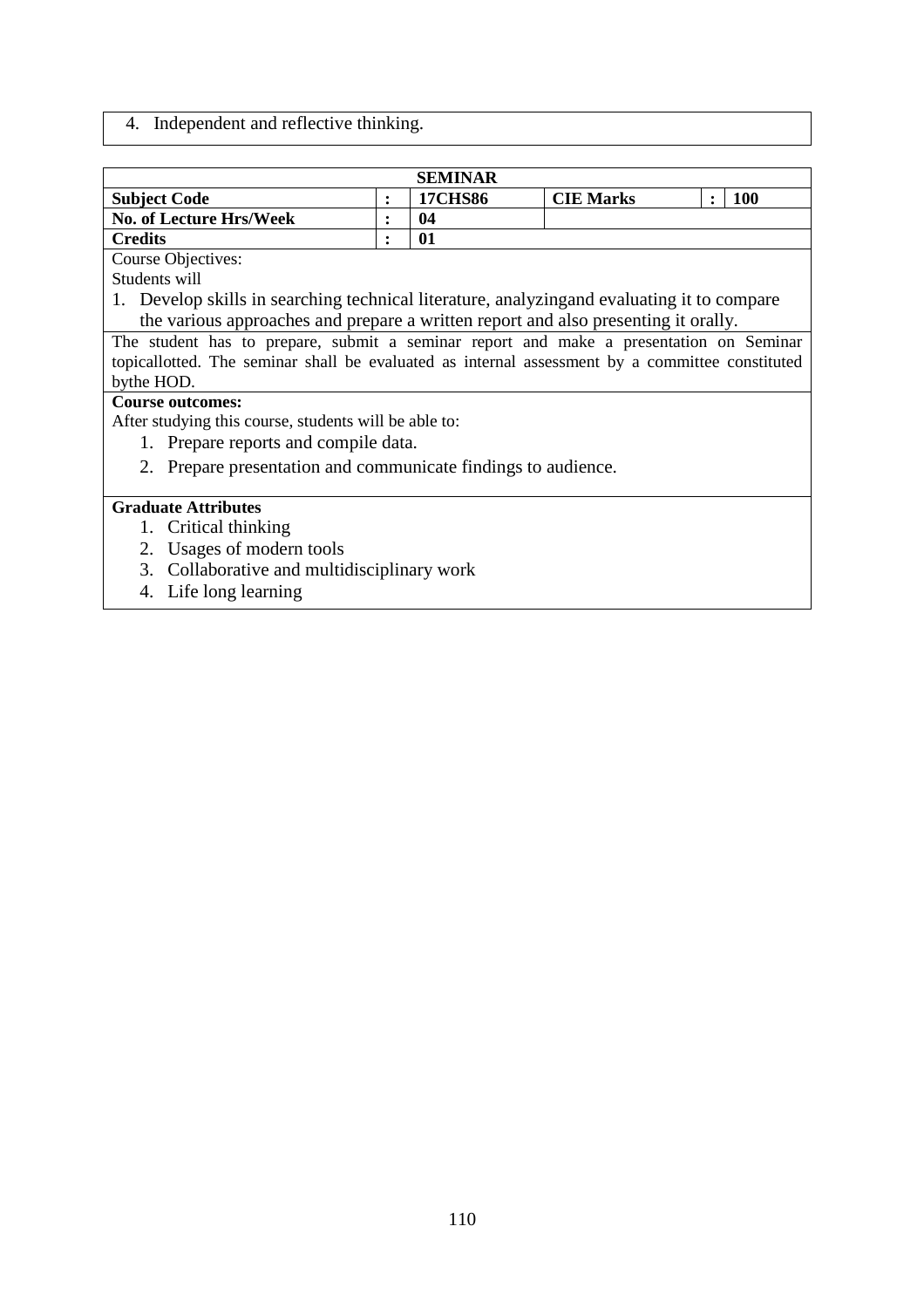4. Independent and reflective thinking.

| SEMINAR | | | | | |
|---|---|---|---|---|---|
| **Subject Code** | **:** | **17CHS86** | **CIE Marks** | **:** | **100** |
| **No. of Lecture Hrs/Week** | **:** | **04** | | | |
| **Credits** | **:** | **01** | | | |

Course Objectives:

Students will

1. Develop skills in searching technical literature, analyzingand evaluating it to compare the various approaches and prepare a written report and also presenting it orally.

The student has to prepare, submit a seminar report and make a presentation on Seminar topicallotted. The seminar shall be evaluated as internal assessment by a committee constituted bythe HOD.

**Course outcomes:**

After studying this course, students will be able to:

1. Prepare reports and compile data.
2. Prepare presentation and communicate findings to audience.

**Graduate Attributes**

1. Critical thinking
2. Usages of modern tools
3. Collaborative and multidisciplinary work
4. Life long learning